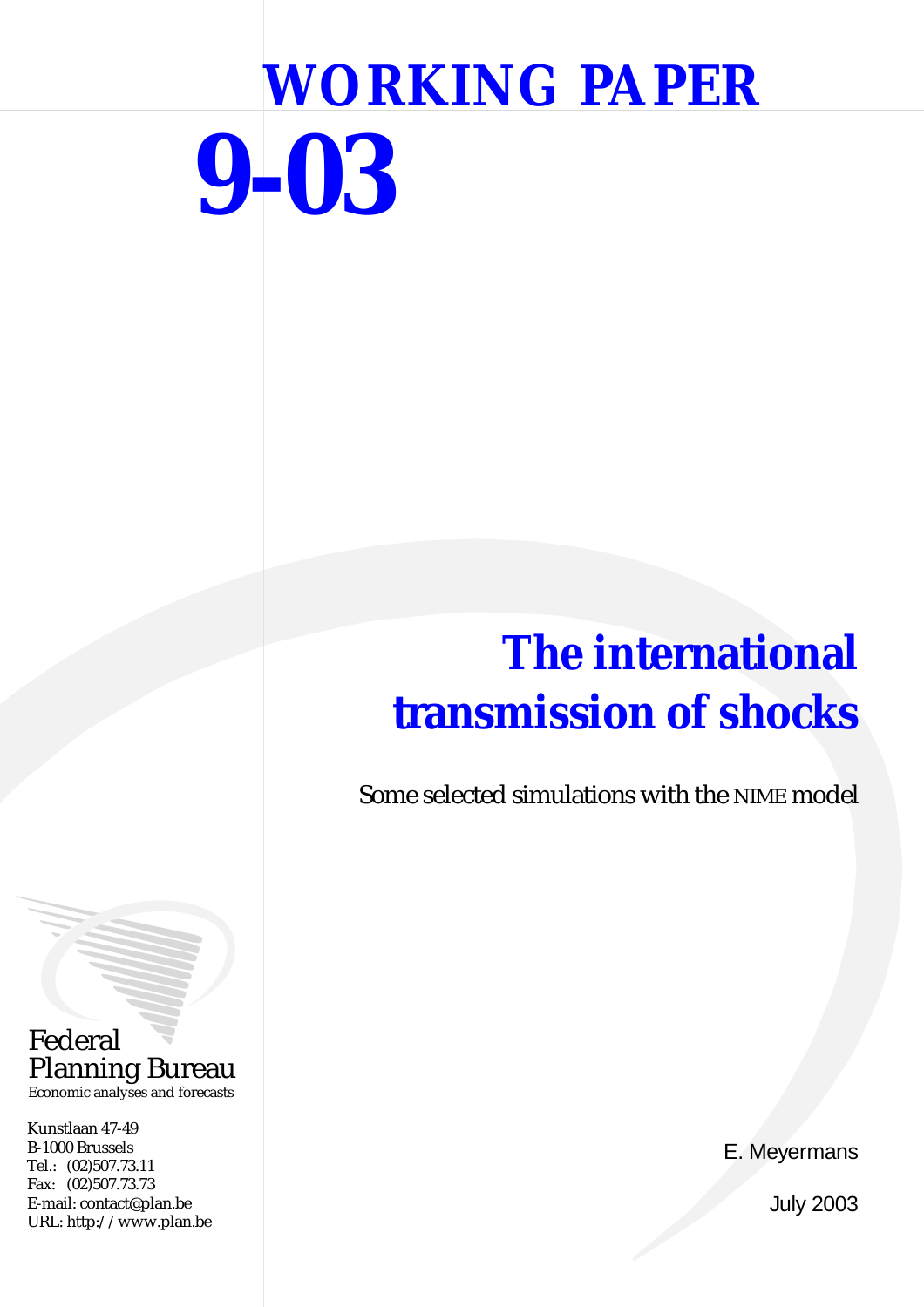# WORKING PAPER

# 9-03

# The international transmission of shocks

Some selected simulations with the NIME model

Federal Planning Bureau
Economic analyses and forecasts

Kunstlaan 47-49
B-1000 Brussels
Tel.: (02)507.73.11
Fax: (02)507.73.73
E-mail: contact@plan.be
URL: http://www.plan.be

E. Meyermans

July 2003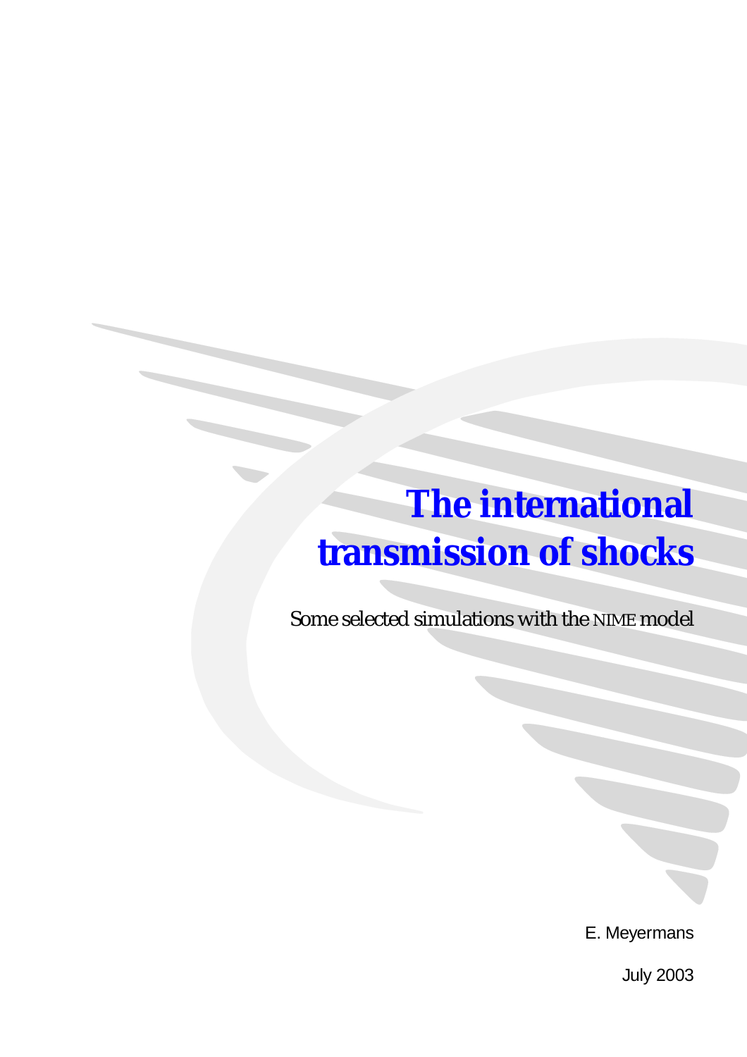# The international transmission of shocks

Some selected simulations with the NIME model

E. Meyermans

July 2003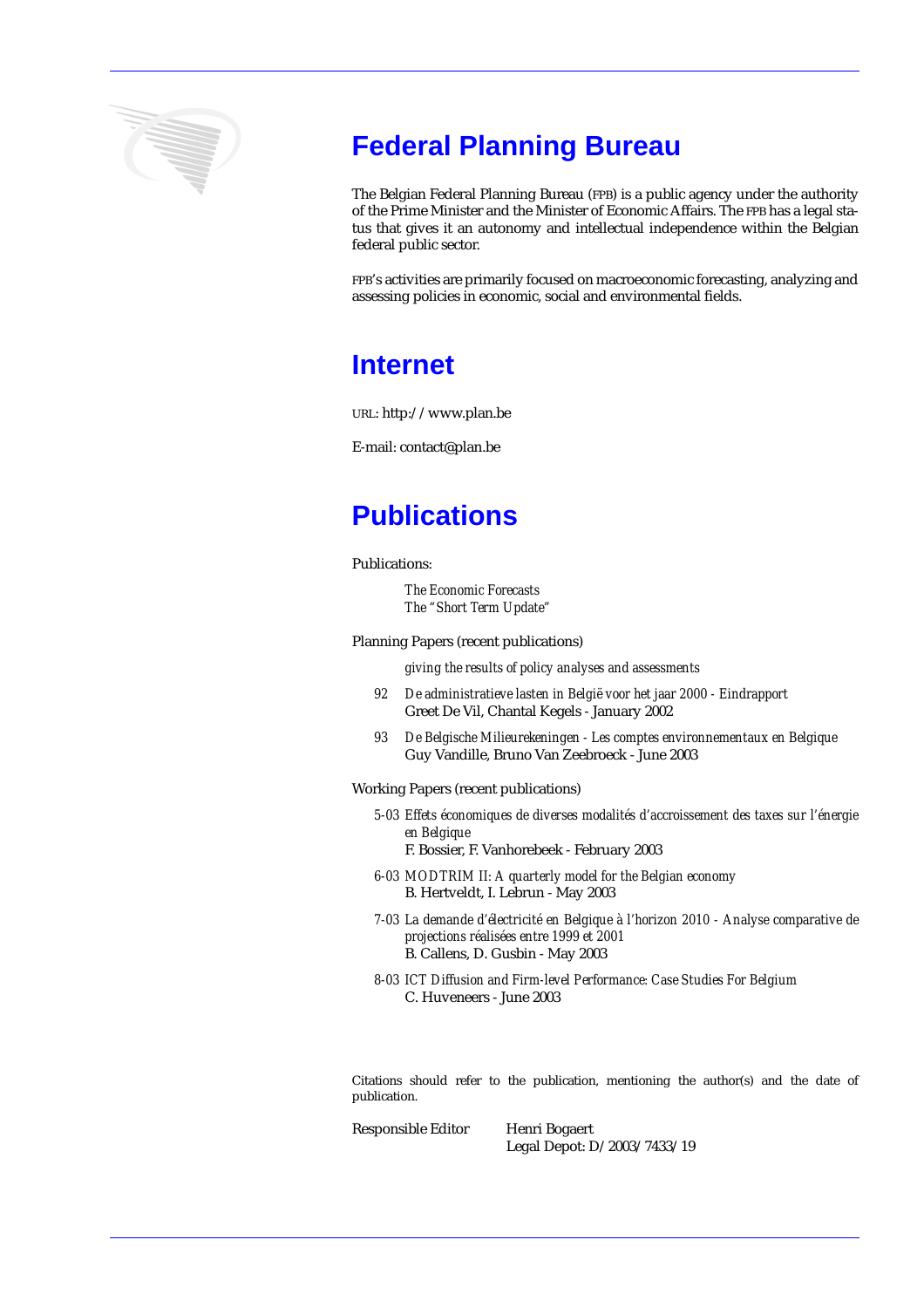## Federal Planning Bureau

The Belgian Federal Planning Bureau (FPB) is a public agency under the authority of the Prime Minister and the Minister of Economic Affairs. The FPB has a legal status that gives it an autonomy and intellectual independence within the Belgian federal public sector.

FPB's activities are primarily focused on macroeconomic forecasting, analyzing and assessing policies in economic, social and environmental fields.

## Internet

URL: http://www.plan.be

E-mail: contact@plan.be

## Publications

Publications:

*The Economic Forecasts*
*The "Short Term Update"*

Planning Papers (recent publications)

*giving the results of policy analyses and assessments*

92 *De administratieve lasten in België voor het jaar 2000 - Eindrapport*
Greet De Vil, Chantal Kegels - January 2002

93 *De Belgische Milieurekeningen - Les comptes environnementaux en Belgique*
Guy Vandille, Bruno Van Zeebroeck - June 2003

Working Papers (recent publications)

5-03 *Effets économiques de diverses modalités d'accroissement des taxes sur l'énergie en Belgique*
F. Bossier, F. Vanhorebeek - February 2003

6-03 *MODTRIM II: A quarterly model for the Belgian economy*
B. Hertveldt, I. Lebrun - May 2003

7-03 *La demande d'électricité en Belgique à l'horizon 2010 - Analyse comparative de projections réalisées entre 1999 et 2001*
B. Callens, D. Gusbin - May 2003

8-03 *ICT Diffusion and Firm-level Performance: Case Studies For Belgium*
C. Huveneers - June 2003

Citations should refer to the publication, mentioning the author(s) and the date of publication.

Responsible Editor Henri Bogaert
Legal Depot: D/2003/7433/19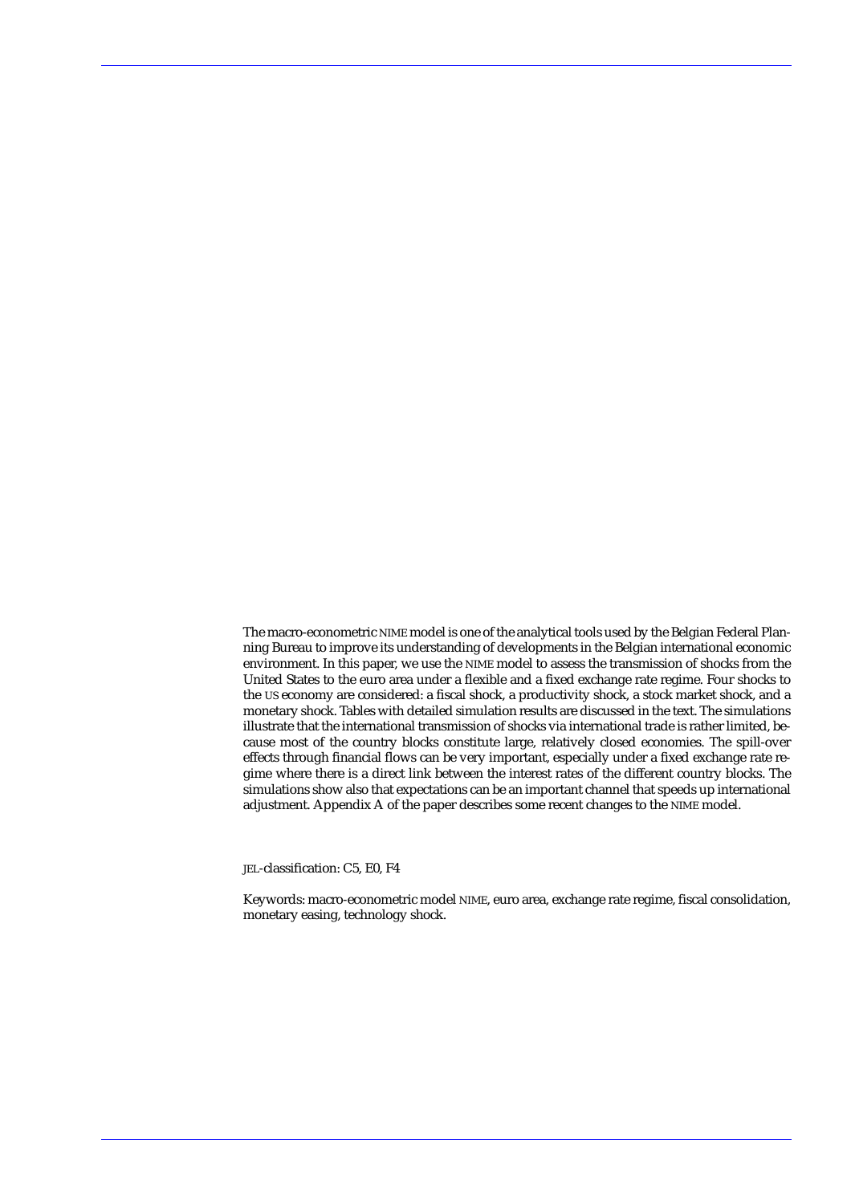The macro-econometric NIME model is one of the analytical tools used by the Belgian Federal Planning Bureau to improve its understanding of developments in the Belgian international economic environment. In this paper, we use the NIME model to assess the transmission of shocks from the United States to the euro area under a flexible and a fixed exchange rate regime. Four shocks to the US economy are considered: a fiscal shock, a productivity shock, a stock market shock, and a monetary shock. Tables with detailed simulation results are discussed in the text. The simulations illustrate that the international transmission of shocks via international trade is rather limited, because most of the country blocks constitute large, relatively closed economies. The spill-over effects through financial flows can be very important, especially under a fixed exchange rate regime where there is a direct link between the interest rates of the different country blocks. The simulations show also that expectations can be an important channel that speeds up international adjustment. Appendix A of the paper describes some recent changes to the NIME model.

JEL-classification: C5, E0, F4

Keywords: macro-econometric model NIME, euro area, exchange rate regime, fiscal consolidation, monetary easing, technology shock.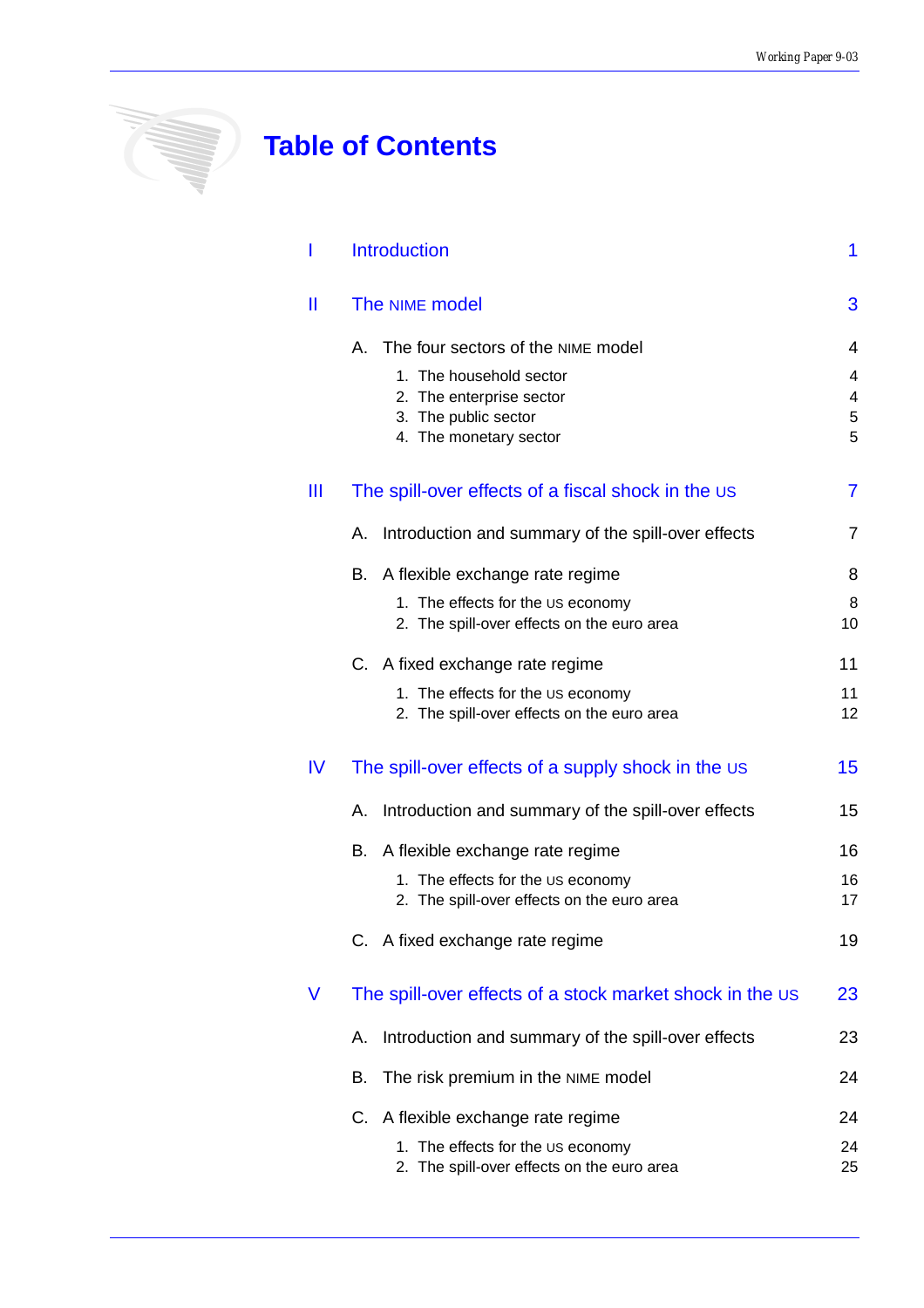# Table of Contents

| | | |
|---|---|---|
| I | Introduction | 1 |
| II | The NIME model | 3 |
| | A. The four sectors of the NIME model | 4 |
| | 1. The household sector | 4 |
| | 2. The enterprise sector | 4 |
| | 3. The public sector | 5 |
| | 4. The monetary sector | 5 |
| III | The spill-over effects of a fiscal shock in the US | 7 |
| | A. Introduction and summary of the spill-over effects | 7 |
| | B. A flexible exchange rate regime | 8 |
| | 1. The effects for the US economy | 8 |
| | 2. The spill-over effects on the euro area | 10 |
| | C. A fixed exchange rate regime | 11 |
| | 1. The effects for the US economy | 11 |
| | 2. The spill-over effects on the euro area | 12 |
| IV | The spill-over effects of a supply shock in the US | 15 |
| | A. Introduction and summary of the spill-over effects | 15 |
| | B. A flexible exchange rate regime | 16 |
| | 1. The effects for the US economy | 16 |
| | 2. The spill-over effects on the euro area | 17 |
| | C. A fixed exchange rate regime | 19 |
| V | The spill-over effects of a stock market shock in the US | 23 |
| | A. Introduction and summary of the spill-over effects | 23 |
| | B. The risk premium in the NIME model | 24 |
| | C. A flexible exchange rate regime | 24 |
| | 1. The effects for the US economy | 24 |
| | 2. The spill-over effects on the euro area | 25 |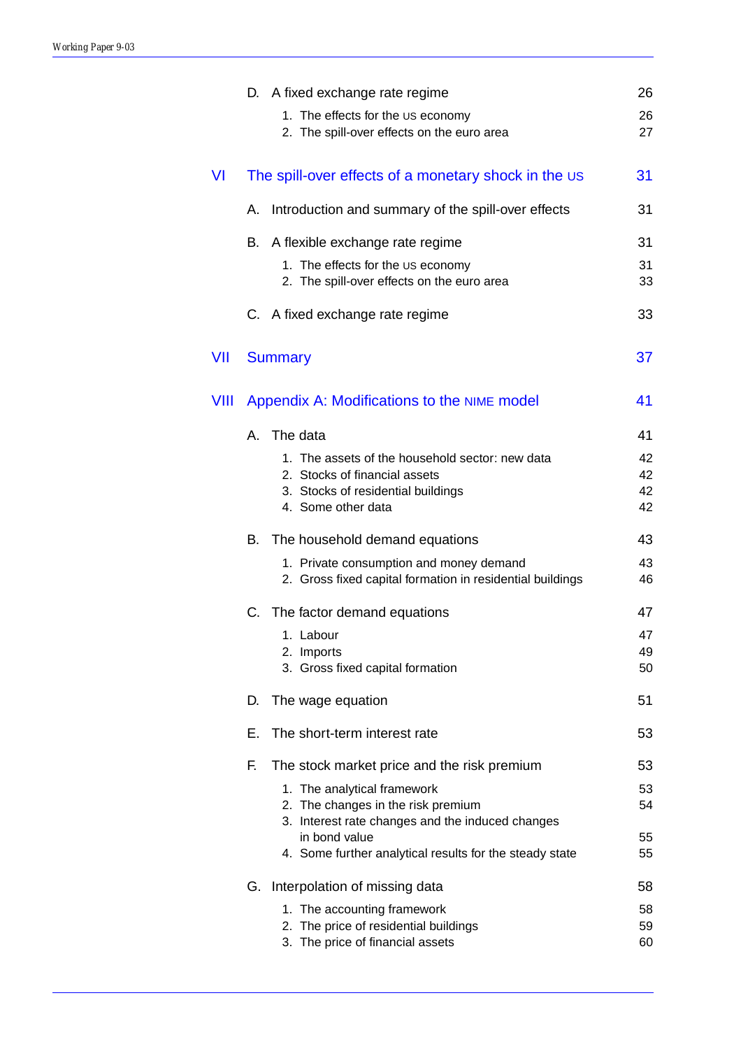D. A fixed exchange rate regime 26

1. The effects for the US economy 26
2. The spill-over effects on the euro area 27

VI The spill-over effects of a monetary shock in the US 31

A. Introduction and summary of the spill-over effects 31

B. A flexible exchange rate regime 31

1. The effects for the US economy 31
2. The spill-over effects on the euro area 33

C. A fixed exchange rate regime 33

VII Summary 37

VIII Appendix A: Modifications to the NIME model 41

A. The data 41

1. The assets of the household sector: new data 42
2. Stocks of financial assets 42
3. Stocks of residential buildings 42
4. Some other data 42

B. The household demand equations 43

1. Private consumption and money demand 43
2. Gross fixed capital formation in residential buildings 46

C. The factor demand equations 47

1. Labour 47
2. Imports 49
3. Gross fixed capital formation 50

D. The wage equation 51

E. The short-term interest rate 53

F. The stock market price and the risk premium 53

1. The analytical framework 53
2. The changes in the risk premium 54
3. Interest rate changes and the induced changes in bond value 55
4. Some further analytical results for the steady state 55

G. Interpolation of missing data 58

1. The accounting framework 58
2. The price of residential buildings 59
3. The price of financial assets 60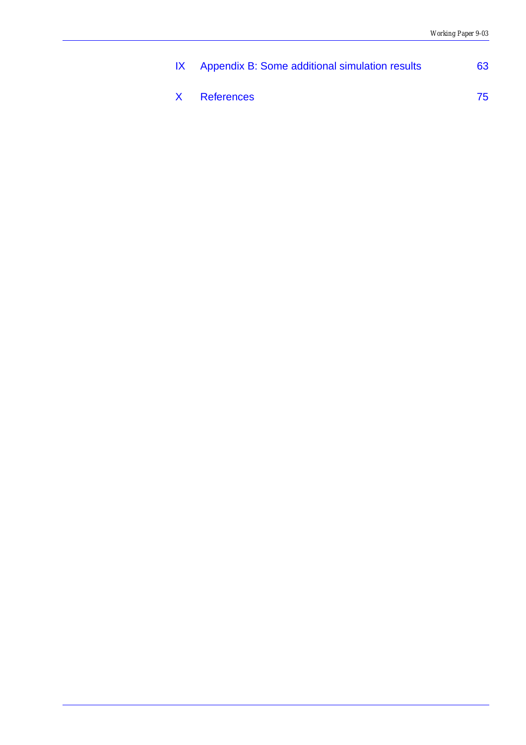IX Appendix B: Some additional simulation results 63

X References 75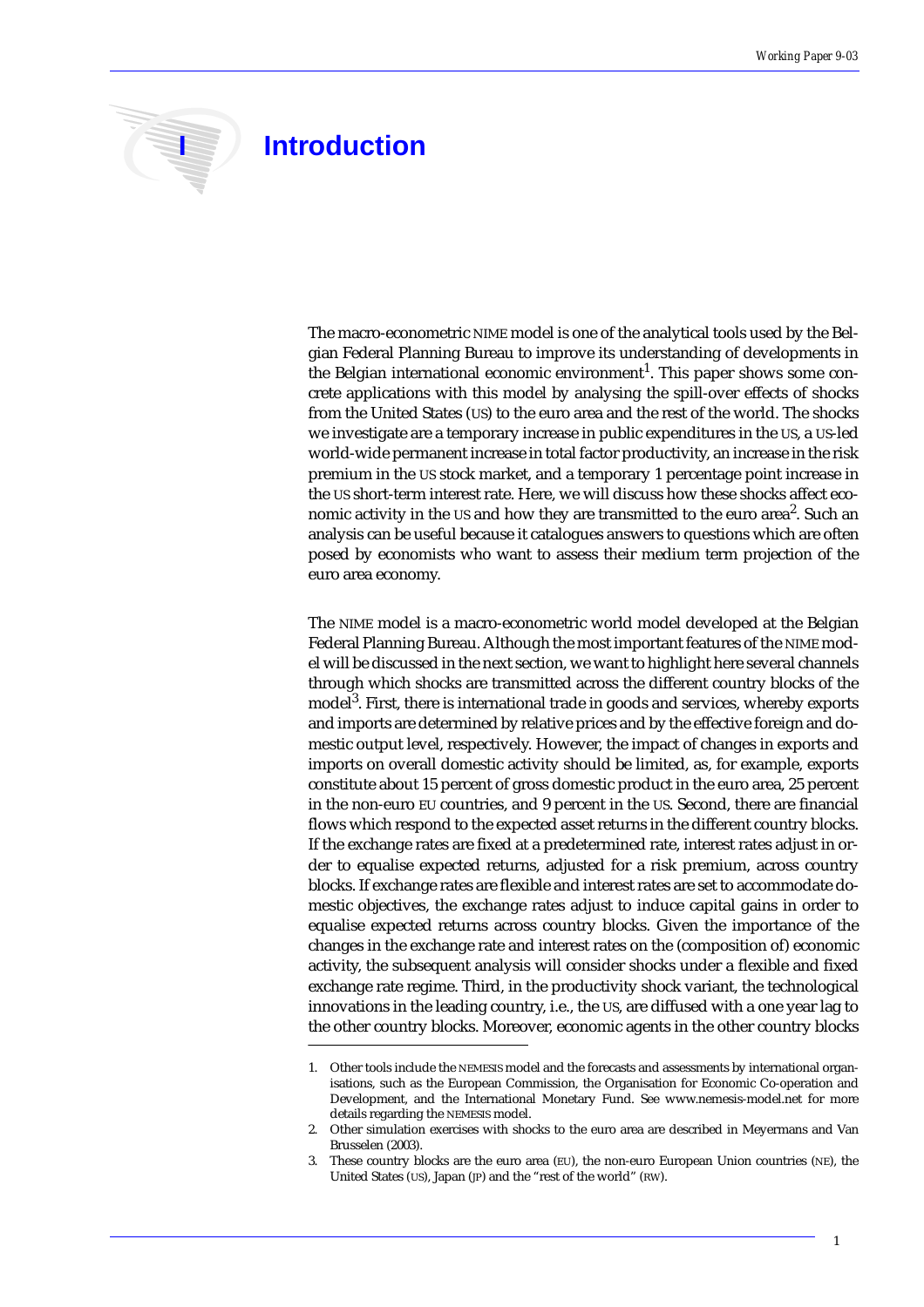# I Introduction

The macro-econometric NIME model is one of the analytical tools used by the Belgian Federal Planning Bureau to improve its understanding of developments in the Belgian international economic environment[1]. This paper shows some concrete applications with this model by analysing the spill-over effects of shocks from the United States (US) to the euro area and the rest of the world. The shocks we investigate are a temporary increase in public expenditures in the US, a US-led world-wide permanent increase in total factor productivity, an increase in the risk premium in the US stock market, and a temporary 1 percentage point increase in the US short-term interest rate. Here, we will discuss how these shocks affect economic activity in the US and how they are transmitted to the euro area[2]. Such an analysis can be useful because it catalogues answers to questions which are often posed by economists who want to assess their medium term projection of the euro area economy.

The NIME model is a macro-econometric world model developed at the Belgian Federal Planning Bureau. Although the most important features of the NIME model will be discussed in the next section, we want to highlight here several channels through which shocks are transmitted across the different country blocks of the model[3]. First, there is international trade in goods and services, whereby exports and imports are determined by relative prices and by the effective foreign and domestic output level, respectively. However, the impact of changes in exports and imports on overall domestic activity should be limited, as, for example, exports constitute about 15 percent of gross domestic product in the euro area, 25 percent in the non-euro EU countries, and 9 percent in the US. Second, there are financial flows which respond to the expected asset returns in the different country blocks. If the exchange rates are fixed at a predetermined rate, interest rates adjust in order to equalise expected returns, adjusted for a risk premium, across country blocks. If exchange rates are flexible and interest rates are set to accommodate domestic objectives, the exchange rates adjust to induce capital gains in order to equalise expected returns across country blocks. Given the importance of the changes in the exchange rate and interest rates on the (composition of) economic activity, the subsequent analysis will consider shocks under a flexible and fixed exchange rate regime. Third, in the productivity shock variant, the technological innovations in the leading country, i.e., the US, are diffused with a one year lag to the other country blocks. Moreover, economic agents in the other country blocks

1. Other tools include the NEMESIS model and the forecasts and assessments by international organisations, such as the European Commission, the Organisation for Economic Co-operation and Development, and the International Monetary Fund. See www.nemesis-model.net for more details regarding the NEMESIS model.
2. Other simulation exercises with shocks to the euro area are described in Meyermans and Van Brusselen (2003).
3. These country blocks are the euro area (EU), the non-euro European Union countries (NE), the United States (US), Japan (JP) and the "rest of the world" (RW).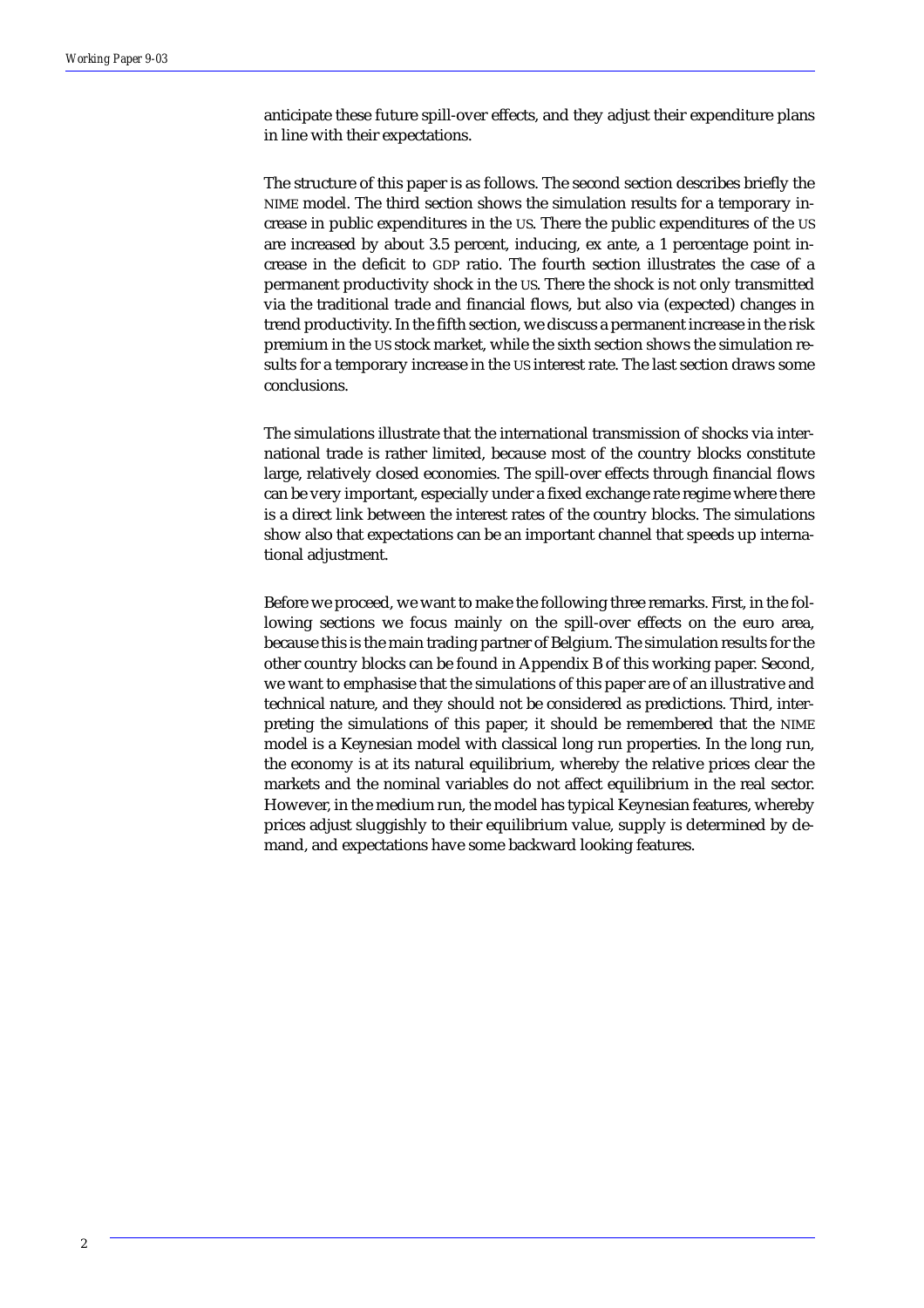anticipate these future spill-over effects, and they adjust their expenditure plans in line with their expectations.

The structure of this paper is as follows. The second section describes briefly the NIME model. The third section shows the simulation results for a temporary increase in public expenditures in the US. There the public expenditures of the US are increased by about 3.5 percent, inducing, ex ante, a 1 percentage point increase in the deficit to GDP ratio. The fourth section illustrates the case of a permanent productivity shock in the US. There the shock is not only transmitted via the traditional trade and financial flows, but also via (expected) changes in trend productivity. In the fifth section, we discuss a permanent increase in the risk premium in the US stock market, while the sixth section shows the simulation results for a temporary increase in the US interest rate. The last section draws some conclusions.

The simulations illustrate that the international transmission of shocks via international trade is rather limited, because most of the country blocks constitute large, relatively closed economies. The spill-over effects through financial flows can be very important, especially under a fixed exchange rate regime where there is a direct link between the interest rates of the country blocks. The simulations show also that expectations can be an important channel that speeds up international adjustment.

Before we proceed, we want to make the following three remarks. First, in the following sections we focus mainly on the spill-over effects on the euro area, because this is the main trading partner of Belgium. The simulation results for the other country blocks can be found in Appendix B of this working paper. Second, we want to emphasise that the simulations of this paper are of an illustrative and technical nature, and they should not be considered as predictions. Third, interpreting the simulations of this paper, it should be remembered that the NIME model is a Keynesian model with classical long run properties. In the long run, the economy is at its natural equilibrium, whereby the relative prices clear the markets and the nominal variables do not affect equilibrium in the real sector. However, in the medium run, the model has typical Keynesian features, whereby prices adjust sluggishly to their equilibrium value, supply is determined by demand, and expectations have some backward looking features.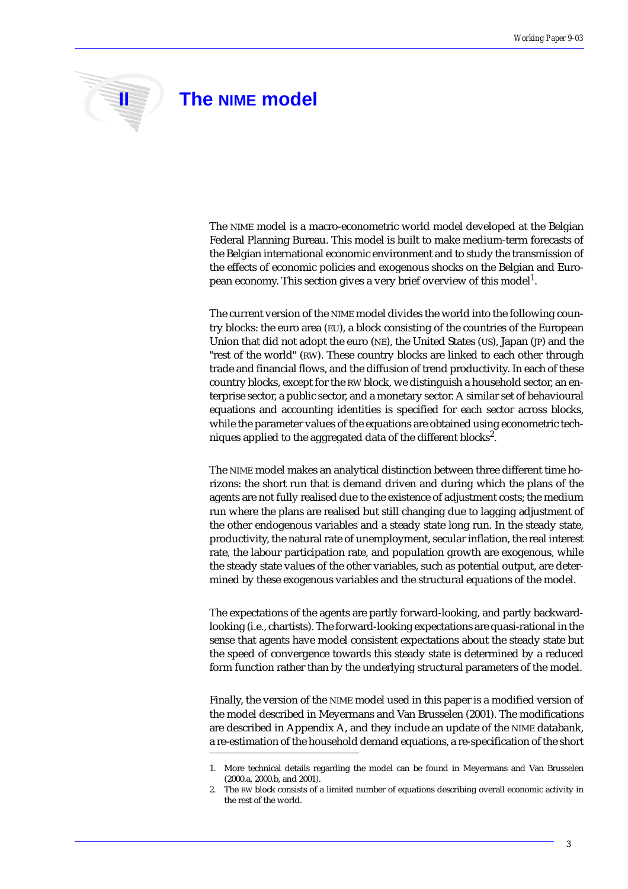# II The NIME model

The NIME model is a macro-econometric world model developed at the Belgian Federal Planning Bureau. This model is built to make medium-term forecasts of the Belgian international economic environment and to study the transmission of the effects of economic policies and exogenous shocks on the Belgian and European economy. This section gives a very brief overview of this model[1].

The current version of the NIME model divides the world into the following country blocks: the euro area (EU), a block consisting of the countries of the European Union that did not adopt the euro (NE), the United States (US), Japan (JP) and the "rest of the world" (RW). These country blocks are linked to each other through trade and financial flows, and the diffusion of trend productivity. In each of these country blocks, except for the RW block, we distinguish a household sector, an enterprise sector, a public sector, and a monetary sector. A similar set of behavioural equations and accounting identities is specified for each sector across blocks, while the parameter values of the equations are obtained using econometric techniques applied to the aggregated data of the different blocks[2].

The NIME model makes an analytical distinction between three different time horizons: the short run that is demand driven and during which the plans of the agents are not fully realised due to the existence of adjustment costs; the medium run where the plans are realised but still changing due to lagging adjustment of the other endogenous variables and a steady state long run. In the steady state, productivity, the natural rate of unemployment, secular inflation, the real interest rate, the labour participation rate, and population growth are exogenous, while the steady state values of the other variables, such as potential output, are determined by these exogenous variables and the structural equations of the model.

The expectations of the agents are partly forward-looking, and partly backward-looking (i.e., chartists). The forward-looking expectations are quasi-rational in the sense that agents have model consistent expectations about the steady state but the speed of convergence towards this steady state is determined by a reduced form function rather than by the underlying structural parameters of the model.

Finally, the version of the NIME model used in this paper is a modified version of the model described in Meyermans and Van Brusselen (2001). The modifications are described in Appendix A, and they include an update of the NIME databank, a re-estimation of the household demand equations, a re-specification of the short

1. More technical details regarding the model can be found in Meyermans and Van Brusselen (2000.a, 2000.b, and 2001).
2. The RW block consists of a limited number of equations describing overall economic activity in the rest of the world.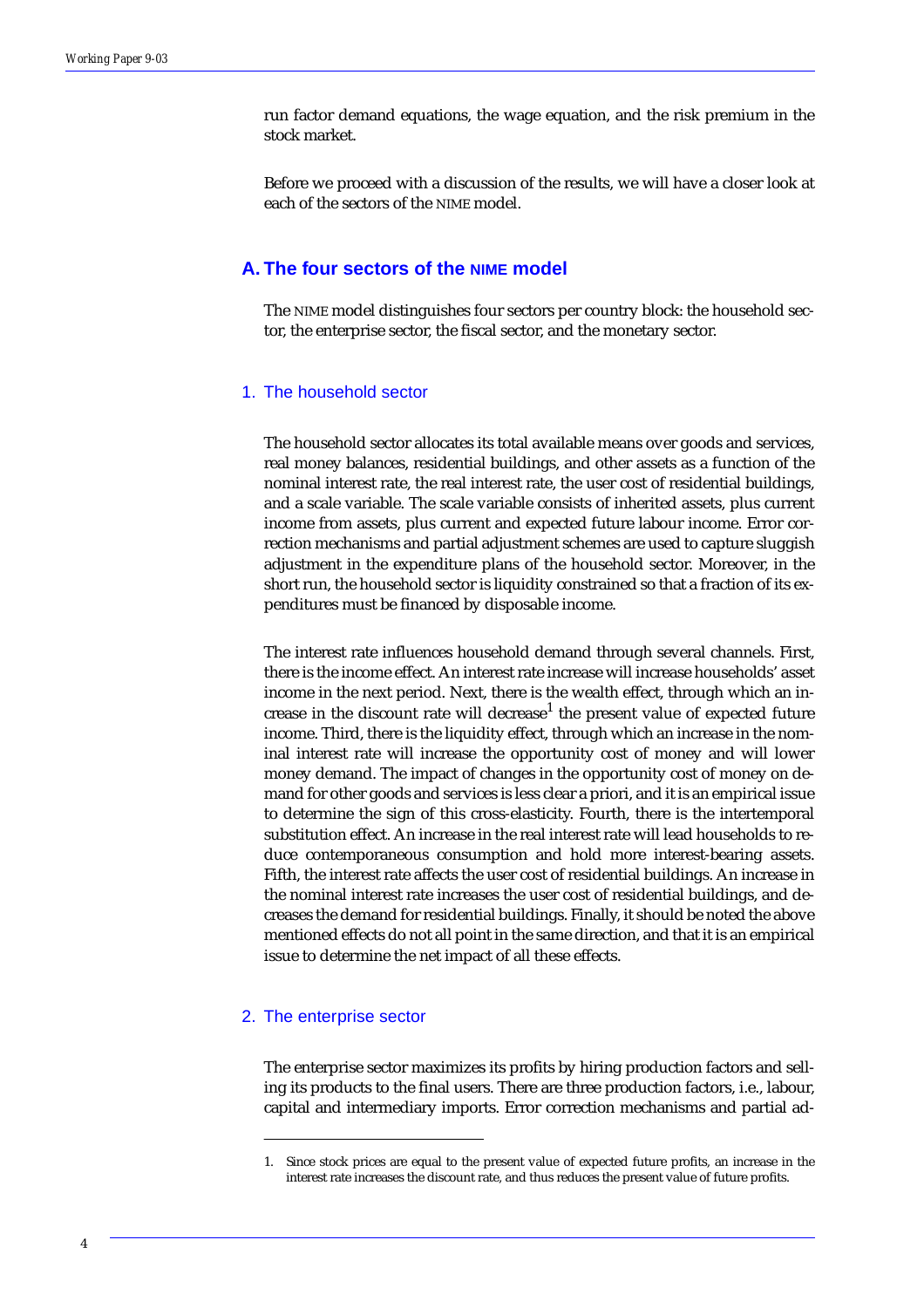run factor demand equations, the wage equation, and the risk premium in the stock market.

Before we proceed with a discussion of the results, we will have a closer look at each of the sectors of the NIME model.

## A. The four sectors of the NIME model

The NIME model distinguishes four sectors per country block: the household sector, the enterprise sector, the fiscal sector, and the monetary sector.

### 1. The household sector

The household sector allocates its total available means over goods and services, real money balances, residential buildings, and other assets as a function of the nominal interest rate, the real interest rate, the user cost of residential buildings, and a scale variable. The scale variable consists of inherited assets, plus current income from assets, plus current and expected future labour income. Error correction mechanisms and partial adjustment schemes are used to capture sluggish adjustment in the expenditure plans of the household sector. Moreover, in the short run, the household sector is liquidity constrained so that a fraction of its expenditures must be financed by disposable income.

The interest rate influences household demand through several channels. First, there is the income effect. An interest rate increase will increase households' asset income in the next period. Next, there is the wealth effect, through which an increase in the discount rate will decrease[1] the present value of expected future income. Third, there is the liquidity effect, through which an increase in the nominal interest rate will increase the opportunity cost of money and will lower money demand. The impact of changes in the opportunity cost of money on demand for other goods and services is less clear a priori, and it is an empirical issue to determine the sign of this cross-elasticity. Fourth, there is the intertemporal substitution effect. An increase in the real interest rate will lead households to reduce contemporaneous consumption and hold more interest-bearing assets. Fifth, the interest rate affects the user cost of residential buildings. An increase in the nominal interest rate increases the user cost of residential buildings, and decreases the demand for residential buildings. Finally, it should be noted the above mentioned effects do not all point in the same direction, and that it is an empirical issue to determine the net impact of all these effects.

### 2. The enterprise sector

The enterprise sector maximizes its profits by hiring production factors and selling its products to the final users. There are three production factors, i.e., labour, capital and intermediary imports. Error correction mechanisms and partial ad-

1. Since stock prices are equal to the present value of expected future profits, an increase in the interest rate increases the discount rate, and thus reduces the present value of future profits.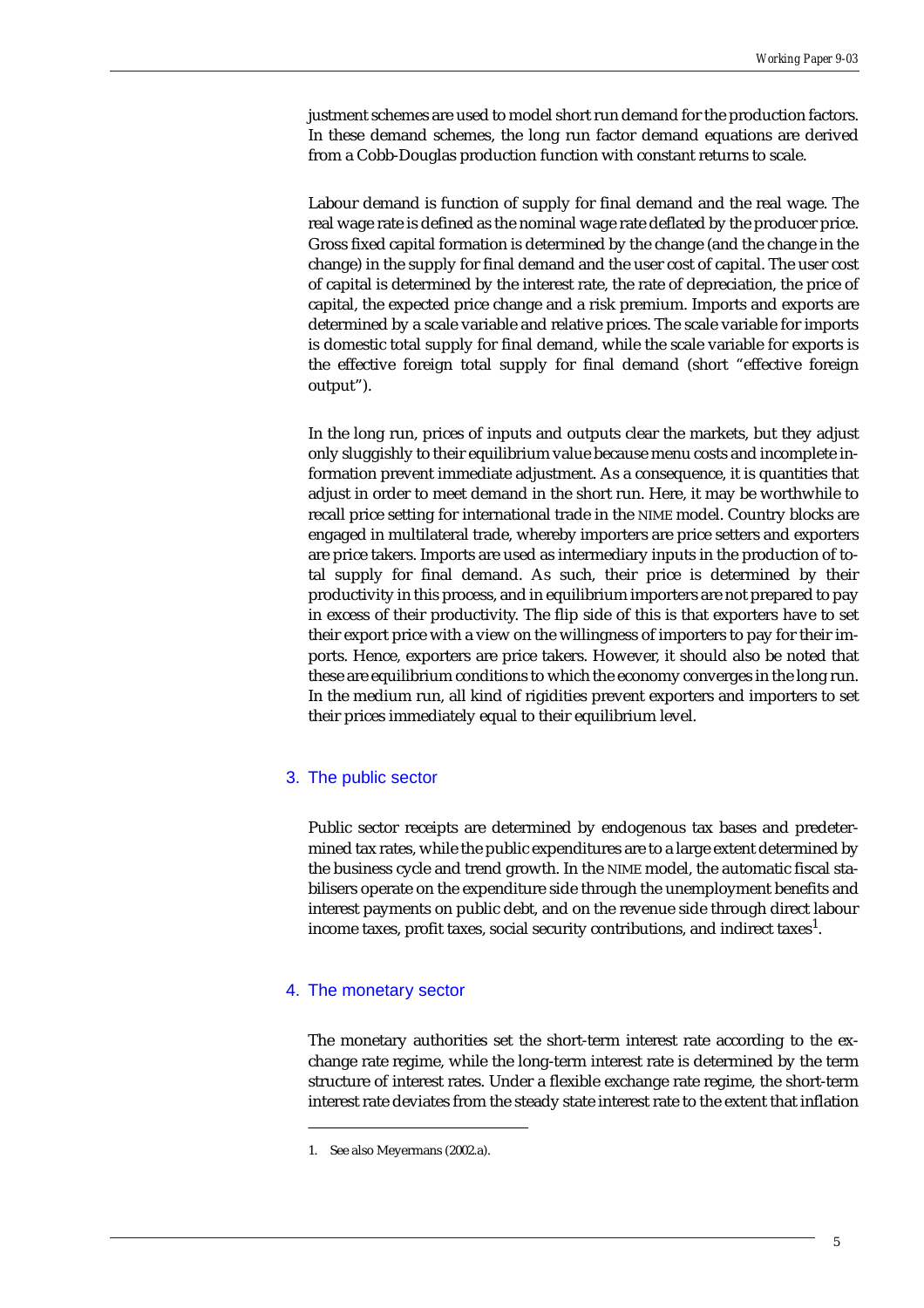justment schemes are used to model short run demand for the production factors. In these demand schemes, the long run factor demand equations are derived from a Cobb-Douglas production function with constant returns to scale.

Labour demand is function of supply for final demand and the real wage. The real wage rate is defined as the nominal wage rate deflated by the producer price. Gross fixed capital formation is determined by the change (and the change in the change) in the supply for final demand and the user cost of capital. The user cost of capital is determined by the interest rate, the rate of depreciation, the price of capital, the expected price change and a risk premium. Imports and exports are determined by a scale variable and relative prices. The scale variable for imports is domestic total supply for final demand, while the scale variable for exports is the effective foreign total supply for final demand (short "effective foreign output").

In the long run, prices of inputs and outputs clear the markets, but they adjust only sluggishly to their equilibrium value because menu costs and incomplete information prevent immediate adjustment. As a consequence, it is quantities that adjust in order to meet demand in the short run. Here, it may be worthwhile to recall price setting for international trade in the NIME model. Country blocks are engaged in multilateral trade, whereby importers are price setters and exporters are price takers. Imports are used as intermediary inputs in the production of total supply for final demand. As such, their price is determined by their productivity in this process, and in equilibrium importers are not prepared to pay in excess of their productivity. The flip side of this is that exporters have to set their export price with a view on the willingness of importers to pay for their imports. Hence, exporters are price takers. However, it should also be noted that these are equilibrium conditions to which the economy converges in the long run. In the medium run, all kind of rigidities prevent exporters and importers to set their prices immediately equal to their equilibrium level.

## 3. The public sector

Public sector receipts are determined by endogenous tax bases and predetermined tax rates, while the public expenditures are to a large extent determined by the business cycle and trend growth. In the NIME model, the automatic fiscal stabilisers operate on the expenditure side through the unemployment benefits and interest payments on public debt, and on the revenue side through direct labour income taxes, profit taxes, social security contributions, and indirect taxes[1].

## 4. The monetary sector

The monetary authorities set the short-term interest rate according to the exchange rate regime, while the long-term interest rate is determined by the term structure of interest rates. Under a flexible exchange rate regime, the short-term interest rate deviates from the steady state interest rate to the extent that inflation

1. See also Meyermans (2002.a).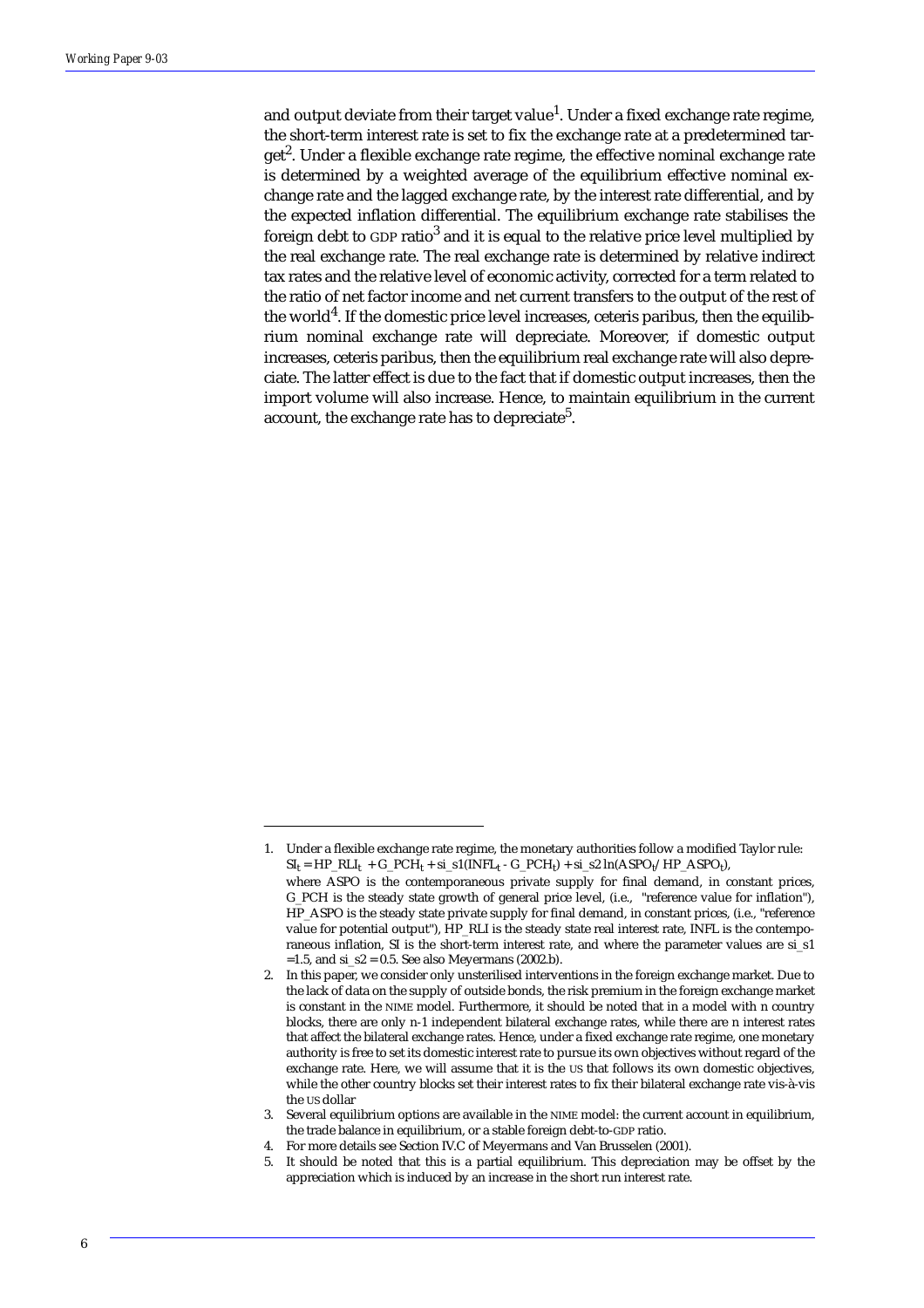and output deviate from their target value[1]. Under a fixed exchange rate regime, the short-term interest rate is set to fix the exchange rate at a predetermined target[2]. Under a flexible exchange rate regime, the effective nominal exchange rate is determined by a weighted average of the equilibrium effective nominal exchange rate and the lagged exchange rate, by the interest rate differential, and by the expected inflation differential. The equilibrium exchange rate stabilises the foreign debt to GDP ratio[3] and it is equal to the relative price level multiplied by the real exchange rate. The real exchange rate is determined by relative indirect tax rates and the relative level of economic activity, corrected for a term related to the ratio of net factor income and net current transfers to the output of the rest of the world[4]. If the domestic price level increases, ceteris paribus, then the equilibrium nominal exchange rate will depreciate. Moreover, if domestic output increases, ceteris paribus, then the equilibrium real exchange rate will also depreciate. The latter effect is due to the fact that if domestic output increases, then the import volume will also increase. Hence, to maintain equilibrium in the current account, the exchange rate has to depreciate[5].

---

1. Under a flexible exchange rate regime, the monetary authorities follow a modified Taylor rule:
   $SI_t = HP\_RLI_t + G\_PCH_t + si\_s1(INFL_t - G\_PCH_t) + si\_s2 \ln(ASPO_t / HP\_ASPO_t)$,
   where ASPO is the contemporaneous private supply for final demand, in constant prices, G_PCH is the steady state growth of general price level, (i.e., "reference value for inflation"), HP_ASPO is the steady state private supply for final demand, in constant prices, (i.e., "reference value for potential output"), HP_RLI is the steady state real interest rate, INFL is the contemporaneous inflation, SI is the short-term interest rate, and where the parameter values are $si\_s1 = 1.5$, and $si\_s2 = 0.5$. See also Meyermans (2002.b).
2. In this paper, we consider only unsterilised interventions in the foreign exchange market. Due to the lack of data on the supply of outside bonds, the risk premium in the foreign exchange market is constant in the NIME model. Furthermore, it should be noted that in a model with n country blocks, there are only n-1 independent bilateral exchange rates, while there are n interest rates that affect the bilateral exchange rates. Hence, under a fixed exchange rate regime, one monetary authority is free to set its domestic interest rate to pursue its own objectives without regard of the exchange rate. Here, we will assume that it is the US that follows its own domestic objectives, while the other country blocks set their interest rates to fix their bilateral exchange rate vis-à-vis the US dollar
3. Several equilibrium options are available in the NIME model: the current account in equilibrium, the trade balance in equilibrium, or a stable foreign debt-to-GDP ratio.
4. For more details see Section IV.C of Meyermans and Van Brusselen (2001).
5. It should be noted that this is a partial equilibrium. This depreciation may be offset by the appreciation which is induced by an increase in the short run interest rate.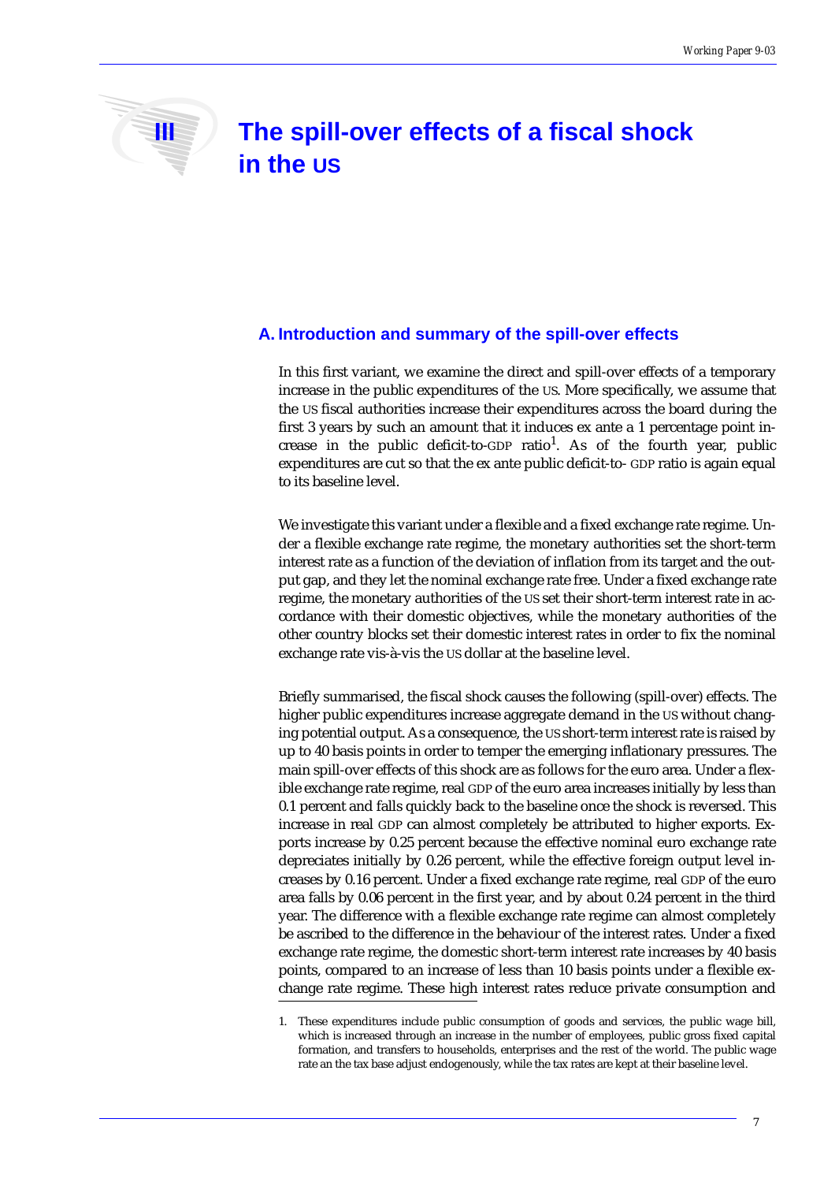# III The spill-over effects of a fiscal shock in the US

## A. Introduction and summary of the spill-over effects

In this first variant, we examine the direct and spill-over effects of a temporary increase in the public expenditures of the US. More specifically, we assume that the US fiscal authorities increase their expenditures across the board during the first 3 years by such an amount that it induces ex ante a 1 percentage point increase in the public deficit-to-GDP ratio[1]. As of the fourth year, public expenditures are cut so that the ex ante public deficit-to- GDP ratio is again equal to its baseline level.

We investigate this variant under a flexible and a fixed exchange rate regime. Under a flexible exchange rate regime, the monetary authorities set the short-term interest rate as a function of the deviation of inflation from its target and the output gap, and they let the nominal exchange rate free. Under a fixed exchange rate regime, the monetary authorities of the US set their short-term interest rate in accordance with their domestic objectives, while the monetary authorities of the other country blocks set their domestic interest rates in order to fix the nominal exchange rate vis-à-vis the US dollar at the baseline level.

Briefly summarised, the fiscal shock causes the following (spill-over) effects. The higher public expenditures increase aggregate demand in the US without changing potential output. As a consequence, the US short-term interest rate is raised by up to 40 basis points in order to temper the emerging inflationary pressures. The main spill-over effects of this shock are as follows for the euro area. Under a flexible exchange rate regime, real GDP of the euro area increases initially by less than 0.1 percent and falls quickly back to the baseline once the shock is reversed. This increase in real GDP can almost completely be attributed to higher exports. Exports increase by 0.25 percent because the effective nominal euro exchange rate depreciates initially by 0.26 percent, while the effective foreign output level increases by 0.16 percent. Under a fixed exchange rate regime, real GDP of the euro area falls by 0.06 percent in the first year, and by about 0.24 percent in the third year. The difference with a flexible exchange rate regime can almost completely be ascribed to the difference in the behaviour of the interest rates. Under a fixed exchange rate regime, the domestic short-term interest rate increases by 40 basis points, compared to an increase of less than 10 basis points under a flexible exchange rate regime. These high interest rates reduce private consumption and

1. These expenditures include public consumption of goods and services, the public wage bill, which is increased through an increase in the number of employees, public gross fixed capital formation, and transfers to households, enterprises and the rest of the world. The public wage rate an the tax base adjust endogenously, while the tax rates are kept at their baseline level.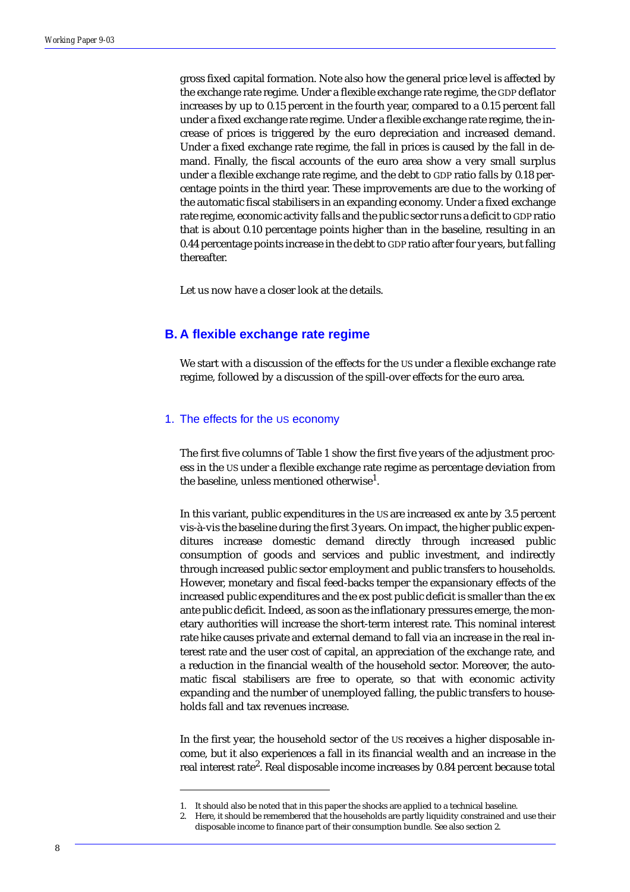gross fixed capital formation. Note also how the general price level is affected by the exchange rate regime. Under a flexible exchange rate regime, the GDP deflator increases by up to 0.15 percent in the fourth year, compared to a 0.15 percent fall under a fixed exchange rate regime. Under a flexible exchange rate regime, the increase of prices is triggered by the euro depreciation and increased demand. Under a fixed exchange rate regime, the fall in prices is caused by the fall in demand. Finally, the fiscal accounts of the euro area show a very small surplus under a flexible exchange rate regime, and the debt to GDP ratio falls by 0.18 percentage points in the third year. These improvements are due to the working of the automatic fiscal stabilisers in an expanding economy. Under a fixed exchange rate regime, economic activity falls and the public sector runs a deficit to GDP ratio that is about 0.10 percentage points higher than in the baseline, resulting in an 0.44 percentage points increase in the debt to GDP ratio after four years, but falling thereafter.

Let us now have a closer look at the details.

## B. A flexible exchange rate regime

We start with a discussion of the effects for the US under a flexible exchange rate regime, followed by a discussion of the spill-over effects for the euro area.

### 1. The effects for the US economy

The first five columns of Table 1 show the first five years of the adjustment process in the US under a flexible exchange rate regime as percentage deviation from the baseline, unless mentioned otherwise[1].

In this variant, public expenditures in the US are increased ex ante by 3.5 percent vis-à-vis the baseline during the first 3 years. On impact, the higher public expenditures increase domestic demand directly through increased public consumption of goods and services and public investment, and indirectly through increased public sector employment and public transfers to households. However, monetary and fiscal feed-backs temper the expansionary effects of the increased public expenditures and the ex post public deficit is smaller than the ex ante public deficit. Indeed, as soon as the inflationary pressures emerge, the monetary authorities will increase the short-term interest rate. This nominal interest rate hike causes private and external demand to fall via an increase in the real interest rate and the user cost of capital, an appreciation of the exchange rate, and a reduction in the financial wealth of the household sector. Moreover, the automatic fiscal stabilisers are free to operate, so that with economic activity expanding and the number of unemployed falling, the public transfers to households fall and tax revenues increase.

In the first year, the household sector of the US receives a higher disposable income, but it also experiences a fall in its financial wealth and an increase in the real interest rate[2]. Real disposable income increases by 0.84 percent because total

1. It should also be noted that in this paper the shocks are applied to a technical baseline.
2. Here, it should be remembered that the households are partly liquidity constrained and use their disposable income to finance part of their consumption bundle. See also section 2.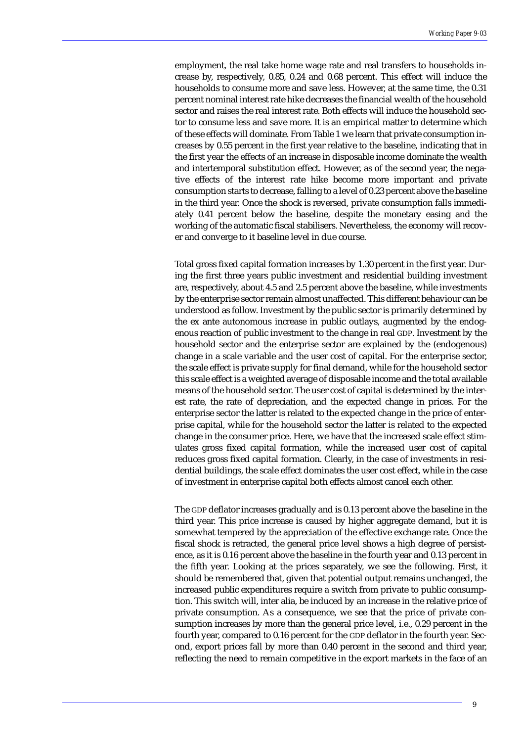employment, the real take home wage rate and real transfers to households increase by, respectively, 0.85, 0.24 and 0.68 percent. This effect will induce the households to consume more and save less. However, at the same time, the 0.31 percent nominal interest rate hike decreases the financial wealth of the household sector and raises the real interest rate. Both effects will induce the household sector to consume less and save more. It is an empirical matter to determine which of these effects will dominate. From Table 1 we learn that private consumption increases by 0.55 percent in the first year relative to the baseline, indicating that in the first year the effects of an increase in disposable income dominate the wealth and intertemporal substitution effect. However, as of the second year, the negative effects of the interest rate hike become more important and private consumption starts to decrease, falling to a level of 0.23 percent above the baseline in the third year. Once the shock is reversed, private consumption falls immediately 0.41 percent below the baseline, despite the monetary easing and the working of the automatic fiscal stabilisers. Nevertheless, the economy will recover and converge to it baseline level in due course.

Total gross fixed capital formation increases by 1.30 percent in the first year. During the first three years public investment and residential building investment are, respectively, about 4.5 and 2.5 percent above the baseline, while investments by the enterprise sector remain almost unaffected. This different behaviour can be understood as follow. Investment by the public sector is primarily determined by the ex ante autonomous increase in public outlays, augmented by the endogenous reaction of public investment to the change in real GDP. Investment by the household sector and the enterprise sector are explained by the (endogenous) change in a scale variable and the user cost of capital. For the enterprise sector, the scale effect is private supply for final demand, while for the household sector this scale effect is a weighted average of disposable income and the total available means of the household sector. The user cost of capital is determined by the interest rate, the rate of depreciation, and the expected change in prices. For the enterprise sector the latter is related to the expected change in the price of enterprise capital, while for the household sector the latter is related to the expected change in the consumer price. Here, we have that the increased scale effect stimulates gross fixed capital formation, while the increased user cost of capital reduces gross fixed capital formation. Clearly, in the case of investments in residential buildings, the scale effect dominates the user cost effect, while in the case of investment in enterprise capital both effects almost cancel each other.

The GDP deflator increases gradually and is 0.13 percent above the baseline in the third year. This price increase is caused by higher aggregate demand, but it is somewhat tempered by the appreciation of the effective exchange rate. Once the fiscal shock is retracted, the general price level shows a high degree of persistence, as it is 0.16 percent above the baseline in the fourth year and 0.13 percent in the fifth year. Looking at the prices separately, we see the following. First, it should be remembered that, given that potential output remains unchanged, the increased public expenditures require a switch from private to public consumption. This switch will, inter alia, be induced by an increase in the relative price of private consumption. As a consequence, we see that the price of private consumption increases by more than the general price level, i.e., 0.29 percent in the fourth year, compared to 0.16 percent for the GDP deflator in the fourth year. Second, export prices fall by more than 0.40 percent in the second and third year, reflecting the need to remain competitive in the export markets in the face of an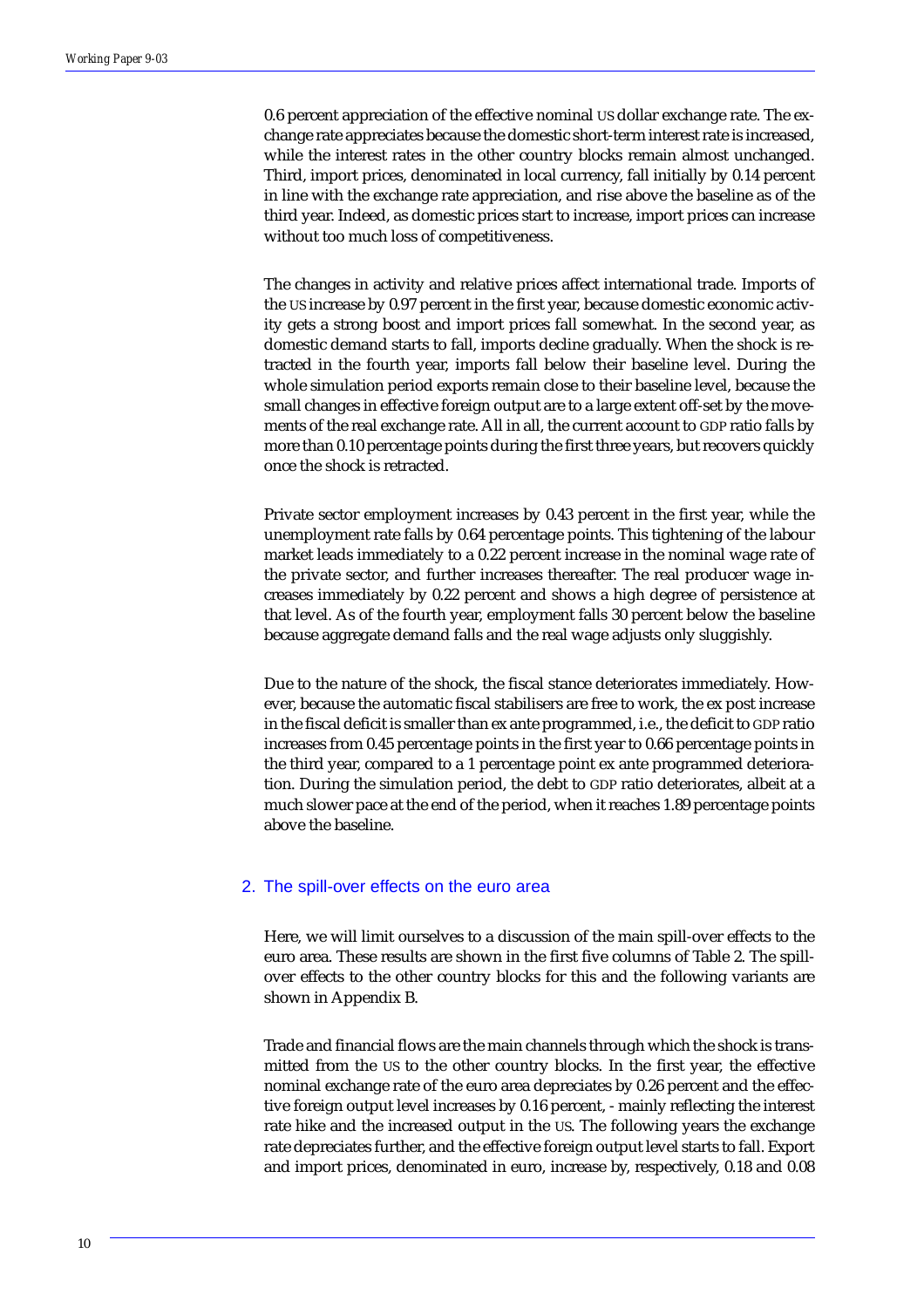0.6 percent appreciation of the effective nominal US dollar exchange rate. The exchange rate appreciates because the domestic short-term interest rate is increased, while the interest rates in the other country blocks remain almost unchanged. Third, import prices, denominated in local currency, fall initially by 0.14 percent in line with the exchange rate appreciation, and rise above the baseline as of the third year. Indeed, as domestic prices start to increase, import prices can increase without too much loss of competitiveness.

The changes in activity and relative prices affect international trade. Imports of the US increase by 0.97 percent in the first year, because domestic economic activity gets a strong boost and import prices fall somewhat. In the second year, as domestic demand starts to fall, imports decline gradually. When the shock is retracted in the fourth year, imports fall below their baseline level. During the whole simulation period exports remain close to their baseline level, because the small changes in effective foreign output are to a large extent off-set by the movements of the real exchange rate. All in all, the current account to GDP ratio falls by more than 0.10 percentage points during the first three years, but recovers quickly once the shock is retracted.

Private sector employment increases by 0.43 percent in the first year, while the unemployment rate falls by 0.64 percentage points. This tightening of the labour market leads immediately to a 0.22 percent increase in the nominal wage rate of the private sector, and further increases thereafter. The real producer wage increases immediately by 0.22 percent and shows a high degree of persistence at that level. As of the fourth year, employment falls 30 percent below the baseline because aggregate demand falls and the real wage adjusts only sluggishly.

Due to the nature of the shock, the fiscal stance deteriorates immediately. However, because the automatic fiscal stabilisers are free to work, the ex post increase in the fiscal deficit is smaller than ex ante programmed, i.e., the deficit to GDP ratio increases from 0.45 percentage points in the first year to 0.66 percentage points in the third year, compared to a 1 percentage point ex ante programmed deterioration. During the simulation period, the debt to GDP ratio deteriorates, albeit at a much slower pace at the end of the period, when it reaches 1.89 percentage points above the baseline.

## 2. The spill-over effects on the euro area

Here, we will limit ourselves to a discussion of the main spill-over effects to the euro area. These results are shown in the first five columns of Table 2. The spill-over effects to the other country blocks for this and the following variants are shown in Appendix B.

Trade and financial flows are the main channels through which the shock is transmitted from the US to the other country blocks. In the first year, the effective nominal exchange rate of the euro area depreciates by 0.26 percent and the effective foreign output level increases by 0.16 percent, - mainly reflecting the interest rate hike and the increased output in the US. The following years the exchange rate depreciates further, and the effective foreign output level starts to fall. Export and import prices, denominated in euro, increase by, respectively, 0.18 and 0.08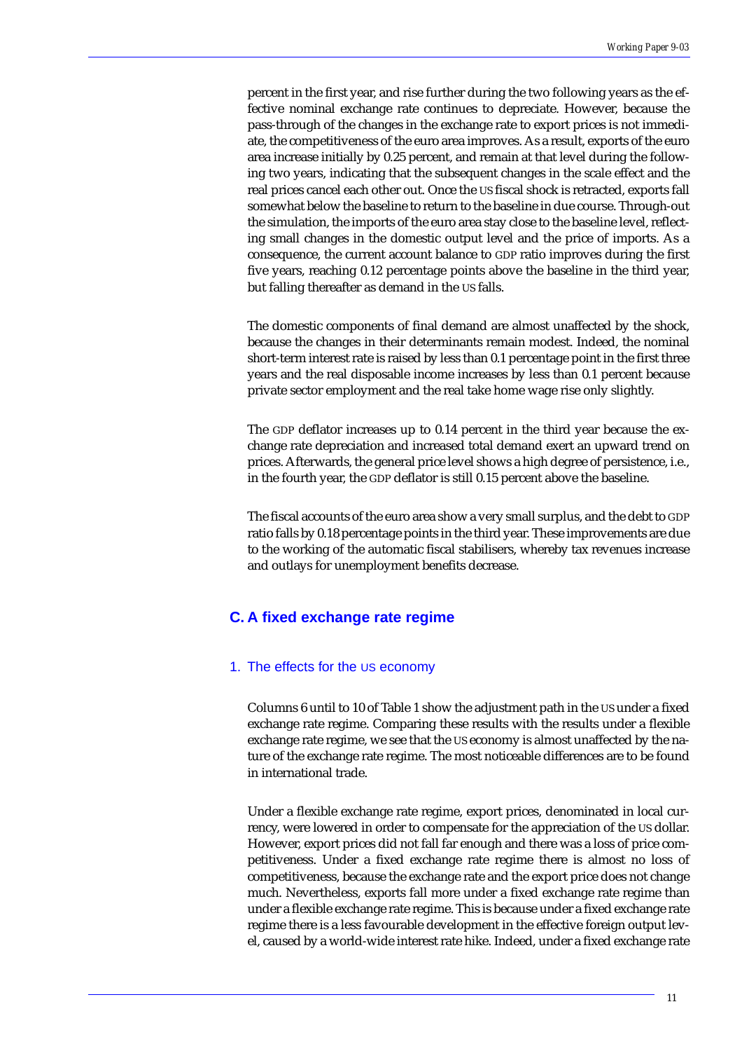percent in the first year, and rise further during the two following years as the effective nominal exchange rate continues to depreciate. However, because the pass-through of the changes in the exchange rate to export prices is not immediate, the competitiveness of the euro area improves. As a result, exports of the euro area increase initially by 0.25 percent, and remain at that level during the following two years, indicating that the subsequent changes in the scale effect and the real prices cancel each other out. Once the US fiscal shock is retracted, exports fall somewhat below the baseline to return to the baseline in due course. Through-out the simulation, the imports of the euro area stay close to the baseline level, reflecting small changes in the domestic output level and the price of imports. As a consequence, the current account balance to GDP ratio improves during the first five years, reaching 0.12 percentage points above the baseline in the third year, but falling thereafter as demand in the US falls.

The domestic components of final demand are almost unaffected by the shock, because the changes in their determinants remain modest. Indeed, the nominal short-term interest rate is raised by less than 0.1 percentage point in the first three years and the real disposable income increases by less than 0.1 percent because private sector employment and the real take home wage rise only slightly.

The GDP deflator increases up to 0.14 percent in the third year because the exchange rate depreciation and increased total demand exert an upward trend on prices. Afterwards, the general price level shows a high degree of persistence, i.e., in the fourth year, the GDP deflator is still 0.15 percent above the baseline.

The fiscal accounts of the euro area show a very small surplus, and the debt to GDP ratio falls by 0.18 percentage points in the third year. These improvements are due to the working of the automatic fiscal stabilisers, whereby tax revenues increase and outlays for unemployment benefits decrease.

## C. A fixed exchange rate regime

### 1. The effects for the US economy

Columns 6 until to 10 of Table 1 show the adjustment path in the US under a fixed exchange rate regime. Comparing these results with the results under a flexible exchange rate regime, we see that the US economy is almost unaffected by the nature of the exchange rate regime. The most noticeable differences are to be found in international trade.

Under a flexible exchange rate regime, export prices, denominated in local currency, were lowered in order to compensate for the appreciation of the US dollar. However, export prices did not fall far enough and there was a loss of price competitiveness. Under a fixed exchange rate regime there is almost no loss of competitiveness, because the exchange rate and the export price does not change much. Nevertheless, exports fall more under a fixed exchange rate regime than under a flexible exchange rate regime. This is because under a fixed exchange rate regime there is a less favourable development in the effective foreign output level, caused by a world-wide interest rate hike. Indeed, under a fixed exchange rate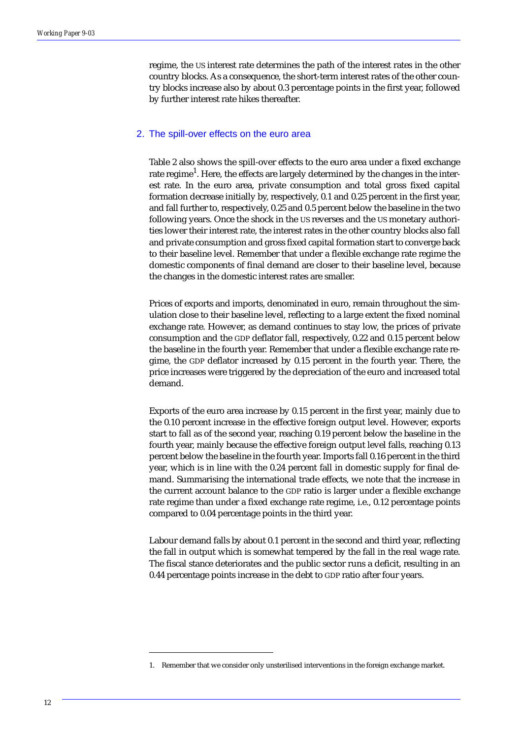regime, the US interest rate determines the path of the interest rates in the other country blocks. As a consequence, the short-term interest rates of the other country blocks increase also by about 0.3 percentage points in the first year, followed by further interest rate hikes thereafter.

## 2. The spill-over effects on the euro area

Table 2 also shows the spill-over effects to the euro area under a fixed exchange rate regime[1]. Here, the effects are largely determined by the changes in the interest rate. In the euro area, private consumption and total gross fixed capital formation decrease initially by, respectively, 0.1 and 0.25 percent in the first year, and fall further to, respectively, 0.25 and 0.5 percent below the baseline in the two following years. Once the shock in the US reverses and the US monetary authorities lower their interest rate, the interest rates in the other country blocks also fall and private consumption and gross fixed capital formation start to converge back to their baseline level. Remember that under a flexible exchange rate regime the domestic components of final demand are closer to their baseline level, because the changes in the domestic interest rates are smaller.

Prices of exports and imports, denominated in euro, remain throughout the simulation close to their baseline level, reflecting to a large extent the fixed nominal exchange rate. However, as demand continues to stay low, the prices of private consumption and the GDP deflator fall, respectively, 0.22 and 0.15 percent below the baseline in the fourth year. Remember that under a flexible exchange rate regime, the GDP deflator increased by 0.15 percent in the fourth year. There, the price increases were triggered by the depreciation of the euro and increased total demand.

Exports of the euro area increase by 0.15 percent in the first year, mainly due to the 0.10 percent increase in the effective foreign output level. However, exports start to fall as of the second year, reaching 0.19 percent below the baseline in the fourth year, mainly because the effective foreign output level falls, reaching 0.13 percent below the baseline in the fourth year. Imports fall 0.16 percent in the third year, which is in line with the 0.24 percent fall in domestic supply for final demand. Summarising the international trade effects, we note that the increase in the current account balance to the GDP ratio is larger under a flexible exchange rate regime than under a fixed exchange rate regime, i.e., 0.12 percentage points compared to 0.04 percentage points in the third year.

Labour demand falls by about 0.1 percent in the second and third year, reflecting the fall in output which is somewhat tempered by the fall in the real wage rate. The fiscal stance deteriorates and the public sector runs a deficit, resulting in an 0.44 percentage points increase in the debt to GDP ratio after four years.

1. Remember that we consider only unsterilised interventions in the foreign exchange market.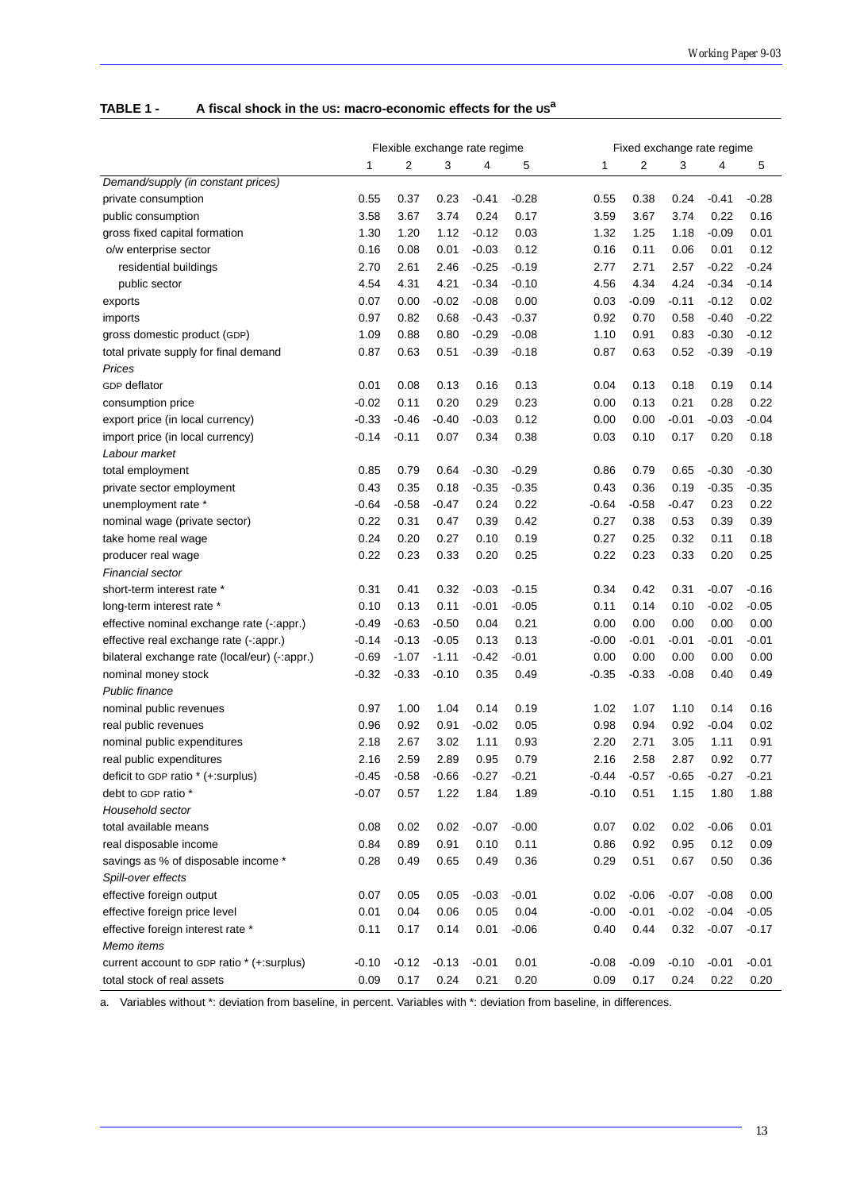**TABLE 1 - A fiscal shock in the US: macro-economic effects for the US[a]**

| | Flexible exchange rate regime | | | | | Fixed exchange rate regime | | | | |
|---|---|---|---|---|---|---|---|---|---|---|
| | 1 | 2 | 3 | 4 | 5 | 1 | 2 | 3 | 4 | 5 |
| *Demand/supply (in constant prices)* | | | | | | | | | | |
| private consumption | 0.55 | 0.37 | 0.23 | -0.41 | -0.28 | 0.55 | 0.38 | 0.24 | -0.41 | -0.28 |
| public consumption | 3.58 | 3.67 | 3.74 | 0.24 | 0.17 | 3.59 | 3.67 | 3.74 | 0.22 | 0.16 |
| gross fixed capital formation | 1.30 | 1.20 | 1.12 | -0.12 | 0.03 | 1.32 | 1.25 | 1.18 | -0.09 | 0.01 |
| o/w enterprise sector | 0.16 | 0.08 | 0.01 | -0.03 | 0.12 | 0.16 | 0.11 | 0.06 | 0.01 | 0.12 |
| residential buildings | 2.70 | 2.61 | 2.46 | -0.25 | -0.19 | 2.77 | 2.71 | 2.57 | -0.22 | -0.24 |
| public sector | 4.54 | 4.31 | 4.21 | -0.34 | -0.10 | 4.56 | 4.34 | 4.24 | -0.34 | -0.14 |
| exports | 0.07 | 0.00 | -0.02 | -0.08 | 0.00 | 0.03 | -0.09 | -0.11 | -0.12 | 0.02 |
| imports | 0.97 | 0.82 | 0.68 | -0.43 | -0.37 | 0.92 | 0.70 | 0.58 | -0.40 | -0.22 |
| gross domestic product (GDP) | 1.09 | 0.88 | 0.80 | -0.29 | -0.08 | 1.10 | 0.91 | 0.83 | -0.30 | -0.12 |
| total private supply for final demand | 0.87 | 0.63 | 0.51 | -0.39 | -0.18 | 0.87 | 0.63 | 0.52 | -0.39 | -0.19 |
| *Prices* | | | | | | | | | | |
| GDP deflator | 0.01 | 0.08 | 0.13 | 0.16 | 0.13 | 0.04 | 0.13 | 0.18 | 0.19 | 0.14 |
| consumption price | -0.02 | 0.11 | 0.20 | 0.29 | 0.23 | 0.00 | 0.13 | 0.21 | 0.28 | 0.22 |
| export price (in local currency) | -0.33 | -0.46 | -0.40 | -0.03 | 0.12 | 0.00 | 0.00 | -0.01 | -0.03 | -0.04 |
| import price (in local currency) | -0.14 | -0.11 | 0.07 | 0.34 | 0.38 | 0.03 | 0.10 | 0.17 | 0.20 | 0.18 |
| *Labour market* | | | | | | | | | | |
| total employment | 0.85 | 0.79 | 0.64 | -0.30 | -0.29 | 0.86 | 0.79 | 0.65 | -0.30 | -0.30 |
| private sector employment | 0.43 | 0.35 | 0.18 | -0.35 | -0.35 | 0.43 | 0.36 | 0.19 | -0.35 | -0.35 |
| unemployment rate * | -0.64 | -0.58 | -0.47 | 0.24 | 0.22 | -0.64 | -0.58 | -0.47 | 0.23 | 0.22 |
| nominal wage (private sector) | 0.22 | 0.31 | 0.47 | 0.39 | 0.42 | 0.27 | 0.38 | 0.53 | 0.39 | 0.39 |
| take home real wage | 0.24 | 0.20 | 0.27 | 0.10 | 0.19 | 0.27 | 0.25 | 0.32 | 0.11 | 0.18 |
| producer real wage | 0.22 | 0.23 | 0.33 | 0.20 | 0.25 | 0.22 | 0.23 | 0.33 | 0.20 | 0.25 |
| *Financial sector* | | | | | | | | | | |
| short-term interest rate * | 0.31 | 0.41 | 0.32 | -0.03 | -0.15 | 0.34 | 0.42 | 0.31 | -0.07 | -0.16 |
| long-term interest rate * | 0.10 | 0.13 | 0.11 | -0.01 | -0.05 | 0.11 | 0.14 | 0.10 | -0.02 | -0.05 |
| effective nominal exchange rate (-:appr.) | -0.49 | -0.63 | -0.50 | 0.04 | 0.21 | 0.00 | 0.00 | 0.00 | 0.00 | 0.00 |
| effective real exchange rate (-:appr.) | -0.14 | -0.13 | -0.05 | 0.13 | 0.13 | -0.00 | -0.01 | -0.01 | -0.01 | -0.01 |
| bilateral exchange rate (local/eur) (-:appr.) | -0.69 | -1.07 | -1.11 | -0.42 | -0.01 | 0.00 | 0.00 | 0.00 | 0.00 | 0.00 |
| nominal money stock | -0.32 | -0.33 | -0.10 | 0.35 | 0.49 | -0.35 | -0.33 | -0.08 | 0.40 | 0.49 |
| *Public finance* | | | | | | | | | | |
| nominal public revenues | 0.97 | 1.00 | 1.04 | 0.14 | 0.19 | 1.02 | 1.07 | 1.10 | 0.14 | 0.16 |
| real public revenues | 0.96 | 0.92 | 0.91 | -0.02 | 0.05 | 0.98 | 0.94 | 0.92 | -0.04 | 0.02 |
| nominal public expenditures | 2.18 | 2.67 | 3.02 | 1.11 | 0.93 | 2.20 | 2.71 | 3.05 | 1.11 | 0.91 |
| real public expenditures | 2.16 | 2.59 | 2.89 | 0.95 | 0.79 | 2.16 | 2.58 | 2.87 | 0.92 | 0.77 |
| deficit to GDP ratio * (+:surplus) | -0.45 | -0.58 | -0.66 | -0.27 | -0.21 | -0.44 | -0.57 | -0.65 | -0.27 | -0.21 |
| debt to GDP ratio * | -0.07 | 0.57 | 1.22 | 1.84 | 1.89 | -0.10 | 0.51 | 1.15 | 1.80 | 1.88 |
| *Household sector* | | | | | | | | | | |
| total available means | 0.08 | 0.02 | 0.02 | -0.07 | -0.00 | 0.07 | 0.02 | 0.02 | -0.06 | 0.01 |
| real disposable income | 0.84 | 0.89 | 0.91 | 0.10 | 0.11 | 0.86 | 0.92 | 0.95 | 0.12 | 0.09 |
| savings as % of disposable income * | 0.28 | 0.49 | 0.65 | 0.49 | 0.36 | 0.29 | 0.51 | 0.67 | 0.50 | 0.36 |
| *Spill-over effects* | | | | | | | | | | |
| effective foreign output | 0.07 | 0.05 | 0.05 | -0.03 | -0.01 | 0.02 | -0.06 | -0.07 | -0.08 | 0.00 |
| effective foreign price level | 0.01 | 0.04 | 0.06 | 0.05 | 0.04 | -0.00 | -0.01 | -0.02 | -0.04 | -0.05 |
| effective foreign interest rate * | 0.11 | 0.17 | 0.14 | 0.01 | -0.06 | 0.40 | 0.44 | 0.32 | -0.07 | -0.17 |
| *Memo items* | | | | | | | | | | |
| current account to GDP ratio * (+:surplus) | -0.10 | -0.12 | -0.13 | -0.01 | 0.01 | -0.08 | -0.09 | -0.10 | -0.01 | -0.01 |
| total stock of real assets | 0.09 | 0.17 | 0.24 | 0.21 | 0.20 | 0.09 | 0.17 | 0.24 | 0.22 | 0.20 |

a. Variables without *: deviation from baseline, in percent. Variables with *: deviation from baseline, in differences.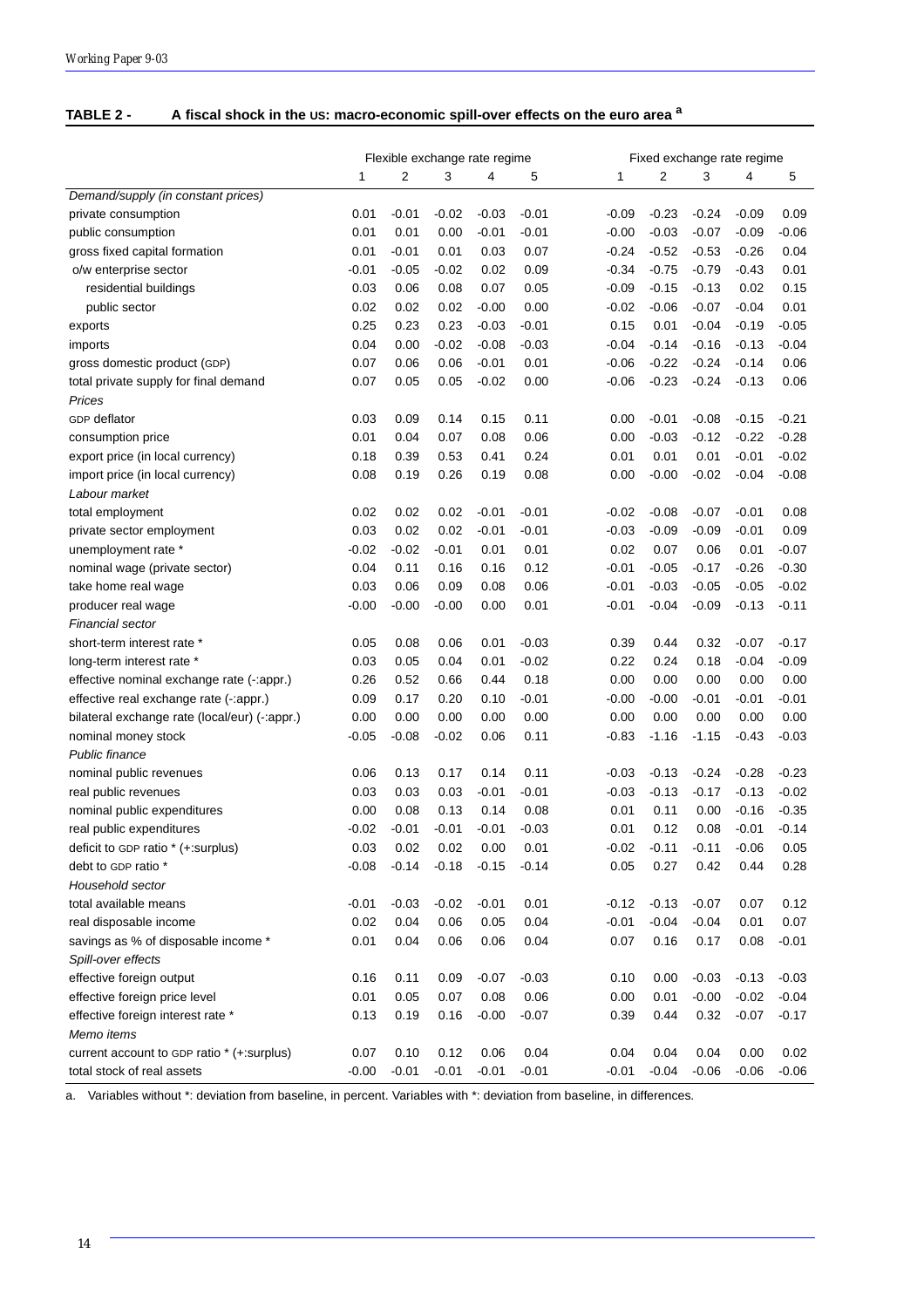**TABLE 2 - A fiscal shock in the US: macro-economic spill-over effects on the euro area [a]**

| | Flexible exchange rate regime | | | | | Fixed exchange rate regime | | | | |
|---|---|---|---|---|---|---|---|---|---|---|
| | 1 | 2 | 3 | 4 | 5 | 1 | 2 | 3 | 4 | 5 |
| *Demand/supply (in constant prices)* | | | | | | | | | | |
| private consumption | 0.01 | -0.01 | -0.02 | -0.03 | -0.01 | -0.09 | -0.23 | -0.24 | -0.09 | 0.09 |
| public consumption | 0.01 | 0.01 | 0.00 | -0.01 | -0.01 | -0.00 | -0.03 | -0.07 | -0.09 | -0.06 |
| gross fixed capital formation | 0.01 | -0.01 | 0.01 | 0.03 | 0.07 | -0.24 | -0.52 | -0.53 | -0.26 | 0.04 |
| o/w enterprise sector | -0.01 | -0.05 | -0.02 | 0.02 | 0.09 | -0.34 | -0.75 | -0.79 | -0.43 | 0.01 |
| residential buildings | 0.03 | 0.06 | 0.08 | 0.07 | 0.05 | -0.09 | -0.15 | -0.13 | 0.02 | 0.15 |
| public sector | 0.02 | 0.02 | 0.02 | -0.00 | 0.00 | -0.02 | -0.06 | -0.07 | -0.04 | 0.01 |
| exports | 0.25 | 0.23 | 0.23 | -0.03 | -0.01 | 0.15 | 0.01 | -0.04 | -0.19 | -0.05 |
| imports | 0.04 | 0.00 | -0.02 | -0.08 | -0.03 | -0.04 | -0.14 | -0.16 | -0.13 | -0.04 |
| gross domestic product (GDP) | 0.07 | 0.06 | 0.06 | -0.01 | 0.01 | -0.06 | -0.22 | -0.24 | -0.14 | 0.06 |
| total private supply for final demand | 0.07 | 0.05 | 0.05 | -0.02 | 0.00 | -0.06 | -0.23 | -0.24 | -0.13 | 0.06 |
| *Prices* | | | | | | | | | | |
| GDP deflator | 0.03 | 0.09 | 0.14 | 0.15 | 0.11 | 0.00 | -0.01 | -0.08 | -0.15 | -0.21 |
| consumption price | 0.01 | 0.04 | 0.07 | 0.08 | 0.06 | 0.00 | -0.03 | -0.12 | -0.22 | -0.28 |
| export price (in local currency) | 0.18 | 0.39 | 0.53 | 0.41 | 0.24 | 0.01 | 0.01 | 0.01 | -0.01 | -0.02 |
| import price (in local currency) | 0.08 | 0.19 | 0.26 | 0.19 | 0.08 | 0.00 | -0.00 | -0.02 | -0.04 | -0.08 |
| *Labour market* | | | | | | | | | | |
| total employment | 0.02 | 0.02 | 0.02 | -0.01 | -0.01 | -0.02 | -0.08 | -0.07 | -0.01 | 0.08 |
| private sector employment | 0.03 | 0.02 | 0.02 | -0.01 | -0.01 | -0.03 | -0.09 | -0.09 | -0.01 | 0.09 |
| unemployment rate * | -0.02 | -0.02 | -0.01 | 0.01 | 0.01 | 0.02 | 0.07 | 0.06 | 0.01 | -0.07 |
| nominal wage (private sector) | 0.04 | 0.11 | 0.16 | 0.16 | 0.12 | -0.01 | -0.05 | -0.17 | -0.26 | -0.30 |
| take home real wage | 0.03 | 0.06 | 0.09 | 0.08 | 0.06 | -0.01 | -0.03 | -0.05 | -0.05 | -0.02 |
| producer real wage | -0.00 | -0.00 | -0.00 | 0.00 | 0.01 | -0.01 | -0.04 | -0.09 | -0.13 | -0.11 |
| *Financial sector* | | | | | | | | | | |
| short-term interest rate * | 0.05 | 0.08 | 0.06 | 0.01 | -0.03 | 0.39 | 0.44 | 0.32 | -0.07 | -0.17 |
| long-term interest rate * | 0.03 | 0.05 | 0.04 | 0.01 | -0.02 | 0.22 | 0.24 | 0.18 | -0.04 | -0.09 |
| effective nominal exchange rate (-:appr.) | 0.26 | 0.52 | 0.66 | 0.44 | 0.18 | 0.00 | 0.00 | 0.00 | 0.00 | 0.00 |
| effective real exchange rate (-:appr.) | 0.09 | 0.17 | 0.20 | 0.10 | -0.01 | -0.00 | -0.00 | -0.01 | -0.01 | -0.01 |
| bilateral exchange rate (local/eur) (-:appr.) | 0.00 | 0.00 | 0.00 | 0.00 | 0.00 | 0.00 | 0.00 | 0.00 | 0.00 | 0.00 |
| nominal money stock | -0.05 | -0.08 | -0.02 | 0.06 | 0.11 | -0.83 | -1.16 | -1.15 | -0.43 | -0.03 |
| *Public finance* | | | | | | | | | | |
| nominal public revenues | 0.06 | 0.13 | 0.17 | 0.14 | 0.11 | -0.03 | -0.13 | -0.24 | -0.28 | -0.23 |
| real public revenues | 0.03 | 0.03 | 0.03 | -0.01 | -0.01 | -0.03 | -0.13 | -0.17 | -0.13 | -0.02 |
| nominal public expenditures | 0.00 | 0.08 | 0.13 | 0.14 | 0.08 | 0.01 | 0.11 | 0.00 | -0.16 | -0.35 |
| real public expenditures | -0.02 | -0.01 | -0.01 | -0.01 | -0.03 | 0.01 | 0.12 | 0.08 | -0.01 | -0.14 |
| deficit to GDP ratio * (+:surplus) | 0.03 | 0.02 | 0.02 | 0.00 | 0.01 | -0.02 | -0.11 | -0.11 | -0.06 | 0.05 |
| debt to GDP ratio * | -0.08 | -0.14 | -0.18 | -0.15 | -0.14 | 0.05 | 0.27 | 0.42 | 0.44 | 0.28 |
| *Household sector* | | | | | | | | | | |
| total available means | -0.01 | -0.03 | -0.02 | -0.01 | 0.01 | -0.12 | -0.13 | -0.07 | 0.07 | 0.12 |
| real disposable income | 0.02 | 0.04 | 0.06 | 0.05 | 0.04 | -0.01 | -0.04 | -0.04 | 0.01 | 0.07 |
| savings as % of disposable income * | 0.01 | 0.04 | 0.06 | 0.06 | 0.04 | 0.07 | 0.16 | 0.17 | 0.08 | -0.01 |
| *Spill-over effects* | | | | | | | | | | |
| effective foreign output | 0.16 | 0.11 | 0.09 | -0.07 | -0.03 | 0.10 | 0.00 | -0.03 | -0.13 | -0.03 |
| effective foreign price level | 0.01 | 0.05 | 0.07 | 0.08 | 0.06 | 0.00 | 0.01 | -0.00 | -0.02 | -0.04 |
| effective foreign interest rate * | 0.13 | 0.19 | 0.16 | -0.00 | -0.07 | 0.39 | 0.44 | 0.32 | -0.07 | -0.17 |
| *Memo items* | | | | | | | | | | |
| current account to GDP ratio * (+:surplus) | 0.07 | 0.10 | 0.12 | 0.06 | 0.04 | 0.04 | 0.04 | 0.04 | 0.00 | 0.02 |
| total stock of real assets | -0.00 | -0.01 | -0.01 | -0.01 | -0.01 | -0.01 | -0.04 | -0.06 | -0.06 | -0.06 |

a. Variables without *: deviation from baseline, in percent. Variables with *: deviation from baseline, in differences.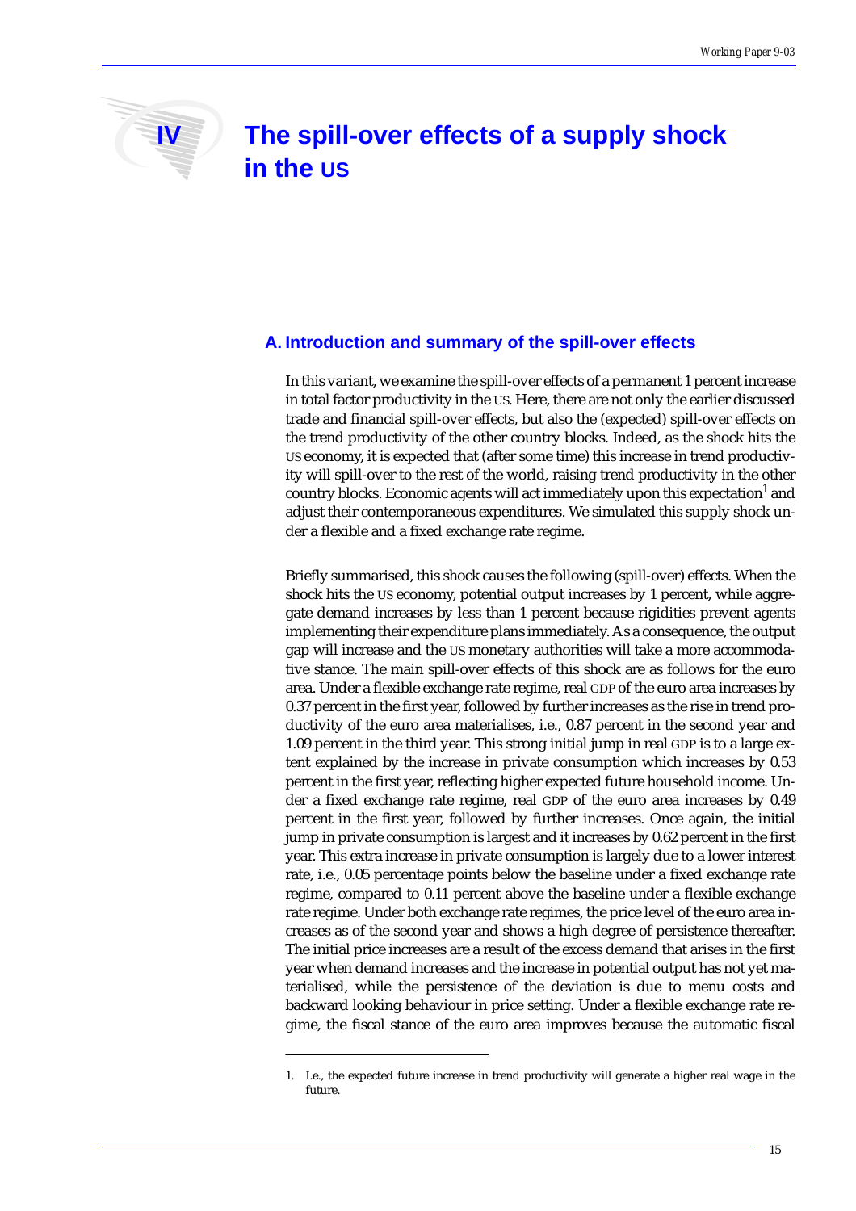# IV The spill-over effects of a supply shock in the US

## A. Introduction and summary of the spill-over effects

In this variant, we examine the spill-over effects of a permanent 1 percent increase in total factor productivity in the US. Here, there are not only the earlier discussed trade and financial spill-over effects, but also the (expected) spill-over effects on the trend productivity of the other country blocks. Indeed, as the shock hits the US economy, it is expected that (after some time) this increase in trend productivity will spill-over to the rest of the world, raising trend productivity in the other country blocks. Economic agents will act immediately upon this expectation[1] and adjust their contemporaneous expenditures. We simulated this supply shock under a flexible and a fixed exchange rate regime.

Briefly summarised, this shock causes the following (spill-over) effects. When the shock hits the US economy, potential output increases by 1 percent, while aggregate demand increases by less than 1 percent because rigidities prevent agents implementing their expenditure plans immediately. As a consequence, the output gap will increase and the US monetary authorities will take a more accommodative stance. The main spill-over effects of this shock are as follows for the euro area. Under a flexible exchange rate regime, real GDP of the euro area increases by 0.37 percent in the first year, followed by further increases as the rise in trend productivity of the euro area materialises, i.e., 0.87 percent in the second year and 1.09 percent in the third year. This strong initial jump in real GDP is to a large extent explained by the increase in private consumption which increases by 0.53 percent in the first year, reflecting higher expected future household income. Under a fixed exchange rate regime, real GDP of the euro area increases by 0.49 percent in the first year, followed by further increases. Once again, the initial jump in private consumption is largest and it increases by 0.62 percent in the first year. This extra increase in private consumption is largely due to a lower interest rate, i.e., 0.05 percentage points below the baseline under a fixed exchange rate regime, compared to 0.11 percent above the baseline under a flexible exchange rate regime. Under both exchange rate regimes, the price level of the euro area increases as of the second year and shows a high degree of persistence thereafter. The initial price increases are a result of the excess demand that arises in the first year when demand increases and the increase in potential output has not yet materialised, while the persistence of the deviation is due to menu costs and backward looking behaviour in price setting. Under a flexible exchange rate regime, the fiscal stance of the euro area improves because the automatic fiscal

1. I.e., the expected future increase in trend productivity will generate a higher real wage in the future.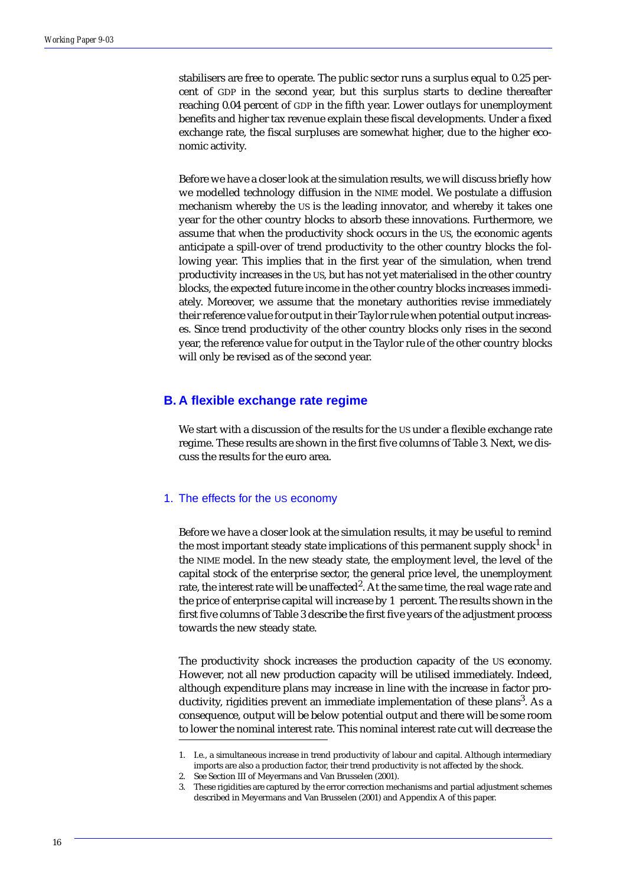stabilisers are free to operate. The public sector runs a surplus equal to 0.25 percent of GDP in the second year, but this surplus starts to decline thereafter reaching 0.04 percent of GDP in the fifth year. Lower outlays for unemployment benefits and higher tax revenue explain these fiscal developments. Under a fixed exchange rate, the fiscal surpluses are somewhat higher, due to the higher economic activity.

Before we have a closer look at the simulation results, we will discuss briefly how we modelled technology diffusion in the NIME model. We postulate a diffusion mechanism whereby the US is the leading innovator, and whereby it takes one year for the other country blocks to absorb these innovations. Furthermore, we assume that when the productivity shock occurs in the US, the economic agents anticipate a spill-over of trend productivity to the other country blocks the following year. This implies that in the first year of the simulation, when trend productivity increases in the US, but has not yet materialised in the other country blocks, the expected future income in the other country blocks increases immediately. Moreover, we assume that the monetary authorities revise immediately their reference value for output in their Taylor rule when potential output increases. Since trend productivity of the other country blocks only rises in the second year, the reference value for output in the Taylor rule of the other country blocks will only be revised as of the second year.

## B. A flexible exchange rate regime

We start with a discussion of the results for the US under a flexible exchange rate regime. These results are shown in the first five columns of Table 3. Next, we discuss the results for the euro area.

### 1. The effects for the US economy

Before we have a closer look at the simulation results, it may be useful to remind the most important steady state implications of this permanent supply shock[1] in the NIME model. In the new steady state, the employment level, the level of the capital stock of the enterprise sector, the general price level, the unemployment rate, the interest rate will be unaffected[2]. At the same time, the real wage rate and the price of enterprise capital will increase by 1 percent. The results shown in the first five columns of Table 3 describe the first five years of the adjustment process towards the new steady state.

The productivity shock increases the production capacity of the US economy. However, not all new production capacity will be utilised immediately. Indeed, although expenditure plans may increase in line with the increase in factor productivity, rigidities prevent an immediate implementation of these plans[3]. As a consequence, output will be below potential output and there will be some room to lower the nominal interest rate. This nominal interest rate cut will decrease the

1. I.e., a simultaneous increase in trend productivity of labour and capital. Although intermediary imports are also a production factor, their trend productivity is not affected by the shock.
2. See Section III of Meyermans and Van Brusselen (2001).
3. These rigidities are captured by the error correction mechanisms and partial adjustment schemes described in Meyermans and Van Brusselen (2001) and Appendix A of this paper.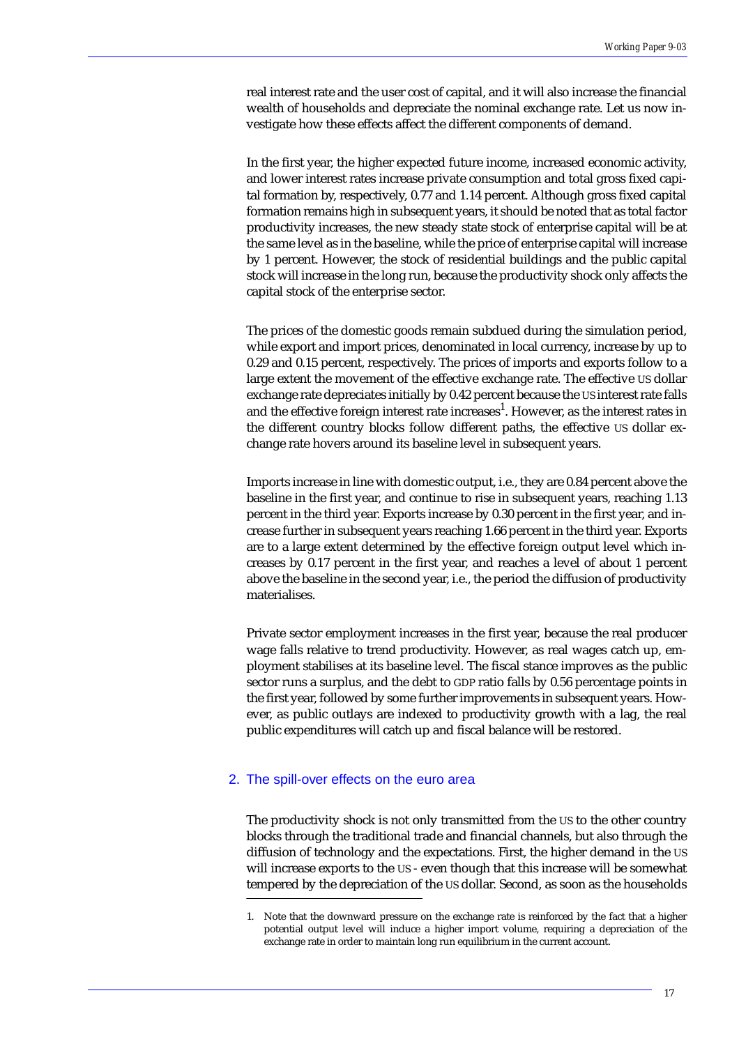real interest rate and the user cost of capital, and it will also increase the financial wealth of households and depreciate the nominal exchange rate. Let us now investigate how these effects affect the different components of demand.

In the first year, the higher expected future income, increased economic activity, and lower interest rates increase private consumption and total gross fixed capital formation by, respectively, 0.77 and 1.14 percent. Although gross fixed capital formation remains high in subsequent years, it should be noted that as total factor productivity increases, the new steady state stock of enterprise capital will be at the same level as in the baseline, while the price of enterprise capital will increase by 1 percent. However, the stock of residential buildings and the public capital stock will increase in the long run, because the productivity shock only affects the capital stock of the enterprise sector.

The prices of the domestic goods remain subdued during the simulation period, while export and import prices, denominated in local currency, increase by up to 0.29 and 0.15 percent, respectively. The prices of imports and exports follow to a large extent the movement of the effective exchange rate. The effective US dollar exchange rate depreciates initially by 0.42 percent because the US interest rate falls and the effective foreign interest rate increases[1]. However, as the interest rates in the different country blocks follow different paths, the effective US dollar exchange rate hovers around its baseline level in subsequent years.

Imports increase in line with domestic output, i.e., they are 0.84 percent above the baseline in the first year, and continue to rise in subsequent years, reaching 1.13 percent in the third year. Exports increase by 0.30 percent in the first year, and increase further in subsequent years reaching 1.66 percent in the third year. Exports are to a large extent determined by the effective foreign output level which increases by 0.17 percent in the first year, and reaches a level of about 1 percent above the baseline in the second year, i.e., the period the diffusion of productivity materialises.

Private sector employment increases in the first year, because the real producer wage falls relative to trend productivity. However, as real wages catch up, employment stabilises at its baseline level. The fiscal stance improves as the public sector runs a surplus, and the debt to GDP ratio falls by 0.56 percentage points in the first year, followed by some further improvements in subsequent years. However, as public outlays are indexed to productivity growth with a lag, the real public expenditures will catch up and fiscal balance will be restored.

## 2. The spill-over effects on the euro area

The productivity shock is not only transmitted from the US to the other country blocks through the traditional trade and financial channels, but also through the diffusion of technology and the expectations. First, the higher demand in the US will increase exports to the US - even though that this increase will be somewhat tempered by the depreciation of the US dollar. Second, as soon as the households

1. Note that the downward pressure on the exchange rate is reinforced by the fact that a higher potential output level will induce a higher import volume, requiring a depreciation of the exchange rate in order to maintain long run equilibrium in the current account.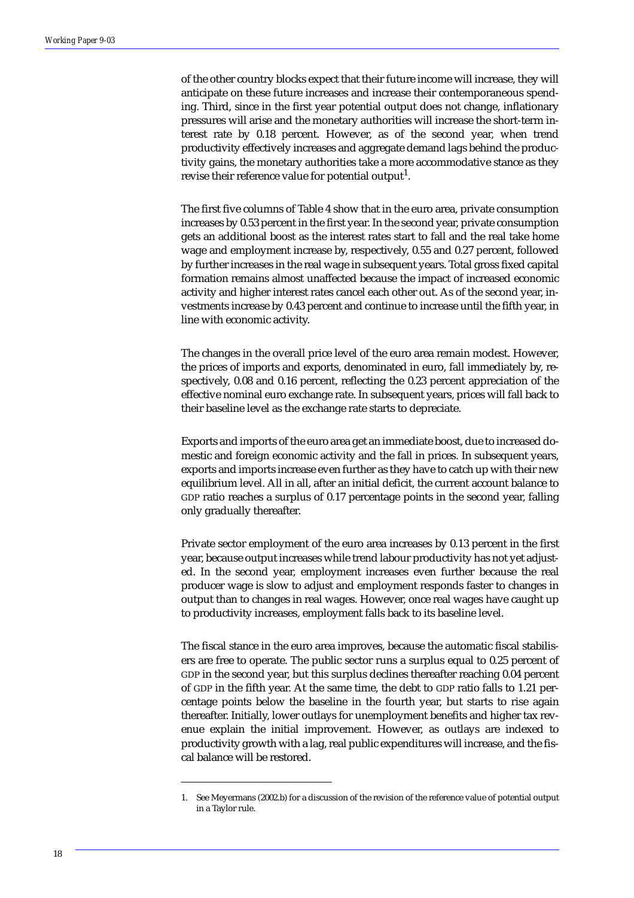of the other country blocks expect that their future income will increase, they will anticipate on these future increases and increase their contemporaneous spending. Third, since in the first year potential output does not change, inflationary pressures will arise and the monetary authorities will increase the short-term interest rate by 0.18 percent. However, as of the second year, when trend productivity effectively increases and aggregate demand lags behind the productivity gains, the monetary authorities take a more accommodative stance as they revise their reference value for potential output[1].

The first five columns of Table 4 show that in the euro area, private consumption increases by 0.53 percent in the first year. In the second year, private consumption gets an additional boost as the interest rates start to fall and the real take home wage and employment increase by, respectively, 0.55 and 0.27 percent, followed by further increases in the real wage in subsequent years. Total gross fixed capital formation remains almost unaffected because the impact of increased economic activity and higher interest rates cancel each other out. As of the second year, investments increase by 0.43 percent and continue to increase until the fifth year, in line with economic activity.

The changes in the overall price level of the euro area remain modest. However, the prices of imports and exports, denominated in euro, fall immediately by, respectively, 0.08 and 0.16 percent, reflecting the 0.23 percent appreciation of the effective nominal euro exchange rate. In subsequent years, prices will fall back to their baseline level as the exchange rate starts to depreciate.

Exports and imports of the euro area get an immediate boost, due to increased domestic and foreign economic activity and the fall in prices. In subsequent years, exports and imports increase even further as they have to catch up with their new equilibrium level. All in all, after an initial deficit, the current account balance to GDP ratio reaches a surplus of 0.17 percentage points in the second year, falling only gradually thereafter.

Private sector employment of the euro area increases by 0.13 percent in the first year, because output increases while trend labour productivity has not yet adjusted. In the second year, employment increases even further because the real producer wage is slow to adjust and employment responds faster to changes in output than to changes in real wages. However, once real wages have caught up to productivity increases, employment falls back to its baseline level.

The fiscal stance in the euro area improves, because the automatic fiscal stabilisers are free to operate. The public sector runs a surplus equal to 0.25 percent of GDP in the second year, but this surplus declines thereafter reaching 0.04 percent of GDP in the fifth year. At the same time, the debt to GDP ratio falls to 1.21 percentage points below the baseline in the fourth year, but starts to rise again thereafter. Initially, lower outlays for unemployment benefits and higher tax revenue explain the initial improvement. However, as outlays are indexed to productivity growth with a lag, real public expenditures will increase, and the fiscal balance will be restored.

1. See Meyermans (2002.b) for a discussion of the revision of the reference value of potential output in a Taylor rule.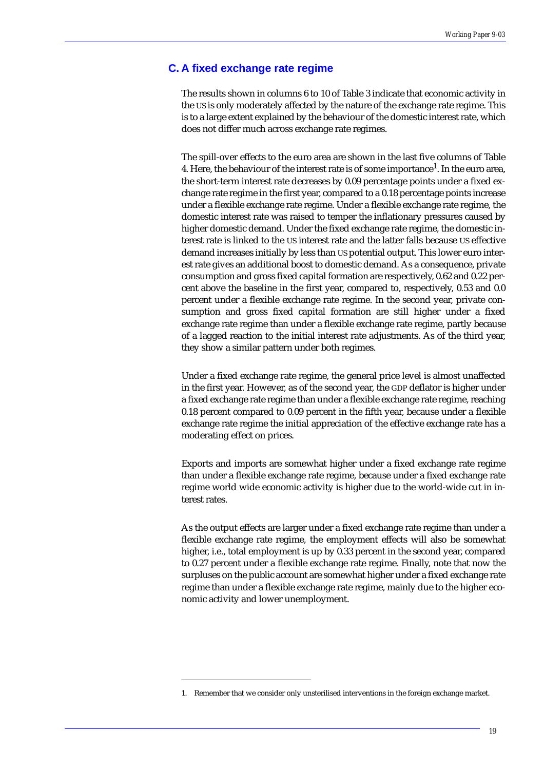## C. A fixed exchange rate regime

The results shown in columns 6 to 10 of Table 3 indicate that economic activity in the US is only moderately affected by the nature of the exchange rate regime. This is to a large extent explained by the behaviour of the domestic interest rate, which does not differ much across exchange rate regimes.

The spill-over effects to the euro area are shown in the last five columns of Table 4. Here, the behaviour of the interest rate is of some importance[1]. In the euro area, the short-term interest rate decreases by 0.09 percentage points under a fixed exchange rate regime in the first year, compared to a 0.18 percentage points increase under a flexible exchange rate regime. Under a flexible exchange rate regime, the domestic interest rate was raised to temper the inflationary pressures caused by higher domestic demand. Under the fixed exchange rate regime, the domestic interest rate is linked to the US interest rate and the latter falls because US effective demand increases initially by less than US potential output. This lower euro interest rate gives an additional boost to domestic demand. As a consequence, private consumption and gross fixed capital formation are respectively, 0.62 and 0.22 percent above the baseline in the first year, compared to, respectively, 0.53 and 0.0 percent under a flexible exchange rate regime. In the second year, private consumption and gross fixed capital formation are still higher under a fixed exchange rate regime than under a flexible exchange rate regime, partly because of a lagged reaction to the initial interest rate adjustments. As of the third year, they show a similar pattern under both regimes.

Under a fixed exchange rate regime, the general price level is almost unaffected in the first year. However, as of the second year, the GDP deflator is higher under a fixed exchange rate regime than under a flexible exchange rate regime, reaching 0.18 percent compared to 0.09 percent in the fifth year, because under a flexible exchange rate regime the initial appreciation of the effective exchange rate has a moderating effect on prices.

Exports and imports are somewhat higher under a fixed exchange rate regime than under a flexible exchange rate regime, because under a fixed exchange rate regime world wide economic activity is higher due to the world-wide cut in interest rates.

As the output effects are larger under a fixed exchange rate regime than under a flexible exchange rate regime, the employment effects will also be somewhat higher, i.e., total employment is up by 0.33 percent in the second year, compared to 0.27 percent under a flexible exchange rate regime. Finally, note that now the surpluses on the public account are somewhat higher under a fixed exchange rate regime than under a flexible exchange rate regime, mainly due to the higher economic activity and lower unemployment.

1. Remember that we consider only unsterilised interventions in the foreign exchange market.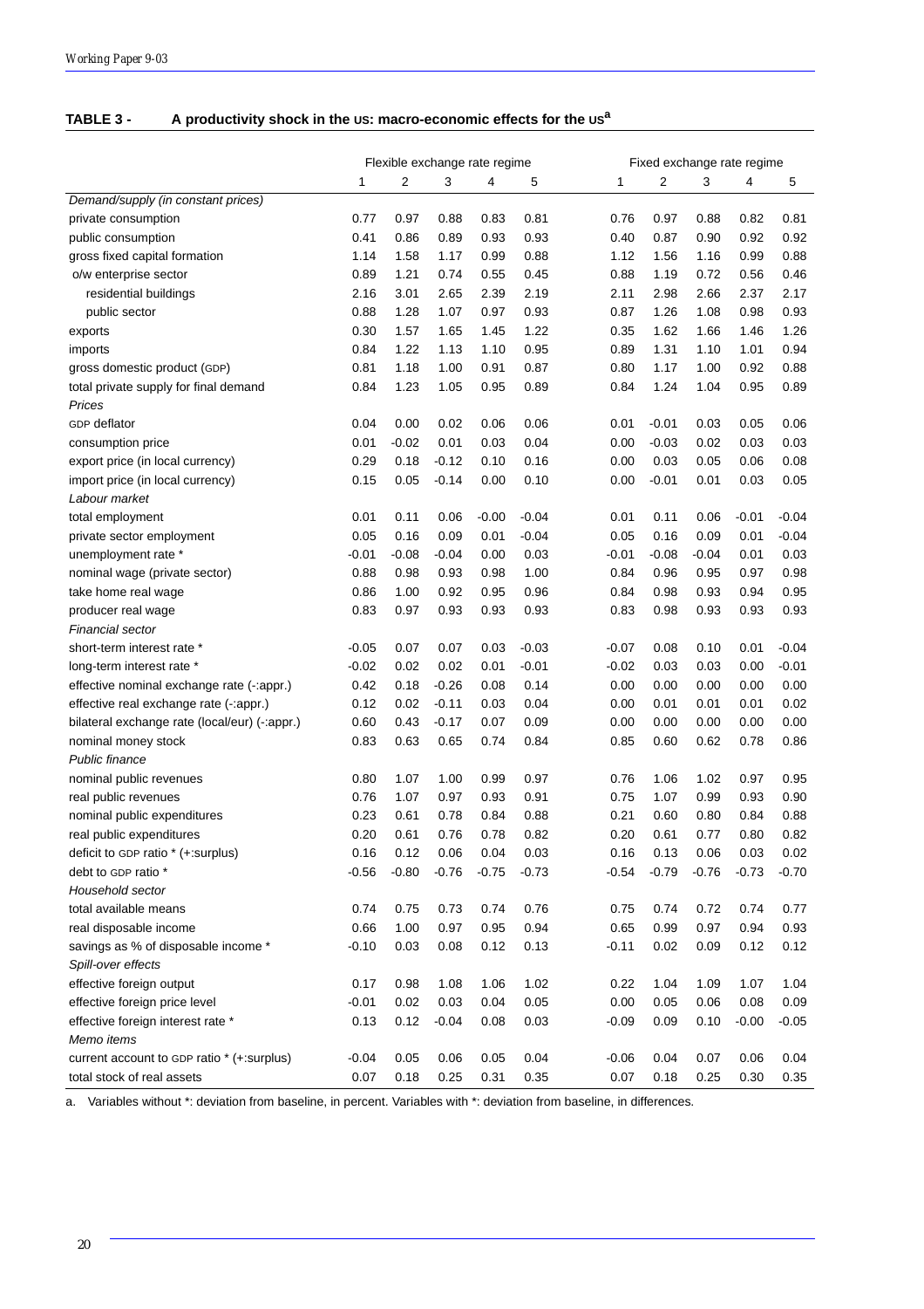**TABLE 3 - A productivity shock in the US: macro-economic effects for the US[a]**

| | Flexible exchange rate regime | | | | | Fixed exchange rate regime | | | | |
|---|---|---|---|---|---|---|---|---|---|---|
| | 1 | 2 | 3 | 4 | 5 | 1 | 2 | 3 | 4 | 5 |
| *Demand/supply (in constant prices)* | | | | | | | | | | |
| private consumption | 0.77 | 0.97 | 0.88 | 0.83 | 0.81 | 0.76 | 0.97 | 0.88 | 0.82 | 0.81 |
| public consumption | 0.41 | 0.86 | 0.89 | 0.93 | 0.93 | 0.40 | 0.87 | 0.90 | 0.92 | 0.92 |
| gross fixed capital formation | 1.14 | 1.58 | 1.17 | 0.99 | 0.88 | 1.12 | 1.56 | 1.16 | 0.99 | 0.88 |
| o/w enterprise sector | 0.89 | 1.21 | 0.74 | 0.55 | 0.45 | 0.88 | 1.19 | 0.72 | 0.56 | 0.46 |
| residential buildings | 2.16 | 3.01 | 2.65 | 2.39 | 2.19 | 2.11 | 2.98 | 2.66 | 2.37 | 2.17 |
| public sector | 0.88 | 1.28 | 1.07 | 0.97 | 0.93 | 0.87 | 1.26 | 1.08 | 0.98 | 0.93 |
| exports | 0.30 | 1.57 | 1.65 | 1.45 | 1.22 | 0.35 | 1.62 | 1.66 | 1.46 | 1.26 |
| imports | 0.84 | 1.22 | 1.13 | 1.10 | 0.95 | 0.89 | 1.31 | 1.10 | 1.01 | 0.94 |
| gross domestic product (GDP) | 0.81 | 1.18 | 1.00 | 0.91 | 0.87 | 0.80 | 1.17 | 1.00 | 0.92 | 0.88 |
| total private supply for final demand | 0.84 | 1.23 | 1.05 | 0.95 | 0.89 | 0.84 | 1.24 | 1.04 | 0.95 | 0.89 |
| *Prices* | | | | | | | | | | |
| GDP deflator | 0.04 | 0.00 | 0.02 | 0.06 | 0.06 | 0.01 | -0.01 | 0.03 | 0.05 | 0.06 |
| consumption price | 0.01 | -0.02 | 0.01 | 0.03 | 0.04 | 0.00 | -0.03 | 0.02 | 0.03 | 0.03 |
| export price (in local currency) | 0.29 | 0.18 | -0.12 | 0.10 | 0.16 | 0.00 | 0.03 | 0.05 | 0.06 | 0.08 |
| import price (in local currency) | 0.15 | 0.05 | -0.14 | 0.00 | 0.10 | 0.00 | -0.01 | 0.01 | 0.03 | 0.05 |
| *Labour market* | | | | | | | | | | |
| total employment | 0.01 | 0.11 | 0.06 | -0.00 | -0.04 | 0.01 | 0.11 | 0.06 | -0.01 | -0.04 |
| private sector employment | 0.05 | 0.16 | 0.09 | 0.01 | -0.04 | 0.05 | 0.16 | 0.09 | 0.01 | -0.04 |
| unemployment rate * | -0.01 | -0.08 | -0.04 | 0.00 | 0.03 | -0.01 | -0.08 | -0.04 | 0.01 | 0.03 |
| nominal wage (private sector) | 0.88 | 0.98 | 0.93 | 0.98 | 1.00 | 0.84 | 0.96 | 0.95 | 0.97 | 0.98 |
| take home real wage | 0.86 | 1.00 | 0.92 | 0.95 | 0.96 | 0.84 | 0.98 | 0.93 | 0.94 | 0.95 |
| producer real wage | 0.83 | 0.97 | 0.93 | 0.93 | 0.93 | 0.83 | 0.98 | 0.93 | 0.93 | 0.93 |
| *Financial sector* | | | | | | | | | | |
| short-term interest rate * | -0.05 | 0.07 | 0.07 | 0.03 | -0.03 | -0.07 | 0.08 | 0.10 | 0.01 | -0.04 |
| long-term interest rate * | -0.02 | 0.02 | 0.02 | 0.01 | -0.01 | -0.02 | 0.03 | 0.03 | 0.00 | -0.01 |
| effective nominal exchange rate (-:appr.) | 0.42 | 0.18 | -0.26 | 0.08 | 0.14 | 0.00 | 0.00 | 0.00 | 0.00 | 0.00 |
| effective real exchange rate (-:appr.) | 0.12 | 0.02 | -0.11 | 0.03 | 0.04 | 0.00 | 0.01 | 0.01 | 0.01 | 0.02 |
| bilateral exchange rate (local/eur) (-:appr.) | 0.60 | 0.43 | -0.17 | 0.07 | 0.09 | 0.00 | 0.00 | 0.00 | 0.00 | 0.00 |
| nominal money stock | 0.83 | 0.63 | 0.65 | 0.74 | 0.84 | 0.85 | 0.60 | 0.62 | 0.78 | 0.86 |
| *Public finance* | | | | | | | | | | |
| nominal public revenues | 0.80 | 1.07 | 1.00 | 0.99 | 0.97 | 0.76 | 1.06 | 1.02 | 0.97 | 0.95 |
| real public revenues | 0.76 | 1.07 | 0.97 | 0.93 | 0.91 | 0.75 | 1.07 | 0.99 | 0.93 | 0.90 |
| nominal public expenditures | 0.23 | 0.61 | 0.78 | 0.84 | 0.88 | 0.21 | 0.60 | 0.80 | 0.84 | 0.88 |
| real public expenditures | 0.20 | 0.61 | 0.76 | 0.78 | 0.82 | 0.20 | 0.61 | 0.77 | 0.80 | 0.82 |
| deficit to GDP ratio * (+:surplus) | 0.16 | 0.12 | 0.06 | 0.04 | 0.03 | 0.16 | 0.13 | 0.06 | 0.03 | 0.02 |
| debt to GDP ratio * | -0.56 | -0.80 | -0.76 | -0.75 | -0.73 | -0.54 | -0.79 | -0.76 | -0.73 | -0.70 |
| *Household sector* | | | | | | | | | | |
| total available means | 0.74 | 0.75 | 0.73 | 0.74 | 0.76 | 0.75 | 0.74 | 0.72 | 0.74 | 0.77 |
| real disposable income | 0.66 | 1.00 | 0.97 | 0.95 | 0.94 | 0.65 | 0.99 | 0.97 | 0.94 | 0.93 |
| savings as % of disposable income * | -0.10 | 0.03 | 0.08 | 0.12 | 0.13 | -0.11 | 0.02 | 0.09 | 0.12 | 0.12 |
| *Spill-over effects* | | | | | | | | | | |
| effective foreign output | 0.17 | 0.98 | 1.08 | 1.06 | 1.02 | 0.22 | 1.04 | 1.09 | 1.07 | 1.04 |
| effective foreign price level | -0.01 | 0.02 | 0.03 | 0.04 | 0.05 | 0.00 | 0.05 | 0.06 | 0.08 | 0.09 |
| effective foreign interest rate * | 0.13 | 0.12 | -0.04 | 0.08 | 0.03 | -0.09 | 0.09 | 0.10 | -0.00 | -0.05 |
| *Memo items* | | | | | | | | | | |
| current account to GDP ratio * (+:surplus) | -0.04 | 0.05 | 0.06 | 0.05 | 0.04 | -0.06 | 0.04 | 0.07 | 0.06 | 0.04 |
| total stock of real assets | 0.07 | 0.18 | 0.25 | 0.31 | 0.35 | 0.07 | 0.18 | 0.25 | 0.30 | 0.35 |

a. Variables without *: deviation from baseline, in percent. Variables with *: deviation from baseline, in differences.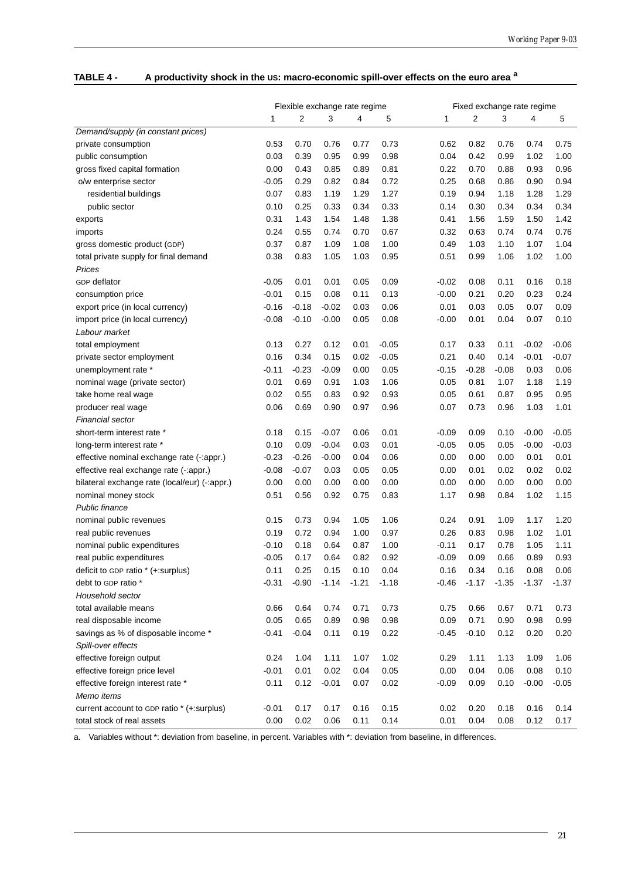**TABLE 4 - A productivity shock in the US: macro-economic spill-over effects on the euro area [a]**

| | Flexible exchange rate regime | | | | | Fixed exchange rate regime | | | | |
|---|---|---|---|---|---|---|---|---|---|---|
| | 1 | 2 | 3 | 4 | 5 | 1 | 2 | 3 | 4 | 5 |
| *Demand/supply (in constant prices)* | | | | | | | | | | |
| private consumption | 0.53 | 0.70 | 0.76 | 0.77 | 0.73 | 0.62 | 0.82 | 0.76 | 0.74 | 0.75 |
| public consumption | 0.03 | 0.39 | 0.95 | 0.99 | 0.98 | 0.04 | 0.42 | 0.99 | 1.02 | 1.00 |
| gross fixed capital formation | 0.00 | 0.43 | 0.85 | 0.89 | 0.81 | 0.22 | 0.70 | 0.88 | 0.93 | 0.96 |
| o/w enterprise sector | -0.05 | 0.29 | 0.82 | 0.84 | 0.72 | 0.25 | 0.68 | 0.86 | 0.90 | 0.94 |
| residential buildings | 0.07 | 0.83 | 1.19 | 1.29 | 1.27 | 0.19 | 0.94 | 1.18 | 1.28 | 1.29 |
| public sector | 0.10 | 0.25 | 0.33 | 0.34 | 0.33 | 0.14 | 0.30 | 0.34 | 0.34 | 0.34 |
| exports | 0.31 | 1.43 | 1.54 | 1.48 | 1.38 | 0.41 | 1.56 | 1.59 | 1.50 | 1.42 |
| imports | 0.24 | 0.55 | 0.74 | 0.70 | 0.67 | 0.32 | 0.63 | 0.74 | 0.74 | 0.76 |
| gross domestic product (GDP) | 0.37 | 0.87 | 1.09 | 1.08 | 1.00 | 0.49 | 1.03 | 1.10 | 1.07 | 1.04 |
| total private supply for final demand | 0.38 | 0.83 | 1.05 | 1.03 | 0.95 | 0.51 | 0.99 | 1.06 | 1.02 | 1.00 |
| *Prices* | | | | | | | | | | |
| GDP deflator | -0.05 | 0.01 | 0.01 | 0.05 | 0.09 | -0.02 | 0.08 | 0.11 | 0.16 | 0.18 |
| consumption price | -0.01 | 0.15 | 0.08 | 0.11 | 0.13 | -0.00 | 0.21 | 0.20 | 0.23 | 0.24 |
| export price (in local currency) | -0.16 | -0.18 | -0.02 | 0.03 | 0.06 | 0.01 | 0.03 | 0.05 | 0.07 | 0.09 |
| import price (in local currency) | -0.08 | -0.10 | -0.00 | 0.05 | 0.08 | -0.00 | 0.01 | 0.04 | 0.07 | 0.10 |
| *Labour market* | | | | | | | | | | |
| total employment | 0.13 | 0.27 | 0.12 | 0.01 | -0.05 | 0.17 | 0.33 | 0.11 | -0.02 | -0.06 |
| private sector employment | 0.16 | 0.34 | 0.15 | 0.02 | -0.05 | 0.21 | 0.40 | 0.14 | -0.01 | -0.07 |
| unemployment rate * | -0.11 | -0.23 | -0.09 | 0.00 | 0.05 | -0.15 | -0.28 | -0.08 | 0.03 | 0.06 |
| nominal wage (private sector) | 0.01 | 0.69 | 0.91 | 1.03 | 1.06 | 0.05 | 0.81 | 1.07 | 1.18 | 1.19 |
| take home real wage | 0.02 | 0.55 | 0.83 | 0.92 | 0.93 | 0.05 | 0.61 | 0.87 | 0.95 | 0.95 |
| producer real wage | 0.06 | 0.69 | 0.90 | 0.97 | 0.96 | 0.07 | 0.73 | 0.96 | 1.03 | 1.01 |
| *Financial sector* | | | | | | | | | | |
| short-term interest rate * | 0.18 | 0.15 | -0.07 | 0.06 | 0.01 | -0.09 | 0.09 | 0.10 | -0.00 | -0.05 |
| long-term interest rate * | 0.10 | 0.09 | -0.04 | 0.03 | 0.01 | -0.05 | 0.05 | 0.05 | -0.00 | -0.03 |
| effective nominal exchange rate (-:appr.) | -0.23 | -0.26 | -0.00 | 0.04 | 0.06 | 0.00 | 0.00 | 0.00 | 0.01 | 0.01 |
| effective real exchange rate (-:appr.) | -0.08 | -0.07 | 0.03 | 0.05 | 0.05 | 0.00 | 0.01 | 0.02 | 0.02 | 0.02 |
| bilateral exchange rate (local/eur) (-:appr.) | 0.00 | 0.00 | 0.00 | 0.00 | 0.00 | 0.00 | 0.00 | 0.00 | 0.00 | 0.00 |
| nominal money stock | 0.51 | 0.56 | 0.92 | 0.75 | 0.83 | 1.17 | 0.98 | 0.84 | 1.02 | 1.15 |
| *Public finance* | | | | | | | | | | |
| nominal public revenues | 0.15 | 0.73 | 0.94 | 1.05 | 1.06 | 0.24 | 0.91 | 1.09 | 1.17 | 1.20 |
| real public revenues | 0.19 | 0.72 | 0.94 | 1.00 | 0.97 | 0.26 | 0.83 | 0.98 | 1.02 | 1.01 |
| nominal public expenditures | -0.10 | 0.18 | 0.64 | 0.87 | 1.00 | -0.11 | 0.17 | 0.78 | 1.05 | 1.11 |
| real public expenditures | -0.05 | 0.17 | 0.64 | 0.82 | 0.92 | -0.09 | 0.09 | 0.66 | 0.89 | 0.93 |
| deficit to GDP ratio * (+:surplus) | 0.11 | 0.25 | 0.15 | 0.10 | 0.04 | 0.16 | 0.34 | 0.16 | 0.08 | 0.06 |
| debt to GDP ratio * | -0.31 | -0.90 | -1.14 | -1.21 | -1.18 | -0.46 | -1.17 | -1.35 | -1.37 | -1.37 |
| *Household sector* | | | | | | | | | | |
| total available means | 0.66 | 0.64 | 0.74 | 0.71 | 0.73 | 0.75 | 0.66 | 0.67 | 0.71 | 0.73 |
| real disposable income | 0.05 | 0.65 | 0.89 | 0.98 | 0.98 | 0.09 | 0.71 | 0.90 | 0.98 | 0.99 |
| savings as % of disposable income * | -0.41 | -0.04 | 0.11 | 0.19 | 0.22 | -0.45 | -0.10 | 0.12 | 0.20 | 0.20 |
| *Spill-over effects* | | | | | | | | | | |
| effective foreign output | 0.24 | 1.04 | 1.11 | 1.07 | 1.02 | 0.29 | 1.11 | 1.13 | 1.09 | 1.06 |
| effective foreign price level | -0.01 | 0.01 | 0.02 | 0.04 | 0.05 | 0.00 | 0.04 | 0.06 | 0.08 | 0.10 |
| effective foreign interest rate * | 0.11 | 0.12 | -0.01 | 0.07 | 0.02 | -0.09 | 0.09 | 0.10 | -0.00 | -0.05 |
| *Memo items* | | | | | | | | | | |
| current account to GDP ratio * (+:surplus) | -0.01 | 0.17 | 0.17 | 0.16 | 0.15 | 0.02 | 0.20 | 0.18 | 0.16 | 0.14 |
| total stock of real assets | 0.00 | 0.02 | 0.06 | 0.11 | 0.14 | 0.01 | 0.04 | 0.08 | 0.12 | 0.17 |

a. Variables without *: deviation from baseline, in percent. Variables with *: deviation from baseline, in differences.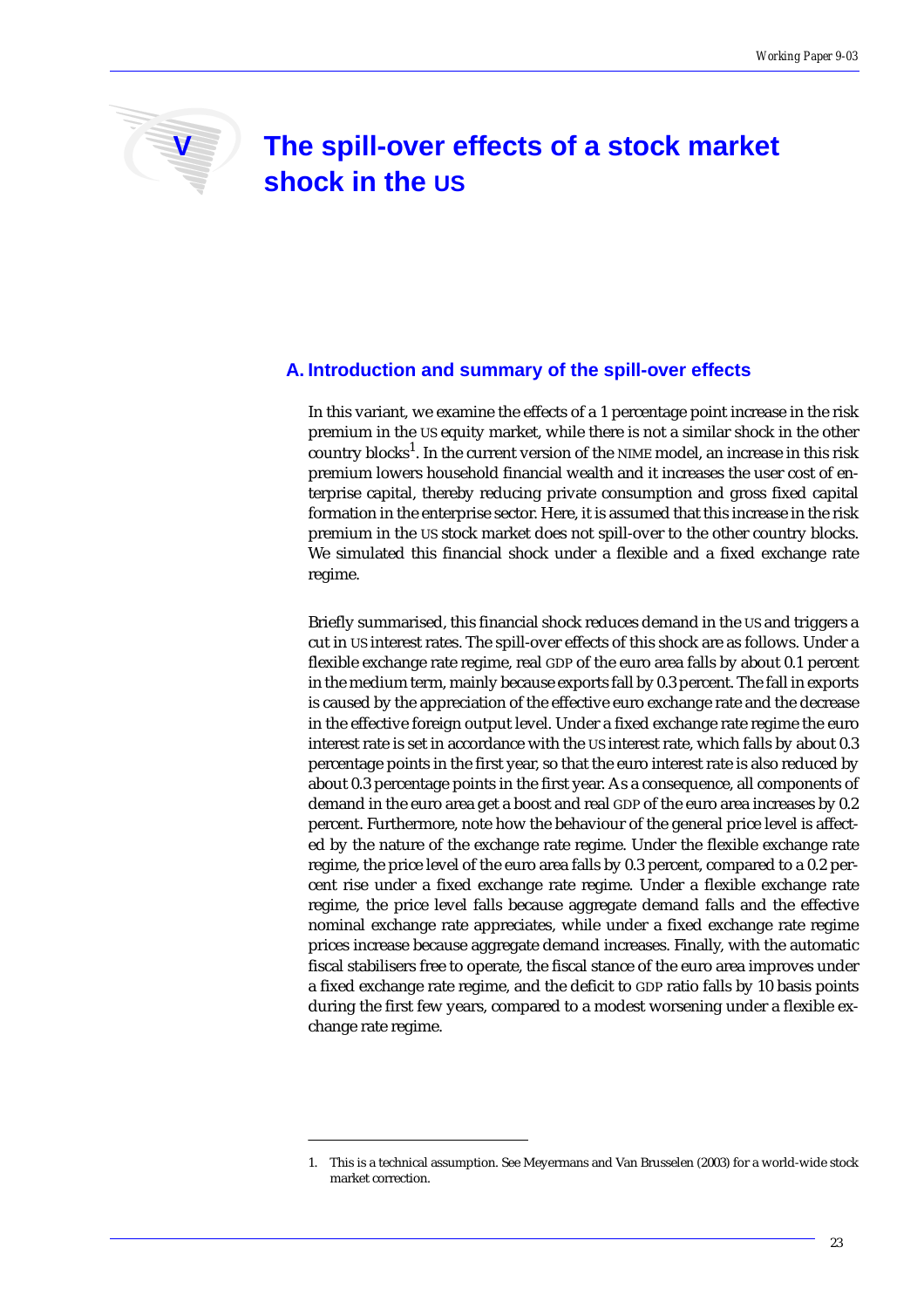# V The spill-over effects of a stock market shock in the US

## A. Introduction and summary of the spill-over effects

In this variant, we examine the effects of a 1 percentage point increase in the risk premium in the US equity market, while there is not a similar shock in the other country blocks[1]. In the current version of the NIME model, an increase in this risk premium lowers household financial wealth and it increases the user cost of enterprise capital, thereby reducing private consumption and gross fixed capital formation in the enterprise sector. Here, it is assumed that this increase in the risk premium in the US stock market does not spill-over to the other country blocks. We simulated this financial shock under a flexible and a fixed exchange rate regime.

Briefly summarised, this financial shock reduces demand in the US and triggers a cut in US interest rates. The spill-over effects of this shock are as follows. Under a flexible exchange rate regime, real GDP of the euro area falls by about 0.1 percent in the medium term, mainly because exports fall by 0.3 percent. The fall in exports is caused by the appreciation of the effective euro exchange rate and the decrease in the effective foreign output level. Under a fixed exchange rate regime the euro interest rate is set in accordance with the US interest rate, which falls by about 0.3 percentage points in the first year, so that the euro interest rate is also reduced by about 0.3 percentage points in the first year. As a consequence, all components of demand in the euro area get a boost and real GDP of the euro area increases by 0.2 percent. Furthermore, note how the behaviour of the general price level is affected by the nature of the exchange rate regime. Under the flexible exchange rate regime, the price level of the euro area falls by 0.3 percent, compared to a 0.2 percent rise under a fixed exchange rate regime. Under a flexible exchange rate regime, the price level falls because aggregate demand falls and the effective nominal exchange rate appreciates, while under a fixed exchange rate regime prices increase because aggregate demand increases. Finally, with the automatic fiscal stabilisers free to operate, the fiscal stance of the euro area improves under a fixed exchange rate regime, and the deficit to GDP ratio falls by 10 basis points during the first few years, compared to a modest worsening under a flexible exchange rate regime.

---

1. This is a technical assumption. See Meyermans and Van Brusselen (2003) for a world-wide stock market correction.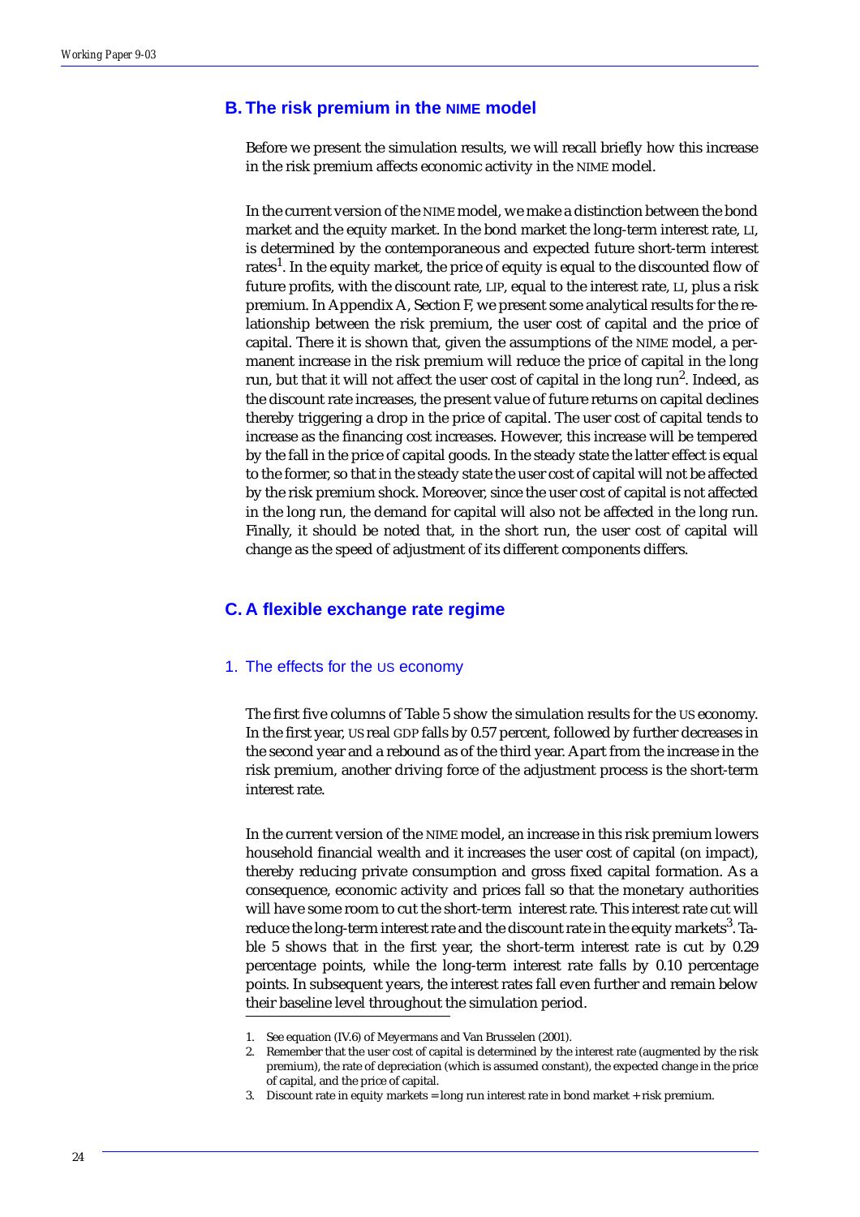## B. The risk premium in the NIME model

Before we present the simulation results, we will recall briefly how this increase in the risk premium affects economic activity in the NIME model.

In the current version of the NIME model, we make a distinction between the bond market and the equity market. In the bond market the long-term interest rate, LI, is determined by the contemporaneous and expected future short-term interest rates[1]. In the equity market, the price of equity is equal to the discounted flow of future profits, with the discount rate, LIP, equal to the interest rate, LI, plus a risk premium. In Appendix A, Section F, we present some analytical results for the relationship between the risk premium, the user cost of capital and the price of capital. There it is shown that, given the assumptions of the NIME model, a permanent increase in the risk premium will reduce the price of capital in the long run, but that it will not affect the user cost of capital in the long run[2]. Indeed, as the discount rate increases, the present value of future returns on capital declines thereby triggering a drop in the price of capital. The user cost of capital tends to increase as the financing cost increases. However, this increase will be tempered by the fall in the price of capital goods. In the steady state the latter effect is equal to the former, so that in the steady state the user cost of capital will not be affected by the risk premium shock. Moreover, since the user cost of capital is not affected in the long run, the demand for capital will also not be affected in the long run. Finally, it should be noted that, in the short run, the user cost of capital will change as the speed of adjustment of its different components differs.

## C. A flexible exchange rate regime

### 1. The effects for the US economy

The first five columns of Table 5 show the simulation results for the US economy. In the first year, US real GDP falls by 0.57 percent, followed by further decreases in the second year and a rebound as of the third year. Apart from the increase in the risk premium, another driving force of the adjustment process is the short-term interest rate.

In the current version of the NIME model, an increase in this risk premium lowers household financial wealth and it increases the user cost of capital (on impact), thereby reducing private consumption and gross fixed capital formation. As a consequence, economic activity and prices fall so that the monetary authorities will have some room to cut the short-term interest rate. This interest rate cut will reduce the long-term interest rate and the discount rate in the equity markets[3]. Table 5 shows that in the first year, the short-term interest rate is cut by 0.29 percentage points, while the long-term interest rate falls by 0.10 percentage points. In subsequent years, the interest rates fall even further and remain below their baseline level throughout the simulation period.

1. See equation (IV.6) of Meyermans and Van Brusselen (2001).
2. Remember that the user cost of capital is determined by the interest rate (augmented by the risk premium), the rate of depreciation (which is assumed constant), the expected change in the price of capital, and the price of capital.
3. Discount rate in equity markets = long run interest rate in bond market + risk premium.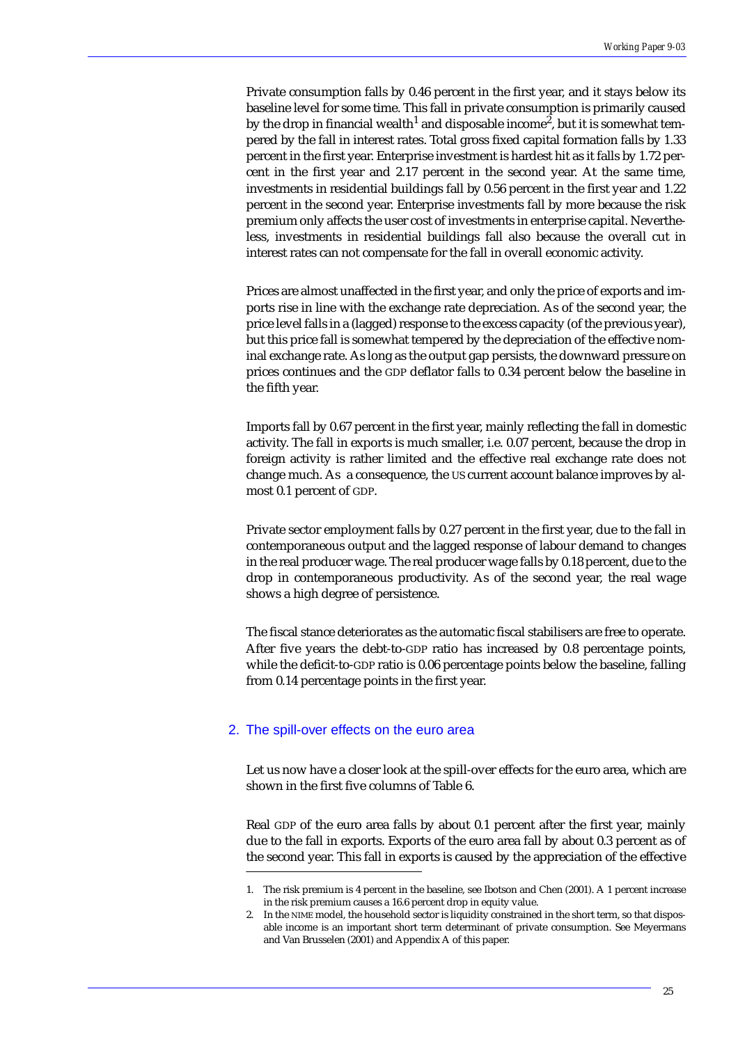Private consumption falls by 0.46 percent in the first year, and it stays below its baseline level for some time. This fall in private consumption is primarily caused by the drop in financial wealth[1] and disposable income[2], but it is somewhat tempered by the fall in interest rates. Total gross fixed capital formation falls by 1.33 percent in the first year. Enterprise investment is hardest hit as it falls by 1.72 percent in the first year and 2.17 percent in the second year. At the same time, investments in residential buildings fall by 0.56 percent in the first year and 1.22 percent in the second year. Enterprise investments fall by more because the risk premium only affects the user cost of investments in enterprise capital. Nevertheless, investments in residential buildings fall also because the overall cut in interest rates can not compensate for the fall in overall economic activity.

Prices are almost unaffected in the first year, and only the price of exports and imports rise in line with the exchange rate depreciation. As of the second year, the price level falls in a (lagged) response to the excess capacity (of the previous year), but this price fall is somewhat tempered by the depreciation of the effective nominal exchange rate. As long as the output gap persists, the downward pressure on prices continues and the GDP deflator falls to 0.34 percent below the baseline in the fifth year.

Imports fall by 0.67 percent in the first year, mainly reflecting the fall in domestic activity. The fall in exports is much smaller, i.e. 0.07 percent, because the drop in foreign activity is rather limited and the effective real exchange rate does not change much. As a consequence, the US current account balance improves by almost 0.1 percent of GDP.

Private sector employment falls by 0.27 percent in the first year, due to the fall in contemporaneous output and the lagged response of labour demand to changes in the real producer wage. The real producer wage falls by 0.18 percent, due to the drop in contemporaneous productivity. As of the second year, the real wage shows a high degree of persistence.

The fiscal stance deteriorates as the automatic fiscal stabilisers are free to operate. After five years the debt-to-GDP ratio has increased by 0.8 percentage points, while the deficit-to-GDP ratio is 0.06 percentage points below the baseline, falling from 0.14 percentage points in the first year.

## 2. The spill-over effects on the euro area

Let us now have a closer look at the spill-over effects for the euro area, which are shown in the first five columns of Table 6.

Real GDP of the euro area falls by about 0.1 percent after the first year, mainly due to the fall in exports. Exports of the euro area fall by about 0.3 percent as of the second year. This fall in exports is caused by the appreciation of the effective

1. The risk premium is 4 percent in the baseline, see Ibotson and Chen (2001). A 1 percent increase in the risk premium causes a 16.6 percent drop in equity value.
2. In the NIME model, the household sector is liquidity constrained in the short term, so that disposable income is an important short term determinant of private consumption. See Meyermans and Van Brusselen (2001) and Appendix A of this paper.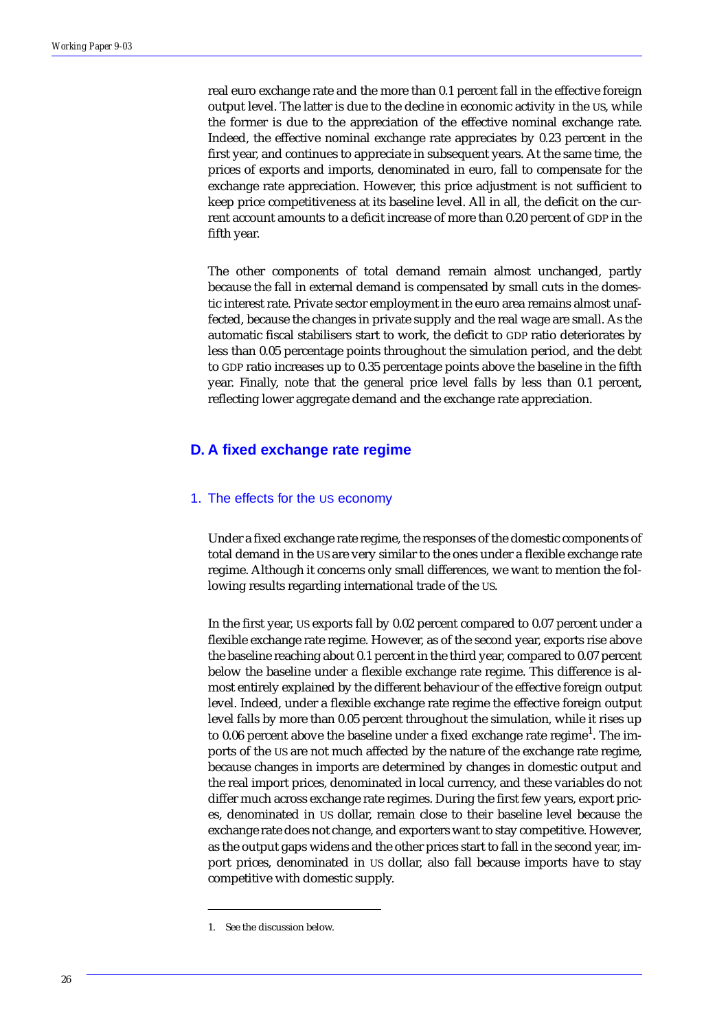real euro exchange rate and the more than 0.1 percent fall in the effective foreign output level. The latter is due to the decline in economic activity in the US, while the former is due to the appreciation of the effective nominal exchange rate. Indeed, the effective nominal exchange rate appreciates by 0.23 percent in the first year, and continues to appreciate in subsequent years. At the same time, the prices of exports and imports, denominated in euro, fall to compensate for the exchange rate appreciation. However, this price adjustment is not sufficient to keep price competitiveness at its baseline level. All in all, the deficit on the current account amounts to a deficit increase of more than 0.20 percent of GDP in the fifth year.

The other components of total demand remain almost unchanged, partly because the fall in external demand is compensated by small cuts in the domestic interest rate. Private sector employment in the euro area remains almost unaffected, because the changes in private supply and the real wage are small. As the automatic fiscal stabilisers start to work, the deficit to GDP ratio deteriorates by less than 0.05 percentage points throughout the simulation period, and the debt to GDP ratio increases up to 0.35 percentage points above the baseline in the fifth year. Finally, note that the general price level falls by less than 0.1 percent, reflecting lower aggregate demand and the exchange rate appreciation.

## D. A fixed exchange rate regime

### 1. The effects for the US economy

Under a fixed exchange rate regime, the responses of the domestic components of total demand in the US are very similar to the ones under a flexible exchange rate regime. Although it concerns only small differences, we want to mention the following results regarding international trade of the US.

In the first year, US exports fall by 0.02 percent compared to 0.07 percent under a flexible exchange rate regime. However, as of the second year, exports rise above the baseline reaching about 0.1 percent in the third year, compared to 0.07 percent below the baseline under a flexible exchange rate regime. This difference is almost entirely explained by the different behaviour of the effective foreign output level. Indeed, under a flexible exchange rate regime the effective foreign output level falls by more than 0.05 percent throughout the simulation, while it rises up to 0.06 percent above the baseline under a fixed exchange rate regime[1]. The imports of the US are not much affected by the nature of the exchange rate regime, because changes in imports are determined by changes in domestic output and the real import prices, denominated in local currency, and these variables do not differ much across exchange rate regimes. During the first few years, export prices, denominated in US dollar, remain close to their baseline level because the exchange rate does not change, and exporters want to stay competitive. However, as the output gaps widens and the other prices start to fall in the second year, import prices, denominated in US dollar, also fall because imports have to stay competitive with domestic supply.

1. See the discussion below.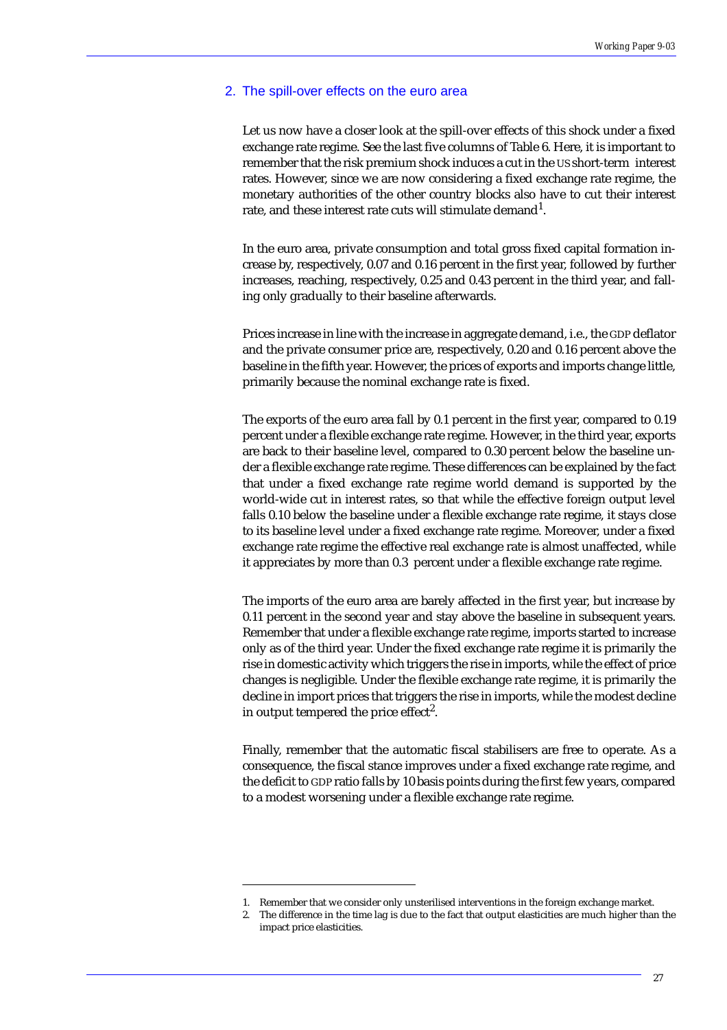## 2. The spill-over effects on the euro area

Let us now have a closer look at the spill-over effects of this shock under a fixed exchange rate regime. See the last five columns of Table 6. Here, it is important to remember that the risk premium shock induces a cut in the US short-term interest rates. However, since we are now considering a fixed exchange rate regime, the monetary authorities of the other country blocks also have to cut their interest rate, and these interest rate cuts will stimulate demand[1].

In the euro area, private consumption and total gross fixed capital formation increase by, respectively, 0.07 and 0.16 percent in the first year, followed by further increases, reaching, respectively, 0.25 and 0.43 percent in the third year, and falling only gradually to their baseline afterwards.

Prices increase in line with the increase in aggregate demand, i.e., the GDP deflator and the private consumer price are, respectively, 0.20 and 0.16 percent above the baseline in the fifth year. However, the prices of exports and imports change little, primarily because the nominal exchange rate is fixed.

The exports of the euro area fall by 0.1 percent in the first year, compared to 0.19 percent under a flexible exchange rate regime. However, in the third year, exports are back to their baseline level, compared to 0.30 percent below the baseline under a flexible exchange rate regime. These differences can be explained by the fact that under a fixed exchange rate regime world demand is supported by the world-wide cut in interest rates, so that while the effective foreign output level falls 0.10 below the baseline under a flexible exchange rate regime, it stays close to its baseline level under a fixed exchange rate regime. Moreover, under a fixed exchange rate regime the effective real exchange rate is almost unaffected, while it appreciates by more than 0.3 percent under a flexible exchange rate regime.

The imports of the euro area are barely affected in the first year, but increase by 0.11 percent in the second year and stay above the baseline in subsequent years. Remember that under a flexible exchange rate regime, imports started to increase only as of the third year. Under the fixed exchange rate regime it is primarily the rise in domestic activity which triggers the rise in imports, while the effect of price changes is negligible. Under the flexible exchange rate regime, it is primarily the decline in import prices that triggers the rise in imports, while the modest decline in output tempered the price effect[2].

Finally, remember that the automatic fiscal stabilisers are free to operate. As a consequence, the fiscal stance improves under a fixed exchange rate regime, and the deficit to GDP ratio falls by 10 basis points during the first few years, compared to a modest worsening under a flexible exchange rate regime.

---

1. Remember that we consider only unsterilised interventions in the foreign exchange market.
2. The difference in the time lag is due to the fact that output elasticities are much higher than the impact price elasticities.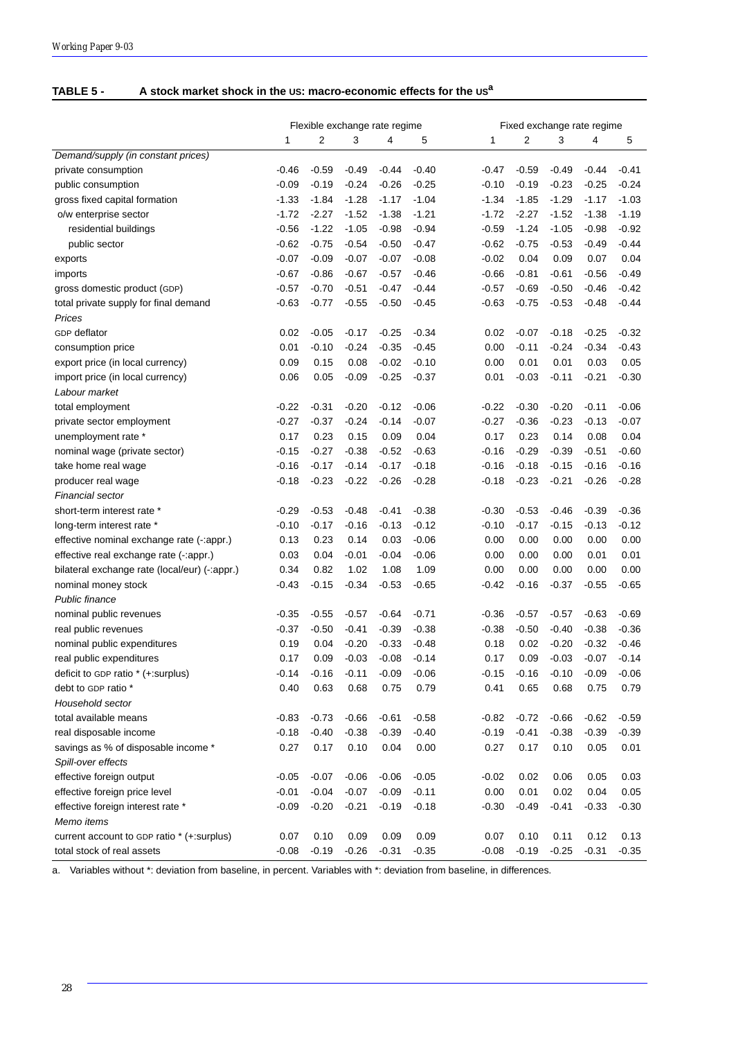**TABLE 5 - A stock market shock in the US: macro-economic effects for the US[a]**

| | Flexible exchange rate regime | | | | | Fixed exchange rate regime | | | | |
|---|---|---|---|---|---|---|---|---|---|---|
| | 1 | 2 | 3 | 4 | 5 | 1 | 2 | 3 | 4 | 5 |
| *Demand/supply (in constant prices)* | | | | | | | | | | |
| private consumption | -0.46 | -0.59 | -0.49 | -0.44 | -0.40 | -0.47 | -0.59 | -0.49 | -0.44 | -0.41 |
| public consumption | -0.09 | -0.19 | -0.24 | -0.26 | -0.25 | -0.10 | -0.19 | -0.23 | -0.25 | -0.24 |
| gross fixed capital formation | -1.33 | -1.84 | -1.28 | -1.17 | -1.04 | -1.34 | -1.85 | -1.29 | -1.17 | -1.03 |
| o/w enterprise sector | -1.72 | -2.27 | -1.52 | -1.38 | -1.21 | -1.72 | -2.27 | -1.52 | -1.38 | -1.19 |
| residential buildings | -0.56 | -1.22 | -1.05 | -0.98 | -0.94 | -0.59 | -1.24 | -1.05 | -0.98 | -0.92 |
| public sector | -0.62 | -0.75 | -0.54 | -0.50 | -0.47 | -0.62 | -0.75 | -0.53 | -0.49 | -0.44 |
| exports | -0.07 | -0.09 | -0.07 | -0.07 | -0.08 | -0.02 | 0.04 | 0.09 | 0.07 | 0.04 |
| imports | -0.67 | -0.86 | -0.67 | -0.57 | -0.46 | -0.66 | -0.81 | -0.61 | -0.56 | -0.49 |
| gross domestic product (GDP) | -0.57 | -0.70 | -0.51 | -0.47 | -0.44 | -0.57 | -0.69 | -0.50 | -0.46 | -0.42 |
| total private supply for final demand | -0.63 | -0.77 | -0.55 | -0.50 | -0.45 | -0.63 | -0.75 | -0.53 | -0.48 | -0.44 |
| *Prices* | | | | | | | | | | |
| GDP deflator | 0.02 | -0.05 | -0.17 | -0.25 | -0.34 | 0.02 | -0.07 | -0.18 | -0.25 | -0.32 |
| consumption price | 0.01 | -0.10 | -0.24 | -0.35 | -0.45 | 0.00 | -0.11 | -0.24 | -0.34 | -0.43 |
| export price (in local currency) | 0.09 | 0.15 | 0.08 | -0.02 | -0.10 | 0.00 | 0.01 | 0.01 | 0.03 | 0.05 |
| import price (in local currency) | 0.06 | 0.05 | -0.09 | -0.25 | -0.37 | 0.01 | -0.03 | -0.11 | -0.21 | -0.30 |
| *Labour market* | | | | | | | | | | |
| total employment | -0.22 | -0.31 | -0.20 | -0.12 | -0.06 | -0.22 | -0.30 | -0.20 | -0.11 | -0.06 |
| private sector employment | -0.27 | -0.37 | -0.24 | -0.14 | -0.07 | -0.27 | -0.36 | -0.23 | -0.13 | -0.07 |
| unemployment rate * | 0.17 | 0.23 | 0.15 | 0.09 | 0.04 | 0.17 | 0.23 | 0.14 | 0.08 | 0.04 |
| nominal wage (private sector) | -0.15 | -0.27 | -0.38 | -0.52 | -0.63 | -0.16 | -0.29 | -0.39 | -0.51 | -0.60 |
| take home real wage | -0.16 | -0.17 | -0.14 | -0.17 | -0.18 | -0.16 | -0.18 | -0.15 | -0.16 | -0.16 |
| producer real wage | -0.18 | -0.23 | -0.22 | -0.26 | -0.28 | -0.18 | -0.23 | -0.21 | -0.26 | -0.28 |
| *Financial sector* | | | | | | | | | | |
| short-term interest rate * | -0.29 | -0.53 | -0.48 | -0.41 | -0.38 | -0.30 | -0.53 | -0.46 | -0.39 | -0.36 |
| long-term interest rate * | -0.10 | -0.17 | -0.16 | -0.13 | -0.12 | -0.10 | -0.17 | -0.15 | -0.13 | -0.12 |
| effective nominal exchange rate (-:appr.) | 0.13 | 0.23 | 0.14 | 0.03 | -0.06 | 0.00 | 0.00 | 0.00 | 0.00 | 0.00 |
| effective real exchange rate (-:appr.) | 0.03 | 0.04 | -0.01 | -0.04 | -0.06 | 0.00 | 0.00 | 0.00 | 0.01 | 0.01 |
| bilateral exchange rate (local/eur) (-:appr.) | 0.34 | 0.82 | 1.02 | 1.08 | 1.09 | 0.00 | 0.00 | 0.00 | 0.00 | 0.00 |
| nominal money stock | -0.43 | -0.15 | -0.34 | -0.53 | -0.65 | -0.42 | -0.16 | -0.37 | -0.55 | -0.65 |
| *Public finance* | | | | | | | | | | |
| nominal public revenues | -0.35 | -0.55 | -0.57 | -0.64 | -0.71 | -0.36 | -0.57 | -0.57 | -0.63 | -0.69 |
| real public revenues | -0.37 | -0.50 | -0.41 | -0.39 | -0.38 | -0.38 | -0.50 | -0.40 | -0.38 | -0.36 |
| nominal public expenditures | 0.19 | 0.04 | -0.20 | -0.33 | -0.48 | 0.18 | 0.02 | -0.20 | -0.32 | -0.46 |
| real public expenditures | 0.17 | 0.09 | -0.03 | -0.08 | -0.14 | 0.17 | 0.09 | -0.03 | -0.07 | -0.14 |
| deficit to GDP ratio * (+:surplus) | -0.14 | -0.16 | -0.11 | -0.09 | -0.06 | -0.15 | -0.16 | -0.10 | -0.09 | -0.06 |
| debt to GDP ratio * | 0.40 | 0.63 | 0.68 | 0.75 | 0.79 | 0.41 | 0.65 | 0.68 | 0.75 | 0.79 |
| *Household sector* | | | | | | | | | | |
| total available means | -0.83 | -0.73 | -0.66 | -0.61 | -0.58 | -0.82 | -0.72 | -0.66 | -0.62 | -0.59 |
| real disposable income | -0.18 | -0.40 | -0.38 | -0.39 | -0.40 | -0.19 | -0.41 | -0.38 | -0.39 | -0.39 |
| savings as % of disposable income * | 0.27 | 0.17 | 0.10 | 0.04 | 0.00 | 0.27 | 0.17 | 0.10 | 0.05 | 0.01 |
| *Spill-over effects* | | | | | | | | | | |
| effective foreign output | -0.05 | -0.07 | -0.06 | -0.06 | -0.05 | -0.02 | 0.02 | 0.06 | 0.05 | 0.03 |
| effective foreign price level | -0.01 | -0.04 | -0.07 | -0.09 | -0.11 | 0.00 | 0.01 | 0.02 | 0.04 | 0.05 |
| effective foreign interest rate * | -0.09 | -0.20 | -0.21 | -0.19 | -0.18 | -0.30 | -0.49 | -0.41 | -0.33 | -0.30 |
| *Memo items* | | | | | | | | | | |
| current account to GDP ratio * (+:surplus) | 0.07 | 0.10 | 0.09 | 0.09 | 0.09 | 0.07 | 0.10 | 0.11 | 0.12 | 0.13 |
| total stock of real assets | -0.08 | -0.19 | -0.26 | -0.31 | -0.35 | -0.08 | -0.19 | -0.25 | -0.31 | -0.35 |

a. Variables without *: deviation from baseline, in percent. Variables with *: deviation from baseline, in differences.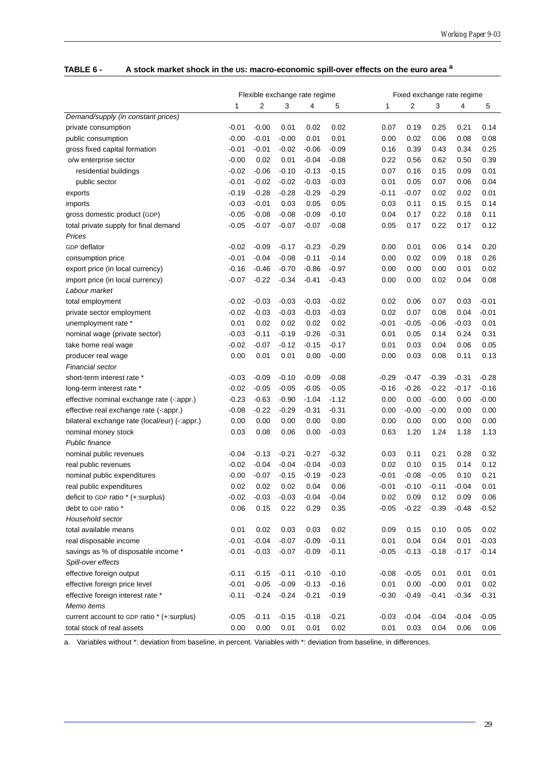**TABLE 6 - A stock market shock in the US: macro-economic spill-over effects on the euro area** [a]

| | Flexible exchange rate regime | | | | | Fixed exchange rate regime | | | | |
|---|---|---|---|---|---|---|---|---|---|---|
| | 1 | 2 | 3 | 4 | 5 | 1 | 2 | 3 | 4 | 5 |
| *Demand/supply (in constant prices)* | | | | | | | | | | |
| private consumption | -0.01 | -0.00 | 0.01 | 0.02 | 0.02 | 0.07 | 0.19 | 0.25 | 0.21 | 0.14 |
| public consumption | -0.00 | -0.01 | -0.00 | 0.01 | 0.01 | 0.00 | 0.02 | 0.06 | 0.08 | 0.08 |
| gross fixed capital formation | -0.01 | -0.01 | -0.02 | -0.06 | -0.09 | 0.16 | 0.39 | 0.43 | 0.34 | 0.25 |
| o/w enterprise sector | -0.00 | 0.02 | 0.01 | -0.04 | -0.08 | 0.22 | 0.56 | 0.62 | 0.50 | 0.39 |
| residential buildings | -0.02 | -0.06 | -0.10 | -0.13 | -0.15 | 0.07 | 0.16 | 0.15 | 0.09 | 0.01 |
| public sector | -0.01 | -0.02 | -0.02 | -0.03 | -0.03 | 0.01 | 0.05 | 0.07 | 0.06 | 0.04 |
| exports | -0.19 | -0.28 | -0.28 | -0.29 | -0.29 | -0.11 | -0.07 | 0.02 | 0.02 | 0.01 |
| imports | -0.03 | -0.01 | 0.03 | 0.05 | 0.05 | 0.03 | 0.11 | 0.15 | 0.15 | 0.14 |
| gross domestic product (GDP) | -0.05 | -0.08 | -0.08 | -0.09 | -0.10 | 0.04 | 0.17 | 0.22 | 0.18 | 0.11 |
| total private supply for final demand | -0.05 | -0.07 | -0.07 | -0.07 | -0.08 | 0.05 | 0.17 | 0.22 | 0.17 | 0.12 |
| *Prices* | | | | | | | | | | |
| GDP deflator | -0.02 | -0.09 | -0.17 | -0.23 | -0.29 | 0.00 | 0.01 | 0.06 | 0.14 | 0.20 |
| consumption price | -0.01 | -0.04 | -0.08 | -0.11 | -0.14 | 0.00 | 0.02 | 0.09 | 0.18 | 0.26 |
| export price (in local currency) | -0.16 | -0.46 | -0.70 | -0.86 | -0.97 | 0.00 | 0.00 | 0.00 | 0.01 | 0.02 |
| import price (in local currency) | -0.07 | -0.22 | -0.34 | -0.41 | -0.43 | 0.00 | 0.00 | 0.02 | 0.04 | 0.08 |
| *Labour market* | | | | | | | | | | |
| total employment | -0.02 | -0.03 | -0.03 | -0.03 | -0.02 | 0.02 | 0.06 | 0.07 | 0.03 | -0.01 |
| private sector employment | -0.02 | -0.03 | -0.03 | -0.03 | -0.03 | 0.02 | 0.07 | 0.08 | 0.04 | -0.01 |
| unemployment rate * | 0.01 | 0.02 | 0.02 | 0.02 | 0.02 | -0.01 | -0.05 | -0.06 | -0.03 | 0.01 |
| nominal wage (private sector) | -0.03 | -0.11 | -0.19 | -0.26 | -0.31 | 0.01 | 0.05 | 0.14 | 0.24 | 0.31 |
| take home real wage | -0.02 | -0.07 | -0.12 | -0.15 | -0.17 | 0.01 | 0.03 | 0.04 | 0.06 | 0.05 |
| producer real wage | 0.00 | 0.01 | 0.01 | 0.00 | -0.00 | 0.00 | 0.03 | 0.08 | 0.11 | 0.13 |
| *Financial sector* | | | | | | | | | | |
| short-term interest rate * | -0.03 | -0.09 | -0.10 | -0.09 | -0.08 | -0.29 | -0.47 | -0.39 | -0.31 | -0.28 |
| long-term interest rate * | -0.02 | -0.05 | -0.05 | -0.05 | -0.05 | -0.16 | -0.26 | -0.22 | -0.17 | -0.16 |
| effective nominal exchange rate (-:appr.) | -0.23 | -0.63 | -0.90 | -1.04 | -1.12 | 0.00 | 0.00 | -0.00 | 0.00 | -0.00 |
| effective real exchange rate (-:appr.) | -0.08 | -0.22 | -0.29 | -0.31 | -0.31 | 0.00 | -0.00 | -0.00 | 0.00 | 0.00 |
| bilateral exchange rate (local/eur) (-:appr.) | 0.00 | 0.00 | 0.00 | 0.00 | 0.00 | 0.00 | 0.00 | 0.00 | 0.00 | 0.00 |
| nominal money stock | 0.03 | 0.08 | 0.06 | 0.00 | -0.03 | 0.63 | 1.20 | 1.24 | 1.18 | 1.13 |
| *Public finance* | | | | | | | | | | |
| nominal public revenues | -0.04 | -0.13 | -0.21 | -0.27 | -0.32 | 0.03 | 0.11 | 0.21 | 0.28 | 0.32 |
| real public revenues | -0.02 | -0.04 | -0.04 | -0.04 | -0.03 | 0.02 | 0.10 | 0.15 | 0.14 | 0.12 |
| nominal public expenditures | -0.00 | -0.07 | -0.15 | -0.19 | -0.23 | -0.01 | -0.08 | -0.05 | 0.10 | 0.21 |
| real public expenditures | 0.02 | 0.02 | 0.02 | 0.04 | 0.06 | -0.01 | -0.10 | -0.11 | -0.04 | 0.01 |
| deficit to GDP ratio * (+:surplus) | -0.02 | -0.03 | -0.03 | -0.04 | -0.04 | 0.02 | 0.09 | 0.12 | 0.09 | 0.06 |
| debt to GDP ratio * | 0.06 | 0.15 | 0.22 | 0.29 | 0.35 | -0.05 | -0.22 | -0.39 | -0.48 | -0.52 |
| *Household sector* | | | | | | | | | | |
| total available means | 0.01 | 0.02 | 0.03 | 0.03 | 0.02 | 0.09 | 0.15 | 0.10 | 0.05 | 0.02 |
| real disposable income | -0.01 | -0.04 | -0.07 | -0.09 | -0.11 | 0.01 | 0.04 | 0.04 | 0.01 | -0.03 |
| savings as % of disposable income * | -0.01 | -0.03 | -0.07 | -0.09 | -0.11 | -0.05 | -0.13 | -0.18 | -0.17 | -0.14 |
| *Spill-over effects* | | | | | | | | | | |
| effective foreign output | -0.11 | -0.15 | -0.11 | -0.10 | -0.10 | -0.08 | -0.05 | 0.01 | 0.01 | 0.01 |
| effective foreign price level | -0.01 | -0.05 | -0.09 | -0.13 | -0.16 | 0.01 | 0.00 | -0.00 | 0.01 | 0.02 |
| effective foreign interest rate * | -0.11 | -0.24 | -0.24 | -0.21 | -0.19 | -0.30 | -0.49 | -0.41 | -0.34 | -0.31 |
| *Memo items* | | | | | | | | | | |
| current account to GDP ratio * (+:surplus) | -0.05 | -0.11 | -0.15 | -0.18 | -0.21 | -0.03 | -0.04 | -0.04 | -0.04 | -0.05 |
| total stock of real assets | 0.00 | 0.00 | 0.01 | 0.01 | 0.02 | 0.01 | 0.03 | 0.04 | 0.06 | 0.06 |

a. Variables without *: deviation from baseline, in percent. Variables with *: deviation from baseline, in differences.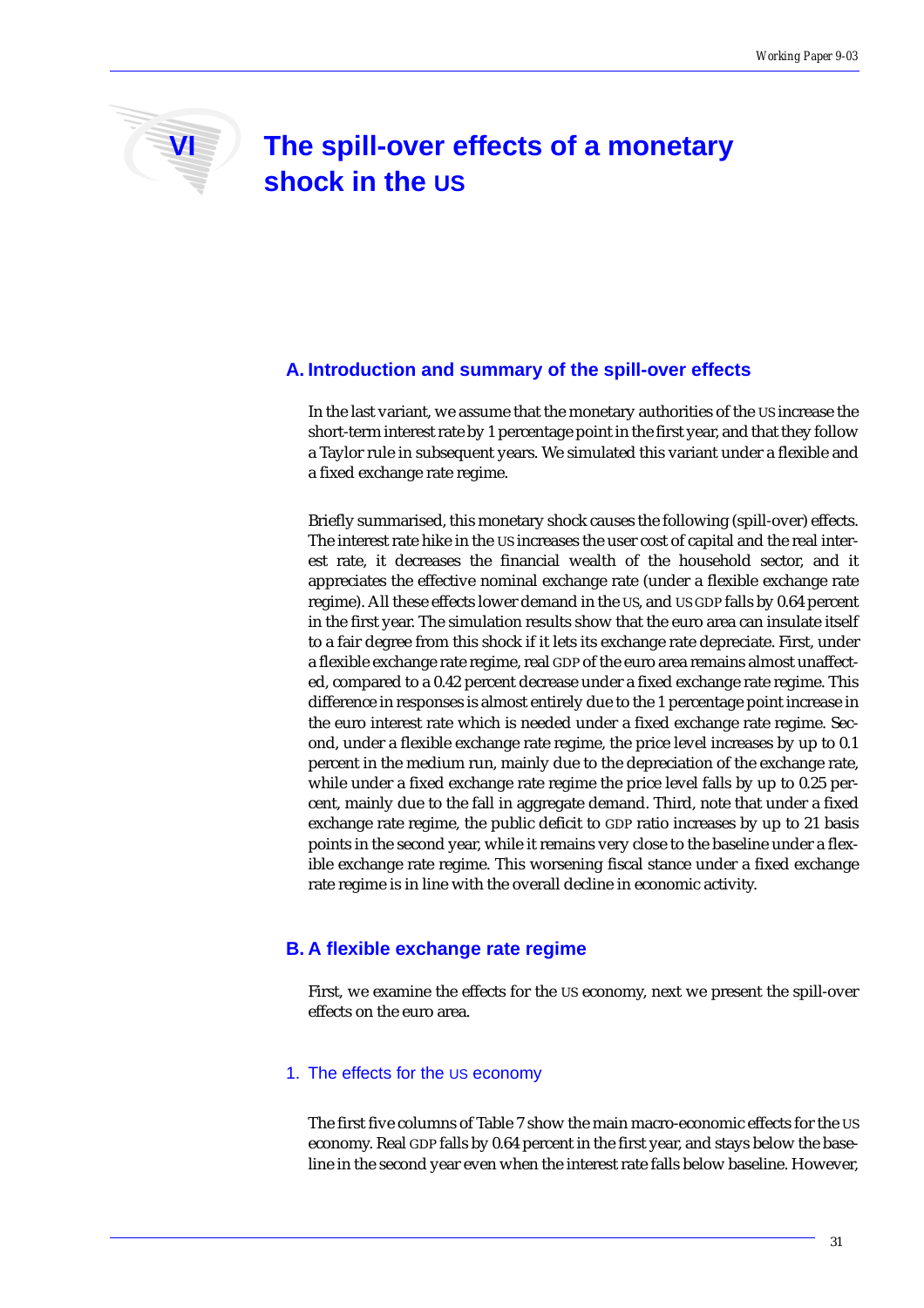# VI The spill-over effects of a monetary shock in the US

## A. Introduction and summary of the spill-over effects

In the last variant, we assume that the monetary authorities of the US increase the short-term interest rate by 1 percentage point in the first year, and that they follow a Taylor rule in subsequent years. We simulated this variant under a flexible and a fixed exchange rate regime.

Briefly summarised, this monetary shock causes the following (spill-over) effects. The interest rate hike in the US increases the user cost of capital and the real interest rate, it decreases the financial wealth of the household sector, and it appreciates the effective nominal exchange rate (under a flexible exchange rate regime). All these effects lower demand in the US, and US GDP falls by 0.64 percent in the first year. The simulation results show that the euro area can insulate itself to a fair degree from this shock if it lets its exchange rate depreciate. First, under a flexible exchange rate regime, real GDP of the euro area remains almost unaffected, compared to a 0.42 percent decrease under a fixed exchange rate regime. This difference in responses is almost entirely due to the 1 percentage point increase in the euro interest rate which is needed under a fixed exchange rate regime. Second, under a flexible exchange rate regime, the price level increases by up to 0.1 percent in the medium run, mainly due to the depreciation of the exchange rate, while under a fixed exchange rate regime the price level falls by up to 0.25 percent, mainly due to the fall in aggregate demand. Third, note that under a fixed exchange rate regime, the public deficit to GDP ratio increases by up to 21 basis points in the second year, while it remains very close to the baseline under a flexible exchange rate regime. This worsening fiscal stance under a fixed exchange rate regime is in line with the overall decline in economic activity.

## B. A flexible exchange rate regime

First, we examine the effects for the US economy, next we present the spill-over effects on the euro area.

### 1. The effects for the US economy

The first five columns of Table 7 show the main macro-economic effects for the US economy. Real GDP falls by 0.64 percent in the first year, and stays below the baseline in the second year even when the interest rate falls below baseline. However,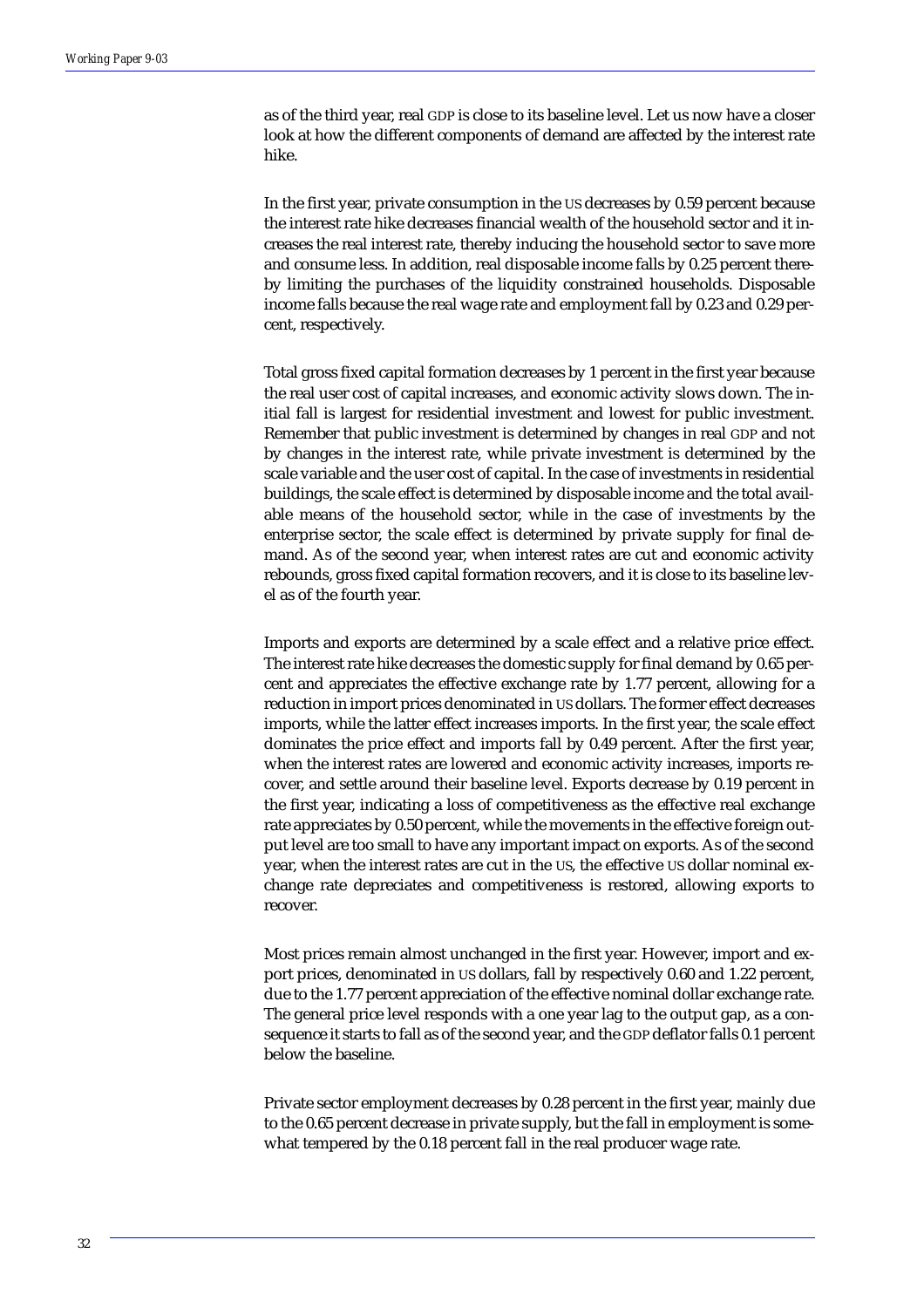as of the third year, real GDP is close to its baseline level. Let us now have a closer look at how the different components of demand are affected by the interest rate hike.

In the first year, private consumption in the US decreases by 0.59 percent because the interest rate hike decreases financial wealth of the household sector and it increases the real interest rate, thereby inducing the household sector to save more and consume less. In addition, real disposable income falls by 0.25 percent thereby limiting the purchases of the liquidity constrained households. Disposable income falls because the real wage rate and employment fall by 0.23 and 0.29 percent, respectively.

Total gross fixed capital formation decreases by 1 percent in the first year because the real user cost of capital increases, and economic activity slows down. The initial fall is largest for residential investment and lowest for public investment. Remember that public investment is determined by changes in real GDP and not by changes in the interest rate, while private investment is determined by the scale variable and the user cost of capital. In the case of investments in residential buildings, the scale effect is determined by disposable income and the total available means of the household sector, while in the case of investments by the enterprise sector, the scale effect is determined by private supply for final demand. As of the second year, when interest rates are cut and economic activity rebounds, gross fixed capital formation recovers, and it is close to its baseline level as of the fourth year.

Imports and exports are determined by a scale effect and a relative price effect. The interest rate hike decreases the domestic supply for final demand by 0.65 percent and appreciates the effective exchange rate by 1.77 percent, allowing for a reduction in import prices denominated in US dollars. The former effect decreases imports, while the latter effect increases imports. In the first year, the scale effect dominates the price effect and imports fall by 0.49 percent. After the first year, when the interest rates are lowered and economic activity increases, imports recover, and settle around their baseline level. Exports decrease by 0.19 percent in the first year, indicating a loss of competitiveness as the effective real exchange rate appreciates by 0.50 percent, while the movements in the effective foreign output level are too small to have any important impact on exports. As of the second year, when the interest rates are cut in the US, the effective US dollar nominal exchange rate depreciates and competitiveness is restored, allowing exports to recover.

Most prices remain almost unchanged in the first year. However, import and export prices, denominated in US dollars, fall by respectively 0.60 and 1.22 percent, due to the 1.77 percent appreciation of the effective nominal dollar exchange rate. The general price level responds with a one year lag to the output gap, as a consequence it starts to fall as of the second year, and the GDP deflator falls 0.1 percent below the baseline.

Private sector employment decreases by 0.28 percent in the first year, mainly due to the 0.65 percent decrease in private supply, but the fall in employment is somewhat tempered by the 0.18 percent fall in the real producer wage rate.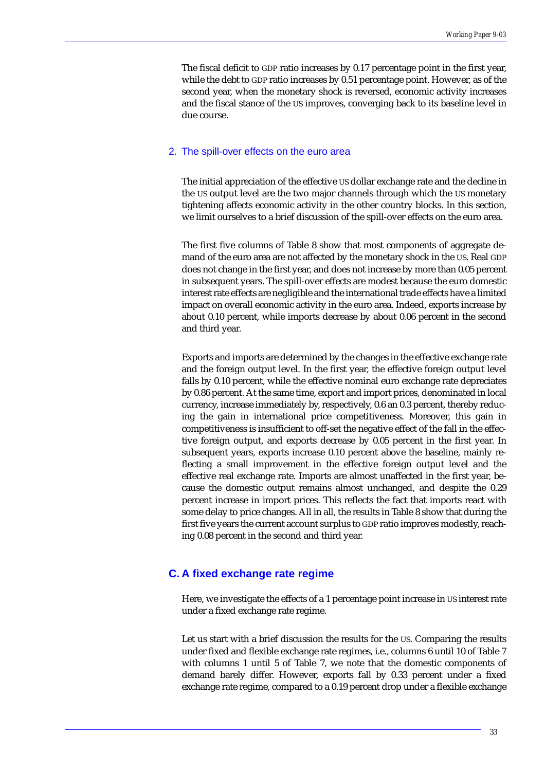The fiscal deficit to GDP ratio increases by 0.17 percentage point in the first year, while the debt to GDP ratio increases by 0.51 percentage point. However, as of the second year, when the monetary shock is reversed, economic activity increases and the fiscal stance of the US improves, converging back to its baseline level in due course.

### 2. The spill-over effects on the euro area

The initial appreciation of the effective US dollar exchange rate and the decline in the US output level are the two major channels through which the US monetary tightening affects economic activity in the other country blocks. In this section, we limit ourselves to a brief discussion of the spill-over effects on the euro area.

The first five columns of Table 8 show that most components of aggregate demand of the euro area are not affected by the monetary shock in the US. Real GDP does not change in the first year, and does not increase by more than 0.05 percent in subsequent years. The spill-over effects are modest because the euro domestic interest rate effects are negligible and the international trade effects have a limited impact on overall economic activity in the euro area. Indeed, exports increase by about 0.10 percent, while imports decrease by about 0.06 percent in the second and third year.

Exports and imports are determined by the changes in the effective exchange rate and the foreign output level. In the first year, the effective foreign output level falls by 0.10 percent, while the effective nominal euro exchange rate depreciates by 0.86 percent. At the same time, export and import prices, denominated in local currency, increase immediately by, respectively, 0.6 an 0.3 percent, thereby reducing the gain in international price competitiveness. Moreover, this gain in competitiveness is insufficient to off-set the negative effect of the fall in the effective foreign output, and exports decrease by 0.05 percent in the first year. In subsequent years, exports increase 0.10 percent above the baseline, mainly reflecting a small improvement in the effective foreign output level and the effective real exchange rate. Imports are almost unaffected in the first year, because the domestic output remains almost unchanged, and despite the 0.29 percent increase in import prices. This reflects the fact that imports react with some delay to price changes. All in all, the results in Table 8 show that during the first five years the current account surplus to GDP ratio improves modestly, reaching 0.08 percent in the second and third year.

## C. A fixed exchange rate regime

Here, we investigate the effects of a 1 percentage point increase in US interest rate under a fixed exchange rate regime.

Let us start with a brief discussion the results for the US. Comparing the results under fixed and flexible exchange rate regimes, i.e., columns 6 until 10 of Table 7 with columns 1 until 5 of Table 7, we note that the domestic components of demand barely differ. However, exports fall by 0.33 percent under a fixed exchange rate regime, compared to a 0.19 percent drop under a flexible exchange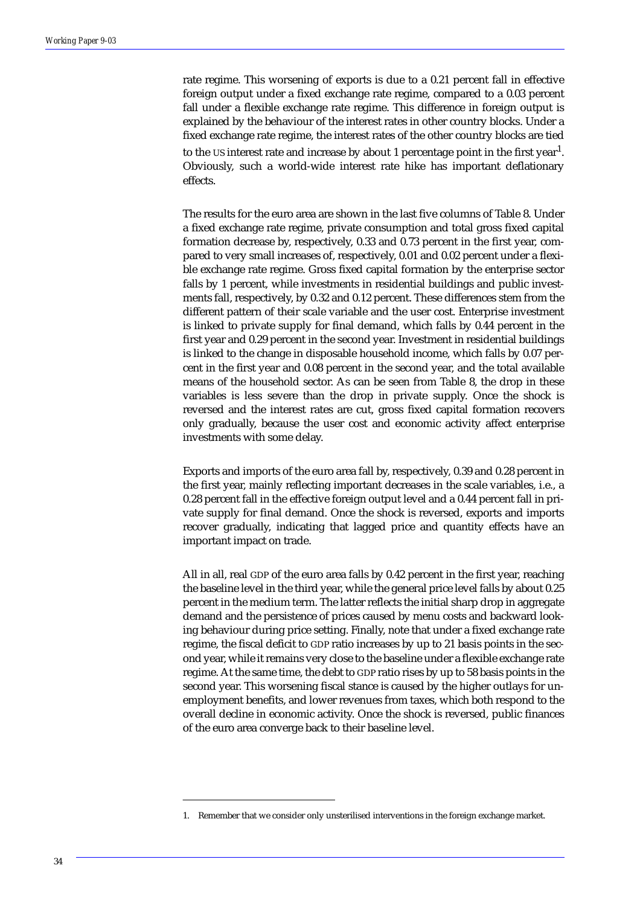rate regime. This worsening of exports is due to a 0.21 percent fall in effective foreign output under a fixed exchange rate regime, compared to a 0.03 percent fall under a flexible exchange rate regime. This difference in foreign output is explained by the behaviour of the interest rates in other country blocks. Under a fixed exchange rate regime, the interest rates of the other country blocks are tied to the US interest rate and increase by about 1 percentage point in the first year[1]. Obviously, such a world-wide interest rate hike has important deflationary effects.

The results for the euro area are shown in the last five columns of Table 8. Under a fixed exchange rate regime, private consumption and total gross fixed capital formation decrease by, respectively, 0.33 and 0.73 percent in the first year, compared to very small increases of, respectively, 0.01 and 0.02 percent under a flexible exchange rate regime. Gross fixed capital formation by the enterprise sector falls by 1 percent, while investments in residential buildings and public investments fall, respectively, by 0.32 and 0.12 percent. These differences stem from the different pattern of their scale variable and the user cost. Enterprise investment is linked to private supply for final demand, which falls by 0.44 percent in the first year and 0.29 percent in the second year. Investment in residential buildings is linked to the change in disposable household income, which falls by 0.07 percent in the first year and 0.08 percent in the second year, and the total available means of the household sector. As can be seen from Table 8, the drop in these variables is less severe than the drop in private supply. Once the shock is reversed and the interest rates are cut, gross fixed capital formation recovers only gradually, because the user cost and economic activity affect enterprise investments with some delay.

Exports and imports of the euro area fall by, respectively, 0.39 and 0.28 percent in the first year, mainly reflecting important decreases in the scale variables, i.e., a 0.28 percent fall in the effective foreign output level and a 0.44 percent fall in private supply for final demand. Once the shock is reversed, exports and imports recover gradually, indicating that lagged price and quantity effects have an important impact on trade.

All in all, real GDP of the euro area falls by 0.42 percent in the first year, reaching the baseline level in the third year, while the general price level falls by about 0.25 percent in the medium term. The latter reflects the initial sharp drop in aggregate demand and the persistence of prices caused by menu costs and backward looking behaviour during price setting. Finally, note that under a fixed exchange rate regime, the fiscal deficit to GDP ratio increases by up to 21 basis points in the second year, while it remains very close to the baseline under a flexible exchange rate regime. At the same time, the debt to GDP ratio rises by up to 58 basis points in the second year. This worsening fiscal stance is caused by the higher outlays for unemployment benefits, and lower revenues from taxes, which both respond to the overall decline in economic activity. Once the shock is reversed, public finances of the euro area converge back to their baseline level.

1. Remember that we consider only unsterilised interventions in the foreign exchange market.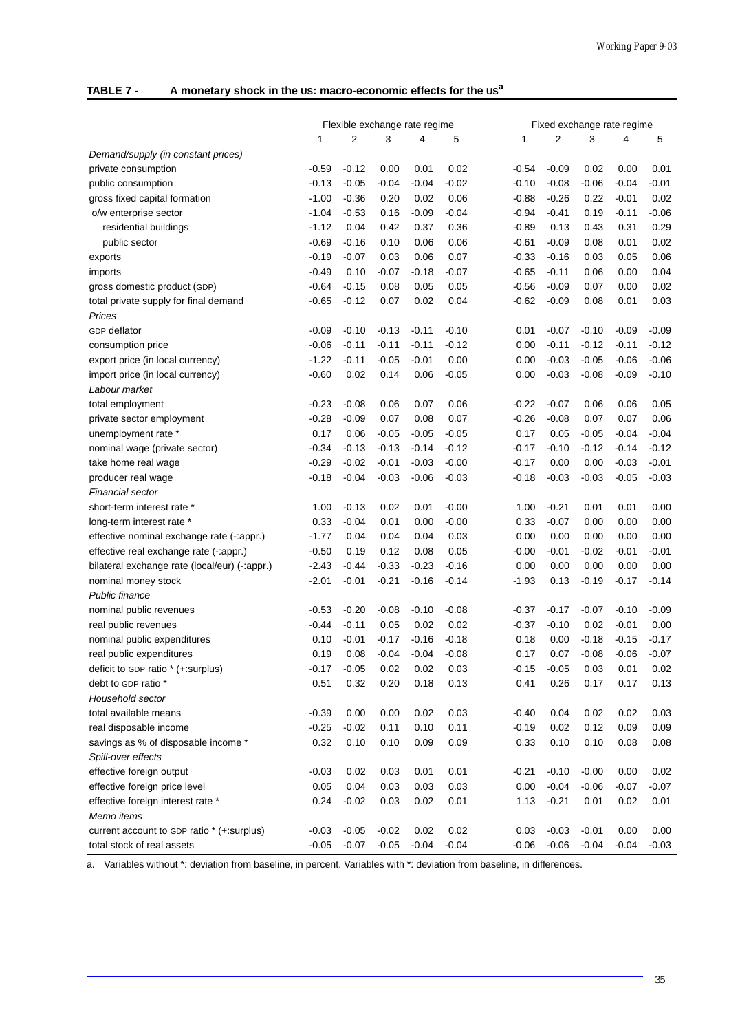**TABLE 7 - A monetary shock in the US: macro-economic effects for the US[a]**

| | Flexible exchange rate regime | | | | | Fixed exchange rate regime | | | | |
|---|---|---|---|---|---|---|---|---|---|---|
| | 1 | 2 | 3 | 4 | 5 | 1 | 2 | 3 | 4 | 5 |
| *Demand/supply (in constant prices)* | | | | | | | | | | |
| private consumption | -0.59 | -0.12 | 0.00 | 0.01 | 0.02 | -0.54 | -0.09 | 0.02 | 0.00 | 0.01 |
| public consumption | -0.13 | -0.05 | -0.04 | -0.04 | -0.02 | -0.10 | -0.08 | -0.06 | -0.04 | -0.01 |
| gross fixed capital formation | -1.00 | -0.36 | 0.20 | 0.02 | 0.06 | -0.88 | -0.26 | 0.22 | -0.01 | 0.02 |
| o/w enterprise sector | -1.04 | -0.53 | 0.16 | -0.09 | -0.04 | -0.94 | -0.41 | 0.19 | -0.11 | -0.06 |
| residential buildings | -1.12 | 0.04 | 0.42 | 0.37 | 0.36 | -0.89 | 0.13 | 0.43 | 0.31 | 0.29 |
| public sector | -0.69 | -0.16 | 0.10 | 0.06 | 0.06 | -0.61 | -0.09 | 0.08 | 0.01 | 0.02 |
| exports | -0.19 | -0.07 | 0.03 | 0.06 | 0.07 | -0.33 | -0.16 | 0.03 | 0.05 | 0.06 |
| imports | -0.49 | 0.10 | -0.07 | -0.18 | -0.07 | -0.65 | -0.11 | 0.06 | 0.00 | 0.04 |
| gross domestic product (GDP) | -0.64 | -0.15 | 0.08 | 0.05 | 0.05 | -0.56 | -0.09 | 0.07 | 0.00 | 0.02 |
| total private supply for final demand | -0.65 | -0.12 | 0.07 | 0.02 | 0.04 | -0.62 | -0.09 | 0.08 | 0.01 | 0.03 |
| *Prices* | | | | | | | | | | |
| GDP deflator | -0.09 | -0.10 | -0.13 | -0.11 | -0.10 | 0.01 | -0.07 | -0.10 | -0.09 | -0.09 |
| consumption price | -0.06 | -0.11 | -0.11 | -0.11 | -0.12 | 0.00 | -0.11 | -0.12 | -0.11 | -0.12 |
| export price (in local currency) | -1.22 | -0.11 | -0.05 | -0.01 | 0.00 | 0.00 | -0.03 | -0.05 | -0.06 | -0.06 |
| import price (in local currency) | -0.60 | 0.02 | 0.14 | 0.06 | -0.05 | 0.00 | -0.03 | -0.08 | -0.09 | -0.10 |
| *Labour market* | | | | | | | | | | |
| total employment | -0.23 | -0.08 | 0.06 | 0.07 | 0.06 | -0.22 | -0.07 | 0.06 | 0.06 | 0.05 |
| private sector employment | -0.28 | -0.09 | 0.07 | 0.08 | 0.07 | -0.26 | -0.08 | 0.07 | 0.07 | 0.06 |
| unemployment rate * | 0.17 | 0.06 | -0.05 | -0.05 | -0.05 | 0.17 | 0.05 | -0.05 | -0.04 | -0.04 |
| nominal wage (private sector) | -0.34 | -0.13 | -0.13 | -0.14 | -0.12 | -0.17 | -0.10 | -0.12 | -0.14 | -0.12 |
| take home real wage | -0.29 | -0.02 | -0.01 | -0.03 | -0.00 | -0.17 | 0.00 | 0.00 | -0.03 | -0.01 |
| producer real wage | -0.18 | -0.04 | -0.03 | -0.06 | -0.03 | -0.18 | -0.03 | -0.03 | -0.05 | -0.03 |
| *Financial sector* | | | | | | | | | | |
| short-term interest rate * | 1.00 | -0.13 | 0.02 | 0.01 | -0.00 | 1.00 | -0.21 | 0.01 | 0.01 | 0.00 |
| long-term interest rate * | 0.33 | -0.04 | 0.01 | 0.00 | -0.00 | 0.33 | -0.07 | 0.00 | 0.00 | 0.00 |
| effective nominal exchange rate (-:appr.) | -1.77 | 0.04 | 0.04 | 0.04 | 0.03 | 0.00 | 0.00 | 0.00 | 0.00 | 0.00 |
| effective real exchange rate (-:appr.) | -0.50 | 0.19 | 0.12 | 0.08 | 0.05 | -0.00 | -0.01 | -0.02 | -0.01 | -0.01 |
| bilateral exchange rate (local/eur) (-:appr.) | -2.43 | -0.44 | -0.33 | -0.23 | -0.16 | 0.00 | 0.00 | 0.00 | 0.00 | 0.00 |
| nominal money stock | -2.01 | -0.01 | -0.21 | -0.16 | -0.14 | -1.93 | 0.13 | -0.19 | -0.17 | -0.14 |
| *Public finance* | | | | | | | | | | |
| nominal public revenues | -0.53 | -0.20 | -0.08 | -0.10 | -0.08 | -0.37 | -0.17 | -0.07 | -0.10 | -0.09 |
| real public revenues | -0.44 | -0.11 | 0.05 | 0.02 | 0.02 | -0.37 | -0.10 | 0.02 | -0.01 | 0.00 |
| nominal public expenditures | 0.10 | -0.01 | -0.17 | -0.16 | -0.18 | 0.18 | 0.00 | -0.18 | -0.15 | -0.17 |
| real public expenditures | 0.19 | 0.08 | -0.04 | -0.04 | -0.08 | 0.17 | 0.07 | -0.08 | -0.06 | -0.07 |
| deficit to GDP ratio * (+:surplus) | -0.17 | -0.05 | 0.02 | 0.02 | 0.03 | -0.15 | -0.05 | 0.03 | 0.01 | 0.02 |
| debt to GDP ratio * | 0.51 | 0.32 | 0.20 | 0.18 | 0.13 | 0.41 | 0.26 | 0.17 | 0.17 | 0.13 |
| *Household sector* | | | | | | | | | | |
| total available means | -0.39 | 0.00 | 0.00 | 0.02 | 0.03 | -0.40 | 0.04 | 0.02 | 0.02 | 0.03 |
| real disposable income | -0.25 | -0.02 | 0.11 | 0.10 | 0.11 | -0.19 | 0.02 | 0.12 | 0.09 | 0.09 |
| savings as % of disposable income * | 0.32 | 0.10 | 0.10 | 0.09 | 0.09 | 0.33 | 0.10 | 0.10 | 0.08 | 0.08 |
| *Spill-over effects* | | | | | | | | | | |
| effective foreign output | -0.03 | 0.02 | 0.03 | 0.01 | 0.01 | -0.21 | -0.10 | -0.00 | 0.00 | 0.02 |
| effective foreign price level | 0.05 | 0.04 | 0.03 | 0.03 | 0.03 | 0.00 | -0.04 | -0.06 | -0.07 | -0.07 |
| effective foreign interest rate * | 0.24 | -0.02 | 0.03 | 0.02 | 0.01 | 1.13 | -0.21 | 0.01 | 0.02 | 0.01 |
| *Memo items* | | | | | | | | | | |
| current account to GDP ratio * (+:surplus) | -0.03 | -0.05 | -0.02 | 0.02 | 0.02 | 0.03 | -0.03 | -0.01 | 0.00 | 0.00 |
| total stock of real assets | -0.05 | -0.07 | -0.05 | -0.04 | -0.04 | -0.06 | -0.06 | -0.04 | -0.04 | -0.03 |

a. Variables without *: deviation from baseline, in percent. Variables with *: deviation from baseline, in differences.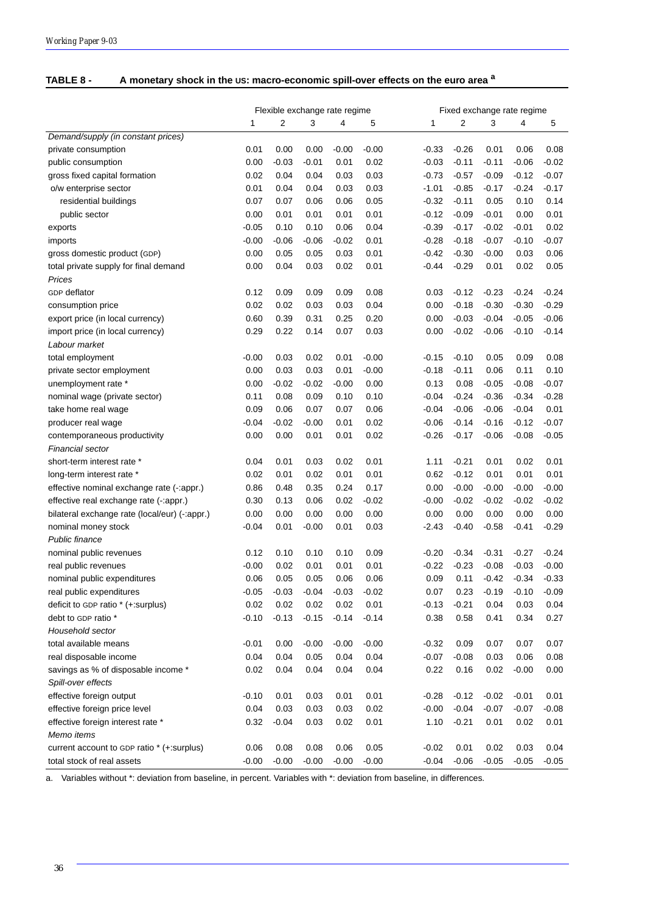**TABLE 8 - A monetary shock in the US: macro-economic spill-over effects on the euro area [a]**

| | Flexible exchange rate regime | | | | | Fixed exchange rate regime | | | | |
|---|---|---|---|---|---|---|---|---|---|---|
| | 1 | 2 | 3 | 4 | 5 | 1 | 2 | 3 | 4 | 5 |
| *Demand/supply (in constant prices)* | | | | | | | | | | |
| private consumption | 0.01 | 0.00 | 0.00 | -0.00 | -0.00 | -0.33 | -0.26 | 0.01 | 0.06 | 0.08 |
| public consumption | 0.00 | -0.03 | -0.01 | 0.01 | 0.02 | -0.03 | -0.11 | -0.11 | -0.06 | -0.02 |
| gross fixed capital formation | 0.02 | 0.04 | 0.04 | 0.03 | 0.03 | -0.73 | -0.57 | -0.09 | -0.12 | -0.07 |
| o/w enterprise sector | 0.01 | 0.04 | 0.04 | 0.03 | 0.03 | -1.01 | -0.85 | -0.17 | -0.24 | -0.17 |
| residential buildings | 0.07 | 0.07 | 0.06 | 0.06 | 0.05 | -0.32 | -0.11 | 0.05 | 0.10 | 0.14 |
| public sector | 0.00 | 0.01 | 0.01 | 0.01 | 0.01 | -0.12 | -0.09 | -0.01 | 0.00 | 0.01 |
| exports | -0.05 | 0.10 | 0.10 | 0.06 | 0.04 | -0.39 | -0.17 | -0.02 | -0.01 | 0.02 |
| imports | -0.00 | -0.06 | -0.06 | -0.02 | 0.01 | -0.28 | -0.18 | -0.07 | -0.10 | -0.07 |
| gross domestic product (GDP) | 0.00 | 0.05 | 0.05 | 0.03 | 0.01 | -0.42 | -0.30 | -0.00 | 0.03 | 0.06 |
| total private supply for final demand | 0.00 | 0.04 | 0.03 | 0.02 | 0.01 | -0.44 | -0.29 | 0.01 | 0.02 | 0.05 |
| *Prices* | | | | | | | | | | |
| GDP deflator | 0.12 | 0.09 | 0.09 | 0.09 | 0.08 | 0.03 | -0.12 | -0.23 | -0.24 | -0.24 |
| consumption price | 0.02 | 0.02 | 0.03 | 0.03 | 0.04 | 0.00 | -0.18 | -0.30 | -0.30 | -0.29 |
| export price (in local currency) | 0.60 | 0.39 | 0.31 | 0.25 | 0.20 | 0.00 | -0.03 | -0.04 | -0.05 | -0.06 |
| import price (in local currency) | 0.29 | 0.22 | 0.14 | 0.07 | 0.03 | 0.00 | -0.02 | -0.06 | -0.10 | -0.14 |
| *Labour market* | | | | | | | | | | |
| total employment | -0.00 | 0.03 | 0.02 | 0.01 | -0.00 | -0.15 | -0.10 | 0.05 | 0.09 | 0.08 |
| private sector employment | 0.00 | 0.03 | 0.03 | 0.01 | -0.00 | -0.18 | -0.11 | 0.06 | 0.11 | 0.10 |
| unemployment rate * | 0.00 | -0.02 | -0.02 | -0.00 | 0.00 | 0.13 | 0.08 | -0.05 | -0.08 | -0.07 |
| nominal wage (private sector) | 0.11 | 0.08 | 0.09 | 0.10 | 0.10 | -0.04 | -0.24 | -0.36 | -0.34 | -0.28 |
| take home real wage | 0.09 | 0.06 | 0.07 | 0.07 | 0.06 | -0.04 | -0.06 | -0.06 | -0.04 | 0.01 |
| producer real wage | -0.04 | -0.02 | -0.00 | 0.01 | 0.02 | -0.06 | -0.14 | -0.16 | -0.12 | -0.07 |
| contemporaneous productivity | 0.00 | 0.00 | 0.01 | 0.01 | 0.02 | -0.26 | -0.17 | -0.06 | -0.08 | -0.05 |
| *Financial sector* | | | | | | | | | | |
| short-term interest rate * | 0.04 | 0.01 | 0.03 | 0.02 | 0.01 | 1.11 | -0.21 | 0.01 | 0.02 | 0.01 |
| long-term interest rate * | 0.02 | 0.01 | 0.02 | 0.01 | 0.01 | 0.62 | -0.12 | 0.01 | 0.01 | 0.01 |
| effective nominal exchange rate (-:appr.) | 0.86 | 0.48 | 0.35 | 0.24 | 0.17 | 0.00 | -0.00 | -0.00 | -0.00 | -0.00 |
| effective real exchange rate (-:appr.) | 0.30 | 0.13 | 0.06 | 0.02 | -0.02 | -0.00 | -0.02 | -0.02 | -0.02 | -0.02 |
| bilateral exchange rate (local/eur) (-:appr.) | 0.00 | 0.00 | 0.00 | 0.00 | 0.00 | 0.00 | 0.00 | 0.00 | 0.00 | 0.00 |
| nominal money stock | -0.04 | 0.01 | -0.00 | 0.01 | 0.03 | -2.43 | -0.40 | -0.58 | -0.41 | -0.29 |
| *Public finance* | | | | | | | | | | |
| nominal public revenues | 0.12 | 0.10 | 0.10 | 0.10 | 0.09 | -0.20 | -0.34 | -0.31 | -0.27 | -0.24 |
| real public revenues | -0.00 | 0.02 | 0.01 | 0.01 | 0.01 | -0.22 | -0.23 | -0.08 | -0.03 | -0.00 |
| nominal public expenditures | 0.06 | 0.05 | 0.05 | 0.06 | 0.06 | 0.09 | 0.11 | -0.42 | -0.34 | -0.33 |
| real public expenditures | -0.05 | -0.03 | -0.04 | -0.03 | -0.02 | 0.07 | 0.23 | -0.19 | -0.10 | -0.09 |
| deficit to GDP ratio * (+:surplus) | 0.02 | 0.02 | 0.02 | 0.02 | 0.01 | -0.13 | -0.21 | 0.04 | 0.03 | 0.04 |
| debt to GDP ratio * | -0.10 | -0.13 | -0.15 | -0.14 | -0.14 | 0.38 | 0.58 | 0.41 | 0.34 | 0.27 |
| *Household sector* | | | | | | | | | | |
| total available means | -0.01 | 0.00 | -0.00 | -0.00 | -0.00 | -0.32 | 0.09 | 0.07 | 0.07 | 0.07 |
| real disposable income | 0.04 | 0.04 | 0.05 | 0.04 | 0.04 | -0.07 | -0.08 | 0.03 | 0.06 | 0.08 |
| savings as % of disposable income * | 0.02 | 0.04 | 0.04 | 0.04 | 0.04 | 0.22 | 0.16 | 0.02 | -0.00 | 0.00 |
| *Spill-over effects* | | | | | | | | | | |
| effective foreign output | -0.10 | 0.01 | 0.03 | 0.01 | 0.01 | -0.28 | -0.12 | -0.02 | -0.01 | 0.01 |
| effective foreign price level | 0.04 | 0.03 | 0.03 | 0.03 | 0.02 | -0.00 | -0.04 | -0.07 | -0.07 | -0.08 |
| effective foreign interest rate * | 0.32 | -0.04 | 0.03 | 0.02 | 0.01 | 1.10 | -0.21 | 0.01 | 0.02 | 0.01 |
| *Memo items* | | | | | | | | | | |
| current account to GDP ratio * (+:surplus) | 0.06 | 0.08 | 0.08 | 0.06 | 0.05 | -0.02 | 0.01 | 0.02 | 0.03 | 0.04 |
| total stock of real assets | -0.00 | -0.00 | -0.00 | -0.00 | -0.00 | -0.04 | -0.06 | -0.05 | -0.05 | -0.05 |

a. Variables without *: deviation from baseline, in percent. Variables with *: deviation from baseline, in differences.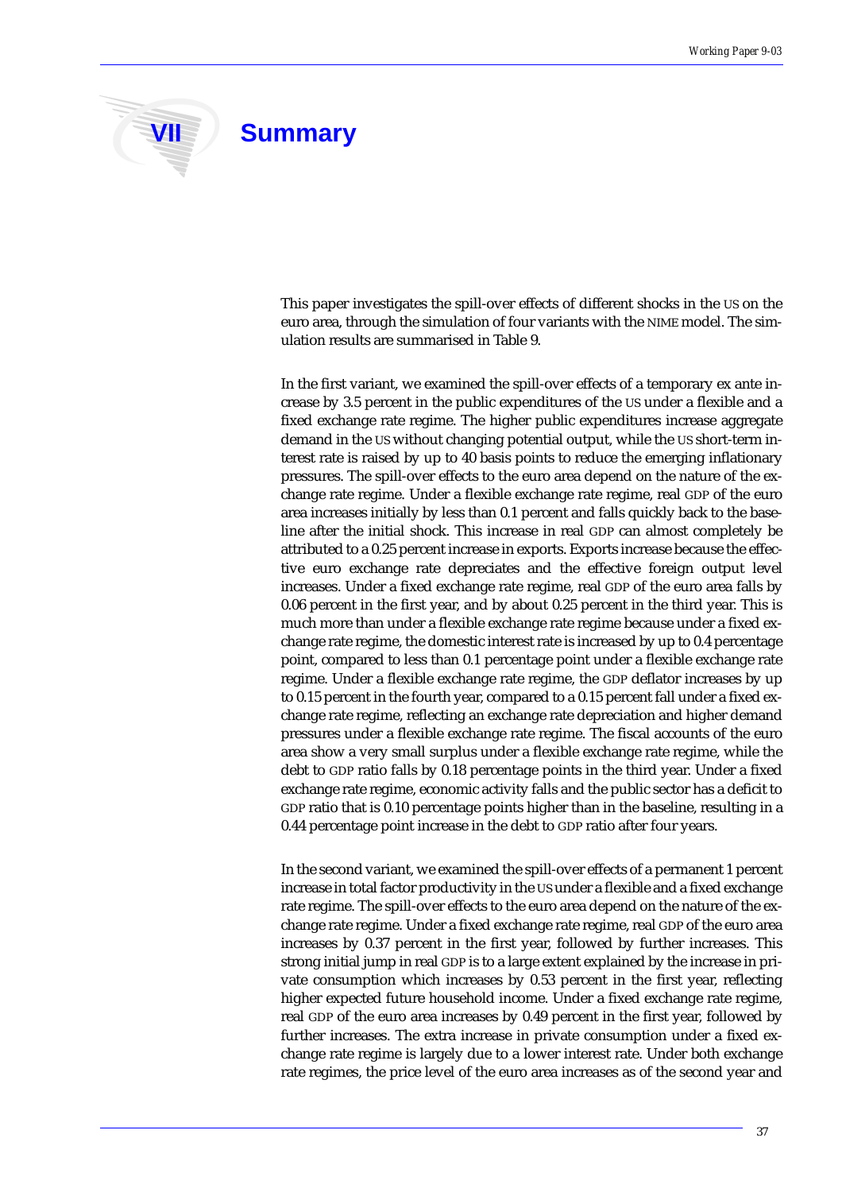# VII Summary

This paper investigates the spill-over effects of different shocks in the US on the euro area, through the simulation of four variants with the NIME model. The simulation results are summarised in Table 9.

In the first variant, we examined the spill-over effects of a temporary ex ante increase by 3.5 percent in the public expenditures of the US under a flexible and a fixed exchange rate regime. The higher public expenditures increase aggregate demand in the US without changing potential output, while the US short-term interest rate is raised by up to 40 basis points to reduce the emerging inflationary pressures. The spill-over effects to the euro area depend on the nature of the exchange rate regime. Under a flexible exchange rate regime, real GDP of the euro area increases initially by less than 0.1 percent and falls quickly back to the baseline after the initial shock. This increase in real GDP can almost completely be attributed to a 0.25 percent increase in exports. Exports increase because the effective euro exchange rate depreciates and the effective foreign output level increases. Under a fixed exchange rate regime, real GDP of the euro area falls by 0.06 percent in the first year, and by about 0.25 percent in the third year. This is much more than under a flexible exchange rate regime because under a fixed exchange rate regime, the domestic interest rate is increased by up to 0.4 percentage point, compared to less than 0.1 percentage point under a flexible exchange rate regime. Under a flexible exchange rate regime, the GDP deflator increases by up to 0.15 percent in the fourth year, compared to a 0.15 percent fall under a fixed exchange rate regime, reflecting an exchange rate depreciation and higher demand pressures under a flexible exchange rate regime. The fiscal accounts of the euro area show a very small surplus under a flexible exchange rate regime, while the debt to GDP ratio falls by 0.18 percentage points in the third year. Under a fixed exchange rate regime, economic activity falls and the public sector has a deficit to GDP ratio that is 0.10 percentage points higher than in the baseline, resulting in a 0.44 percentage point increase in the debt to GDP ratio after four years.

In the second variant, we examined the spill-over effects of a permanent 1 percent increase in total factor productivity in the US under a flexible and a fixed exchange rate regime. The spill-over effects to the euro area depend on the nature of the exchange rate regime. Under a fixed exchange rate regime, real GDP of the euro area increases by 0.37 percent in the first year, followed by further increases. This strong initial jump in real GDP is to a large extent explained by the increase in private consumption which increases by 0.53 percent in the first year, reflecting higher expected future household income. Under a fixed exchange rate regime, real GDP of the euro area increases by 0.49 percent in the first year, followed by further increases. The extra increase in private consumption under a fixed exchange rate regime is largely due to a lower interest rate. Under both exchange rate regimes, the price level of the euro area increases as of the second year and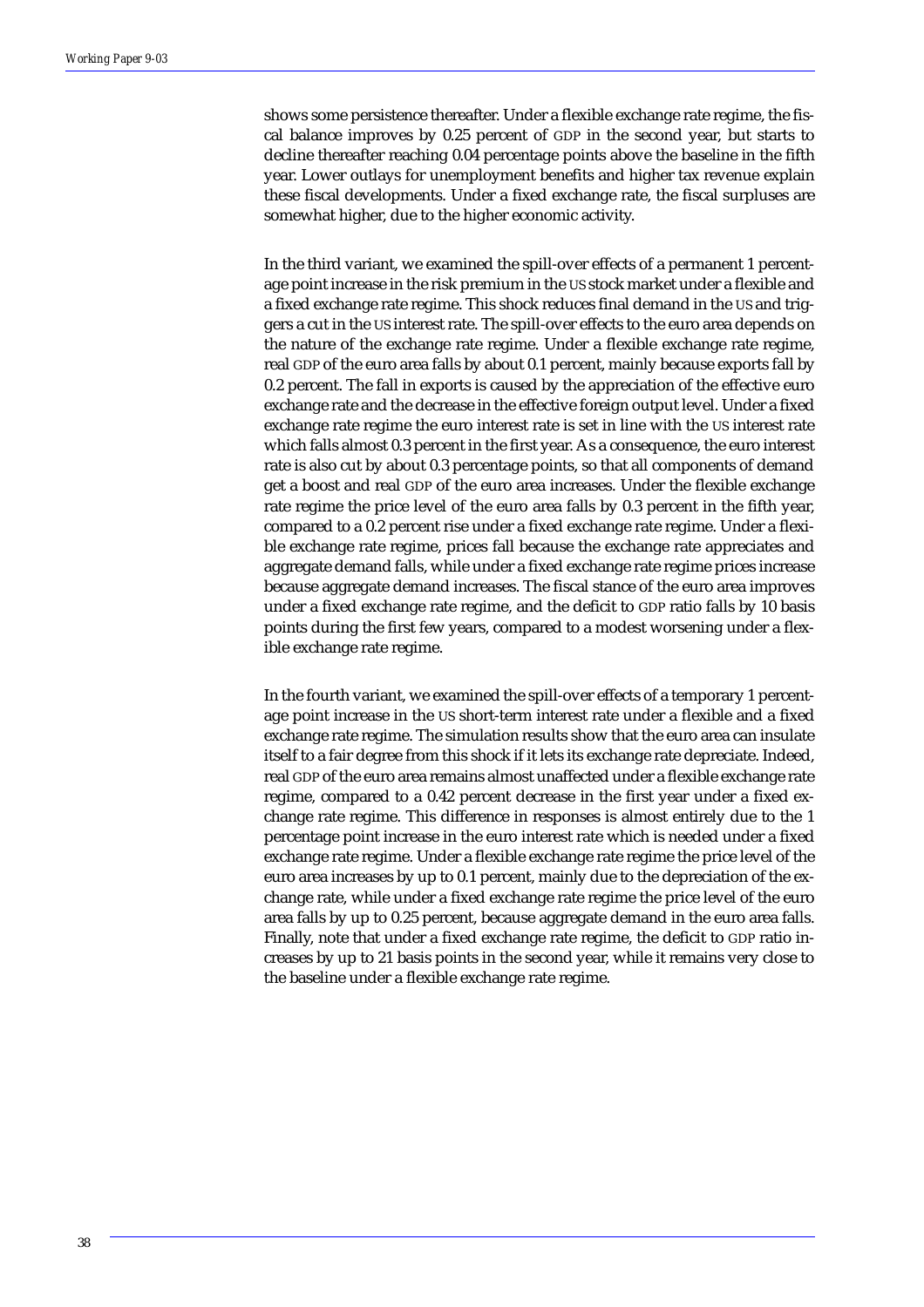shows some persistence thereafter. Under a flexible exchange rate regime, the fiscal balance improves by 0.25 percent of GDP in the second year, but starts to decline thereafter reaching 0.04 percentage points above the baseline in the fifth year. Lower outlays for unemployment benefits and higher tax revenue explain these fiscal developments. Under a fixed exchange rate, the fiscal surpluses are somewhat higher, due to the higher economic activity.

In the third variant, we examined the spill-over effects of a permanent 1 percentage point increase in the risk premium in the US stock market under a flexible and a fixed exchange rate regime. This shock reduces final demand in the US and triggers a cut in the US interest rate. The spill-over effects to the euro area depends on the nature of the exchange rate regime. Under a flexible exchange rate regime, real GDP of the euro area falls by about 0.1 percent, mainly because exports fall by 0.2 percent. The fall in exports is caused by the appreciation of the effective euro exchange rate and the decrease in the effective foreign output level. Under a fixed exchange rate regime the euro interest rate is set in line with the US interest rate which falls almost 0.3 percent in the first year. As a consequence, the euro interest rate is also cut by about 0.3 percentage points, so that all components of demand get a boost and real GDP of the euro area increases. Under the flexible exchange rate regime the price level of the euro area falls by 0.3 percent in the fifth year, compared to a 0.2 percent rise under a fixed exchange rate regime. Under a flexible exchange rate regime, prices fall because the exchange rate appreciates and aggregate demand falls, while under a fixed exchange rate regime prices increase because aggregate demand increases. The fiscal stance of the euro area improves under a fixed exchange rate regime, and the deficit to GDP ratio falls by 10 basis points during the first few years, compared to a modest worsening under a flexible exchange rate regime.

In the fourth variant, we examined the spill-over effects of a temporary 1 percentage point increase in the US short-term interest rate under a flexible and a fixed exchange rate regime. The simulation results show that the euro area can insulate itself to a fair degree from this shock if it lets its exchange rate depreciate. Indeed, real GDP of the euro area remains almost unaffected under a flexible exchange rate regime, compared to a 0.42 percent decrease in the first year under a fixed exchange rate regime. This difference in responses is almost entirely due to the 1 percentage point increase in the euro interest rate which is needed under a fixed exchange rate regime. Under a flexible exchange rate regime the price level of the euro area increases by up to 0.1 percent, mainly due to the depreciation of the exchange rate, while under a fixed exchange rate regime the price level of the euro area falls by up to 0.25 percent, because aggregate demand in the euro area falls. Finally, note that under a fixed exchange rate regime, the deficit to GDP ratio increases by up to 21 basis points in the second year, while it remains very close to the baseline under a flexible exchange rate regime.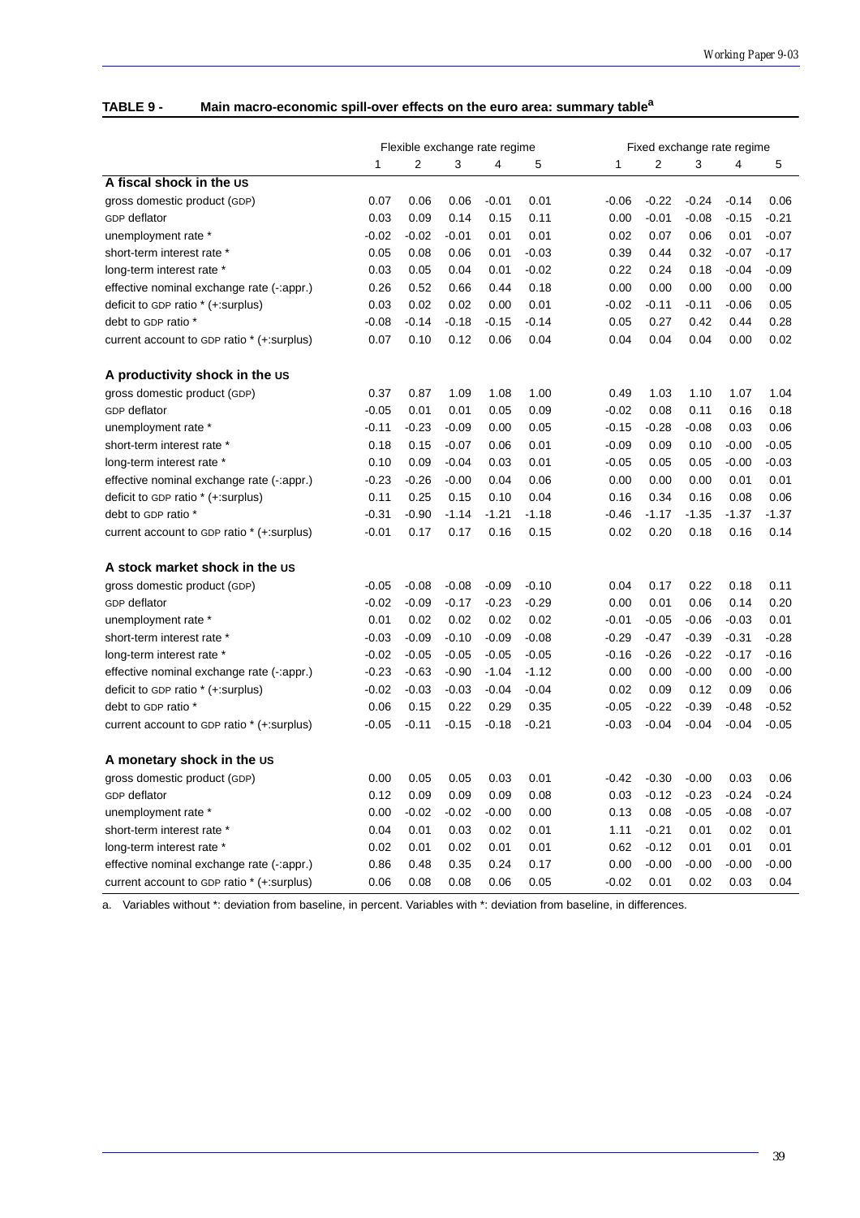**TABLE 9 - Main macro-economic spill-over effects on the euro area: summary table[a]**

| | Flexible exchange rate regime | | | | | Fixed exchange rate regime | | | | |
|---|---|---|---|---|---|---|---|---|---|---|
| | 1 | 2 | 3 | 4 | 5 | 1 | 2 | 3 | 4 | 5 |
| **A fiscal shock in the US** | | | | | | | | | | |
| gross domestic product (GDP) | 0.07 | 0.06 | 0.06 | -0.01 | 0.01 | -0.06 | -0.22 | -0.24 | -0.14 | 0.06 |
| GDP deflator | 0.03 | 0.09 | 0.14 | 0.15 | 0.11 | 0.00 | -0.01 | -0.08 | -0.15 | -0.21 |
| unemployment rate * | -0.02 | -0.02 | -0.01 | 0.01 | 0.01 | 0.02 | 0.07 | 0.06 | 0.01 | -0.07 |
| short-term interest rate * | 0.05 | 0.08 | 0.06 | 0.01 | -0.03 | 0.39 | 0.44 | 0.32 | -0.07 | -0.17 |
| long-term interest rate * | 0.03 | 0.05 | 0.04 | 0.01 | -0.02 | 0.22 | 0.24 | 0.18 | -0.04 | -0.09 |
| effective nominal exchange rate (-:appr.) | 0.26 | 0.52 | 0.66 | 0.44 | 0.18 | 0.00 | 0.00 | 0.00 | 0.00 | 0.00 |
| deficit to GDP ratio * (+:surplus) | 0.03 | 0.02 | 0.02 | 0.00 | 0.01 | -0.02 | -0.11 | -0.11 | -0.06 | 0.05 |
| debt to GDP ratio * | -0.08 | -0.14 | -0.18 | -0.15 | -0.14 | 0.05 | 0.27 | 0.42 | 0.44 | 0.28 |
| current account to GDP ratio * (+:surplus) | 0.07 | 0.10 | 0.12 | 0.06 | 0.04 | 0.04 | 0.04 | 0.04 | 0.00 | 0.02 |
| **A productivity shock in the US** | | | | | | | | | | |
| gross domestic product (GDP) | 0.37 | 0.87 | 1.09 | 1.08 | 1.00 | 0.49 | 1.03 | 1.10 | 1.07 | 1.04 |
| GDP deflator | -0.05 | 0.01 | 0.01 | 0.05 | 0.09 | -0.02 | 0.08 | 0.11 | 0.16 | 0.18 |
| unemployment rate * | -0.11 | -0.23 | -0.09 | 0.00 | 0.05 | -0.15 | -0.28 | -0.08 | 0.03 | 0.06 |
| short-term interest rate * | 0.18 | 0.15 | -0.07 | 0.06 | 0.01 | -0.09 | 0.09 | 0.10 | -0.00 | -0.05 |
| long-term interest rate * | 0.10 | 0.09 | -0.04 | 0.03 | 0.01 | -0.05 | 0.05 | 0.05 | -0.00 | -0.03 |
| effective nominal exchange rate (-:appr.) | -0.23 | -0.26 | -0.00 | 0.04 | 0.06 | 0.00 | 0.00 | 0.00 | 0.01 | 0.01 |
| deficit to GDP ratio * (+:surplus) | 0.11 | 0.25 | 0.15 | 0.10 | 0.04 | 0.16 | 0.34 | 0.16 | 0.08 | 0.06 |
| debt to GDP ratio * | -0.31 | -0.90 | -1.14 | -1.21 | -1.18 | -0.46 | -1.17 | -1.35 | -1.37 | -1.37 |
| current account to GDP ratio * (+:surplus) | -0.01 | 0.17 | 0.17 | 0.16 | 0.15 | 0.02 | 0.20 | 0.18 | 0.16 | 0.14 |
| **A stock market shock in the US** | | | | | | | | | | |
| gross domestic product (GDP) | -0.05 | -0.08 | -0.08 | -0.09 | -0.10 | 0.04 | 0.17 | 0.22 | 0.18 | 0.11 |
| GDP deflator | -0.02 | -0.09 | -0.17 | -0.23 | -0.29 | 0.00 | 0.01 | 0.06 | 0.14 | 0.20 |
| unemployment rate * | 0.01 | 0.02 | 0.02 | 0.02 | 0.02 | -0.01 | -0.05 | -0.06 | -0.03 | 0.01 |
| short-term interest rate * | -0.03 | -0.09 | -0.10 | -0.09 | -0.08 | -0.29 | -0.47 | -0.39 | -0.31 | -0.28 |
| long-term interest rate * | -0.02 | -0.05 | -0.05 | -0.05 | -0.05 | -0.16 | -0.26 | -0.22 | -0.17 | -0.16 |
| effective nominal exchange rate (-:appr.) | -0.23 | -0.63 | -0.90 | -1.04 | -1.12 | 0.00 | 0.00 | -0.00 | 0.00 | -0.00 |
| deficit to GDP ratio * (+:surplus) | -0.02 | -0.03 | -0.03 | -0.04 | -0.04 | 0.02 | 0.09 | 0.12 | 0.09 | 0.06 |
| debt to GDP ratio * | 0.06 | 0.15 | 0.22 | 0.29 | 0.35 | -0.05 | -0.22 | -0.39 | -0.48 | -0.52 |
| current account to GDP ratio * (+:surplus) | -0.05 | -0.11 | -0.15 | -0.18 | -0.21 | -0.03 | -0.04 | -0.04 | -0.04 | -0.05 |
| **A monetary shock in the US** | | | | | | | | | | |
| gross domestic product (GDP) | 0.00 | 0.05 | 0.05 | 0.03 | 0.01 | -0.42 | -0.30 | -0.00 | 0.03 | 0.06 |
| GDP deflator | 0.12 | 0.09 | 0.09 | 0.09 | 0.08 | 0.03 | -0.12 | -0.23 | -0.24 | -0.24 |
| unemployment rate * | 0.00 | -0.02 | -0.02 | -0.00 | 0.00 | 0.13 | 0.08 | -0.05 | -0.08 | -0.07 |
| short-term interest rate * | 0.04 | 0.01 | 0.03 | 0.02 | 0.01 | 1.11 | -0.21 | 0.01 | 0.02 | 0.01 |
| long-term interest rate * | 0.02 | 0.01 | 0.02 | 0.01 | 0.01 | 0.62 | -0.12 | 0.01 | 0.01 | 0.01 |
| effective nominal exchange rate (-:appr.) | 0.86 | 0.48 | 0.35 | 0.24 | 0.17 | 0.00 | -0.00 | -0.00 | -0.00 | -0.00 |
| current account to GDP ratio * (+:surplus) | 0.06 | 0.08 | 0.08 | 0.06 | 0.05 | -0.02 | 0.01 | 0.02 | 0.03 | 0.04 |

a. Variables without *: deviation from baseline, in percent. Variables with *: deviation from baseline, in differences.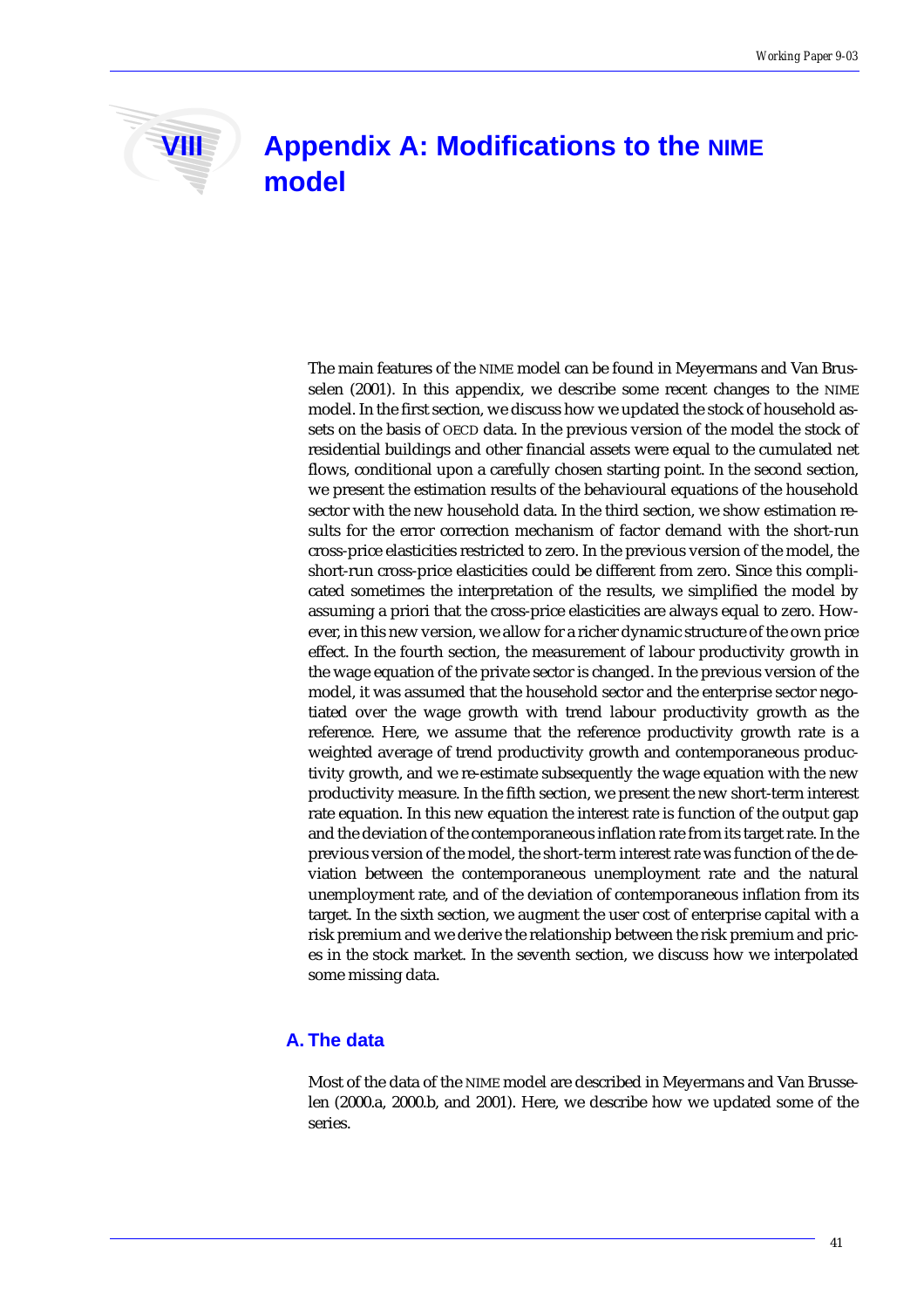# VIII Appendix A: Modifications to the NIME model

The main features of the NIME model can be found in Meyermans and Van Brusselen (2001). In this appendix, we describe some recent changes to the NIME model. In the first section, we discuss how we updated the stock of household assets on the basis of OECD data. In the previous version of the model the stock of residential buildings and other financial assets were equal to the cumulated net flows, conditional upon a carefully chosen starting point. In the second section, we present the estimation results of the behavioural equations of the household sector with the new household data. In the third section, we show estimation results for the error correction mechanism of factor demand with the short-run cross-price elasticities restricted to zero. In the previous version of the model, the short-run cross-price elasticities could be different from zero. Since this complicated sometimes the interpretation of the results, we simplified the model by assuming a priori that the cross-price elasticities are always equal to zero. However, in this new version, we allow for a richer dynamic structure of the own price effect. In the fourth section, the measurement of labour productivity growth in the wage equation of the private sector is changed. In the previous version of the model, it was assumed that the household sector and the enterprise sector negotiated over the wage growth with trend labour productivity growth as the reference. Here, we assume that the reference productivity growth rate is a weighted average of trend productivity growth and contemporaneous productivity growth, and we re-estimate subsequently the wage equation with the new productivity measure. In the fifth section, we present the new short-term interest rate equation. In this new equation the interest rate is function of the output gap and the deviation of the contemporaneous inflation rate from its target rate. In the previous version of the model, the short-term interest rate was function of the deviation between the contemporaneous unemployment rate and the natural unemployment rate, and of the deviation of contemporaneous inflation from its target. In the sixth section, we augment the user cost of enterprise capital with a risk premium and we derive the relationship between the risk premium and prices in the stock market. In the seventh section, we discuss how we interpolated some missing data.

## A. The data

Most of the data of the NIME model are described in Meyermans and Van Brusselen (2000.a, 2000.b, and 2001). Here, we describe how we updated some of the series.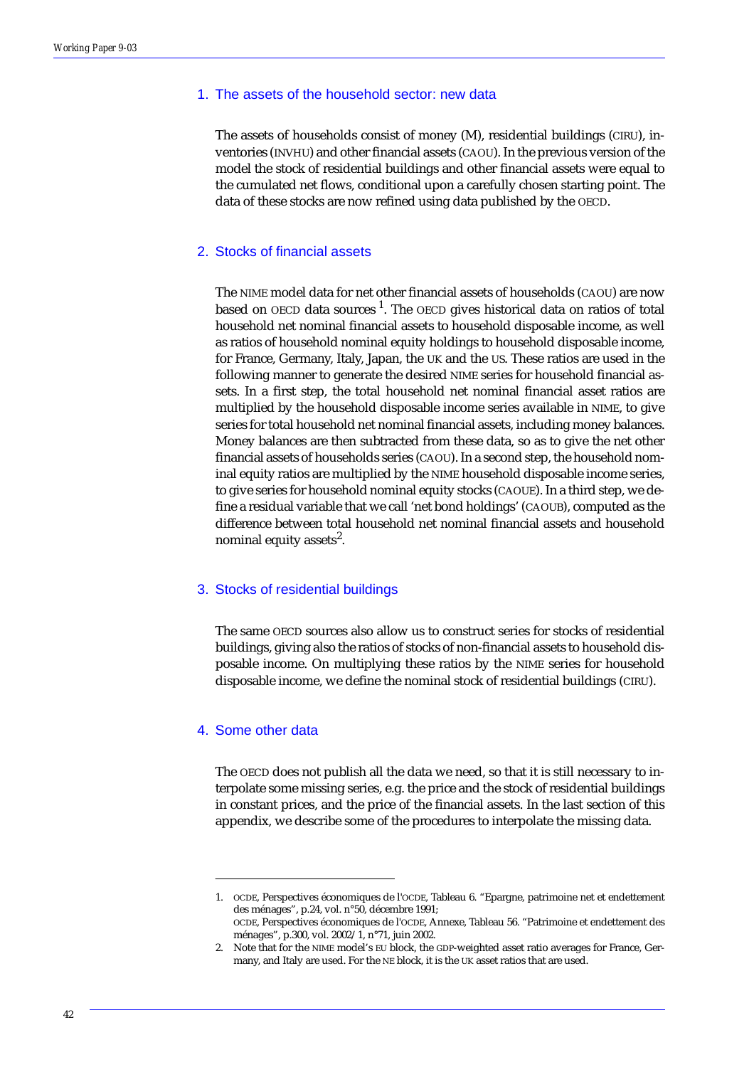## 1. The assets of the household sector: new data

The assets of households consist of money (M), residential buildings (CIRU), inventories (INVHU) and other financial assets (CAOU). In the previous version of the model the stock of residential buildings and other financial assets were equal to the cumulated net flows, conditional upon a carefully chosen starting point. The data of these stocks are now refined using data published by the OECD.

## 2. Stocks of financial assets

The NIME model data for net other financial assets of households (CAOU) are now based on OECD data sources [1]. The OECD gives historical data on ratios of total household net nominal financial assets to household disposable income, as well as ratios of household nominal equity holdings to household disposable income, for France, Germany, Italy, Japan, the UK and the US. These ratios are used in the following manner to generate the desired NIME series for household financial assets. In a first step, the total household net nominal financial asset ratios are multiplied by the household disposable income series available in NIME, to give series for total household net nominal financial assets, including money balances. Money balances are then subtracted from these data, so as to give the net other financial assets of households series (CAOU). In a second step, the household nominal equity ratios are multiplied by the NIME household disposable income series, to give series for household nominal equity stocks (CAOUE). In a third step, we define a residual variable that we call 'net bond holdings' (CAOUB), computed as the difference between total household net nominal financial assets and household nominal equity assets[2].

## 3. Stocks of residential buildings

The same OECD sources also allow us to construct series for stocks of residential buildings, giving also the ratios of stocks of non-financial assets to household disposable income. On multiplying these ratios by the NIME series for household disposable income, we define the nominal stock of residential buildings (CIRU).

## 4. Some other data

The OECD does not publish all the data we need, so that it is still necessary to interpolate some missing series, e.g. the price and the stock of residential buildings in constant prices, and the price of the financial assets. In the last section of this appendix, we describe some of the procedures to interpolate the missing data.

---

1. OCDE, Perspectives économiques de l'OCDE, Tableau 6. "Epargne, patrimoine net et endettement des ménages", p.24, vol. n°50, décembre 1991;
   OCDE, Perspectives économiques de l'OCDE, Annexe, Tableau 56. "Patrimoine et endettement des ménages", p.300, vol. 2002/1, n°71, juin 2002.
2. Note that for the NIME model's EU block, the GDP-weighted asset ratio averages for France, Germany, and Italy are used. For the NE block, it is the UK asset ratios that are used.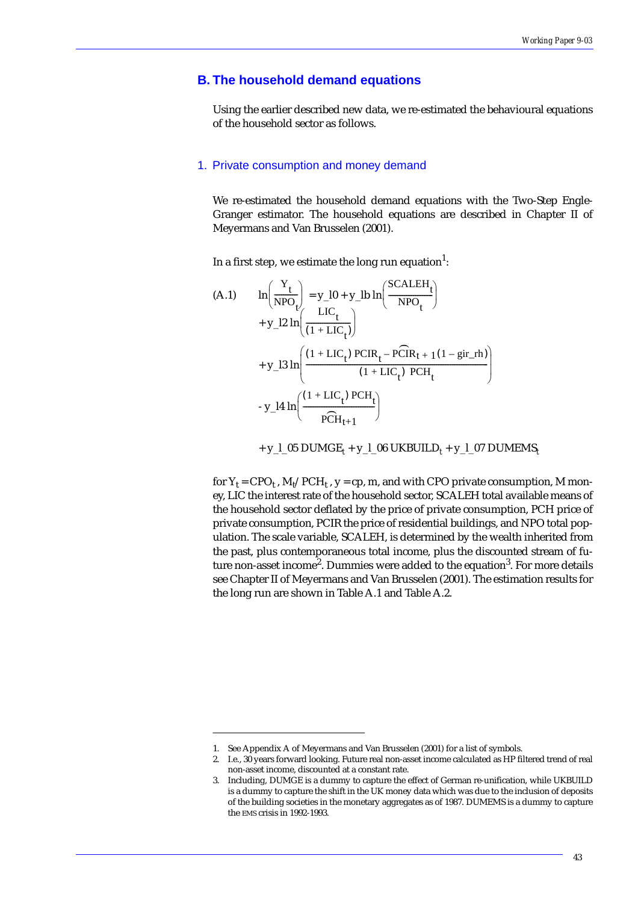## B. The household demand equations

Using the earlier described new data, we re-estimated the behavioural equations of the household sector as follows.

### 1. Private consumption and money demand

We re-estimated the household demand equations with the Two-Step Engle-Granger estimator. The household equations are described in Chapter II of Meyermans and Van Brusselen (2001).

In a first step, we estimate the long run equation[1]:

$$
\begin{aligned}
\text{(A.1)} \qquad \ln\left(\frac{Y_t}{NPO_t}\right) &= y\_l0 + y\_lb \ln\left(\frac{SCALEH_t}{NPO_t}\right) \\
&+ y\_l2 \ln\left(\frac{LIC_t}{(1+LIC_t)}\right) \\
&+ y\_l3 \ln\left(\frac{(1+LIC_t)\,PCIR_t - \widehat{PCIR}_{t+1}(1-gir\_rh)}{(1+LIC_t)\;PCH_t}\right) \\
&- y\_l4 \ln\left(\frac{(1+LIC_t)\,PCH_t}{\widehat{PCH}_{t+1}}\right) \\
&+ y\_l\_05\, DUMGE_t + y\_l\_06\, UKBUILD_t + y\_l\_07\, DUMEMS_t
\end{aligned}
$$

for $Y_t = CPO_t$, $M_t / PCH_t$, $y = cp, m$, and with CPO private consumption, M money, LIC the interest rate of the household sector, SCALEH total available means of the household sector deflated by the price of private consumption, PCH price of private consumption, PCIR the price of residential buildings, and NPO total population. The scale variable, SCALEH, is determined by the wealth inherited from the past, plus contemporaneous total income, plus the discounted stream of future non-asset income[2]. Dummies were added to the equation[3]. For more details see Chapter II of Meyermans and Van Brusselen (2001). The estimation results for the long run are shown in Table A.1 and Table A.2.

---

1. See Appendix A of Meyermans and Van Brusselen (2001) for a list of symbols.
2. I.e., 30 years forward looking. Future real non-asset income calculated as HP filtered trend of real non-asset income, discounted at a constant rate.
3. Including, DUMGE is a dummy to capture the effect of German re-unification, while UKBUILD is a dummy to capture the shift in the UK money data which was due to the inclusion of deposits of the building societies in the monetary aggregates as of 1987. DUMEMS is a dummy to capture the EMS crisis in 1992-1993.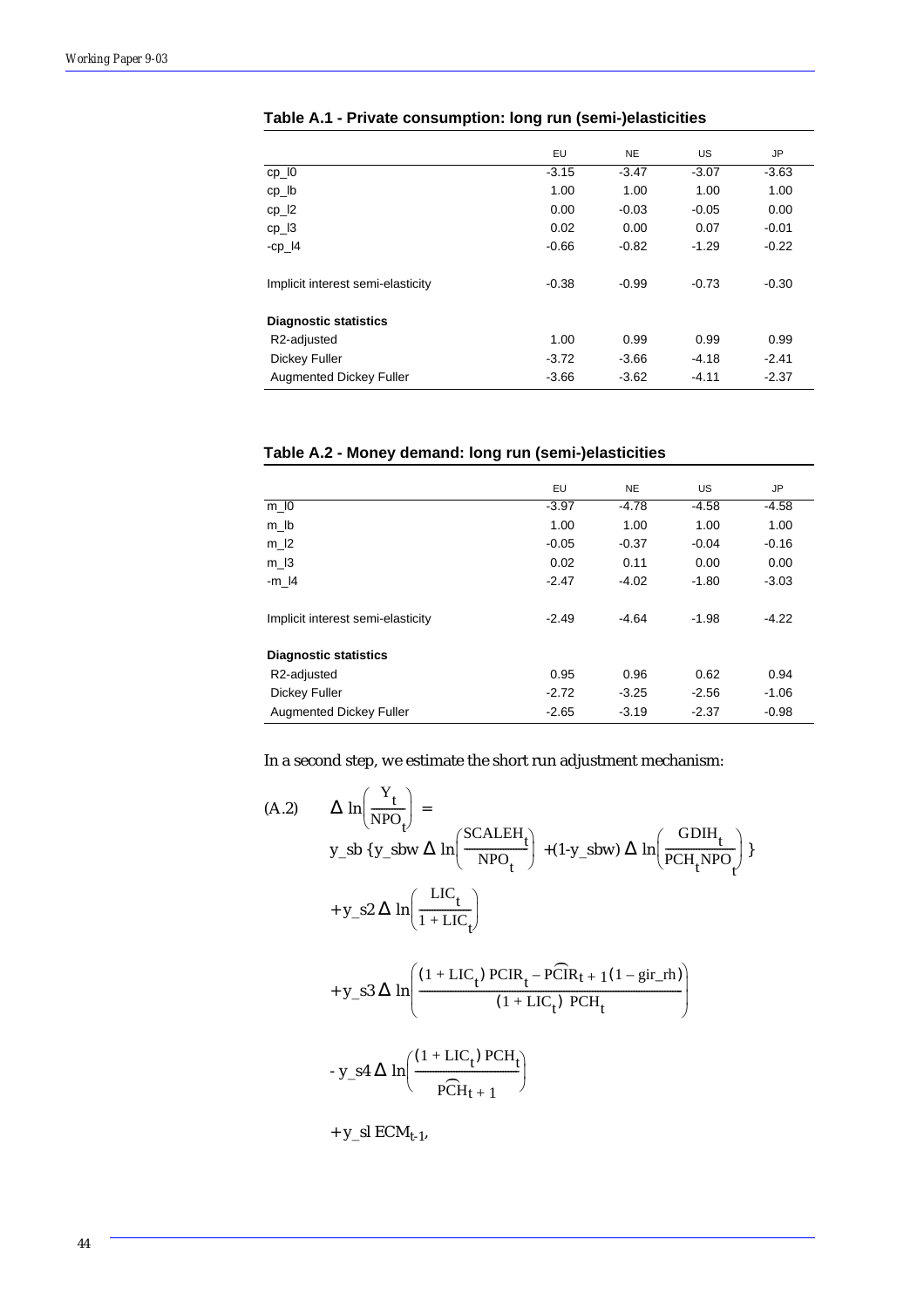**Table A.1 - Private consumption: long run (semi-)elasticities**

| | EU | NE | US | JP |
|---|---|---|---|---|
| cp_l0 | -3.15 | -3.47 | -3.07 | -3.63 |
| cp_lb | 1.00 | 1.00 | 1.00 | 1.00 |
| cp_l2 | 0.00 | -0.03 | -0.05 | 0.00 |
| cp_l3 | 0.02 | 0.00 | 0.07 | -0.01 |
| -cp_l4 | -0.66 | -0.82 | -1.29 | -0.22 |
| | | | | |
| Implicit interest semi-elasticity | -0.38 | -0.99 | -0.73 | -0.30 |
| | | | | |
| **Diagnostic statistics** | | | | |
| R2-adjusted | 1.00 | 0.99 | 0.99 | 0.99 |
| Dickey Fuller | -3.72 | -3.66 | -4.18 | -2.41 |
| Augmented Dickey Fuller | -3.66 | -3.62 | -4.11 | -2.37 |

**Table A.2 - Money demand: long run (semi-)elasticities**

| | EU | NE | US | JP |
|---|---|---|---|---|
| m_l0 | -3.97 | -4.78 | -4.58 | -4.58 |
| m_lb | 1.00 | 1.00 | 1.00 | 1.00 |
| m_l2 | -0.05 | -0.37 | -0.04 | -0.16 |
| m_l3 | 0.02 | 0.11 | 0.00 | 0.00 |
| -m_l4 | -2.47 | -4.02 | -1.80 | -3.03 |
| | | | | |
| Implicit interest semi-elasticity | -2.49 | -4.64 | -1.98 | -4.22 |
| | | | | |
| **Diagnostic statistics** | | | | |
| R2-adjusted | 0.95 | 0.96 | 0.62 | 0.94 |
| Dickey Fuller | -2.72 | -3.25 | -2.56 | -1.06 |
| Augmented Dickey Fuller | -2.65 | -3.19 | -2.37 | -0.98 |

In a second step, we estimate the short run adjustment mechanism:

$$
\begin{aligned}
\text{(A.2)} \quad \Delta \ln\left(\frac{Y_t}{NPO_t}\right) = \; & \\
& y\_sb \left\{ y\_sbw \, \Delta \ln\left(\frac{SCALEH_t}{NPO_t}\right) + (1\text{-}y\_sbw) \, \Delta \ln\left(\frac{GDIH_t}{PCH_t NPO_t}\right) \right\} \\
& + y\_s2 \, \Delta \ln\left(\frac{LIC_t}{1 + LIC_t}\right) \\
& + y\_s3 \, \Delta \ln\left(\frac{(1 + LIC_t)\, PCIR_t - \widehat{PCIR}_{t+1}(1 - gir\_rh)}{(1 + LIC_t)\; PCH_t}\right) \\
& - y\_s4 \, \Delta \ln\left(\frac{(1 + LIC_t)\, PCH_t}{\widehat{PCH}_{t+1}}\right) \\
& + y\_sl \; ECM_{t-1},
\end{aligned}
$$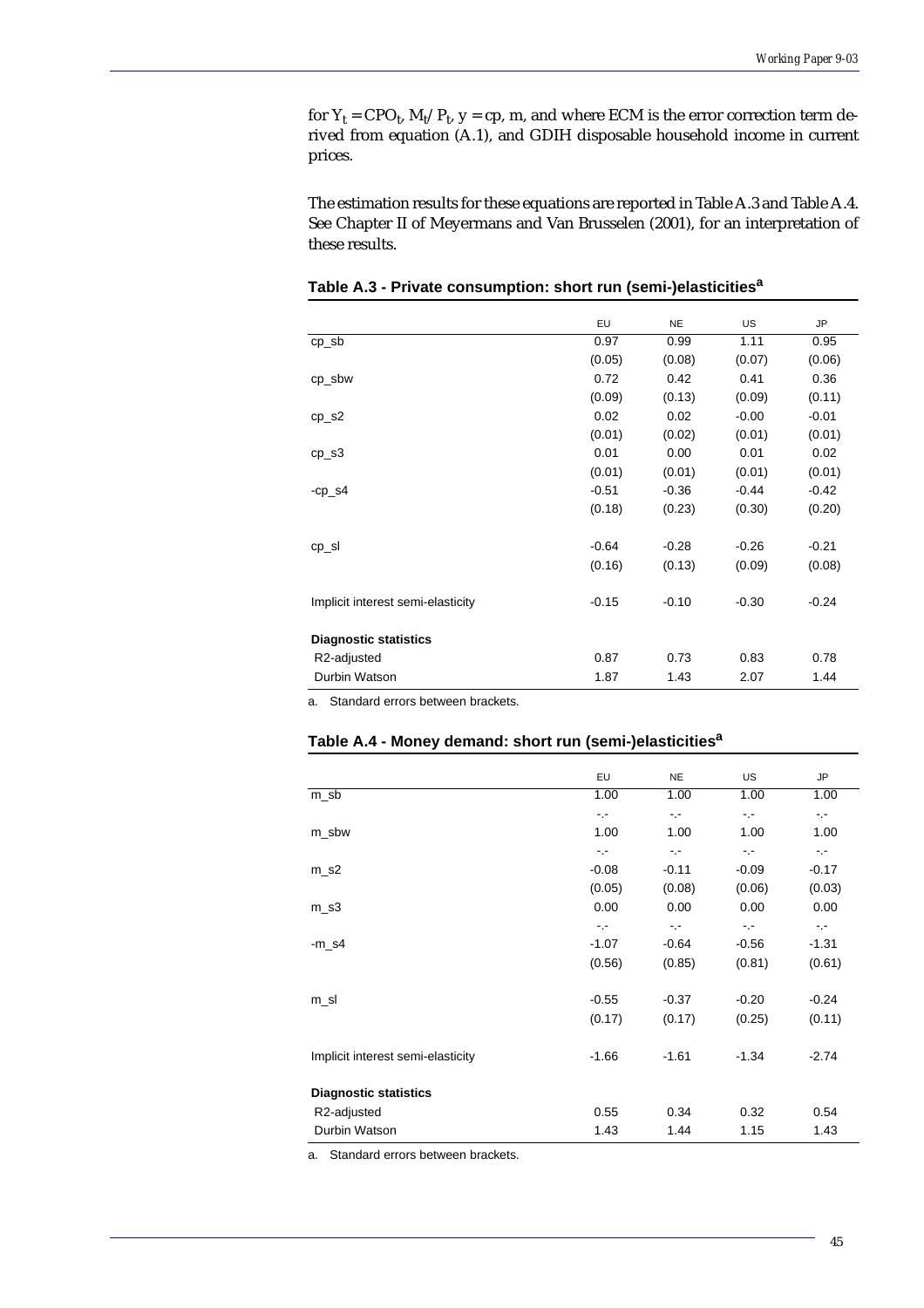for $Y_t = CPO_t$, $M_t/P_t$, $y$ = cp, m, and where ECM is the error correction term derived from equation (A.1), and GDIH disposable household income in current prices.

The estimation results for these equations are reported in Table A.3 and Table A.4. See Chapter II of Meyermans and Van Brusselen (2001), for an interpretation of these results.

**Table A.3 - Private consumption: short run (semi-)elasticities[a]**

| | EU | NE | US | JP |
|---|---|---|---|---|
| cp_sb | 0.97 | 0.99 | 1.11 | 0.95 |
| | (0.05) | (0.08) | (0.07) | (0.06) |
| cp_sbw | 0.72 | 0.42 | 0.41 | 0.36 |
| | (0.09) | (0.13) | (0.09) | (0.11) |
| cp_s2 | 0.02 | 0.02 | -0.00 | -0.01 |
| | (0.01) | (0.02) | (0.01) | (0.01) |
| cp_s3 | 0.01 | 0.00 | 0.01 | 0.02 |
| | (0.01) | (0.01) | (0.01) | (0.01) |
| -cp_s4 | -0.51 | -0.36 | -0.44 | -0.42 |
| | (0.18) | (0.23) | (0.30) | (0.20) |
| cp_sl | -0.64 | -0.28 | -0.26 | -0.21 |
| | (0.16) | (0.13) | (0.09) | (0.08) |
| Implicit interest semi-elasticity | -0.15 | -0.10 | -0.30 | -0.24 |
| **Diagnostic statistics** | | | | |
| R2-adjusted | 0.87 | 0.73 | 0.83 | 0.78 |
| Durbin Watson | 1.87 | 1.43 | 2.07 | 1.44 |

a. Standard errors between brackets.

**Table A.4 - Money demand: short run (semi-)elasticities[a]**

| | EU | NE | US | JP |
|---|---|---|---|---|
| m_sb | 1.00 | 1.00 | 1.00 | 1.00 |
| | -.- | -.- | -.- | -.- |
| m_sbw | 1.00 | 1.00 | 1.00 | 1.00 |
| | -.- | -.- | -.- | -.- |
| m_s2 | -0.08 | -0.11 | -0.09 | -0.17 |
| | (0.05) | (0.08) | (0.06) | (0.03) |
| m_s3 | 0.00 | 0.00 | 0.00 | 0.00 |
| | -.- | -.- | -.- | -.- |
| -m_s4 | -1.07 | -0.64 | -0.56 | -1.31 |
| | (0.56) | (0.85) | (0.81) | (0.61) |
| m_sl | -0.55 | -0.37 | -0.20 | -0.24 |
| | (0.17) | (0.17) | (0.25) | (0.11) |
| Implicit interest semi-elasticity | -1.66 | -1.61 | -1.34 | -2.74 |
| **Diagnostic statistics** | | | | |
| R2-adjusted | 0.55 | 0.34 | 0.32 | 0.54 |
| Durbin Watson | 1.43 | 1.44 | 1.15 | 1.43 |

a. Standard errors between brackets.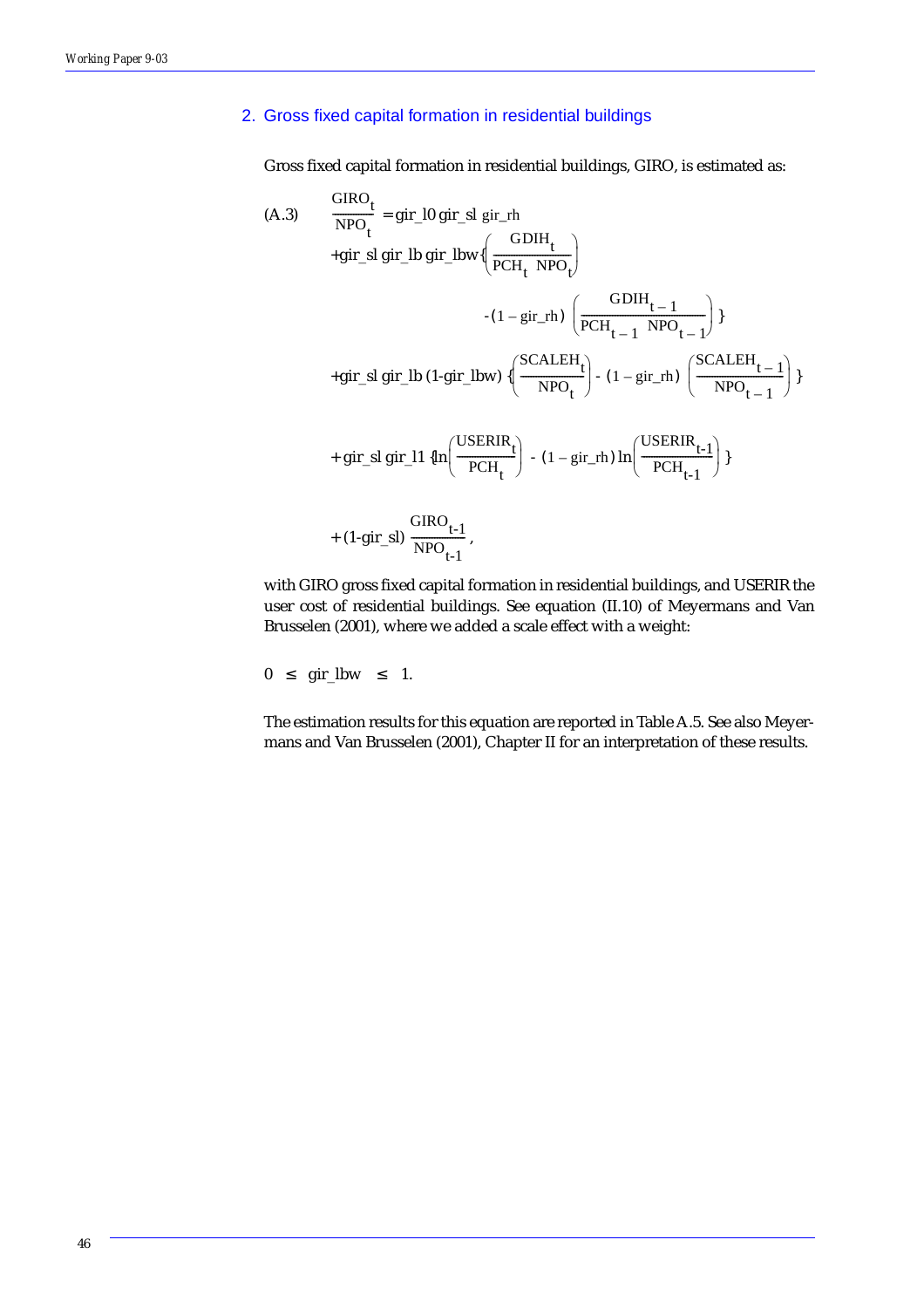## 2. Gross fixed capital formation in residential buildings

Gross fixed capital formation in residential buildings, GIRO, is estimated as:

$$
\begin{aligned}
\text{(A.3)} \qquad \frac{GIRO_t}{NPO_t} = & \; gir\_l0 \; gir\_sl \; gir\_rh \\
& + gir\_sl \; gir\_lb \; gir\_lbw \left\{ \left( \frac{GDIH_t}{PCH_t \; NPO_t} \right) \right. \\
& \qquad \left. - (1 - gir\_rh) \left( \frac{GDIH_{t-1}}{PCH_{t-1} \; NPO_{t-1}} \right) \right\} \\
& + gir\_sl \; gir\_lb \; (1 - gir\_lbw) \left\{ \left( \frac{SCALEH_t}{NPO_t} \right) - (1 - gir\_rh) \left( \frac{SCALEH_{t-1}}{NPO_{t-1}} \right) \right\} \\
& + gir\_sl \; gir\_l1 \left\{ \ln \left( \frac{USERIR_t}{PCH_t} \right) - (1 - gir\_rh) \ln \left( \frac{USERIR_{t-1}}{PCH_{t-1}} \right) \right\} \\
& + (1 - gir\_sl) \frac{GIRO_{t-1}}{NPO_{t-1}},
\end{aligned}
$$

with GIRO gross fixed capital formation in residential buildings, and USERIR the user cost of residential buildings. See equation (II.10) of Meyermans and Van Brusselen (2001), where we added a scale effect with a weight:

$$0 \leq gir\_lbw \leq 1.$$

The estimation results for this equation are reported in Table A.5. See also Meyermans and Van Brusselen (2001), Chapter II for an interpretation of these results.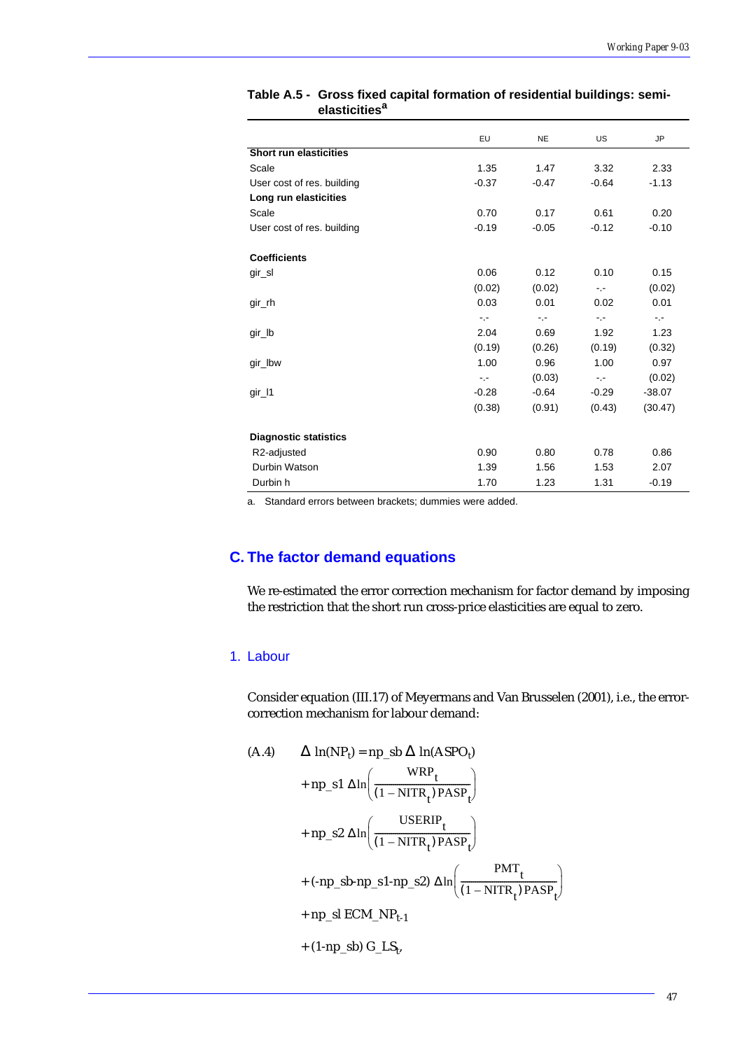**Table A.5 - Gross fixed capital formation of residential buildings: semi-elasticities[a]**

| | EU | NE | US | JP |
|---|---|---|---|---|
| **Short run elasticities** | | | | |
| Scale | 1.35 | 1.47 | 3.32 | 2.33 |
| User cost of res. building | -0.37 | -0.47 | -0.64 | -1.13 |
| **Long run elasticities** | | | | |
| Scale | 0.70 | 0.17 | 0.61 | 0.20 |
| User cost of res. building | -0.19 | -0.05 | -0.12 | -0.10 |
| | | | | |
| **Coefficients** | | | | |
| gir_sl | 0.06 | 0.12 | 0.10 | 0.15 |
| | (0.02) | (0.02) | -.- | (0.02) |
| gir_rh | 0.03 | 0.01 | 0.02 | 0.01 |
| | -.- | -.- | -.- | -.- |
| gir_lb | 2.04 | 0.69 | 1.92 | 1.23 |
| | (0.19) | (0.26) | (0.19) | (0.32) |
| gir_lbw | 1.00 | 0.96 | 1.00 | 0.97 |
| | -.- | (0.03) | -.- | (0.02) |
| gir_l1 | -0.28 | -0.64 | -0.29 | -38.07 |
| | (0.38) | (0.91) | (0.43) | (30.47) |
| | | | | |
| **Diagnostic statistics** | | | | |
| R2-adjusted | 0.90 | 0.80 | 0.78 | 0.86 |
| Durbin Watson | 1.39 | 1.56 | 1.53 | 2.07 |
| Durbin h | 1.70 | 1.23 | 1.31 | -0.19 |

a. Standard errors between brackets; dummies were added.

## C. The factor demand equations

We re-estimated the error correction mechanism for factor demand by imposing the restriction that the short run cross-price elasticities are equal to zero.

### 1. Labour

Consider equation (III.17) of Meyermans and Van Brusselen (2001), i.e., the error-correction mechanism for labour demand:

$$
\begin{aligned}
\text{(A.4)} \qquad \Delta \ln(\mathrm{NP}_t) &= \mathrm{np\_sb}\,\Delta \ln(\mathrm{ASPO}_t) \\
&+ \mathrm{np\_s1}\,\Delta \ln\left(\frac{\mathrm{WRP}_t}{(1-\mathrm{NITR}_t)\,\mathrm{PASP}_t}\right) \\
&+ \mathrm{np\_s2}\,\Delta \ln\left(\frac{\mathrm{USERIP}_t}{(1-\mathrm{NITR}_t)\,\mathrm{PASP}_t}\right) \\
&+ (\text{-np\_sb-np\_s1-np\_s2})\,\Delta \ln\left(\frac{\mathrm{PMT}_t}{(1-\mathrm{NITR}_t)\,\mathrm{PASP}_t}\right) \\
&+ \mathrm{np\_sl}\,\mathrm{ECM\_NP}_{t-1} \\
&+ (1\text{-np\_sb})\,\mathrm{G\_LS}_t,
\end{aligned}
$$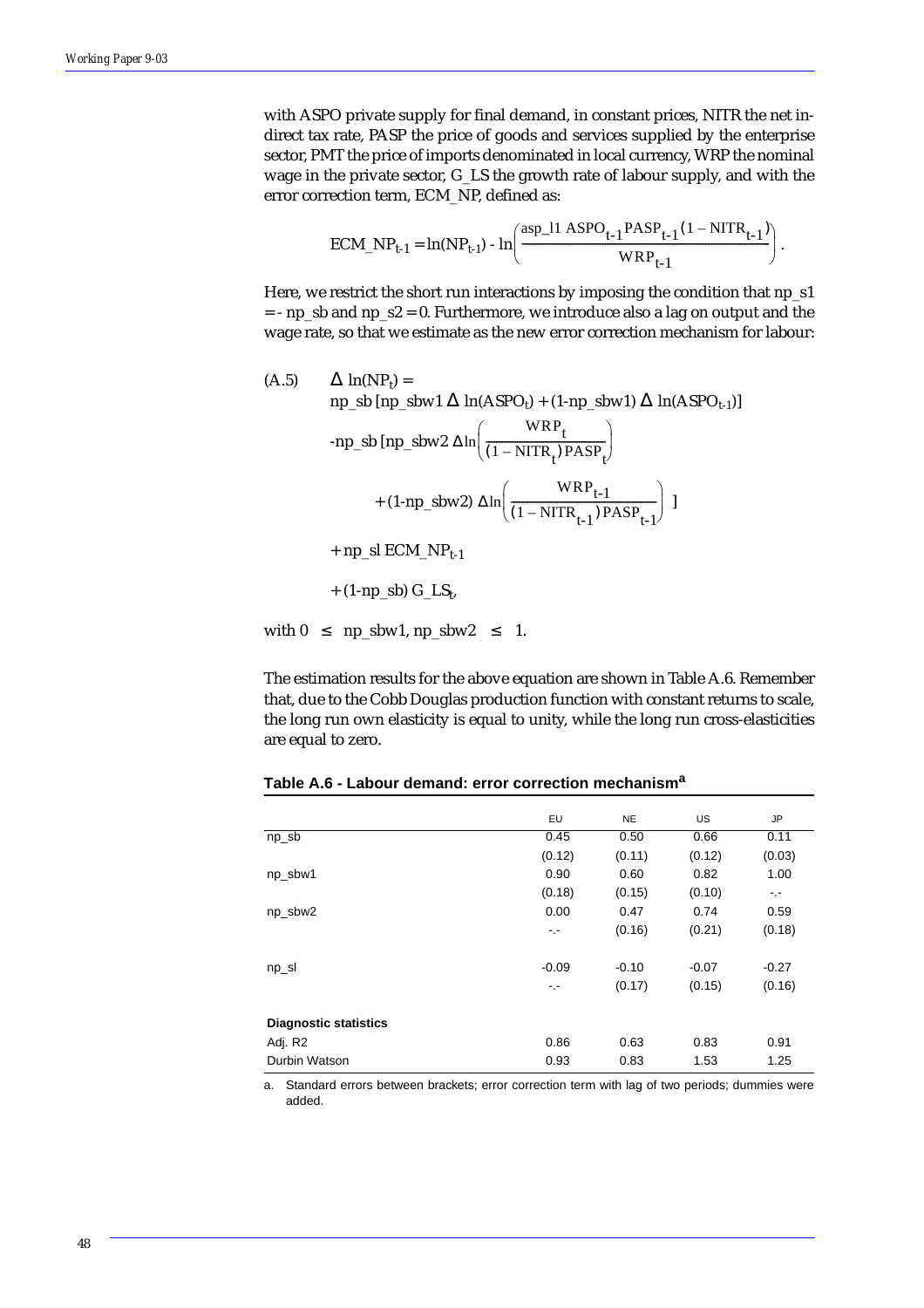with ASPO private supply for final demand, in constant prices, NITR the net indirect tax rate, PASP the price of goods and services supplied by the enterprise sector, PMT the price of imports denominated in local currency, WRP the nominal wage in the private sector, G_LS the growth rate of labour supply, and with the error correction term, ECM_NP, defined as:

$$ECM\_NP_{t-1} = \ln(NP_{t-1}) - \ln\left(\frac{asp\_l1\ ASPO_{t-1} PASP_{t-1}(1 - NITR_{t-1})}{WRP_{t-1}}\right).$$

Here, we restrict the short run interactions by imposing the condition that np_s1 = - np_sb and np_s2 = 0. Furthermore, we introduce also a lag on output and the wage rate, so that we estimate as the new error correction mechanism for labour:

$$\begin{aligned}
(A.5) \quad & \Delta \ln(NP_t) = \\
& np\_sb\ [np\_sbw1\ \Delta \ln(ASPO_t) + (1\text{-}np\_sbw1)\ \Delta \ln(ASPO_{t-1})] \\
& -np\_sb\ [np\_sbw2\ \Delta\ln\left(\frac{WRP_t}{(1 - NITR_t)PASP_t}\right) \\
& \qquad + (1\text{-}np\_sbw2)\ \Delta\ln\left(\frac{WRP_{t-1}}{(1 - NITR_{t-1})PASP_{t-1}}\right)\ ] \\
& + np\_sl\ ECM\_NP_{t-1} \\
& + (1\text{-}np\_sb)\ G\_LS_t,
\end{aligned}$$

with $0 \leq np\_sbw1, np\_sbw2 \leq 1$.

The estimation results for the above equation are shown in Table A.6. Remember that, due to the Cobb Douglas production function with constant returns to scale, the long run own elasticity is equal to unity, while the long run cross-elasticities are equal to zero.

**Table A.6 - Labour demand: error correction mechanism[a]**

| | EU | NE | US | JP |
|---|---|---|---|---|
| np_sb | 0.45 | 0.50 | 0.66 | 0.11 |
| | (0.12) | (0.11) | (0.12) | (0.03) |
| np_sbw1 | 0.90 | 0.60 | 0.82 | 1.00 |
| | (0.18) | (0.15) | (0.10) | -.- |
| np_sbw2 | 0.00 | 0.47 | 0.74 | 0.59 |
| | -.- | (0.16) | (0.21) | (0.18) |
| np_sl | -0.09 | -0.10 | -0.07 | -0.27 |
| | -.- | (0.17) | (0.15) | (0.16) |
| **Diagnostic statistics** | | | | |
| Adj. R2 | 0.86 | 0.63 | 0.83 | 0.91 |
| Durbin Watson | 0.93 | 0.83 | 1.53 | 1.25 |

a. Standard errors between brackets; error correction term with lag of two periods; dummies were added.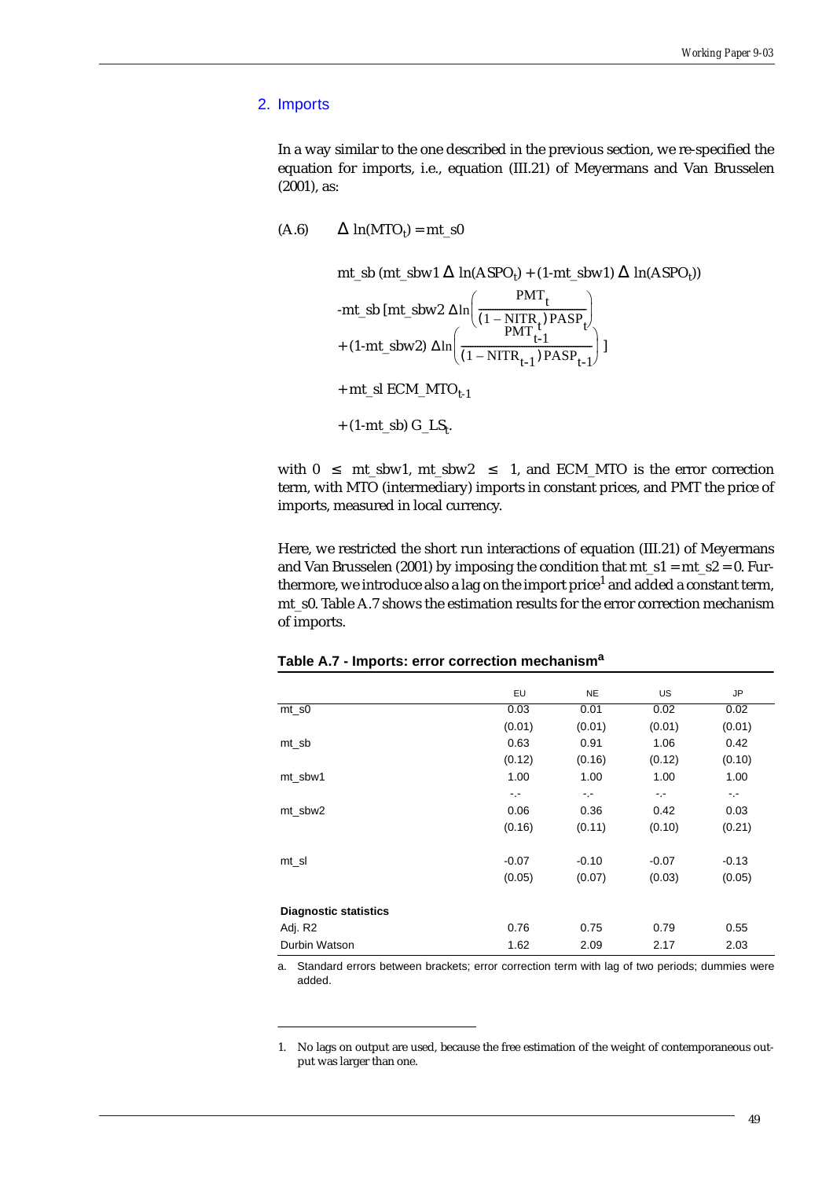## 2. Imports

In a way similar to the one described in the previous section, we re-specified the equation for imports, i.e., equation (III.21) of Meyermans and Van Brusselen (2001), as:

$$
\begin{aligned}
\text{(A.6)} \quad \Delta \ln(MTO_t) = {} & mt\_s0 \\
& mt\_sb\,(mt\_sbw1\,\Delta \ln(ASPO_t) + (1\text{-}mt\_sbw1)\,\Delta \ln(ASPO_t)) \\
& \text{-}mt\_sb\,[mt\_sbw2\,\Delta \ln\left(\frac{PMT_t}{(1-NITR_t)\,PASP_t}\right) \\
& + (1\text{-}mt\_sbw2)\,\Delta \ln\left(\frac{PMT_{t-1}}{(1-NITR_{t-1})\,PASP_{t-1}}\right)] \\
& + mt\_sl\;ECM\_MTO_{t-1} \\
& + (1\text{-}mt\_sb)\;G\_LS_t.
\end{aligned}
$$

with $0 \leq$ mt_sbw1, mt_sbw2 $\leq 1$, and ECM_MTO is the error correction term, with MTO (intermediary) imports in constant prices, and PMT the price of imports, measured in local currency.

Here, we restricted the short run interactions of equation (III.21) of Meyermans and Van Brusselen (2001) by imposing the condition that mt_s1 = mt_s2 = 0. Furthermore, we introduce also a lag on the import price[1] and added a constant term, mt_s0. Table A.7 shows the estimation results for the error correction mechanism of imports.

**Table A.7 - Imports: error correction mechanism[a]**

| | EU | NE | US | JP |
|---|---|---|---|---|
| mt_s0 | 0.03 | 0.01 | 0.02 | 0.02 |
| | (0.01) | (0.01) | (0.01) | (0.01) |
| mt_sb | 0.63 | 0.91 | 1.06 | 0.42 |
| | (0.12) | (0.16) | (0.12) | (0.10) |
| mt_sbw1 | 1.00 | 1.00 | 1.00 | 1.00 |
| | -.- | -.- | -.- | -.- |
| mt_sbw2 | 0.06 | 0.36 | 0.42 | 0.03 |
| | (0.16) | (0.11) | (0.10) | (0.21) |
| mt_sl | -0.07 | -0.10 | -0.07 | -0.13 |
| | (0.05) | (0.07) | (0.03) | (0.05) |
| **Diagnostic statistics** | | | | |
| Adj. R2 | 0.76 | 0.75 | 0.79 | 0.55 |
| Durbin Watson | 1.62 | 2.09 | 2.17 | 2.03 |

a. Standard errors between brackets; error correction term with lag of two periods; dummies were added.

1. No lags on output are used, because the free estimation of the weight of contemporaneous output was larger than one.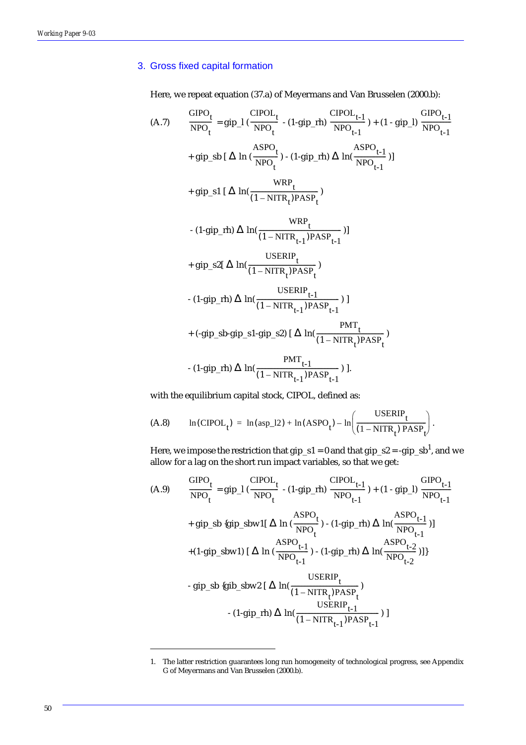## 3. Gross fixed capital formation

Here, we repeat equation (37.a) of Meyermans and Van Brusselen (2000.b):

$$
\begin{aligned}
\text{(A.7)}\qquad \frac{GIPO_t}{NPO_t} = & \; gip\_l\left(\frac{CIPOL_t}{NPO_t} - (1\text{-}gip\_rh)\frac{CIPOL_{t-1}}{NPO_{t-1}}\right) + (1 - gip\_l)\frac{GIPO_{t-1}}{NPO_{t-1}} \\
& + gip\_sb\left[\Delta \ln\left(\frac{ASPO_t}{NPO_t}\right) - (1\text{-}gip\_rh)\,\Delta \ln\left(\frac{ASPO_{t-1}}{NPO_{t-1}}\right)\right] \\
& + gip\_s1\left[\Delta \ln\left(\frac{WRP_t}{(1 - NITR_t)PASP_t}\right)\right. \\
& \left. - (1\text{-}gip\_rh)\,\Delta \ln\left(\frac{WRP_t}{(1 - NITR_{t-1})PASP_{t-1}}\right)\right] \\
& + gip\_s2\left[\Delta \ln\left(\frac{USERIP_t}{(1 - NITR_t)PASP_t}\right)\right. \\
& \left. - (1\text{-}gip\_rh)\,\Delta \ln\left(\frac{USERIP_{t-1}}{(1 - NITR_{t-1})PASP_{t-1}}\right)\right] \\
& + (\text{-}gip\_sb\text{-}gip\_s1\text{-}gip\_s2)\left[\Delta \ln\left(\frac{PMT_t}{(1 - NITR_t)PASP_t}\right)\right. \\
& \left. - (1\text{-}gip\_rh)\,\Delta \ln\left(\frac{PMT_{t-1}}{(1 - NITR_{t-1})PASP_{t-1}}\right)\right].
\end{aligned}
$$

with the equilibrium capital stock, CIPOL, defined as:

$$
\text{(A.8)}\qquad \ln(CIPOL_t) = \ln(asp\_l2) + \ln(ASPO_t) - \ln\left(\frac{USERIP_t}{(1 - NITR_t)\,PASP_t}\right).
$$

Here, we impose the restriction that $gip\_s1 = 0$ and that $gip\_s2 = \text{-}gip\_sb$[1], and we allow for a lag on the short run impact variables, so that we get:

$$
\begin{aligned}
\text{(A.9)}\qquad \frac{GIPO_t}{NPO_t} = & \; gip\_l\left(\frac{CIPOL_t}{NPO_t} - (1\text{-}gip\_rh)\frac{CIPOL_{t-1}}{NPO_{t-1}}\right) + (1 - gip\_l)\frac{GIPO_{t-1}}{NPO_{t-1}} \\
& + gip\_sb\left\{gip\_sbw1\left[\Delta \ln\left(\frac{ASPO_t}{NPO_t}\right) - (1\text{-}gip\_rh)\,\Delta \ln\left(\frac{ASPO_{t-1}}{NPO_{t-1}}\right)\right]\right. \\
& \left. + (1\text{-}gip\_sbw1)\left[\Delta \ln\left(\frac{ASPO_{t-1}}{NPO_{t-1}}\right) - (1\text{-}gip\_rh)\,\Delta \ln\left(\frac{ASPO_{t-2}}{NPO_{t-2}}\right)\right]\right\} \\
& - gip\_sb\left\{gib\_sbw2\left[\Delta \ln\left(\frac{USERIP_t}{(1 - NITR_t)PASP_t}\right)\right.\right. \\
& \left.\left. - (1\text{-}gip\_rh)\,\Delta \ln\left(\frac{USERIP_{t-1}}{(1 - NITR_{t-1})PASP_{t-1}}\right)\right]\right.
\end{aligned}
$$

1. The latter restriction guarantees long run homogeneity of technological progress, see Appendix G of Meyermans and Van Brusselen (2000.b).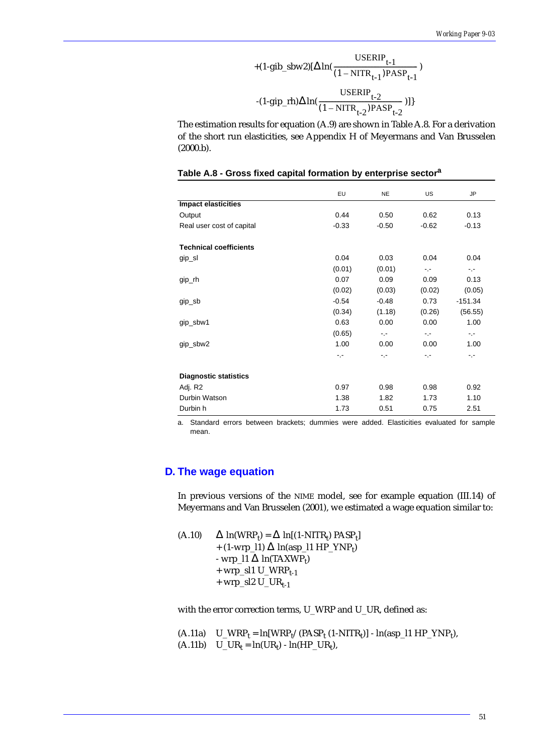$$+(1\text{-gib\_sbw2})[\Delta \ln(\frac{\text{USERIP}_{t-1}}{(1-\text{NITR}_{t-1})\text{PASP}_{t-1}})$$

$$-(1\text{-gip\_rh})\Delta \ln(\frac{\text{USERIP}_{t-2}}{(1-\text{NITR}_{t-2})\text{PASP}_{t-2}})]\}$$

The estimation results for equation (A.9) are shown in Table A.8. For a derivation of the short run elasticities, see Appendix H of Meyermans and Van Brusselen (2000.b).

**Table A.8 - Gross fixed capital formation by enterprise sector[a]**

| | EU | NE | US | JP |
|---|---|---|---|---|
| **Impact elasticities** | | | | |
| Output | 0.44 | 0.50 | 0.62 | 0.13 |
| Real user cost of capital | -0.33 | -0.50 | -0.62 | -0.13 |
| | | | | |
| **Technical coefficients** | | | | |
| gip_sl | 0.04 | 0.03 | 0.04 | 0.04 |
| | (0.01) | (0.01) | -.- | -.- |
| gip_rh | 0.07 | 0.09 | 0.09 | 0.13 |
| | (0.02) | (0.03) | (0.02) | (0.05) |
| gip_sb | -0.54 | -0.48 | 0.73 | -151.34 |
| | (0.34) | (1.18) | (0.26) | (56.55) |
| gip_sbw1 | 0.63 | 0.00 | 0.00 | 1.00 |
| | (0.65) | -.- | -.- | -.- |
| gip_sbw2 | 1.00 | 0.00 | 0.00 | 1.00 |
| | -.- | -.- | -.- | -.- |
| | | | | |
| **Diagnostic statistics** | | | | |
| Adj. R2 | 0.97 | 0.98 | 0.98 | 0.92 |
| Durbin Watson | 1.38 | 1.82 | 1.73 | 1.10 |
| Durbin h | 1.73 | 0.51 | 0.75 | 2.51 |

a. Standard errors between brackets; dummies were added. Elasticities evaluated for sample mean.

## D. The wage equation

In previous versions of the NIME model, see for example equation (III.14) of Meyermans and Van Brusselen (2001), we estimated a wage equation similar to:

(A.10)
$$\begin{aligned}\Delta \ln(\text{WRP}_t) &= \Delta \ln[(1\text{-NITR}_t)\, \text{PASP}_t] \\ &+ (1\text{-wrp\_l1})\, \Delta \ln(\text{asp\_l1 HP\_YNP}_t) \\ &- \text{wrp\_l1}\, \Delta \ln(\text{TAXWP}_t) \\ &+ \text{wrp\_sl1 U\_WRP}_{t-1} \\ &+ \text{wrp\_sl2 U\_UR}_{t-1}\end{aligned}$$

with the error correction terms, U_WRP and U_UR, defined as:

(A.11a) $\text{U\_WRP}_t = \ln[\text{WRP}_t / (\text{PASP}_t\, (1\text{-NITR}_t)] - \ln(\text{asp\_l1 HP\_YNP}_t)$,

(A.11b) $\text{U\_UR}_t = \ln(\text{UR}_t) - \ln(\text{HP\_UR}_t)$,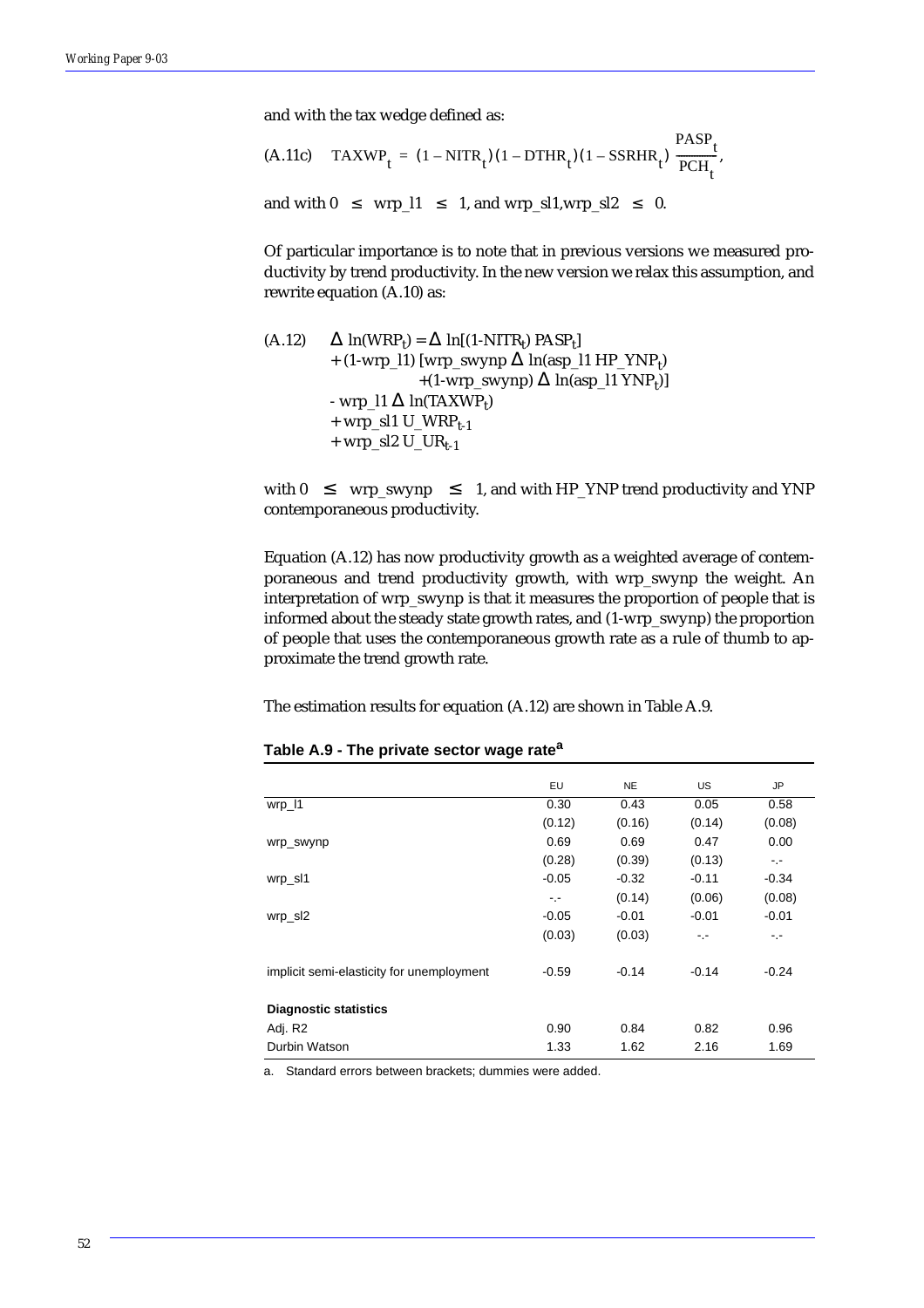and with the tax wedge defined as:

$$\text{(A.11c)} \quad TAXWP_t = (1 - NITR_t)(1 - DTHR_t)(1 - SSRHR_t)\frac{PASP_t}{PCH_t},$$

and with $0 \leq wrp\_l1 \leq 1$, and $wrp\_sl1, wrp\_sl2 \leq 0$.

Of particular importance is to note that in previous versions we measured productivity by trend productivity. In the new version we relax this assumption, and rewrite equation (A.10) as:

$$\begin{aligned}
\text{(A.12)} \quad \Delta \ln(WRP_t) = {} & \Delta \ln[(1\text{-}NITR_t)\, PASP_t] \\
& + (1\text{-}wrp\_l1)\,[wrp\_swynp\ \Delta \ln(asp\_l1\ HP\_YNP_t) \\
& \qquad + (1\text{-}wrp\_swynp)\ \Delta \ln(asp\_l1\ YNP_t)] \\
& - wrp\_l1\ \Delta \ln(TAXWP_t) \\
& + wrp\_sl1\ U\_WRP_{t-1} \\
& + wrp\_sl2\ U\_UR_{t-1}
\end{aligned}$$

with $0 \leq wrp\_swynp \leq 1$, and with HP_YNP trend productivity and YNP contemporaneous productivity.

Equation (A.12) has now productivity growth as a weighted average of contemporaneous and trend productivity growth, with wrp_swynp the weight. An interpretation of wrp_swynp is that it measures the proportion of people that is informed about the steady state growth rates, and (1-wrp_swynp) the proportion of people that uses the contemporaneous growth rate as a rule of thumb to approximate the trend growth rate.

The estimation results for equation (A.12) are shown in Table A.9.

**Table A.9 - The private sector wage rate[a]**

| | EU | NE | US | JP |
|---|---|---|---|---|
| wrp_l1 | 0.30 | 0.43 | 0.05 | 0.58 |
| | (0.12) | (0.16) | (0.14) | (0.08) |
| wrp_swynp | 0.69 | 0.69 | 0.47 | 0.00 |
| | (0.28) | (0.39) | (0.13) | -.- |
| wrp_sl1 | -0.05 | -0.32 | -0.11 | -0.34 |
| | -.- | (0.14) | (0.06) | (0.08) |
| wrp_sl2 | -0.05 | -0.01 | -0.01 | -0.01 |
| | (0.03) | (0.03) | -.- | -.- |
| implicit semi-elasticity for unemployment | -0.59 | -0.14 | -0.14 | -0.24 |
| **Diagnostic statistics** | | | | |
| Adj. R2 | 0.90 | 0.84 | 0.82 | 0.96 |
| Durbin Watson | 1.33 | 1.62 | 2.16 | 1.69 |

a. Standard errors between brackets; dummies were added.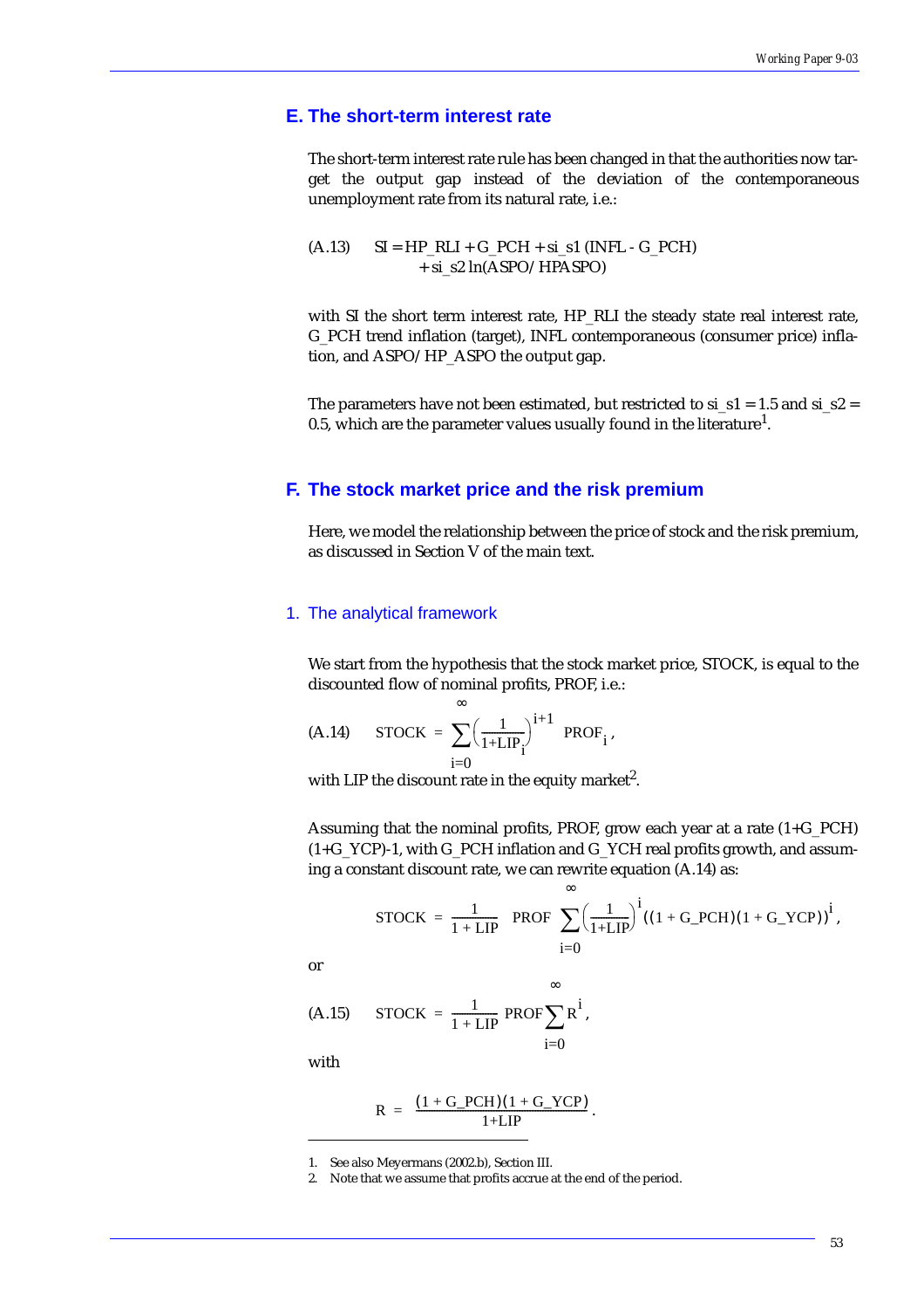## E. The short-term interest rate

The short-term interest rate rule has been changed in that the authorities now target the output gap instead of the deviation of the contemporaneous unemployment rate from its natural rate, i.e.:

$$\text{(A.13)} \quad \text{SI} = \text{HP\_RLI} + \text{G\_PCH} + \text{si\_s1}\,(\text{INFL} - \text{G\_PCH}) + \text{si\_s2}\,\ln(\text{ASPO/HPASPO})$$

with SI the short term interest rate, HP_RLI the steady state real interest rate, G_PCH trend inflation (target), INFL contemporaneous (consumer price) inflation, and ASPO/HP_ASPO the output gap.

The parameters have not been estimated, but restricted to si_s1 = 1.5 and si_s2 = 0.5, which are the parameter values usually found in the literature[1].

## F. The stock market price and the risk premium

Here, we model the relationship between the price of stock and the risk premium, as discussed in Section V of the main text.

### 1. The analytical framework

We start from the hypothesis that the stock market price, STOCK, is equal to the discounted flow of nominal profits, PROF, i.e.:

$$\text{(A.14)} \quad \text{STOCK} = \sum_{i=0}^{\infty} \left(\frac{1}{1+\text{LIP}_i}\right)^{i+1} \text{PROF}_i\,,$$

with LIP the discount rate in the equity market[2].

Assuming that the nominal profits, PROF, grow each year at a rate (1+G_PCH)(1+G_YCP)-1, with G_PCH inflation and G_YCH real profits growth, and assuming a constant discount rate, we can rewrite equation (A.14) as:

$$\text{STOCK} = \frac{1}{1+\text{LIP}}\ \text{PROF} \sum_{i=0}^{\infty} \left(\frac{1}{1+\text{LIP}}\right)^{i} ((1+\text{G\_PCH})(1+\text{G\_YCP}))^{i}\,,$$

or

$$\text{(A.15)} \quad \text{STOCK} = \frac{1}{1+\text{LIP}}\ \text{PROF} \sum_{i=0}^{\infty} R^{i}\,,$$

with

$$R = \frac{(1+\text{G\_PCH})(1+\text{G\_YCP})}{1+\text{LIP}}\,.$$

1. See also Meyermans (2002.b), Section III.
2. Note that we assume that profits accrue at the end of the period.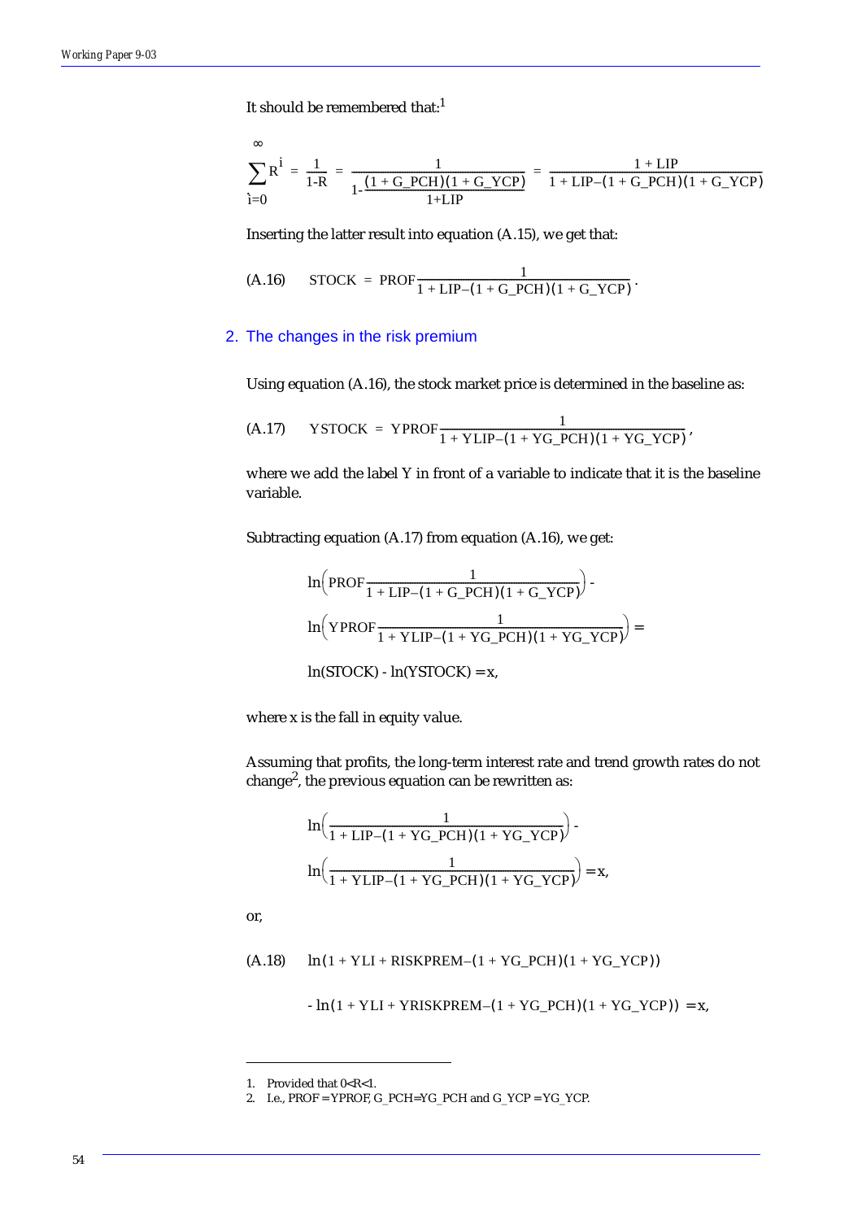It should be remembered that:[1]

$$\sum_{i=0}^{\infty} R^{i} = \frac{1}{1\text{-R}} = \frac{1}{1\text{-}\frac{(1 + \text{G\_PCH})(1 + \text{G\_YCP})}{1\text{+LIP}}} = \frac{1 + \text{LIP}}{1 + \text{LIP} - (1 + \text{G\_PCH})(1 + \text{G\_YCP})}$$

Inserting the latter result into equation (A.15), we get that:

$$\text{(A.16)} \qquad \text{STOCK} = \text{PROF}\frac{1}{1 + \text{LIP} - (1 + \text{G\_PCH})(1 + \text{G\_YCP})}.$$

## 2. The changes in the risk premium

Using equation (A.16), the stock market price is determined in the baseline as:

$$\text{(A.17)} \qquad \text{YSTOCK} = \text{YPROF}\frac{1}{1 + \text{YLIP} - (1 + \text{YG\_PCH})(1 + \text{YG\_YCP})},$$

where we add the label Y in front of a variable to indicate that it is the baseline variable.

Subtracting equation (A.17) from equation (A.16), we get:

$$\ln\left(\text{PROF}\frac{1}{1 + \text{LIP} - (1 + \text{G\_PCH})(1 + \text{G\_YCP})}\right) -$$

$$\ln\left(\text{YPROF}\frac{1}{1 + \text{YLIP} - (1 + \text{YG\_PCH})(1 + \text{YG\_YCP})}\right) =$$

$$\ln(\text{STOCK}) - \ln(\text{YSTOCK}) = x,$$

where x is the fall in equity value.

Assuming that profits, the long-term interest rate and trend growth rates do not change[2], the previous equation can be rewritten as:

$$\ln\left(\frac{1}{1 + \text{LIP} - (1 + \text{YG\_PCH})(1 + \text{YG\_YCP})}\right) -$$

$$\ln\left(\frac{1}{1 + \text{YLIP} - (1 + \text{YG\_PCH})(1 + \text{YG\_YCP})}\right) = x,$$

or,

$$\text{(A.18)} \qquad \ln(1 + \text{YLI} + \text{RISKPREM} - (1 + \text{YG\_PCH})(1 + \text{YG\_YCP}))$$

$$- \ln(1 + \text{YLI} + \text{YRISKPREM} - (1 + \text{YG\_PCH})(1 + \text{YG\_YCP})) = x,$$

1. Provided that $0<R<1$.
2. I.e., PROF = YPROF, G_PCH=YG_PCH and G_YCP = YG_YCP.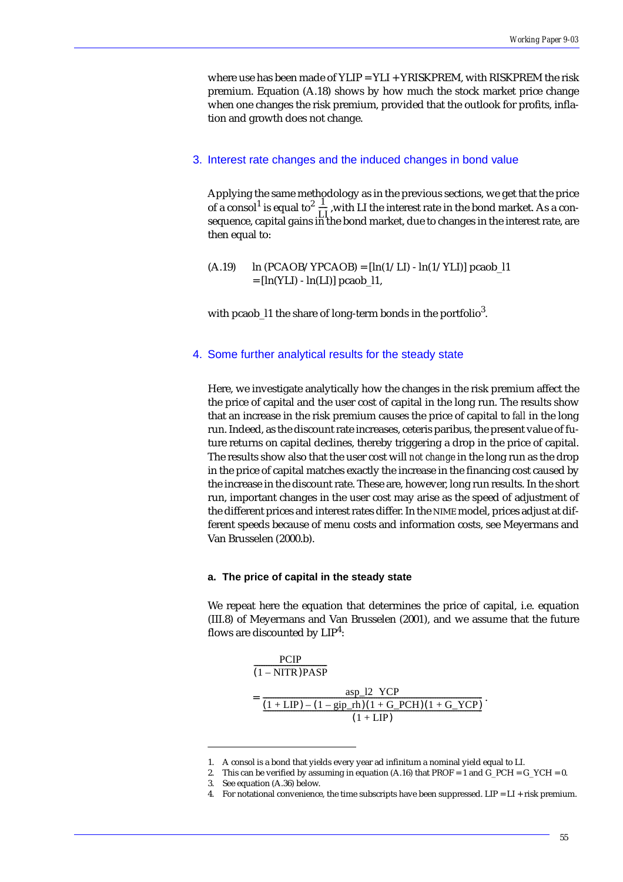where use has been made of YLIP = YLI + YRISKPREM, with RISKPREM the risk premium. Equation (A.18) shows by how much the stock market price change when one changes the risk premium, provided that the outlook for profits, inflation and growth does not change.

## 3. Interest rate changes and the induced changes in bond value

Applying the same methodology as in the previous sections, we get that the price of a consol[1] is equal to[2] $\frac{1}{LI}$ ,with LI the interest rate in the bond market. As a consequence, capital gains in the bond market, due to changes in the interest rate, are then equal to:

$$
\text{(A.19)} \quad \ln(\text{PCAOB}/\text{YPCAOB}) = [\ln(1/\text{LI}) - \ln(1/\text{YLI})]\ \text{pcaob\_l1} = [\ln(\text{YLI}) - \ln(\text{LI})]\ \text{pcaob\_l1},
$$

with pcaob_l1 the share of long-term bonds in the portfolio[3].

## 4. Some further analytical results for the steady state

Here, we investigate analytically how the changes in the risk premium affect the the price of capital and the user cost of capital in the long run. The results show that an increase in the risk premium causes the price of capital to *fall* in the long run. Indeed, as the discount rate increases, ceteris paribus, the present value of future returns on capital declines, thereby triggering a drop in the price of capital. The results show also that the user cost will *not change* in the long run as the drop in the price of capital matches exactly the increase in the financing cost caused by the increase in the discount rate. These are, however, long run results. In the short run, important changes in the user cost may arise as the speed of adjustment of the different prices and interest rates differ. In the NIME model, prices adjust at different speeds because of menu costs and information costs, see Meyermans and Van Brusselen (2000.b).

### a. The price of capital in the steady state

We repeat here the equation that determines the price of capital, i.e. equation (III.8) of Meyermans and Van Brusselen (2001), and we assume that the future flows are discounted by LIP[4]:

$$
\frac{\text{PCIP}}{(1-\text{NITR})\text{PASP}} = \frac{\text{asp\_l2}\ \ \text{YCP}}{\frac{(1+\text{LIP})-(1-\text{gip\_rh})(1+\text{G\_PCH})(1+\text{G\_YCP})}{(1+\text{LIP})}}.
$$

---

1. A consol is a bond that yields every year ad infinitum a nominal yield equal to LI.
2. This can be verified by assuming in equation (A.16) that PROF = 1 and G_PCH = G_YCH = 0.
3. See equation (A.36) below.
4. For notational convenience, the time subscripts have been suppressed. LIP = LI + risk premium.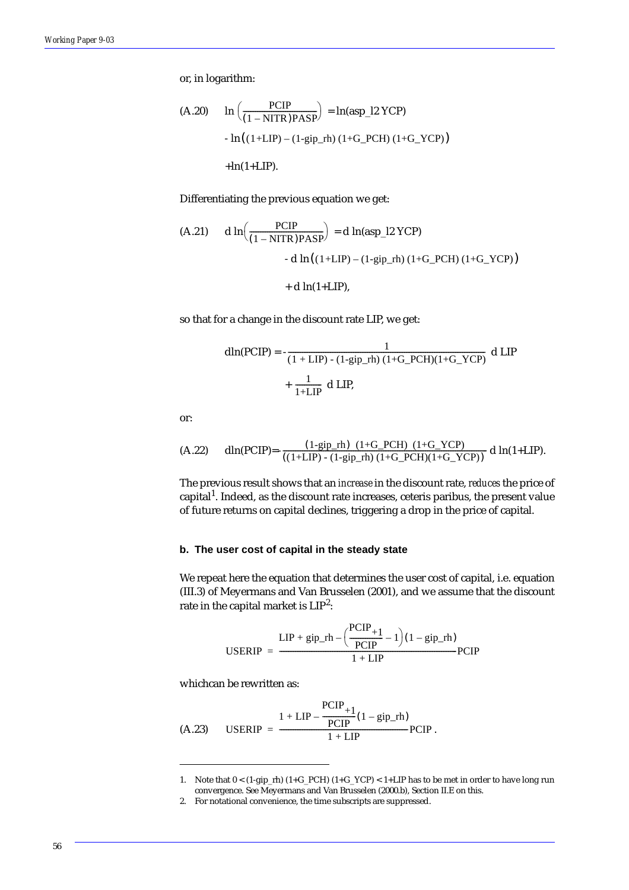or, in logarithm:

$$\text{(A.20)} \quad \ln\left(\frac{\text{PCIP}}{(1-\text{NITR})\text{PASP}}\right) = \ln(\text{asp\_l2 YCP})$$
$$- \ln\big((1+\text{LIP}) - (1\text{-gip\_rh})\,(1+\text{G\_PCH})\,(1+\text{G\_YCP})\big)$$
$$+\ln(1+\text{LIP}).$$

Differentiating the previous equation we get:

$$\text{(A.21)} \quad d\ln\left(\frac{\text{PCIP}}{(1-\text{NITR})\text{PASP}}\right) = d\ln(\text{asp\_l2 YCP})$$
$$- d\ln\big((1+\text{LIP}) - (1\text{-gip\_rh})\,(1+\text{G\_PCH})\,(1+\text{G\_YCP})\big)$$
$$+ d\ln(1+\text{LIP}),$$

so that for a change in the discount rate LIP, we get:

$$d\ln(\text{PCIP}) = -\frac{1}{(1+\text{LIP}) - (1\text{-gip\_rh})\,(1+\text{G\_PCH})(1+\text{G\_YCP})}\, d\,\text{LIP}$$
$$+\frac{1}{1+\text{LIP}}\, d\,\text{LIP},$$

or:

$$\text{(A.22)} \quad d\ln(\text{PCIP}) = -\frac{(1\text{-gip\_rh})\ (1+\text{G\_PCH})\ (1+\text{G\_YCP})}{((1+\text{LIP}) - (1\text{-gip\_rh})\,(1+\text{G\_PCH})(1+\text{G\_YCP}))}\, d\ln(1+\text{LIP}).$$

The previous result shows that an *increase* in the discount rate, *reduces* the price of capital[1]. Indeed, as the discount rate increases, ceteris paribus, the present value of future returns on capital declines, triggering a drop in the price of capital.

### b. The user cost of capital in the steady state

We repeat here the equation that determines the user cost of capital, i.e. equation (III.3) of Meyermans and Van Brusselen (2001), and we assume that the discount rate in the capital market is LIP[2]:

$$\text{USERIP} = \frac{\text{LIP} + \text{gip\_rh} - \left(\frac{\text{PCIP}_{+1}}{\text{PCIP}} - 1\right)(1-\text{gip\_rh})}{1+\text{LIP}}\text{PCIP}$$

whichcan be rewritten as:

$$\text{(A.23)} \quad \text{USERIP} = \frac{1+\text{LIP} - \frac{\text{PCIP}_{+1}}{\text{PCIP}}(1-\text{gip\_rh})}{1+\text{LIP}}\text{PCIP}\,.$$

---

1. Note that $0 < (1\text{-gip\_rh})\,(1+\text{G\_PCH})\,(1+\text{G\_YCP}) < 1+\text{LIP}$ has to be met in order to have long run convergence. See Meyermans and Van Brusselen (2000.b), Section II.E on this.
2. For notational convenience, the time subscripts are suppressed.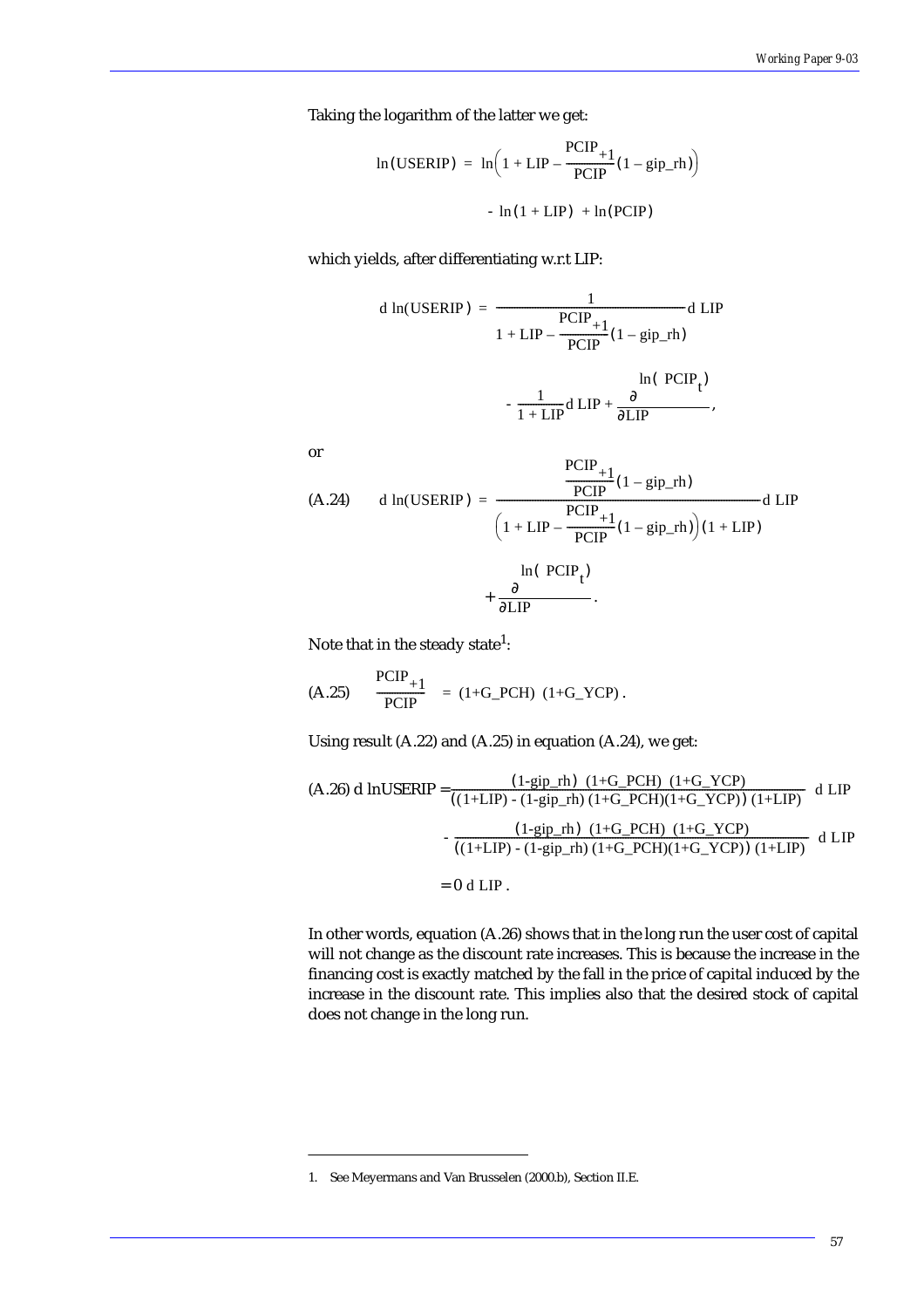Taking the logarithm of the latter we get:

$$\ln(\text{USERIP}) = \ln\left(1 + \text{LIP} - \frac{\text{PCIP}_{+1}}{\text{PCIP}}(1 - \text{gip\_rh})\right)$$

$$- \ln(1 + \text{LIP}) + \ln(\text{PCIP})$$

which yields, after differentiating w.r.t LIP:

$$\text{d}\ln(\text{USERIP}) = \frac{1}{1 + \text{LIP} - \frac{\text{PCIP}_{+1}}{\text{PCIP}}(1 - \text{gip\_rh})}\text{d LIP}$$

$$- \frac{1}{1 + \text{LIP}}\text{d LIP} + \frac{\partial \ln(\text{PCIP}_t)}{\partial \text{LIP}},$$

or

$$\text{(A.24)} \qquad \text{d}\ln(\text{USERIP}) = \frac{\frac{\text{PCIP}_{+1}}{\text{PCIP}}(1 - \text{gip\_rh})}{\left(1 + \text{LIP} - \frac{\text{PCIP}_{+1}}{\text{PCIP}}(1 - \text{gip\_rh})\right)(1 + \text{LIP})}\text{d LIP}$$

$$+ \frac{\partial \ln(\text{PCIP}_t)}{\partial \text{LIP}}.$$

Note that in the steady state[1]:

$$\text{(A.25)} \qquad \frac{\text{PCIP}_{+1}}{\text{PCIP}} = (1\text{+G\_PCH})\ (1\text{+G\_YCP}).$$

Using result (A.22) and (A.25) in equation (A.24), we get:

$$\text{(A.26) d lnUSERIP} = \frac{(1\text{-gip\_rh})\ (1\text{+G\_PCH})\ (1\text{+G\_YCP})}{((1\text{+LIP}) - (1\text{-gip\_rh})\ (1\text{+G\_PCH})(1\text{+G\_YCP}))\ (1\text{+LIP})}\ \text{d LIP}$$

$$- \frac{(1\text{-gip\_rh})\ (1\text{+G\_PCH})\ (1\text{+G\_YCP})}{((1\text{+LIP}) - (1\text{-gip\_rh})\ (1\text{+G\_PCH})(1\text{+G\_YCP}))\ (1\text{+LIP})}\ \text{d LIP}$$

$$= 0\ \text{d LIP}.$$

In other words, equation (A.26) shows that in the long run the user cost of capital will not change as the discount rate increases. This is because the increase in the financing cost is exactly matched by the fall in the price of capital induced by the increase in the discount rate. This implies also that the desired stock of capital does not change in the long run.

1. See Meyermans and Van Brusselen (2000.b), Section II.E.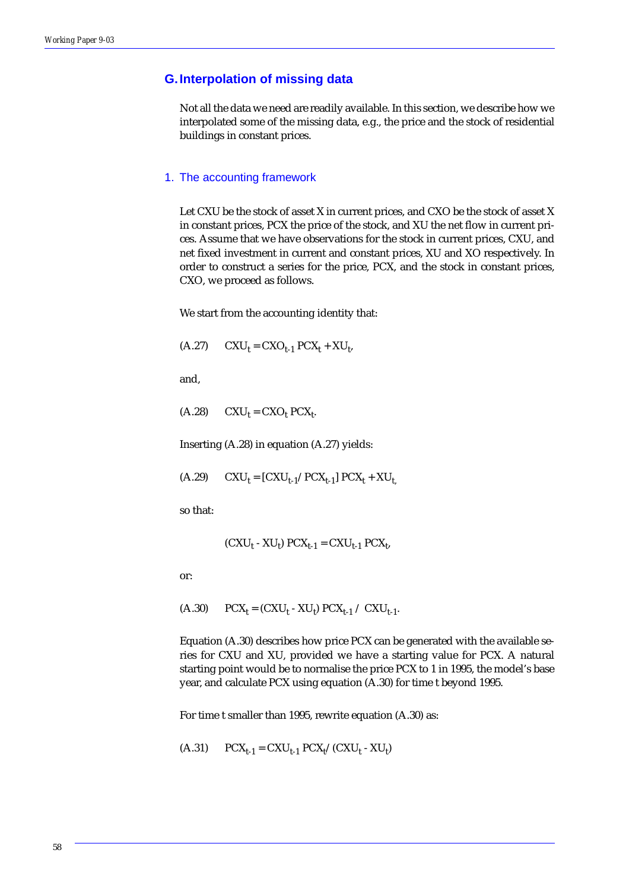## G. Interpolation of missing data

Not all the data we need are readily available. In this section, we describe how we interpolated some of the missing data, e.g., the price and the stock of residential buildings in constant prices.

### 1. The accounting framework

Let CXU be the stock of asset X in current prices, and CXO be the stock of asset X in constant prices, PCX the price of the stock, and XU the net flow in current prices. Assume that we have observations for the stock in current prices, CXU, and net fixed investment in current and constant prices, XU and XO respectively. In order to construct a series for the price, PCX, and the stock in constant prices, CXO, we proceed as follows.

We start from the accounting identity that:

$$\text{(A.27)} \qquad CXU_t = CXO_{t-1}\, PCX_t + XU_t,$$

and,

$$\text{(A.28)} \qquad CXU_t = CXO_t\, PCX_t.$$

Inserting (A.28) in equation (A.27) yields:

$$\text{(A.29)} \qquad CXU_t = [CXU_{t-1} / PCX_{t-1}]\, PCX_t + XU_t,$$

so that:

$$(CXU_t - XU_t)\, PCX_{t-1} = CXU_{t-1}\, PCX_t,$$

or:

$$\text{(A.30)} \qquad PCX_t = (CXU_t - XU_t)\, PCX_{t-1} / \; CXU_{t-1}.$$

Equation (A.30) describes how price PCX can be generated with the available series for CXU and XU, provided we have a starting value for PCX. A natural starting point would be to normalise the price PCX to 1 in 1995, the model's base year, and calculate PCX using equation (A.30) for time t beyond 1995.

For time t smaller than 1995, rewrite equation (A.30) as:

$$\text{(A.31)} \qquad PCX_{t-1} = CXU_{t-1}\, PCX_t / (CXU_t - XU_t)$$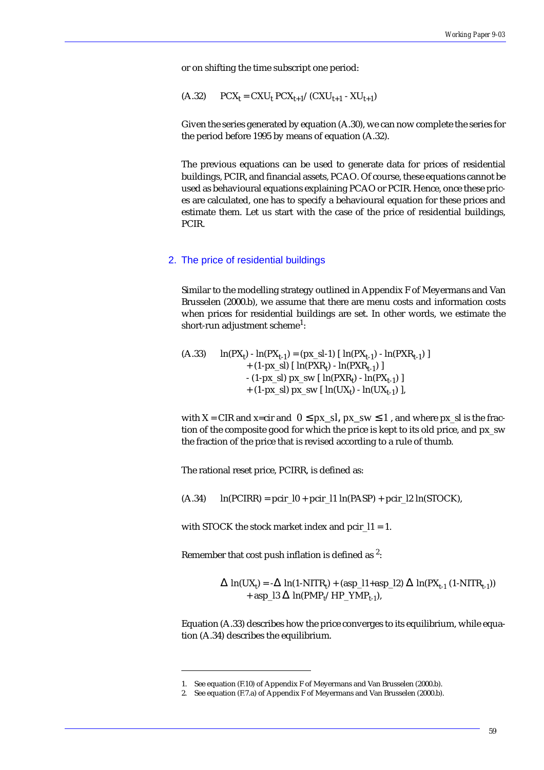or on shifting the time subscript one period:

$$\text{(A.32)} \qquad PCX_t = CXU_t \, PCX_{t+1} / (CXU_{t+1} - XU_{t+1})$$

Given the series generated by equation (A.30), we can now complete the series for the period before 1995 by means of equation (A.32).

The previous equations can be used to generate data for prices of residential buildings, PCIR, and financial assets, PCAO. Of course, these equations cannot be used as behavioural equations explaining PCAO or PCIR. Hence, once these prices are calculated, one has to specify a behavioural equation for these prices and estimate them. Let us start with the case of the price of residential buildings, PCIR.

## 2. The price of residential buildings

Similar to the modelling strategy outlined in Appendix F of Meyermans and Van Brusselen (2000.b), we assume that there are menu costs and information costs when prices for residential buildings are set. In other words, we estimate the short-run adjustment scheme[1]:

$$\begin{aligned}
\text{(A.33)} \qquad \ln(PX_t) - \ln(PX_{t-1}) = & \, (px\_sl-1) \, [\, \ln(PX_{t-1}) - \ln(PXR_{t-1}) \,] \\
& + (1-px\_sl) \, [\, \ln(PXR_t) - \ln(PXR_{t-1}) \,] \\
& - (1-px\_sl) \, px\_sw \, [\, \ln(PXR_t) - \ln(PX_{t-1}) \,] \\
& + (1-px\_sl) \, px\_sw \, [\, \ln(UX_t) - \ln(UX_{t-1}) \,],
\end{aligned}$$

with X = CIR and x=cir and $0 \leq px\_sl, px\_sw \leq 1$, and where px_sl is the fraction of the composite good for which the price is kept to its old price, and px_sw the fraction of the price that is revised according to a rule of thumb.

The rational reset price, PCIRR, is defined as:

$$\text{(A.34)} \qquad \ln(PCIRR) = pcir\_l0 + pcir\_l1 \ln(PASP) + pcir\_l2 \ln(STOCK),$$

with STOCK the stock market index and pcir_l1 = 1.

Remember that cost push inflation is defined as[2]:

$$\begin{aligned}
\Delta \ln(UX_t) = & -\Delta \ln(1-NITR_t) + (asp\_l1+asp\_l2) \, \Delta \ln(PX_{t-1} (1-NITR_{t-1})) \\
& + asp\_l3 \, \Delta \ln(PMP_t / HP\_YMP_{t-1}),
\end{aligned}$$

Equation (A.33) describes how the price converges to its equilibrium, while equation (A.34) describes the equilibrium.

---

1. See equation (F.10) of Appendix F of Meyermans and Van Brusselen (2000.b).
2. See equation (F.7.a) of Appendix F of Meyermans and Van Brusselen (2000.b).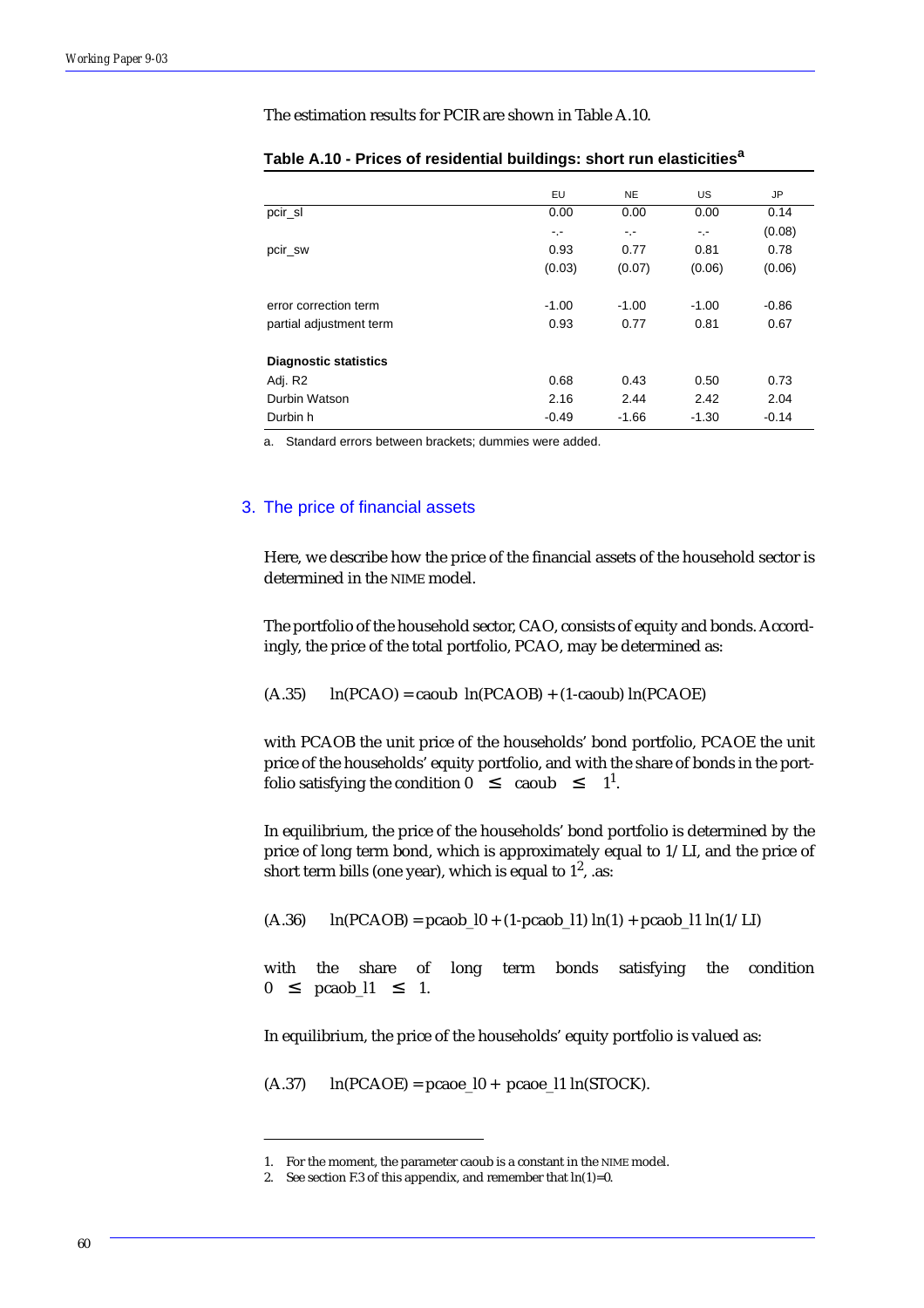The estimation results for PCIR are shown in Table A.10.

**Table A.10 - Prices of residential buildings: short run elasticities[a]**

| | EU | NE | US | JP |
|---|---|---|---|---|
| pcir_sl | 0.00 | 0.00 | 0.00 | 0.14 |
| | -.- | -.- | -.- | (0.08) |
| pcir_sw | 0.93 | 0.77 | 0.81 | 0.78 |
| | (0.03) | (0.07) | (0.06) | (0.06) |
| error correction term | -1.00 | -1.00 | -1.00 | -0.86 |
| partial adjustment term | 0.93 | 0.77 | 0.81 | 0.67 |
| **Diagnostic statistics** | | | | |
| Adj. R2 | 0.68 | 0.43 | 0.50 | 0.73 |
| Durbin Watson | 2.16 | 2.44 | 2.42 | 2.04 |
| Durbin h | -0.49 | -1.66 | -1.30 | -0.14 |

a. Standard errors between brackets; dummies were added.

## 3. The price of financial assets

Here, we describe how the price of the financial assets of the household sector is determined in the NIME model.

The portfolio of the household sector, CAO, consists of equity and bonds. Accordingly, the price of the total portfolio, PCAO, may be determined as:

$$\text{(A.35)} \qquad \ln(PCAO) = caoub \ \ln(PCAOB) + (1\text{-}caoub) \ln(PCAOE)$$

with PCAOB the unit price of the households' bond portfolio, PCAOE the unit price of the households' equity portfolio, and with the share of bonds in the portfolio satisfying the condition $0 \leq caoub \leq 1$[1].

In equilibrium, the price of the households' bond portfolio is determined by the price of long term bond, which is approximately equal to 1/LI, and the price of short term bills (one year), which is equal to 1[2], .as:

$$\text{(A.36)} \qquad \ln(PCAOB) = pcaob\_l0 + (1\text{-}pcaob\_l1) \ln(1) + pcaob\_l1 \ln(1/LI)$$

with the share of long term bonds satisfying the condition $0 \leq pcaob\_l1 \leq 1$.

In equilibrium, the price of the households' equity portfolio is valued as:

$$\text{(A.37)} \qquad \ln(PCAOE) = pcaoe\_l0 + pcaoe\_l1 \ln(STOCK).$$

1. For the moment, the parameter caoub is a constant in the NIME model.
2. See section F.3 of this appendix, and remember that ln(1)=0.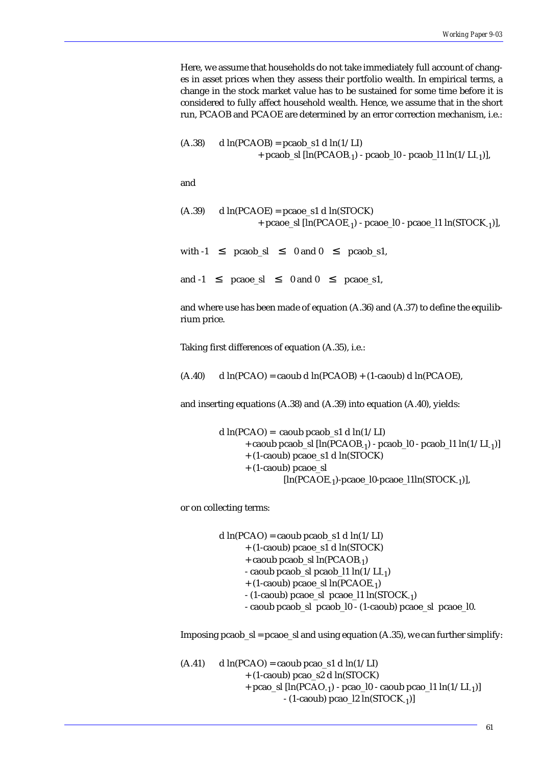Here, we assume that households do not take immediately full account of changes in asset prices when they assess their portfolio wealth. In empirical terms, a change in the stock market value has to be sustained for some time before it is considered to fully affect household wealth. Hence, we assume that in the short run, PCAOB and PCAOE are determined by an error correction mechanism, i.e.:

$$\text{(A.38)} \quad d\ln(PCAOB) = pcaob\_s1\ d\ln(1/LI) + pcaob\_sl\ [\ln(PCAOB_{-1}) - pcaob\_l0 - pcaob\_l1\ \ln(1/LI_{-1})],$$

and

$$\text{(A.39)} \quad d\ln(PCAOE) = pcaoe\_s1\ d\ln(STOCK) + pcaoe\_sl\ [\ln(PCAOE_{-1}) - pcaoe\_l0 - pcaoe\_l1\ \ln(STOCK_{-1})],$$

with $-1 \leq pcaob\_sl \leq 0$ and $0 \leq pcaob\_s1$,

and $-1 \leq pcaoe\_sl \leq 0$ and $0 \leq pcaoe\_s1$,

and where use has been made of equation (A.36) and (A.37) to define the equilibrium price.

Taking first differences of equation (A.35), i.e.:

$$\text{(A.40)} \quad d\ln(PCAO) = caoub\ d\ln(PCAOB) + (1\text{-}caoub)\ d\ln(PCAOE),$$

and inserting equations (A.38) and (A.39) into equation (A.40), yields:

$$\begin{aligned} d\ln(PCAO) = {} & caoub\ pcaob\_s1\ d\ln(1/LI) \\ & + caoub\ pcaob\_sl\ [\ln(PCAOB_{-1}) - pcaob\_l0 - pcaob\_l1\ \ln(1/LI_{-1})] \\ & + (1\text{-}caoub)\ pcaoe\_s1\ d\ln(STOCK) \\ & + (1\text{-}caoub)\ pcaoe\_sl \\ & \qquad [\ln(PCAOE_{-1}) - pcaoe\_l0 - pcaoe\_l1 \ln(STOCK_{-1})], \end{aligned}$$

or on collecting terms:

$$\begin{aligned} d\ln(PCAO) = {} & caoub\ pcaob\_s1\ d\ln(1/LI) \\ & + (1\text{-}caoub)\ pcaoe\_s1\ d\ln(STOCK) \\ & + caoub\ pcaob\_sl\ \ln(PCAOB_{-1}) \\ & - caoub\ pcaob\_sl\ pcaob\_l1\ \ln(1/LI_{-1}) \\ & + (1\text{-}caoub)\ pcaoe\_sl\ \ln(PCAOE_{-1}) \\ & - (1\text{-}caoub)\ pcaoe\_sl\ \ pcaoe\_l1\ \ln(STOCK_{-1}) \\ & - caoub\ pcaob\_sl\ \ pcaob\_l0 - (1\text{-}caoub)\ pcaoe\_sl\ \ pcaoe\_l0. \end{aligned}$$

Imposing pcaob_sl = pcaoe_sl and using equation (A.35), we can further simplify:

$$\begin{aligned} \text{(A.41)} \quad d\ln(PCAO) = {} & caoub\ pcao\_s1\ d\ln(1/LI) \\ & + (1\text{-}caoub)\ pcao\_s2\ d\ln(STOCK) \\ & + pcao\_sl\ [\ln(PCAO_{-1}) - pcao\_l0 - caoub\ pcao\_l1\ \ln(1/LI_{-1})] \\ & \qquad - (1\text{-}caoub)\ pcao\_l2\ \ln(STOCK_{-1})] \end{aligned}$$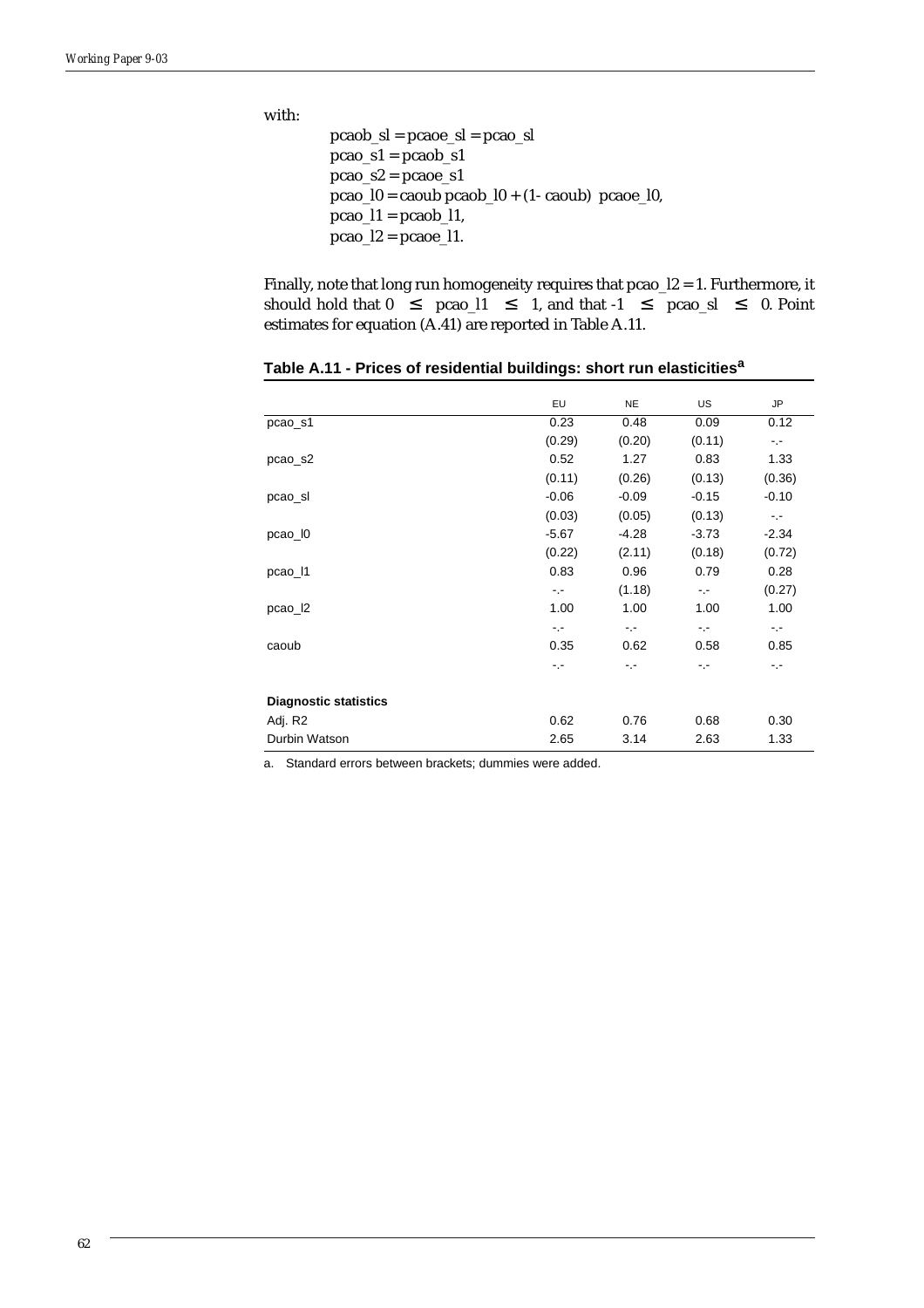with:

$$pcaob\_sl = pcaoe\_sl = pcao\_sl$$
$$pcao\_s1 = pcaob\_s1$$
$$pcao\_s2 = pcaoe\_s1$$
$$pcao\_l0 = caoub\ pcaob\_l0 + (1 - caoub)\ pcaoe\_l0,$$
$$pcao\_l1 = pcaob\_l1,$$
$$pcao\_l2 = pcaoe\_l1.$$

Finally, note that long run homogeneity requires that pcao_l2 = 1. Furthermore, it should hold that $0 \leq pcao\_l1 \leq 1$, and that $-1 \leq pcao\_sl \leq 0$. Point estimates for equation (A.41) are reported in Table A.11.

**Table A.11 - Prices of residential buildings: short run elasticities[a]**

| | EU | NE | US | JP |
|---|---|---|---|---|
| pcao_s1 | 0.23 | 0.48 | 0.09 | 0.12 |
| | (0.29) | (0.20) | (0.11) | -.- |
| pcao_s2 | 0.52 | 1.27 | 0.83 | 1.33 |
| | (0.11) | (0.26) | (0.13) | (0.36) |
| pcao_sl | -0.06 | -0.09 | -0.15 | -0.10 |
| | (0.03) | (0.05) | (0.13) | -.- |
| pcao_l0 | -5.67 | -4.28 | -3.73 | -2.34 |
| | (0.22) | (2.11) | (0.18) | (0.72) |
| pcao_l1 | 0.83 | 0.96 | 0.79 | 0.28 |
| | -.- | (1.18) | -.- | (0.27) |
| pcao_l2 | 1.00 | 1.00 | 1.00 | 1.00 |
| | -.- | -.- | -.- | -.- |
| caoub | 0.35 | 0.62 | 0.58 | 0.85 |
| | -.- | -.- | -.- | -.- |
| **Diagnostic statistics** | | | | |
| Adj. R2 | 0.62 | 0.76 | 0.68 | 0.30 |
| Durbin Watson | 2.65 | 3.14 | 2.63 | 1.33 |

a. Standard errors between brackets; dummies were added.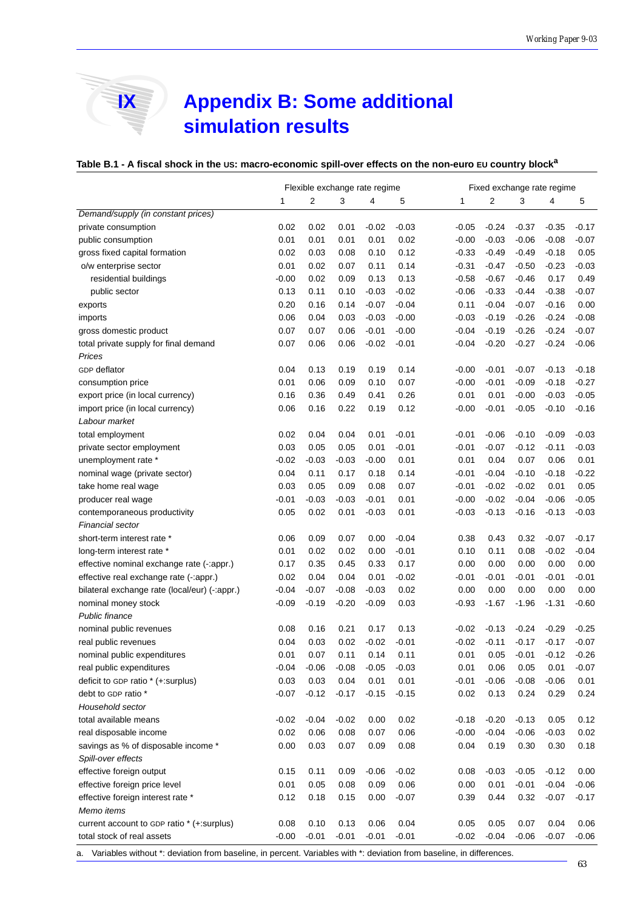# IX Appendix B: Some additional simulation results

**Table B.1 - A fiscal shock in the US: macro-economic spill-over effects on the non-euro EU country block[a]**

| | Flexible exchange rate regime | | | | | Fixed exchange rate regime | | | | |
|---|---|---|---|---|---|---|---|---|---|---|
| | 1 | 2 | 3 | 4 | 5 | 1 | 2 | 3 | 4 | 5 |
| *Demand/supply (in constant prices)* | | | | | | | | | | |
| private consumption | 0.02 | 0.02 | 0.01 | -0.02 | -0.03 | -0.05 | -0.24 | -0.37 | -0.35 | -0.17 |
| public consumption | 0.01 | 0.01 | 0.01 | 0.01 | 0.02 | -0.00 | -0.03 | -0.06 | -0.08 | -0.07 |
| gross fixed capital formation | 0.02 | 0.03 | 0.08 | 0.10 | 0.12 | -0.33 | -0.49 | -0.49 | -0.18 | 0.05 |
| o/w enterprise sector | 0.01 | 0.02 | 0.07 | 0.11 | 0.14 | -0.31 | -0.47 | -0.50 | -0.23 | -0.03 |
| residential buildings | -0.00 | 0.02 | 0.09 | 0.13 | 0.13 | -0.58 | -0.67 | -0.46 | 0.17 | 0.49 |
| public sector | 0.13 | 0.11 | 0.10 | -0.03 | -0.02 | -0.06 | -0.33 | -0.44 | -0.38 | -0.07 |
| exports | 0.20 | 0.16 | 0.14 | -0.07 | -0.04 | 0.11 | -0.04 | -0.07 | -0.16 | 0.00 |
| imports | 0.06 | 0.04 | 0.03 | -0.03 | -0.00 | -0.03 | -0.19 | -0.26 | -0.24 | -0.08 |
| gross domestic product | 0.07 | 0.07 | 0.06 | -0.01 | -0.00 | -0.04 | -0.19 | -0.26 | -0.24 | -0.07 |
| total private supply for final demand | 0.07 | 0.06 | 0.06 | -0.02 | -0.01 | -0.04 | -0.20 | -0.27 | -0.24 | -0.06 |
| *Prices* | | | | | | | | | | |
| GDP deflator | 0.04 | 0.13 | 0.19 | 0.19 | 0.14 | -0.00 | -0.01 | -0.07 | -0.13 | -0.18 |
| consumption price | 0.01 | 0.06 | 0.09 | 0.10 | 0.07 | -0.00 | -0.01 | -0.09 | -0.18 | -0.27 |
| export price (in local currency) | 0.16 | 0.36 | 0.49 | 0.41 | 0.26 | 0.01 | 0.01 | -0.00 | -0.03 | -0.05 |
| import price (in local currency) | 0.06 | 0.16 | 0.22 | 0.19 | 0.12 | -0.00 | -0.01 | -0.05 | -0.10 | -0.16 |
| *Labour market* | | | | | | | | | | |
| total employment | 0.02 | 0.04 | 0.04 | 0.01 | -0.01 | -0.01 | -0.06 | -0.10 | -0.09 | -0.03 |
| private sector employment | 0.03 | 0.05 | 0.05 | 0.01 | -0.01 | -0.01 | -0.07 | -0.12 | -0.11 | -0.03 |
| unemployment rate * | -0.02 | -0.03 | -0.03 | -0.00 | 0.01 | 0.01 | 0.04 | 0.07 | 0.06 | 0.01 |
| nominal wage (private sector) | 0.04 | 0.11 | 0.17 | 0.18 | 0.14 | -0.01 | -0.04 | -0.10 | -0.18 | -0.22 |
| take home real wage | 0.03 | 0.05 | 0.09 | 0.08 | 0.07 | -0.01 | -0.02 | -0.02 | 0.01 | 0.05 |
| producer real wage | -0.01 | -0.03 | -0.03 | -0.01 | 0.01 | -0.00 | -0.02 | -0.04 | -0.06 | -0.05 |
| contemporaneous productivity | 0.05 | 0.02 | 0.01 | -0.03 | 0.01 | -0.03 | -0.13 | -0.16 | -0.13 | -0.03 |
| *Financial sector* | | | | | | | | | | |
| short-term interest rate * | 0.06 | 0.09 | 0.07 | 0.00 | -0.04 | 0.38 | 0.43 | 0.32 | -0.07 | -0.17 |
| long-term interest rate * | 0.01 | 0.02 | 0.02 | 0.00 | -0.01 | 0.10 | 0.11 | 0.08 | -0.02 | -0.04 |
| effective nominal exchange rate (-:appr.) | 0.17 | 0.35 | 0.45 | 0.33 | 0.17 | 0.00 | 0.00 | 0.00 | 0.00 | 0.00 |
| effective real exchange rate (-:appr.) | 0.02 | 0.04 | 0.04 | 0.01 | -0.02 | -0.01 | -0.01 | -0.01 | -0.01 | -0.01 |
| bilateral exchange rate (local/eur) (-:appr.) | -0.04 | -0.07 | -0.08 | -0.03 | 0.02 | 0.00 | 0.00 | 0.00 | 0.00 | 0.00 |
| nominal money stock | -0.09 | -0.19 | -0.20 | -0.09 | 0.03 | -0.93 | -1.67 | -1.96 | -1.31 | -0.60 |
| *Public finance* | | | | | | | | | | |
| nominal public revenues | 0.08 | 0.16 | 0.21 | 0.17 | 0.13 | -0.02 | -0.13 | -0.24 | -0.29 | -0.25 |
| real public revenues | 0.04 | 0.03 | 0.02 | -0.02 | -0.01 | -0.02 | -0.11 | -0.17 | -0.17 | -0.07 |
| nominal public expenditures | 0.01 | 0.07 | 0.11 | 0.14 | 0.11 | 0.01 | 0.05 | -0.01 | -0.12 | -0.26 |
| real public expenditures | -0.04 | -0.06 | -0.08 | -0.05 | -0.03 | 0.01 | 0.06 | 0.05 | 0.01 | -0.07 |
| deficit to GDP ratio * (+:surplus) | 0.03 | 0.03 | 0.04 | 0.01 | 0.01 | -0.01 | -0.06 | -0.08 | -0.06 | 0.01 |
| debt to GDP ratio * | -0.07 | -0.12 | -0.17 | -0.15 | -0.15 | 0.02 | 0.13 | 0.24 | 0.29 | 0.24 |
| *Household sector* | | | | | | | | | | |
| total available means | -0.02 | -0.04 | -0.02 | 0.00 | 0.02 | -0.18 | -0.20 | -0.13 | 0.05 | 0.12 |
| real disposable income | 0.02 | 0.06 | 0.08 | 0.07 | 0.06 | -0.00 | -0.04 | -0.06 | -0.03 | 0.02 |
| savings as % of disposable income * | 0.00 | 0.03 | 0.07 | 0.09 | 0.08 | 0.04 | 0.19 | 0.30 | 0.30 | 0.18 |
| *Spill-over effects* | | | | | | | | | | |
| effective foreign output | 0.15 | 0.11 | 0.09 | -0.06 | -0.02 | 0.08 | -0.03 | -0.05 | -0.12 | 0.00 |
| effective foreign price level | 0.01 | 0.05 | 0.08 | 0.09 | 0.06 | 0.00 | 0.01 | -0.01 | -0.04 | -0.06 |
| effective foreign interest rate * | 0.12 | 0.18 | 0.15 | 0.00 | -0.07 | 0.39 | 0.44 | 0.32 | -0.07 | -0.17 |
| *Memo items* | | | | | | | | | | |
| current account to GDP ratio * (+:surplus) | 0.08 | 0.10 | 0.13 | 0.06 | 0.04 | 0.05 | 0.05 | 0.07 | 0.04 | 0.06 |
| total stock of real assets | -0.00 | -0.01 | -0.01 | -0.01 | -0.01 | -0.02 | -0.04 | -0.06 | -0.07 | -0.06 |

a. Variables without *: deviation from baseline, in percent. Variables with *: deviation from baseline, in differences.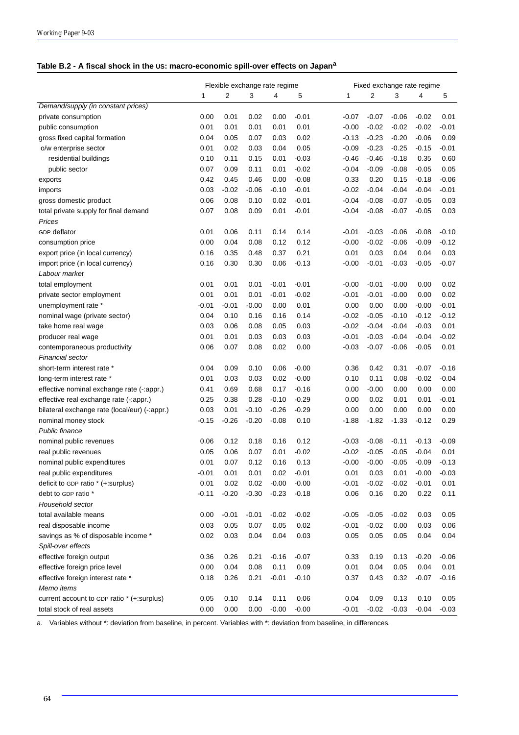**Table B.2 - A fiscal shock in the US: macro-economic spill-over effects on Japan[a]**

| | Flexible exchange rate regime | | | | | Fixed exchange rate regime | | | | |
|---|---|---|---|---|---|---|---|---|---|---|
| | 1 | 2 | 3 | 4 | 5 | 1 | 2 | 3 | 4 | 5 |
| *Demand/supply (in constant prices)* | | | | | | | | | | |
| private consumption | 0.00 | 0.01 | 0.02 | 0.00 | -0.01 | -0.07 | -0.07 | -0.06 | -0.02 | 0.01 |
| public consumption | 0.01 | 0.01 | 0.01 | 0.01 | 0.01 | -0.00 | -0.02 | -0.02 | -0.02 | -0.01 |
| gross fixed capital formation | 0.04 | 0.05 | 0.07 | 0.03 | 0.02 | -0.13 | -0.23 | -0.20 | -0.06 | 0.09 |
| o/w enterprise sector | 0.01 | 0.02 | 0.03 | 0.04 | 0.05 | -0.09 | -0.23 | -0.25 | -0.15 | -0.01 |
| residential buildings | 0.10 | 0.11 | 0.15 | 0.01 | -0.03 | -0.46 | -0.46 | -0.18 | 0.35 | 0.60 |
| public sector | 0.07 | 0.09 | 0.11 | 0.01 | -0.02 | -0.04 | -0.09 | -0.08 | -0.05 | 0.05 |
| exports | 0.42 | 0.45 | 0.46 | 0.00 | -0.08 | 0.33 | 0.20 | 0.15 | -0.18 | -0.06 |
| imports | 0.03 | -0.02 | -0.06 | -0.10 | -0.01 | -0.02 | -0.04 | -0.04 | -0.04 | -0.01 |
| gross domestic product | 0.06 | 0.08 | 0.10 | 0.02 | -0.01 | -0.04 | -0.08 | -0.07 | -0.05 | 0.03 |
| total private supply for final demand | 0.07 | 0.08 | 0.09 | 0.01 | -0.01 | -0.04 | -0.08 | -0.07 | -0.05 | 0.03 |
| *Prices* | | | | | | | | | | |
| GDP deflator | 0.01 | 0.06 | 0.11 | 0.14 | 0.14 | -0.01 | -0.03 | -0.06 | -0.08 | -0.10 |
| consumption price | 0.00 | 0.04 | 0.08 | 0.12 | 0.12 | -0.00 | -0.02 | -0.06 | -0.09 | -0.12 |
| export price (in local currency) | 0.16 | 0.35 | 0.48 | 0.37 | 0.21 | 0.01 | 0.03 | 0.04 | 0.04 | 0.03 |
| import price (in local currency) | 0.16 | 0.30 | 0.30 | 0.06 | -0.13 | -0.00 | -0.01 | -0.03 | -0.05 | -0.07 |
| *Labour market* | | | | | | | | | | |
| total employment | 0.01 | 0.01 | 0.01 | -0.01 | -0.01 | -0.00 | -0.01 | -0.00 | 0.00 | 0.02 |
| private sector employment | 0.01 | 0.01 | 0.01 | -0.01 | -0.02 | -0.01 | -0.01 | -0.00 | 0.00 | 0.02 |
| unemployment rate * | -0.01 | -0.01 | -0.00 | 0.00 | 0.01 | 0.00 | 0.00 | 0.00 | -0.00 | -0.01 |
| nominal wage (private sector) | 0.04 | 0.10 | 0.16 | 0.16 | 0.14 | -0.02 | -0.05 | -0.10 | -0.12 | -0.12 |
| take home real wage | 0.03 | 0.06 | 0.08 | 0.05 | 0.03 | -0.02 | -0.04 | -0.04 | -0.03 | 0.01 |
| producer real wage | 0.01 | 0.01 | 0.03 | 0.03 | 0.03 | -0.01 | -0.03 | -0.04 | -0.04 | -0.02 |
| contemporaneous productivity | 0.06 | 0.07 | 0.08 | 0.02 | 0.00 | -0.03 | -0.07 | -0.06 | -0.05 | 0.01 |
| *Financial sector* | | | | | | | | | | |
| short-term interest rate * | 0.04 | 0.09 | 0.10 | 0.06 | -0.00 | 0.36 | 0.42 | 0.31 | -0.07 | -0.16 |
| long-term interest rate * | 0.01 | 0.03 | 0.03 | 0.02 | -0.00 | 0.10 | 0.11 | 0.08 | -0.02 | -0.04 |
| effective nominal exchange rate (-:appr.) | 0.41 | 0.69 | 0.68 | 0.17 | -0.16 | 0.00 | -0.00 | 0.00 | 0.00 | 0.00 |
| effective real exchange rate (-:appr.) | 0.25 | 0.38 | 0.28 | -0.10 | -0.29 | 0.00 | 0.02 | 0.01 | 0.01 | -0.01 |
| bilateral exchange rate (local/eur) (-:appr.) | 0.03 | 0.01 | -0.10 | -0.26 | -0.29 | 0.00 | 0.00 | 0.00 | 0.00 | 0.00 |
| nominal money stock | -0.15 | -0.26 | -0.20 | -0.08 | 0.10 | -1.88 | -1.82 | -1.33 | -0.12 | 0.29 |
| *Public finance* | | | | | | | | | | |
| nominal public revenues | 0.06 | 0.12 | 0.18 | 0.16 | 0.12 | -0.03 | -0.08 | -0.11 | -0.13 | -0.09 |
| real public revenues | 0.05 | 0.06 | 0.07 | 0.01 | -0.02 | -0.02 | -0.05 | -0.05 | -0.04 | 0.01 |
| nominal public expenditures | 0.01 | 0.07 | 0.12 | 0.16 | 0.13 | -0.00 | -0.00 | -0.05 | -0.09 | -0.13 |
| real public expenditures | -0.01 | 0.01 | 0.01 | 0.02 | -0.01 | 0.01 | 0.03 | 0.01 | -0.00 | -0.03 |
| deficit to GDP ratio * (+:surplus) | 0.01 | 0.02 | 0.02 | -0.00 | -0.00 | -0.01 | -0.02 | -0.02 | -0.01 | 0.01 |
| debt to GDP ratio * | -0.11 | -0.20 | -0.30 | -0.23 | -0.18 | 0.06 | 0.16 | 0.20 | 0.22 | 0.11 |
| *Household sector* | | | | | | | | | | |
| total available means | 0.00 | -0.01 | -0.01 | -0.02 | -0.02 | -0.05 | -0.05 | -0.02 | 0.03 | 0.05 |
| real disposable income | 0.03 | 0.05 | 0.07 | 0.05 | 0.02 | -0.01 | -0.02 | 0.00 | 0.03 | 0.06 |
| savings as % of disposable income * | 0.02 | 0.03 | 0.04 | 0.04 | 0.03 | 0.05 | 0.05 | 0.05 | 0.04 | 0.04 |
| *Spill-over effects* | | | | | | | | | | |
| effective foreign output | 0.36 | 0.26 | 0.21 | -0.16 | -0.07 | 0.33 | 0.19 | 0.13 | -0.20 | -0.06 |
| effective foreign price level | 0.00 | 0.04 | 0.08 | 0.11 | 0.09 | 0.01 | 0.04 | 0.05 | 0.04 | 0.01 |
| effective foreign interest rate * | 0.18 | 0.26 | 0.21 | -0.01 | -0.10 | 0.37 | 0.43 | 0.32 | -0.07 | -0.16 |
| *Memo items* | | | | | | | | | | |
| current account to GDP ratio * (+:surplus) | 0.05 | 0.10 | 0.14 | 0.11 | 0.06 | 0.04 | 0.09 | 0.13 | 0.10 | 0.05 |
| total stock of real assets | 0.00 | 0.00 | 0.00 | -0.00 | -0.00 | -0.01 | -0.02 | -0.03 | -0.04 | -0.03 |

a. Variables without *: deviation from baseline, in percent. Variables with *: deviation from baseline, in differences.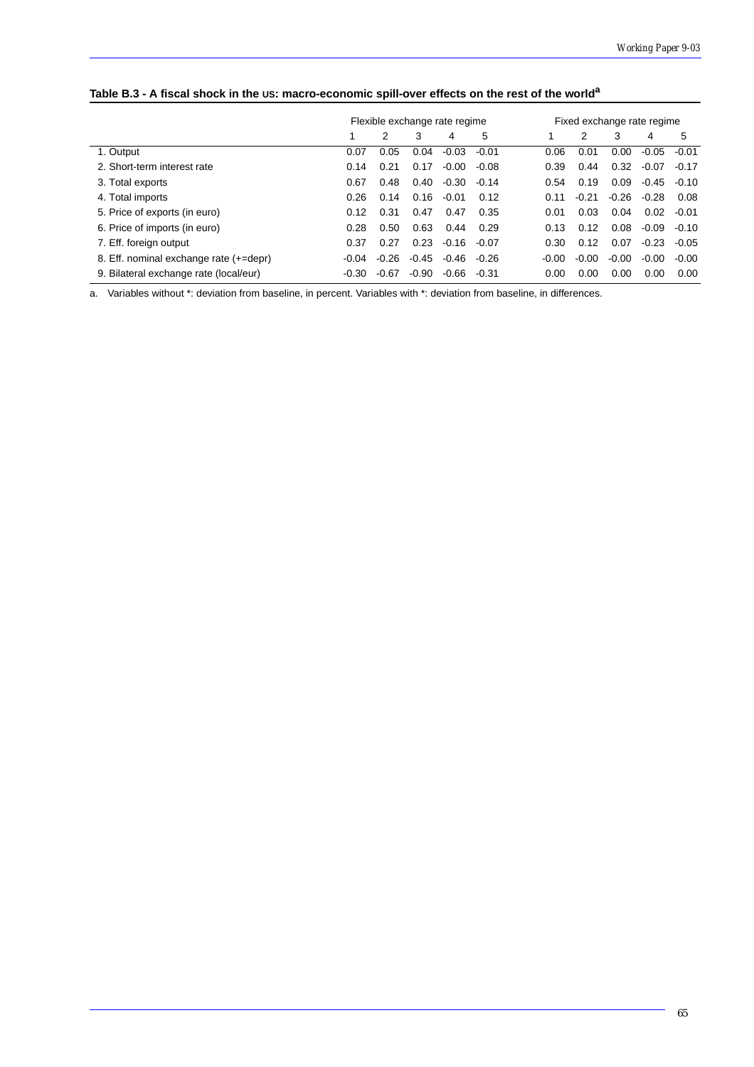**Table B.3 - A fiscal shock in the US: macro-economic spill-over effects on the rest of the world[a]**

| | Flexible exchange rate regime | | | | | Fixed exchange rate regime | | | | |
|---|---|---|---|---|---|---|---|---|---|---|
| | 1 | 2 | 3 | 4 | 5 | 1 | 2 | 3 | 4 | 5 |
| 1. Output | 0.07 | 0.05 | 0.04 | -0.03 | -0.01 | 0.06 | 0.01 | 0.00 | -0.05 | -0.01 |
| 2. Short-term interest rate | 0.14 | 0.21 | 0.17 | -0.00 | -0.08 | 0.39 | 0.44 | 0.32 | -0.07 | -0.17 |
| 3. Total exports | 0.67 | 0.48 | 0.40 | -0.30 | -0.14 | 0.54 | 0.19 | 0.09 | -0.45 | -0.10 |
| 4. Total imports | 0.26 | 0.14 | 0.16 | -0.01 | 0.12 | 0.11 | -0.21 | -0.26 | -0.28 | 0.08 |
| 5. Price of exports (in euro) | 0.12 | 0.31 | 0.47 | 0.47 | 0.35 | 0.01 | 0.03 | 0.04 | 0.02 | -0.01 |
| 6. Price of imports (in euro) | 0.28 | 0.50 | 0.63 | 0.44 | 0.29 | 0.13 | 0.12 | 0.08 | -0.09 | -0.10 |
| 7. Eff. foreign output | 0.37 | 0.27 | 0.23 | -0.16 | -0.07 | 0.30 | 0.12 | 0.07 | -0.23 | -0.05 |
| 8. Eff. nominal exchange rate (+=depr) | -0.04 | -0.26 | -0.45 | -0.46 | -0.26 | -0.00 | -0.00 | -0.00 | -0.00 | -0.00 |
| 9. Bilateral exchange rate (local/eur) | -0.30 | -0.67 | -0.90 | -0.66 | -0.31 | 0.00 | 0.00 | 0.00 | 0.00 | 0.00 |

a. Variables without *: deviation from baseline, in percent. Variables with *: deviation from baseline, in differences.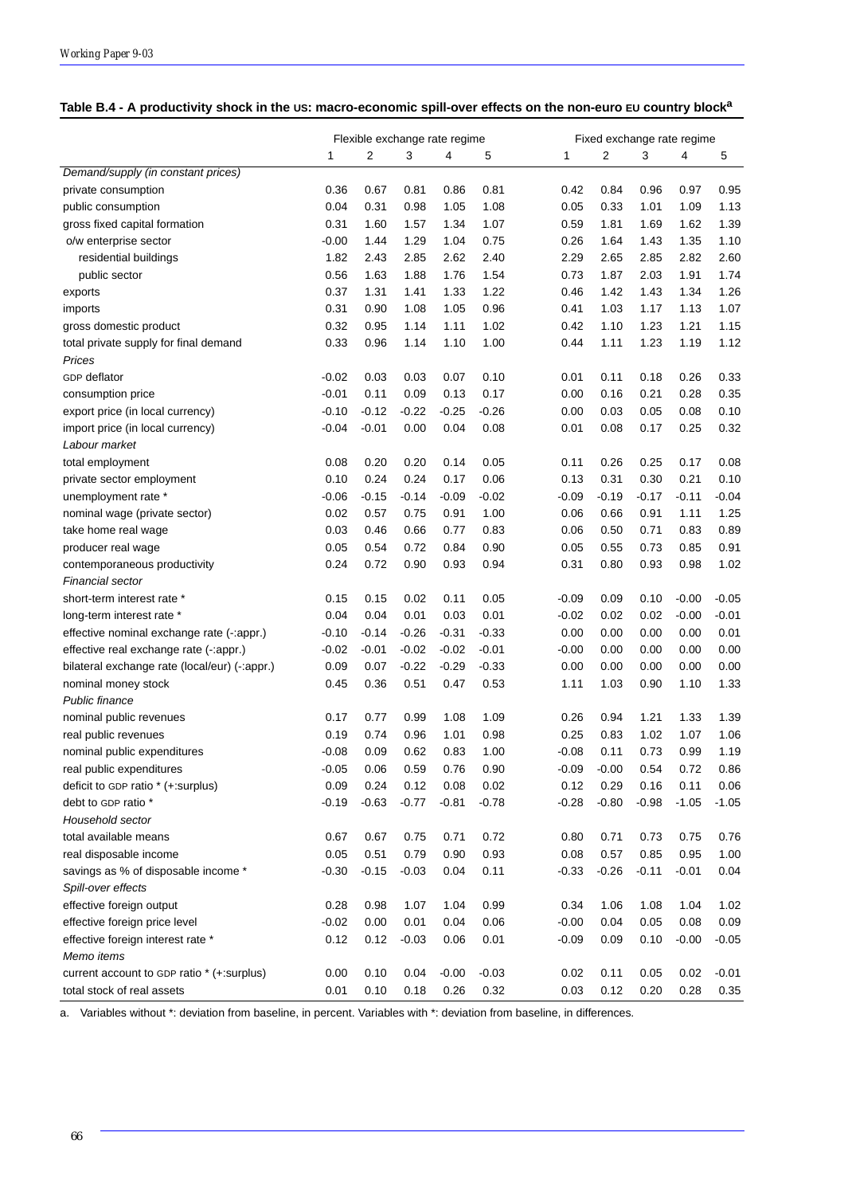**Table B.4 - A productivity shock in the US: macro-economic spill-over effects on the non-euro EU country block[a]**

| | Flexible exchange rate regime | | | | | Fixed exchange rate regime | | | | |
|---|---|---|---|---|---|---|---|---|---|---|
| | 1 | 2 | 3 | 4 | 5 | 1 | 2 | 3 | 4 | 5 |
| *Demand/supply (in constant prices)* | | | | | | | | | | |
| private consumption | 0.36 | 0.67 | 0.81 | 0.86 | 0.81 | 0.42 | 0.84 | 0.96 | 0.97 | 0.95 |
| public consumption | 0.04 | 0.31 | 0.98 | 1.05 | 1.08 | 0.05 | 0.33 | 1.01 | 1.09 | 1.13 |
| gross fixed capital formation | 0.31 | 1.60 | 1.57 | 1.34 | 1.07 | 0.59 | 1.81 | 1.69 | 1.62 | 1.39 |
| o/w enterprise sector | -0.00 | 1.44 | 1.29 | 1.04 | 0.75 | 0.26 | 1.64 | 1.43 | 1.35 | 1.10 |
| residential buildings | 1.82 | 2.43 | 2.85 | 2.62 | 2.40 | 2.29 | 2.65 | 2.85 | 2.82 | 2.60 |
| public sector | 0.56 | 1.63 | 1.88 | 1.76 | 1.54 | 0.73 | 1.87 | 2.03 | 1.91 | 1.74 |
| exports | 0.37 | 1.31 | 1.41 | 1.33 | 1.22 | 0.46 | 1.42 | 1.43 | 1.34 | 1.26 |
| imports | 0.31 | 0.90 | 1.08 | 1.05 | 0.96 | 0.41 | 1.03 | 1.17 | 1.13 | 1.07 |
| gross domestic product | 0.32 | 0.95 | 1.14 | 1.11 | 1.02 | 0.42 | 1.10 | 1.23 | 1.21 | 1.15 |
| total private supply for final demand | 0.33 | 0.96 | 1.14 | 1.10 | 1.00 | 0.44 | 1.11 | 1.23 | 1.19 | 1.12 |
| *Prices* | | | | | | | | | | |
| GDP deflator | -0.02 | 0.03 | 0.03 | 0.07 | 0.10 | 0.01 | 0.11 | 0.18 | 0.26 | 0.33 |
| consumption price | -0.01 | 0.11 | 0.09 | 0.13 | 0.17 | 0.00 | 0.16 | 0.21 | 0.28 | 0.35 |
| export price (in local currency) | -0.10 | -0.12 | -0.22 | -0.25 | -0.26 | 0.00 | 0.03 | 0.05 | 0.08 | 0.10 |
| import price (in local currency) | -0.04 | -0.01 | 0.00 | 0.04 | 0.08 | 0.01 | 0.08 | 0.17 | 0.25 | 0.32 |
| *Labour market* | | | | | | | | | | |
| total employment | 0.08 | 0.20 | 0.20 | 0.14 | 0.05 | 0.11 | 0.26 | 0.25 | 0.17 | 0.08 |
| private sector employment | 0.10 | 0.24 | 0.24 | 0.17 | 0.06 | 0.13 | 0.31 | 0.30 | 0.21 | 0.10 |
| unemployment rate * | -0.06 | -0.15 | -0.14 | -0.09 | -0.02 | -0.09 | -0.19 | -0.17 | -0.11 | -0.04 |
| nominal wage (private sector) | 0.02 | 0.57 | 0.75 | 0.91 | 1.00 | 0.06 | 0.66 | 0.91 | 1.11 | 1.25 |
| take home real wage | 0.03 | 0.46 | 0.66 | 0.77 | 0.83 | 0.06 | 0.50 | 0.71 | 0.83 | 0.89 |
| producer real wage | 0.05 | 0.54 | 0.72 | 0.84 | 0.90 | 0.05 | 0.55 | 0.73 | 0.85 | 0.91 |
| contemporaneous productivity | 0.24 | 0.72 | 0.90 | 0.93 | 0.94 | 0.31 | 0.80 | 0.93 | 0.98 | 1.02 |
| *Financial sector* | | | | | | | | | | |
| short-term interest rate * | 0.15 | 0.15 | 0.02 | 0.11 | 0.05 | -0.09 | 0.09 | 0.10 | -0.00 | -0.05 |
| long-term interest rate * | 0.04 | 0.04 | 0.01 | 0.03 | 0.01 | -0.02 | 0.02 | 0.02 | -0.00 | -0.01 |
| effective nominal exchange rate (-:appr.) | -0.10 | -0.14 | -0.26 | -0.31 | -0.33 | 0.00 | 0.00 | 0.00 | 0.00 | 0.01 |
| effective real exchange rate (-:appr.) | -0.02 | -0.01 | -0.02 | -0.02 | -0.01 | -0.00 | 0.00 | 0.00 | 0.00 | 0.00 |
| bilateral exchange rate (local/eur) (-:appr.) | 0.09 | 0.07 | -0.22 | -0.29 | -0.33 | 0.00 | 0.00 | 0.00 | 0.00 | 0.00 |
| nominal money stock | 0.45 | 0.36 | 0.51 | 0.47 | 0.53 | 1.11 | 1.03 | 0.90 | 1.10 | 1.33 |
| *Public finance* | | | | | | | | | | |
| nominal public revenues | 0.17 | 0.77 | 0.99 | 1.08 | 1.09 | 0.26 | 0.94 | 1.21 | 1.33 | 1.39 |
| real public revenues | 0.19 | 0.74 | 0.96 | 1.01 | 0.98 | 0.25 | 0.83 | 1.02 | 1.07 | 1.06 |
| nominal public expenditures | -0.08 | 0.09 | 0.62 | 0.83 | 1.00 | -0.08 | 0.11 | 0.73 | 0.99 | 1.19 |
| real public expenditures | -0.05 | 0.06 | 0.59 | 0.76 | 0.90 | -0.09 | -0.00 | 0.54 | 0.72 | 0.86 |
| deficit to GDP ratio * (+:surplus) | 0.09 | 0.24 | 0.12 | 0.08 | 0.02 | 0.12 | 0.29 | 0.16 | 0.11 | 0.06 |
| debt to GDP ratio * | -0.19 | -0.63 | -0.77 | -0.81 | -0.78 | -0.28 | -0.80 | -0.98 | -1.05 | -1.05 |
| *Household sector* | | | | | | | | | | |
| total available means | 0.67 | 0.67 | 0.75 | 0.71 | 0.72 | 0.80 | 0.71 | 0.73 | 0.75 | 0.76 |
| real disposable income | 0.05 | 0.51 | 0.79 | 0.90 | 0.93 | 0.08 | 0.57 | 0.85 | 0.95 | 1.00 |
| savings as % of disposable income * | -0.30 | -0.15 | -0.03 | 0.04 | 0.11 | -0.33 | -0.26 | -0.11 | -0.01 | 0.04 |
| *Spill-over effects* | | | | | | | | | | |
| effective foreign output | 0.28 | 0.98 | 1.07 | 1.04 | 0.99 | 0.34 | 1.06 | 1.08 | 1.04 | 1.02 |
| effective foreign price level | -0.02 | 0.00 | 0.01 | 0.04 | 0.06 | -0.00 | 0.04 | 0.05 | 0.08 | 0.09 |
| effective foreign interest rate * | 0.12 | 0.12 | -0.03 | 0.06 | 0.01 | -0.09 | 0.09 | 0.10 | -0.00 | -0.05 |
| *Memo items* | | | | | | | | | | |
| current account to GDP ratio * (+:surplus) | 0.00 | 0.10 | 0.04 | -0.00 | -0.03 | 0.02 | 0.11 | 0.05 | 0.02 | -0.01 |
| total stock of real assets | 0.01 | 0.10 | 0.18 | 0.26 | 0.32 | 0.03 | 0.12 | 0.20 | 0.28 | 0.35 |

a. Variables without *: deviation from baseline, in percent. Variables with *: deviation from baseline, in differences.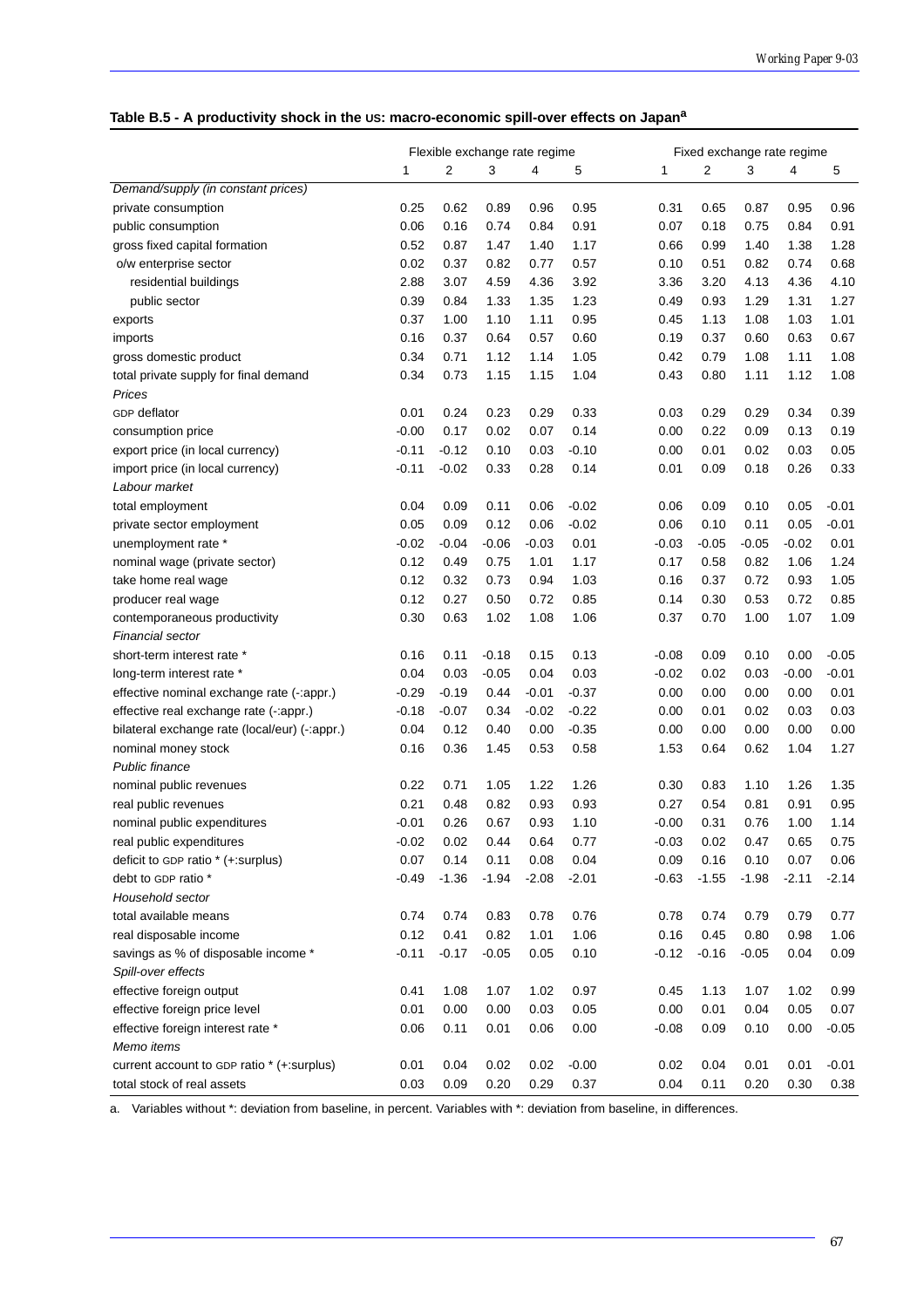**Table B.5 - A productivity shock in the US: macro-economic spill-over effects on Japan**[a]

| | Flexible exchange rate regime | | | | | Fixed exchange rate regime | | | | |
|---|---|---|---|---|---|---|---|---|---|---|
| | 1 | 2 | 3 | 4 | 5 | 1 | 2 | 3 | 4 | 5 |
| *Demand/supply (in constant prices)* | | | | | | | | | | |
| private consumption | 0.25 | 0.62 | 0.89 | 0.96 | 0.95 | 0.31 | 0.65 | 0.87 | 0.95 | 0.96 |
| public consumption | 0.06 | 0.16 | 0.74 | 0.84 | 0.91 | 0.07 | 0.18 | 0.75 | 0.84 | 0.91 |
| gross fixed capital formation | 0.52 | 0.87 | 1.47 | 1.40 | 1.17 | 0.66 | 0.99 | 1.40 | 1.38 | 1.28 |
| o/w enterprise sector | 0.02 | 0.37 | 0.82 | 0.77 | 0.57 | 0.10 | 0.51 | 0.82 | 0.74 | 0.68 |
| residential buildings | 2.88 | 3.07 | 4.59 | 4.36 | 3.92 | 3.36 | 3.20 | 4.13 | 4.36 | 4.10 |
| public sector | 0.39 | 0.84 | 1.33 | 1.35 | 1.23 | 0.49 | 0.93 | 1.29 | 1.31 | 1.27 |
| exports | 0.37 | 1.00 | 1.10 | 1.11 | 0.95 | 0.45 | 1.13 | 1.08 | 1.03 | 1.01 |
| imports | 0.16 | 0.37 | 0.64 | 0.57 | 0.60 | 0.19 | 0.37 | 0.60 | 0.63 | 0.67 |
| gross domestic product | 0.34 | 0.71 | 1.12 | 1.14 | 1.05 | 0.42 | 0.79 | 1.08 | 1.11 | 1.08 |
| total private supply for final demand | 0.34 | 0.73 | 1.15 | 1.15 | 1.04 | 0.43 | 0.80 | 1.11 | 1.12 | 1.08 |
| *Prices* | | | | | | | | | | |
| GDP deflator | 0.01 | 0.24 | 0.23 | 0.29 | 0.33 | 0.03 | 0.29 | 0.29 | 0.34 | 0.39 |
| consumption price | -0.00 | 0.17 | 0.02 | 0.07 | 0.14 | 0.00 | 0.22 | 0.09 | 0.13 | 0.19 |
| export price (in local currency) | -0.11 | -0.12 | 0.10 | 0.03 | -0.10 | 0.00 | 0.01 | 0.02 | 0.03 | 0.05 |
| import price (in local currency) | -0.11 | -0.02 | 0.33 | 0.28 | 0.14 | 0.01 | 0.09 | 0.18 | 0.26 | 0.33 |
| *Labour market* | | | | | | | | | | |
| total employment | 0.04 | 0.09 | 0.11 | 0.06 | -0.02 | 0.06 | 0.09 | 0.10 | 0.05 | -0.01 |
| private sector employment | 0.05 | 0.09 | 0.12 | 0.06 | -0.02 | 0.06 | 0.10 | 0.11 | 0.05 | -0.01 |
| unemployment rate * | -0.02 | -0.04 | -0.06 | -0.03 | 0.01 | -0.03 | -0.05 | -0.05 | -0.02 | 0.01 |
| nominal wage (private sector) | 0.12 | 0.49 | 0.75 | 1.01 | 1.17 | 0.17 | 0.58 | 0.82 | 1.06 | 1.24 |
| take home real wage | 0.12 | 0.32 | 0.73 | 0.94 | 1.03 | 0.16 | 0.37 | 0.72 | 0.93 | 1.05 |
| producer real wage | 0.12 | 0.27 | 0.50 | 0.72 | 0.85 | 0.14 | 0.30 | 0.53 | 0.72 | 0.85 |
| contemporaneous productivity | 0.30 | 0.63 | 1.02 | 1.08 | 1.06 | 0.37 | 0.70 | 1.00 | 1.07 | 1.09 |
| *Financial sector* | | | | | | | | | | |
| short-term interest rate * | 0.16 | 0.11 | -0.18 | 0.15 | 0.13 | -0.08 | 0.09 | 0.10 | 0.00 | -0.05 |
| long-term interest rate * | 0.04 | 0.03 | -0.05 | 0.04 | 0.03 | -0.02 | 0.02 | 0.03 | -0.00 | -0.01 |
| effective nominal exchange rate (-:appr.) | -0.29 | -0.19 | 0.44 | -0.01 | -0.37 | 0.00 | 0.00 | 0.00 | 0.00 | 0.01 |
| effective real exchange rate (-:appr.) | -0.18 | -0.07 | 0.34 | -0.02 | -0.22 | 0.00 | 0.01 | 0.02 | 0.03 | 0.03 |
| bilateral exchange rate (local/eur) (-:appr.) | 0.04 | 0.12 | 0.40 | 0.00 | -0.35 | 0.00 | 0.00 | 0.00 | 0.00 | 0.00 |
| nominal money stock | 0.16 | 0.36 | 1.45 | 0.53 | 0.58 | 1.53 | 0.64 | 0.62 | 1.04 | 1.27 |
| *Public finance* | | | | | | | | | | |
| nominal public revenues | 0.22 | 0.71 | 1.05 | 1.22 | 1.26 | 0.30 | 0.83 | 1.10 | 1.26 | 1.35 |
| real public revenues | 0.21 | 0.48 | 0.82 | 0.93 | 0.93 | 0.27 | 0.54 | 0.81 | 0.91 | 0.95 |
| nominal public expenditures | -0.01 | 0.26 | 0.67 | 0.93 | 1.10 | -0.00 | 0.31 | 0.76 | 1.00 | 1.14 |
| real public expenditures | -0.02 | 0.02 | 0.44 | 0.64 | 0.77 | -0.03 | 0.02 | 0.47 | 0.65 | 0.75 |
| deficit to GDP ratio * (+:surplus) | 0.07 | 0.14 | 0.11 | 0.08 | 0.04 | 0.09 | 0.16 | 0.10 | 0.07 | 0.06 |
| debt to GDP ratio * | -0.49 | -1.36 | -1.94 | -2.08 | -2.01 | -0.63 | -1.55 | -1.98 | -2.11 | -2.14 |
| *Household sector* | | | | | | | | | | |
| total available means | 0.74 | 0.74 | 0.83 | 0.78 | 0.76 | 0.78 | 0.74 | 0.79 | 0.79 | 0.77 |
| real disposable income | 0.12 | 0.41 | 0.82 | 1.01 | 1.06 | 0.16 | 0.45 | 0.80 | 0.98 | 1.06 |
| savings as % of disposable income * | -0.11 | -0.17 | -0.05 | 0.05 | 0.10 | -0.12 | -0.16 | -0.05 | 0.04 | 0.09 |
| *Spill-over effects* | | | | | | | | | | |
| effective foreign output | 0.41 | 1.08 | 1.07 | 1.02 | 0.97 | 0.45 | 1.13 | 1.07 | 1.02 | 0.99 |
| effective foreign price level | 0.01 | 0.00 | 0.00 | 0.03 | 0.05 | 0.00 | 0.01 | 0.04 | 0.05 | 0.07 |
| effective foreign interest rate * | 0.06 | 0.11 | 0.01 | 0.06 | 0.00 | -0.08 | 0.09 | 0.10 | 0.00 | -0.05 |
| *Memo items* | | | | | | | | | | |
| current account to GDP ratio * (+:surplus) | 0.01 | 0.04 | 0.02 | 0.02 | -0.00 | 0.02 | 0.04 | 0.01 | 0.01 | -0.01 |
| total stock of real assets | 0.03 | 0.09 | 0.20 | 0.29 | 0.37 | 0.04 | 0.11 | 0.20 | 0.30 | 0.38 |

a. Variables without *: deviation from baseline, in percent. Variables with *: deviation from baseline, in differences.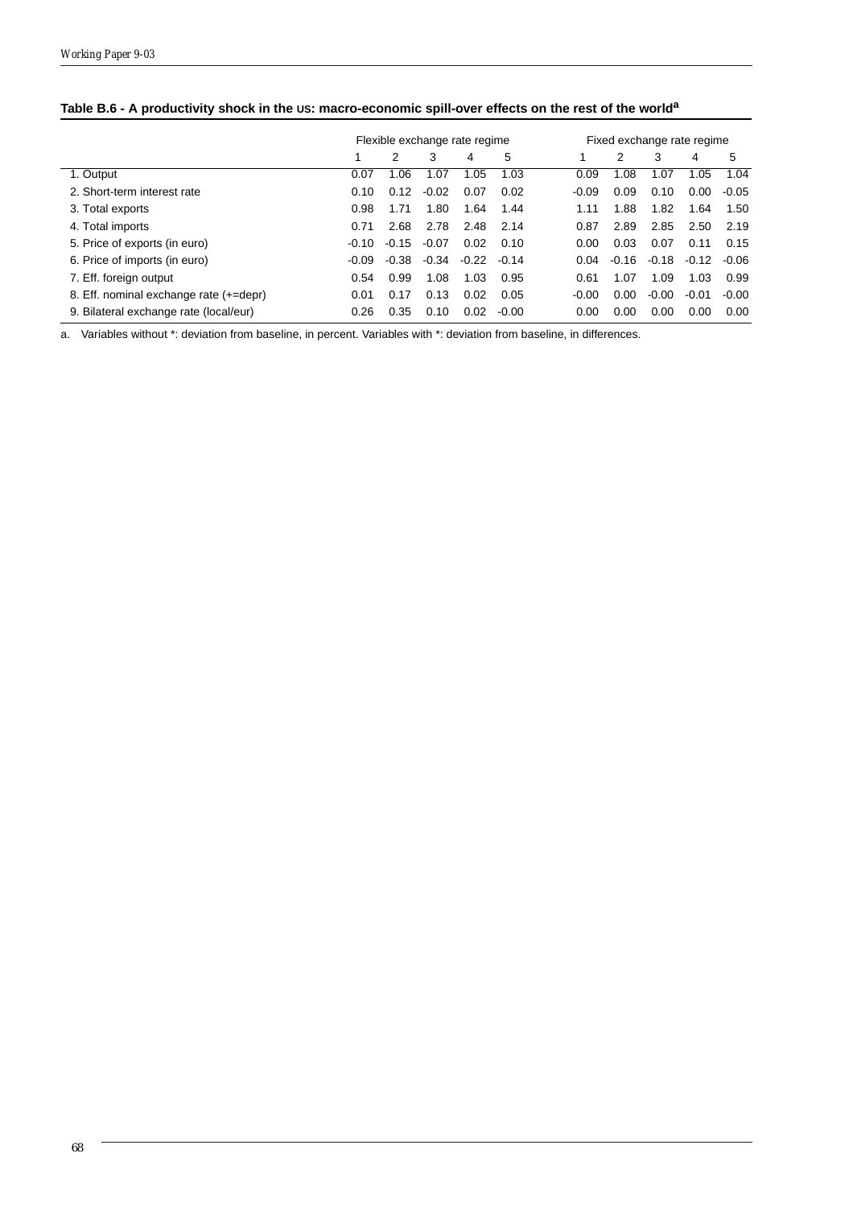**Table B.6 - A productivity shock in the US: macro-economic spill-over effects on the rest of the world[a]**

| | Flexible exchange rate regime | | | | | Fixed exchange rate regime | | | | |
|---|---|---|---|---|---|---|---|---|---|---|
| | 1 | 2 | 3 | 4 | 5 | 1 | 2 | 3 | 4 | 5 |
| 1. Output | 0.07 | 1.06 | 1.07 | 1.05 | 1.03 | 0.09 | 1.08 | 1.07 | 1.05 | 1.04 |
| 2. Short-term interest rate | 0.10 | 0.12 | -0.02 | 0.07 | 0.02 | -0.09 | 0.09 | 0.10 | 0.00 | -0.05 |
| 3. Total exports | 0.98 | 1.71 | 1.80 | 1.64 | 1.44 | 1.11 | 1.88 | 1.82 | 1.64 | 1.50 |
| 4. Total imports | 0.71 | 2.68 | 2.78 | 2.48 | 2.14 | 0.87 | 2.89 | 2.85 | 2.50 | 2.19 |
| 5. Price of exports (in euro) | -0.10 | -0.15 | -0.07 | 0.02 | 0.10 | 0.00 | 0.03 | 0.07 | 0.11 | 0.15 |
| 6. Price of imports (in euro) | -0.09 | -0.38 | -0.34 | -0.22 | -0.14 | 0.04 | -0.16 | -0.18 | -0.12 | -0.06 |
| 7. Eff. foreign output | 0.54 | 0.99 | 1.08 | 1.03 | 0.95 | 0.61 | 1.07 | 1.09 | 1.03 | 0.99 |
| 8. Eff. nominal exchange rate (+=depr) | 0.01 | 0.17 | 0.13 | 0.02 | 0.05 | -0.00 | 0.00 | -0.00 | -0.01 | -0.00 |
| 9. Bilateral exchange rate (local/eur) | 0.26 | 0.35 | 0.10 | 0.02 | -0.00 | 0.00 | 0.00 | 0.00 | 0.00 | 0.00 |

a. Variables without *: deviation from baseline, in percent. Variables with *: deviation from baseline, in differences.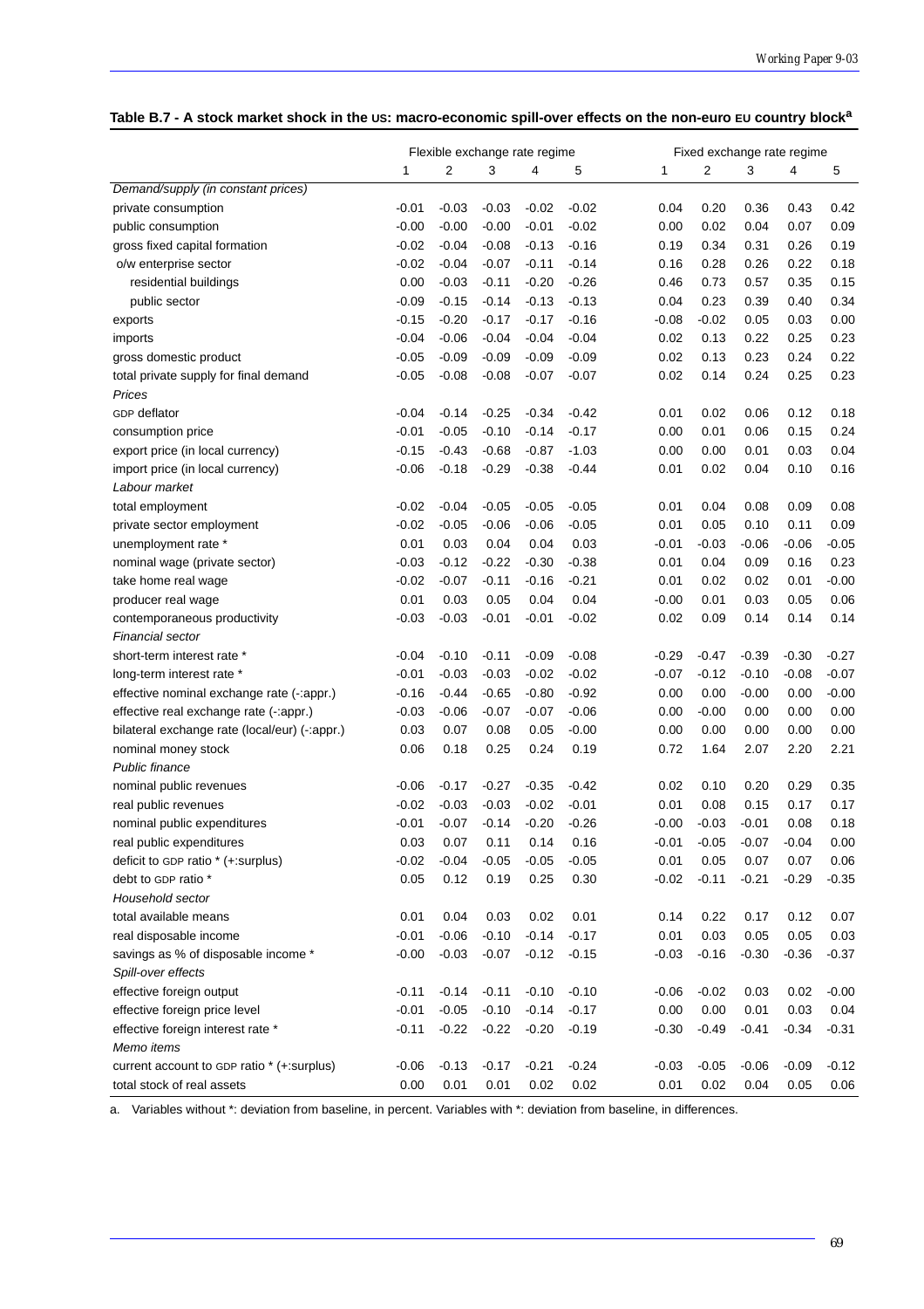**Table B.7 - A stock market shock in the US: macro-economic spill-over effects on the non-euro EU country block[a]**

| | Flexible exchange rate regime | | | | | Fixed exchange rate regime | | | | |
|---|---|---|---|---|---|---|---|---|---|---|
| | 1 | 2 | 3 | 4 | 5 | 1 | 2 | 3 | 4 | 5 |
| *Demand/supply (in constant prices)* | | | | | | | | | | |
| private consumption | -0.01 | -0.03 | -0.03 | -0.02 | -0.02 | 0.04 | 0.20 | 0.36 | 0.43 | 0.42 |
| public consumption | -0.00 | -0.00 | -0.00 | -0.01 | -0.02 | 0.00 | 0.02 | 0.04 | 0.07 | 0.09 |
| gross fixed capital formation | -0.02 | -0.04 | -0.08 | -0.13 | -0.16 | 0.19 | 0.34 | 0.31 | 0.26 | 0.19 |
| o/w enterprise sector | -0.02 | -0.04 | -0.07 | -0.11 | -0.14 | 0.16 | 0.28 | 0.26 | 0.22 | 0.18 |
| residential buildings | 0.00 | -0.03 | -0.11 | -0.20 | -0.26 | 0.46 | 0.73 | 0.57 | 0.35 | 0.15 |
| public sector | -0.09 | -0.15 | -0.14 | -0.13 | -0.13 | 0.04 | 0.23 | 0.39 | 0.40 | 0.34 |
| exports | -0.15 | -0.20 | -0.17 | -0.17 | -0.16 | -0.08 | -0.02 | 0.05 | 0.03 | 0.00 |
| imports | -0.04 | -0.06 | -0.04 | -0.04 | -0.04 | 0.02 | 0.13 | 0.22 | 0.25 | 0.23 |
| gross domestic product | -0.05 | -0.09 | -0.09 | -0.09 | -0.09 | 0.02 | 0.13 | 0.23 | 0.24 | 0.22 |
| total private supply for final demand | -0.05 | -0.08 | -0.08 | -0.07 | -0.07 | 0.02 | 0.14 | 0.24 | 0.25 | 0.23 |
| *Prices* | | | | | | | | | | |
| GDP deflator | -0.04 | -0.14 | -0.25 | -0.34 | -0.42 | 0.01 | 0.02 | 0.06 | 0.12 | 0.18 |
| consumption price | -0.01 | -0.05 | -0.10 | -0.14 | -0.17 | 0.00 | 0.01 | 0.06 | 0.15 | 0.24 |
| export price (in local currency) | -0.15 | -0.43 | -0.68 | -0.87 | -1.03 | 0.00 | 0.00 | 0.01 | 0.03 | 0.04 |
| import price (in local currency) | -0.06 | -0.18 | -0.29 | -0.38 | -0.44 | 0.01 | 0.02 | 0.04 | 0.10 | 0.16 |
| *Labour market* | | | | | | | | | | |
| total employment | -0.02 | -0.04 | -0.05 | -0.05 | -0.05 | 0.01 | 0.04 | 0.08 | 0.09 | 0.08 |
| private sector employment | -0.02 | -0.05 | -0.06 | -0.06 | -0.05 | 0.01 | 0.05 | 0.10 | 0.11 | 0.09 |
| unemployment rate * | 0.01 | 0.03 | 0.04 | 0.04 | 0.03 | -0.01 | -0.03 | -0.06 | -0.06 | -0.05 |
| nominal wage (private sector) | -0.03 | -0.12 | -0.22 | -0.30 | -0.38 | 0.01 | 0.04 | 0.09 | 0.16 | 0.23 |
| take home real wage | -0.02 | -0.07 | -0.11 | -0.16 | -0.21 | 0.01 | 0.02 | 0.02 | 0.01 | -0.00 |
| producer real wage | 0.01 | 0.03 | 0.05 | 0.04 | 0.04 | -0.00 | 0.01 | 0.03 | 0.05 | 0.06 |
| contemporaneous productivity | -0.03 | -0.03 | -0.01 | -0.01 | -0.02 | 0.02 | 0.09 | 0.14 | 0.14 | 0.14 |
| *Financial sector* | | | | | | | | | | |
| short-term interest rate * | -0.04 | -0.10 | -0.11 | -0.09 | -0.08 | -0.29 | -0.47 | -0.39 | -0.30 | -0.27 |
| long-term interest rate * | -0.01 | -0.03 | -0.03 | -0.02 | -0.02 | -0.07 | -0.12 | -0.10 | -0.08 | -0.07 |
| effective nominal exchange rate (-:appr.) | -0.16 | -0.44 | -0.65 | -0.80 | -0.92 | 0.00 | 0.00 | -0.00 | 0.00 | -0.00 |
| effective real exchange rate (-:appr.) | -0.03 | -0.06 | -0.07 | -0.07 | -0.06 | 0.00 | -0.00 | 0.00 | 0.00 | 0.00 |
| bilateral exchange rate (local/eur) (-:appr.) | 0.03 | 0.07 | 0.08 | 0.05 | -0.00 | 0.00 | 0.00 | 0.00 | 0.00 | 0.00 |
| nominal money stock | 0.06 | 0.18 | 0.25 | 0.24 | 0.19 | 0.72 | 1.64 | 2.07 | 2.20 | 2.21 |
| *Public finance* | | | | | | | | | | |
| nominal public revenues | -0.06 | -0.17 | -0.27 | -0.35 | -0.42 | 0.02 | 0.10 | 0.20 | 0.29 | 0.35 |
| real public revenues | -0.02 | -0.03 | -0.03 | -0.02 | -0.01 | 0.01 | 0.08 | 0.15 | 0.17 | 0.17 |
| nominal public expenditures | -0.01 | -0.07 | -0.14 | -0.20 | -0.26 | -0.00 | -0.03 | -0.01 | 0.08 | 0.18 |
| real public expenditures | 0.03 | 0.07 | 0.11 | 0.14 | 0.16 | -0.01 | -0.05 | -0.07 | -0.04 | 0.00 |
| deficit to GDP ratio * (+:surplus) | -0.02 | -0.04 | -0.05 | -0.05 | -0.05 | 0.01 | 0.05 | 0.07 | 0.07 | 0.06 |
| debt to GDP ratio * | 0.05 | 0.12 | 0.19 | 0.25 | 0.30 | -0.02 | -0.11 | -0.21 | -0.29 | -0.35 |
| *Household sector* | | | | | | | | | | |
| total available means | 0.01 | 0.04 | 0.03 | 0.02 | 0.01 | 0.14 | 0.22 | 0.17 | 0.12 | 0.07 |
| real disposable income | -0.01 | -0.06 | -0.10 | -0.14 | -0.17 | 0.01 | 0.03 | 0.05 | 0.05 | 0.03 |
| savings as % of disposable income * | -0.00 | -0.03 | -0.07 | -0.12 | -0.15 | -0.03 | -0.16 | -0.30 | -0.36 | -0.37 |
| *Spill-over effects* | | | | | | | | | | |
| effective foreign output | -0.11 | -0.14 | -0.11 | -0.10 | -0.10 | -0.06 | -0.02 | 0.03 | 0.02 | -0.00 |
| effective foreign price level | -0.01 | -0.05 | -0.10 | -0.14 | -0.17 | 0.00 | 0.00 | 0.01 | 0.03 | 0.04 |
| effective foreign interest rate * | -0.11 | -0.22 | -0.22 | -0.20 | -0.19 | -0.30 | -0.49 | -0.41 | -0.34 | -0.31 |
| *Memo items* | | | | | | | | | | |
| current account to GDP ratio * (+:surplus) | -0.06 | -0.13 | -0.17 | -0.21 | -0.24 | -0.03 | -0.05 | -0.06 | -0.09 | -0.12 |
| total stock of real assets | 0.00 | 0.01 | 0.01 | 0.02 | 0.02 | 0.01 | 0.02 | 0.04 | 0.05 | 0.06 |

a. Variables without *: deviation from baseline, in percent. Variables with *: deviation from baseline, in differences.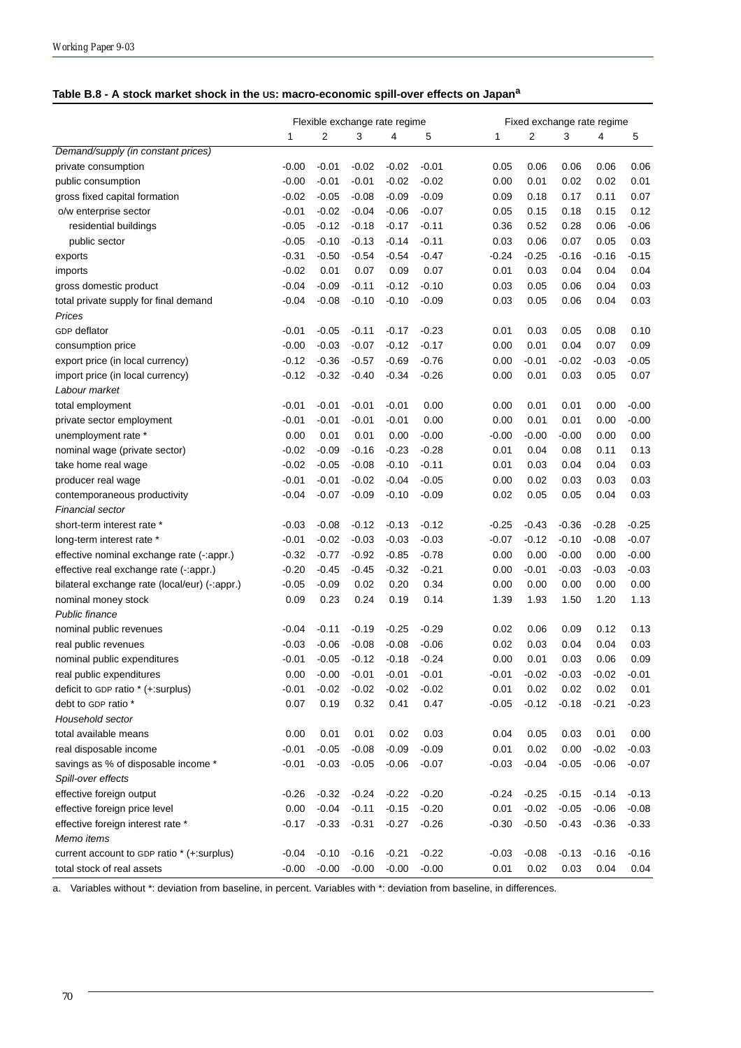### Table B.8 - A stock market shock in the US: macro-economic spill-over effects on Japan[a]

| | Flexible exchange rate regime | | | | | Fixed exchange rate regime | | | | |
|---|---|---|---|---|---|---|---|---|---|---|
| | 1 | 2 | 3 | 4 | 5 | 1 | 2 | 3 | 4 | 5 |
| *Demand/supply (in constant prices)* | | | | | | | | | | |
| private consumption | -0.00 | -0.01 | -0.02 | -0.02 | -0.01 | 0.05 | 0.06 | 0.06 | 0.06 | 0.06 |
| public consumption | -0.00 | -0.01 | -0.01 | -0.02 | -0.02 | 0.00 | 0.01 | 0.02 | 0.02 | 0.01 |
| gross fixed capital formation | -0.02 | -0.05 | -0.08 | -0.09 | -0.09 | 0.09 | 0.18 | 0.17 | 0.11 | 0.07 |
| o/w enterprise sector | -0.01 | -0.02 | -0.04 | -0.06 | -0.07 | 0.05 | 0.15 | 0.18 | 0.15 | 0.12 |
| residential buildings | -0.05 | -0.12 | -0.18 | -0.17 | -0.11 | 0.36 | 0.52 | 0.28 | 0.06 | -0.06 |
| public sector | -0.05 | -0.10 | -0.13 | -0.14 | -0.11 | 0.03 | 0.06 | 0.07 | 0.05 | 0.03 |
| exports | -0.31 | -0.50 | -0.54 | -0.54 | -0.47 | -0.24 | -0.25 | -0.16 | -0.16 | -0.15 |
| imports | -0.02 | 0.01 | 0.07 | 0.09 | 0.07 | 0.01 | 0.03 | 0.04 | 0.04 | 0.04 |
| gross domestic product | -0.04 | -0.09 | -0.11 | -0.12 | -0.10 | 0.03 | 0.05 | 0.06 | 0.04 | 0.03 |
| total private supply for final demand | -0.04 | -0.08 | -0.10 | -0.10 | -0.09 | 0.03 | 0.05 | 0.06 | 0.04 | 0.03 |
| *Prices* | | | | | | | | | | |
| GDP deflator | -0.01 | -0.05 | -0.11 | -0.17 | -0.23 | 0.01 | 0.03 | 0.05 | 0.08 | 0.10 |
| consumption price | -0.00 | -0.03 | -0.07 | -0.12 | -0.17 | 0.00 | 0.01 | 0.04 | 0.07 | 0.09 |
| export price (in local currency) | -0.12 | -0.36 | -0.57 | -0.69 | -0.76 | 0.00 | -0.01 | -0.02 | -0.03 | -0.05 |
| import price (in local currency) | -0.12 | -0.32 | -0.40 | -0.34 | -0.26 | 0.00 | 0.01 | 0.03 | 0.05 | 0.07 |
| *Labour market* | | | | | | | | | | |
| total employment | -0.01 | -0.01 | -0.01 | -0.01 | 0.00 | 0.00 | 0.01 | 0.01 | 0.00 | -0.00 |
| private sector employment | -0.01 | -0.01 | -0.01 | -0.01 | 0.00 | 0.00 | 0.01 | 0.01 | 0.00 | -0.00 |
| unemployment rate * | 0.00 | 0.01 | 0.01 | 0.00 | -0.00 | -0.00 | -0.00 | -0.00 | 0.00 | 0.00 |
| nominal wage (private sector) | -0.02 | -0.09 | -0.16 | -0.23 | -0.28 | 0.01 | 0.04 | 0.08 | 0.11 | 0.13 |
| take home real wage | -0.02 | -0.05 | -0.08 | -0.10 | -0.11 | 0.01 | 0.03 | 0.04 | 0.04 | 0.03 |
| producer real wage | -0.01 | -0.01 | -0.02 | -0.04 | -0.05 | 0.00 | 0.02 | 0.03 | 0.03 | 0.03 |
| contemporaneous productivity | -0.04 | -0.07 | -0.09 | -0.10 | -0.09 | 0.02 | 0.05 | 0.05 | 0.04 | 0.03 |
| *Financial sector* | | | | | | | | | | |
| short-term interest rate * | -0.03 | -0.08 | -0.12 | -0.13 | -0.12 | -0.25 | -0.43 | -0.36 | -0.28 | -0.25 |
| long-term interest rate * | -0.01 | -0.02 | -0.03 | -0.03 | -0.03 | -0.07 | -0.12 | -0.10 | -0.08 | -0.07 |
| effective nominal exchange rate (-:appr.) | -0.32 | -0.77 | -0.92 | -0.85 | -0.78 | 0.00 | 0.00 | -0.00 | 0.00 | -0.00 |
| effective real exchange rate (-:appr.) | -0.20 | -0.45 | -0.45 | -0.32 | -0.21 | 0.00 | -0.01 | -0.03 | -0.03 | -0.03 |
| bilateral exchange rate (local/eur) (-:appr.) | -0.05 | -0.09 | 0.02 | 0.20 | 0.34 | 0.00 | 0.00 | 0.00 | 0.00 | 0.00 |
| nominal money stock | 0.09 | 0.23 | 0.24 | 0.19 | 0.14 | 1.39 | 1.93 | 1.50 | 1.20 | 1.13 |
| *Public finance* | | | | | | | | | | |
| nominal public revenues | -0.04 | -0.11 | -0.19 | -0.25 | -0.29 | 0.02 | 0.06 | 0.09 | 0.12 | 0.13 |
| real public revenues | -0.03 | -0.06 | -0.08 | -0.08 | -0.06 | 0.02 | 0.03 | 0.04 | 0.04 | 0.03 |
| nominal public expenditures | -0.01 | -0.05 | -0.12 | -0.18 | -0.24 | 0.00 | 0.01 | 0.03 | 0.06 | 0.09 |
| real public expenditures | 0.00 | -0.00 | -0.01 | -0.01 | -0.01 | -0.01 | -0.02 | -0.03 | -0.02 | -0.01 |
| deficit to GDP ratio * (+:surplus) | -0.01 | -0.02 | -0.02 | -0.02 | -0.02 | 0.01 | 0.02 | 0.02 | 0.02 | 0.01 |
| debt to GDP ratio * | 0.07 | 0.19 | 0.32 | 0.41 | 0.47 | -0.05 | -0.12 | -0.18 | -0.21 | -0.23 |
| *Household sector* | | | | | | | | | | |
| total available means | 0.00 | 0.01 | 0.01 | 0.02 | 0.03 | 0.04 | 0.05 | 0.03 | 0.01 | 0.00 |
| real disposable income | -0.01 | -0.05 | -0.08 | -0.09 | -0.09 | 0.01 | 0.02 | 0.00 | -0.02 | -0.03 |
| savings as % of disposable income * | -0.01 | -0.03 | -0.05 | -0.06 | -0.07 | -0.03 | -0.04 | -0.05 | -0.06 | -0.07 |
| *Spill-over effects* | | | | | | | | | | |
| effective foreign output | -0.26 | -0.32 | -0.24 | -0.22 | -0.20 | -0.24 | -0.25 | -0.15 | -0.14 | -0.13 |
| effective foreign price level | 0.00 | -0.04 | -0.11 | -0.15 | -0.20 | 0.01 | -0.02 | -0.05 | -0.06 | -0.08 |
| effective foreign interest rate * | -0.17 | -0.33 | -0.31 | -0.27 | -0.26 | -0.30 | -0.50 | -0.43 | -0.36 | -0.33 |
| *Memo items* | | | | | | | | | | |
| current account to GDP ratio * (+:surplus) | -0.04 | -0.10 | -0.16 | -0.21 | -0.22 | -0.03 | -0.08 | -0.13 | -0.16 | -0.16 |
| total stock of real assets | -0.00 | -0.00 | -0.00 | -0.00 | -0.00 | 0.01 | 0.02 | 0.03 | 0.04 | 0.04 |

a. Variables without *: deviation from baseline, in percent. Variables with *: deviation from baseline, in differences.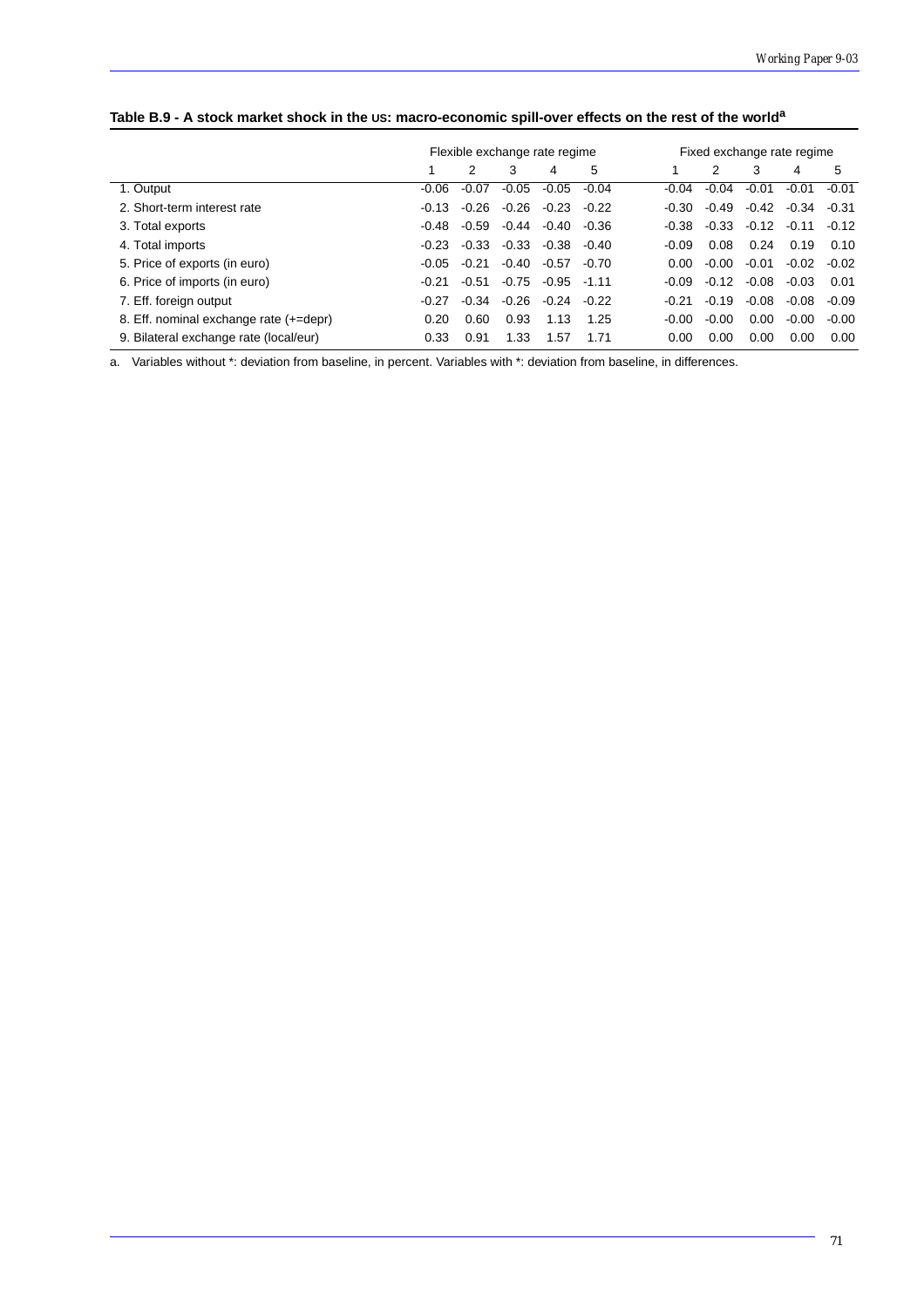**Table B.9 - A stock market shock in the US: macro-economic spill-over effects on the rest of the world[a]**

| | Flexible exchange rate regime | | | | | Fixed exchange rate regime | | | | |
|---|---|---|---|---|---|---|---|---|---|---|
| | 1 | 2 | 3 | 4 | 5 | 1 | 2 | 3 | 4 | 5 |
| 1. Output | -0.06 | -0.07 | -0.05 | -0.05 | -0.04 | -0.04 | -0.04 | -0.01 | -0.01 | -0.01 |
| 2. Short-term interest rate | -0.13 | -0.26 | -0.26 | -0.23 | -0.22 | -0.30 | -0.49 | -0.42 | -0.34 | -0.31 |
| 3. Total exports | -0.48 | -0.59 | -0.44 | -0.40 | -0.36 | -0.38 | -0.33 | -0.12 | -0.11 | -0.12 |
| 4. Total imports | -0.23 | -0.33 | -0.33 | -0.38 | -0.40 | -0.09 | 0.08 | 0.24 | 0.19 | 0.10 |
| 5. Price of exports (in euro) | -0.05 | -0.21 | -0.40 | -0.57 | -0.70 | 0.00 | -0.00 | -0.01 | -0.02 | -0.02 |
| 6. Price of imports (in euro) | -0.21 | -0.51 | -0.75 | -0.95 | -1.11 | -0.09 | -0.12 | -0.08 | -0.03 | 0.01 |
| 7. Eff. foreign output | -0.27 | -0.34 | -0.26 | -0.24 | -0.22 | -0.21 | -0.19 | -0.08 | -0.08 | -0.09 |
| 8. Eff. nominal exchange rate (+=depr) | 0.20 | 0.60 | 0.93 | 1.13 | 1.25 | -0.00 | -0.00 | 0.00 | -0.00 | -0.00 |
| 9. Bilateral exchange rate (local/eur) | 0.33 | 0.91 | 1.33 | 1.57 | 1.71 | 0.00 | 0.00 | 0.00 | 0.00 | 0.00 |

a. Variables without *: deviation from baseline, in percent. Variables with *: deviation from baseline, in differences.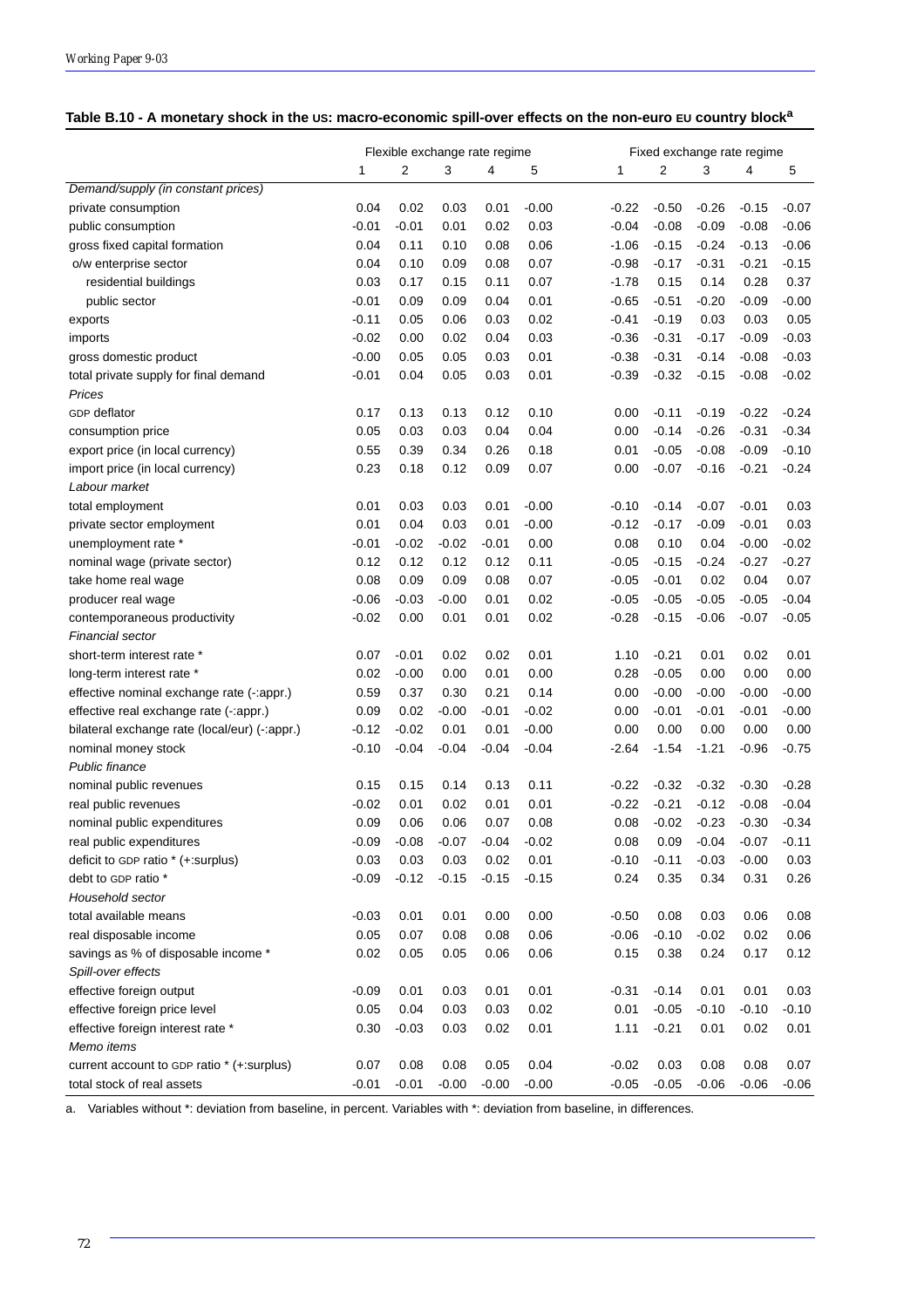**Table B.10 - A monetary shock in the US: macro-economic spill-over effects on the non-euro EU country block[a]**

| | Flexible exchange rate regime | | | | | Fixed exchange rate regime | | | | |
|---|---|---|---|---|---|---|---|---|---|---|
| | 1 | 2 | 3 | 4 | 5 | 1 | 2 | 3 | 4 | 5 |
| *Demand/supply (in constant prices)* | | | | | | | | | | |
| private consumption | 0.04 | 0.02 | 0.03 | 0.01 | -0.00 | -0.22 | -0.50 | -0.26 | -0.15 | -0.07 |
| public consumption | -0.01 | -0.01 | 0.01 | 0.02 | 0.03 | -0.04 | -0.08 | -0.09 | -0.08 | -0.06 |
| gross fixed capital formation | 0.04 | 0.11 | 0.10 | 0.08 | 0.06 | -1.06 | -0.15 | -0.24 | -0.13 | -0.06 |
| o/w enterprise sector | 0.04 | 0.10 | 0.09 | 0.08 | 0.07 | -0.98 | -0.17 | -0.31 | -0.21 | -0.15 |
| residential buildings | 0.03 | 0.17 | 0.15 | 0.11 | 0.07 | -1.78 | 0.15 | 0.14 | 0.28 | 0.37 |
| public sector | -0.01 | 0.09 | 0.09 | 0.04 | 0.01 | -0.65 | -0.51 | -0.20 | -0.09 | -0.00 |
| exports | -0.11 | 0.05 | 0.06 | 0.03 | 0.02 | -0.41 | -0.19 | 0.03 | 0.03 | 0.05 |
| imports | -0.02 | 0.00 | 0.02 | 0.04 | 0.03 | -0.36 | -0.31 | -0.17 | -0.09 | -0.03 |
| gross domestic product | -0.00 | 0.05 | 0.05 | 0.03 | 0.01 | -0.38 | -0.31 | -0.14 | -0.08 | -0.03 |
| total private supply for final demand | -0.01 | 0.04 | 0.05 | 0.03 | 0.01 | -0.39 | -0.32 | -0.15 | -0.08 | -0.02 |
| *Prices* | | | | | | | | | | |
| GDP deflator | 0.17 | 0.13 | 0.13 | 0.12 | 0.10 | 0.00 | -0.11 | -0.19 | -0.22 | -0.24 |
| consumption price | 0.05 | 0.03 | 0.03 | 0.04 | 0.04 | 0.00 | -0.14 | -0.26 | -0.31 | -0.34 |
| export price (in local currency) | 0.55 | 0.39 | 0.34 | 0.26 | 0.18 | 0.01 | -0.05 | -0.08 | -0.09 | -0.10 |
| import price (in local currency) | 0.23 | 0.18 | 0.12 | 0.09 | 0.07 | 0.00 | -0.07 | -0.16 | -0.21 | -0.24 |
| *Labour market* | | | | | | | | | | |
| total employment | 0.01 | 0.03 | 0.03 | 0.01 | -0.00 | -0.10 | -0.14 | -0.07 | -0.01 | 0.03 |
| private sector employment | 0.01 | 0.04 | 0.03 | 0.01 | -0.00 | -0.12 | -0.17 | -0.09 | -0.01 | 0.03 |
| unemployment rate * | -0.01 | -0.02 | -0.02 | -0.01 | 0.00 | 0.08 | 0.10 | 0.04 | -0.00 | -0.02 |
| nominal wage (private sector) | 0.12 | 0.12 | 0.12 | 0.12 | 0.11 | -0.05 | -0.15 | -0.24 | -0.27 | -0.27 |
| take home real wage | 0.08 | 0.09 | 0.09 | 0.08 | 0.07 | -0.05 | -0.01 | 0.02 | 0.04 | 0.07 |
| producer real wage | -0.06 | -0.03 | -0.00 | 0.01 | 0.02 | -0.05 | -0.05 | -0.05 | -0.05 | -0.04 |
| contemporaneous productivity | -0.02 | 0.00 | 0.01 | 0.01 | 0.02 | -0.28 | -0.15 | -0.06 | -0.07 | -0.05 |
| *Financial sector* | | | | | | | | | | |
| short-term interest rate * | 0.07 | -0.01 | 0.02 | 0.02 | 0.01 | 1.10 | -0.21 | 0.01 | 0.02 | 0.01 |
| long-term interest rate * | 0.02 | -0.00 | 0.00 | 0.01 | 0.00 | 0.28 | -0.05 | 0.00 | 0.00 | 0.00 |
| effective nominal exchange rate (-:appr.) | 0.59 | 0.37 | 0.30 | 0.21 | 0.14 | 0.00 | -0.00 | -0.00 | -0.00 | -0.00 |
| effective real exchange rate (-:appr.) | 0.09 | 0.02 | -0.00 | -0.01 | -0.02 | 0.00 | -0.01 | -0.01 | -0.01 | -0.00 |
| bilateral exchange rate (local/eur) (-:appr.) | -0.12 | -0.02 | 0.01 | 0.01 | -0.00 | 0.00 | 0.00 | 0.00 | 0.00 | 0.00 |
| nominal money stock | -0.10 | -0.04 | -0.04 | -0.04 | -0.04 | -2.64 | -1.54 | -1.21 | -0.96 | -0.75 |
| *Public finance* | | | | | | | | | | |
| nominal public revenues | 0.15 | 0.15 | 0.14 | 0.13 | 0.11 | -0.22 | -0.32 | -0.32 | -0.30 | -0.28 |
| real public revenues | -0.02 | 0.01 | 0.02 | 0.01 | 0.01 | -0.22 | -0.21 | -0.12 | -0.08 | -0.04 |
| nominal public expenditures | 0.09 | 0.06 | 0.06 | 0.07 | 0.08 | 0.08 | -0.02 | -0.23 | -0.30 | -0.34 |
| real public expenditures | -0.09 | -0.08 | -0.07 | -0.04 | -0.02 | 0.08 | 0.09 | -0.04 | -0.07 | -0.11 |
| deficit to GDP ratio * (+:surplus) | 0.03 | 0.03 | 0.03 | 0.02 | 0.01 | -0.10 | -0.11 | -0.03 | -0.00 | 0.03 |
| debt to GDP ratio * | -0.09 | -0.12 | -0.15 | -0.15 | -0.15 | 0.24 | 0.35 | 0.34 | 0.31 | 0.26 |
| *Household sector* | | | | | | | | | | |
| total available means | -0.03 | 0.01 | 0.01 | 0.00 | 0.00 | -0.50 | 0.08 | 0.03 | 0.06 | 0.08 |
| real disposable income | 0.05 | 0.07 | 0.08 | 0.08 | 0.06 | -0.06 | -0.10 | -0.02 | 0.02 | 0.06 |
| savings as % of disposable income * | 0.02 | 0.05 | 0.05 | 0.06 | 0.06 | 0.15 | 0.38 | 0.24 | 0.17 | 0.12 |
| *Spill-over effects* | | | | | | | | | | |
| effective foreign output | -0.09 | 0.01 | 0.03 | 0.01 | 0.01 | -0.31 | -0.14 | 0.01 | 0.01 | 0.03 |
| effective foreign price level | 0.05 | 0.04 | 0.03 | 0.03 | 0.02 | 0.01 | -0.05 | -0.10 | -0.10 | -0.10 |
| effective foreign interest rate * | 0.30 | -0.03 | 0.03 | 0.02 | 0.01 | 1.11 | -0.21 | 0.01 | 0.02 | 0.01 |
| *Memo items* | | | | | | | | | | |
| current account to GDP ratio * (+:surplus) | 0.07 | 0.08 | 0.08 | 0.05 | 0.04 | -0.02 | 0.03 | 0.08 | 0.08 | 0.07 |
| total stock of real assets | -0.01 | -0.01 | -0.00 | -0.00 | -0.00 | -0.05 | -0.05 | -0.06 | -0.06 | -0.06 |

a. Variables without *: deviation from baseline, in percent. Variables with *: deviation from baseline, in differences.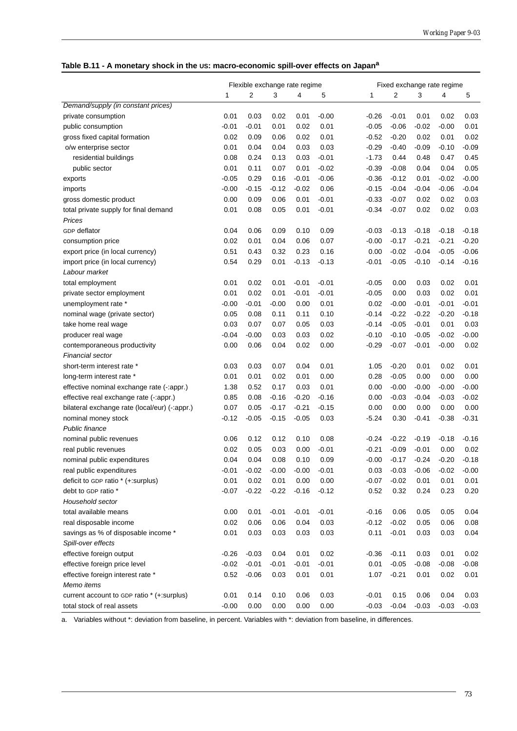**Table B.11 - A monetary shock in the US: macro-economic spill-over effects on Japan**[a]

| | Flexible exchange rate regime | | | | | Fixed exchange rate regime | | | | |
|---|---|---|---|---|---|---|---|---|---|---|
| | 1 | 2 | 3 | 4 | 5 | 1 | 2 | 3 | 4 | 5 |
| *Demand/supply (in constant prices)* | | | | | | | | | | |
| private consumption | 0.01 | 0.03 | 0.02 | 0.01 | -0.00 | -0.26 | -0.01 | 0.01 | 0.02 | 0.03 |
| public consumption | -0.01 | -0.01 | 0.01 | 0.02 | 0.01 | -0.05 | -0.06 | -0.02 | -0.00 | 0.01 |
| gross fixed capital formation | 0.02 | 0.09 | 0.06 | 0.02 | 0.01 | -0.52 | -0.20 | 0.02 | 0.01 | 0.02 |
| o/w enterprise sector | 0.01 | 0.04 | 0.04 | 0.03 | 0.03 | -0.29 | -0.40 | -0.09 | -0.10 | -0.09 |
| residential buildings | 0.08 | 0.24 | 0.13 | 0.03 | -0.01 | -1.73 | 0.44 | 0.48 | 0.47 | 0.45 |
| public sector | 0.01 | 0.11 | 0.07 | 0.01 | -0.02 | -0.39 | -0.08 | 0.04 | 0.04 | 0.05 |
| exports | -0.05 | 0.29 | 0.16 | -0.01 | -0.06 | -0.36 | -0.12 | 0.01 | -0.02 | -0.00 |
| imports | -0.00 | -0.15 | -0.12 | -0.02 | 0.06 | -0.15 | -0.04 | -0.04 | -0.06 | -0.04 |
| gross domestic product | 0.00 | 0.09 | 0.06 | 0.01 | -0.01 | -0.33 | -0.07 | 0.02 | 0.02 | 0.03 |
| total private supply for final demand | 0.01 | 0.08 | 0.05 | 0.01 | -0.01 | -0.34 | -0.07 | 0.02 | 0.02 | 0.03 |
| *Prices* | | | | | | | | | | |
| GDP deflator | 0.04 | 0.06 | 0.09 | 0.10 | 0.09 | -0.03 | -0.13 | -0.18 | -0.18 | -0.18 |
| consumption price | 0.02 | 0.01 | 0.04 | 0.06 | 0.07 | -0.00 | -0.17 | -0.21 | -0.21 | -0.20 |
| export price (in local currency) | 0.51 | 0.43 | 0.32 | 0.23 | 0.16 | 0.00 | -0.02 | -0.04 | -0.05 | -0.06 |
| import price (in local currency) | 0.54 | 0.29 | 0.01 | -0.13 | -0.13 | -0.01 | -0.05 | -0.10 | -0.14 | -0.16 |
| *Labour market* | | | | | | | | | | |
| total employment | 0.01 | 0.02 | 0.01 | -0.01 | -0.01 | -0.05 | 0.00 | 0.03 | 0.02 | 0.01 |
| private sector employment | 0.01 | 0.02 | 0.01 | -0.01 | -0.01 | -0.05 | 0.00 | 0.03 | 0.02 | 0.01 |
| unemployment rate * | -0.00 | -0.01 | -0.00 | 0.00 | 0.01 | 0.02 | -0.00 | -0.01 | -0.01 | -0.01 |
| nominal wage (private sector) | 0.05 | 0.08 | 0.11 | 0.11 | 0.10 | -0.14 | -0.22 | -0.22 | -0.20 | -0.18 |
| take home real wage | 0.03 | 0.07 | 0.07 | 0.05 | 0.03 | -0.14 | -0.05 | -0.01 | 0.01 | 0.03 |
| producer real wage | -0.04 | -0.00 | 0.03 | 0.03 | 0.02 | -0.10 | -0.10 | -0.05 | -0.02 | -0.00 |
| contemporaneous productivity | 0.00 | 0.06 | 0.04 | 0.02 | 0.00 | -0.29 | -0.07 | -0.01 | -0.00 | 0.02 |
| *Financial sector* | | | | | | | | | | |
| short-term interest rate * | 0.03 | 0.03 | 0.07 | 0.04 | 0.01 | 1.05 | -0.20 | 0.01 | 0.02 | 0.01 |
| long-term interest rate * | 0.01 | 0.01 | 0.02 | 0.01 | 0.00 | 0.28 | -0.05 | 0.00 | 0.00 | 0.00 |
| effective nominal exchange rate (-:appr.) | 1.38 | 0.52 | 0.17 | 0.03 | 0.01 | 0.00 | -0.00 | -0.00 | -0.00 | -0.00 |
| effective real exchange rate (-:appr.) | 0.85 | 0.08 | -0.16 | -0.20 | -0.16 | 0.00 | -0.03 | -0.04 | -0.03 | -0.02 |
| bilateral exchange rate (local/eur) (-:appr.) | 0.07 | 0.05 | -0.17 | -0.21 | -0.15 | 0.00 | 0.00 | 0.00 | 0.00 | 0.00 |
| nominal money stock | -0.12 | -0.05 | -0.15 | -0.05 | 0.03 | -5.24 | 0.30 | -0.41 | -0.38 | -0.31 |
| *Public finance* | | | | | | | | | | |
| nominal public revenues | 0.06 | 0.12 | 0.12 | 0.10 | 0.08 | -0.24 | -0.22 | -0.19 | -0.18 | -0.16 |
| real public revenues | 0.02 | 0.05 | 0.03 | 0.00 | -0.01 | -0.21 | -0.09 | -0.01 | 0.00 | 0.02 |
| nominal public expenditures | 0.04 | 0.04 | 0.08 | 0.10 | 0.09 | -0.00 | -0.17 | -0.24 | -0.20 | -0.18 |
| real public expenditures | -0.01 | -0.02 | -0.00 | -0.00 | -0.01 | 0.03 | -0.03 | -0.06 | -0.02 | -0.00 |
| deficit to GDP ratio * (+:surplus) | 0.01 | 0.02 | 0.01 | 0.00 | 0.00 | -0.07 | -0.02 | 0.01 | 0.01 | 0.01 |
| debt to GDP ratio * | -0.07 | -0.22 | -0.22 | -0.16 | -0.12 | 0.52 | 0.32 | 0.24 | 0.23 | 0.20 |
| *Household sector* | | | | | | | | | | |
| total available means | 0.00 | 0.01 | -0.01 | -0.01 | -0.01 | -0.16 | 0.06 | 0.05 | 0.05 | 0.04 |
| real disposable income | 0.02 | 0.06 | 0.06 | 0.04 | 0.03 | -0.12 | -0.02 | 0.05 | 0.06 | 0.08 |
| savings as % of disposable income * | 0.01 | 0.03 | 0.03 | 0.03 | 0.03 | 0.11 | -0.01 | 0.03 | 0.03 | 0.04 |
| *Spill-over effects* | | | | | | | | | | |
| effective foreign output | -0.26 | -0.03 | 0.04 | 0.01 | 0.02 | -0.36 | -0.11 | 0.03 | 0.01 | 0.02 |
| effective foreign price level | -0.02 | -0.01 | -0.01 | -0.01 | -0.01 | 0.01 | -0.05 | -0.08 | -0.08 | -0.08 |
| effective foreign interest rate * | 0.52 | -0.06 | 0.03 | 0.01 | 0.01 | 1.07 | -0.21 | 0.01 | 0.02 | 0.01 |
| *Memo items* | | | | | | | | | | |
| current account to GDP ratio * (+:surplus) | 0.01 | 0.14 | 0.10 | 0.06 | 0.03 | -0.01 | 0.15 | 0.06 | 0.04 | 0.03 |
| total stock of real assets | -0.00 | 0.00 | 0.00 | 0.00 | 0.00 | -0.03 | -0.04 | -0.03 | -0.03 | -0.03 |

a. Variables without *: deviation from baseline, in percent. Variables with *: deviation from baseline, in differences.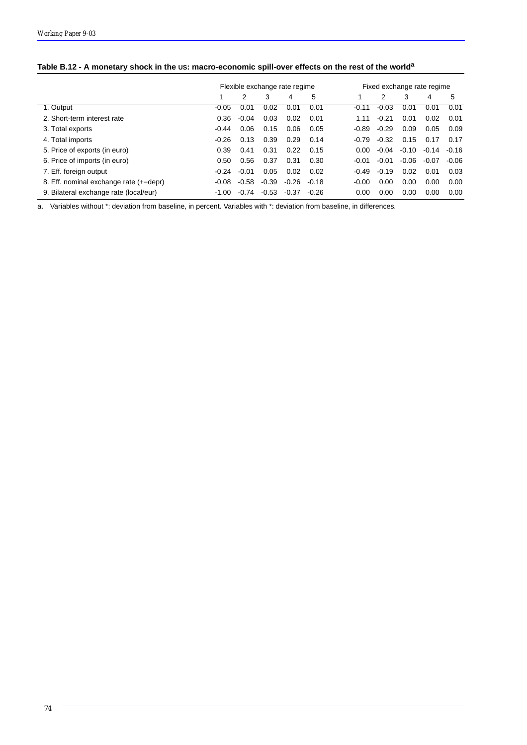**Table B.12 - A monetary shock in the US: macro-economic spill-over effects on the rest of the world[a]**

| | Flexible exchange rate regime | | | | | Fixed exchange rate regime | | | | |
|---|---|---|---|---|---|---|---|---|---|---|
| | 1 | 2 | 3 | 4 | 5 | 1 | 2 | 3 | 4 | 5 |
| 1. Output | -0.05 | 0.01 | 0.02 | 0.01 | 0.01 | -0.11 | -0.03 | 0.01 | 0.01 | 0.01 |
| 2. Short-term interest rate | 0.36 | -0.04 | 0.03 | 0.02 | 0.01 | 1.11 | -0.21 | 0.01 | 0.02 | 0.01 |
| 3. Total exports | -0.44 | 0.06 | 0.15 | 0.06 | 0.05 | -0.89 | -0.29 | 0.09 | 0.05 | 0.09 |
| 4. Total imports | -0.26 | 0.13 | 0.39 | 0.29 | 0.14 | -0.79 | -0.32 | 0.15 | 0.17 | 0.17 |
| 5. Price of exports (in euro) | 0.39 | 0.41 | 0.31 | 0.22 | 0.15 | 0.00 | -0.04 | -0.10 | -0.14 | -0.16 |
| 6. Price of imports (in euro) | 0.50 | 0.56 | 0.37 | 0.31 | 0.30 | -0.01 | -0.01 | -0.06 | -0.07 | -0.06 |
| 7. Eff. foreign output | -0.24 | -0.01 | 0.05 | 0.02 | 0.02 | -0.49 | -0.19 | 0.02 | 0.01 | 0.03 |
| 8. Eff. nominal exchange rate (+=depr) | -0.08 | -0.58 | -0.39 | -0.26 | -0.18 | -0.00 | 0.00 | 0.00 | 0.00 | 0.00 |
| 9. Bilateral exchange rate (local/eur) | -1.00 | -0.74 | -0.53 | -0.37 | -0.26 | 0.00 | 0.00 | 0.00 | 0.00 | 0.00 |

a. Variables without *: deviation from baseline, in percent. Variables with *: deviation from baseline, in differences.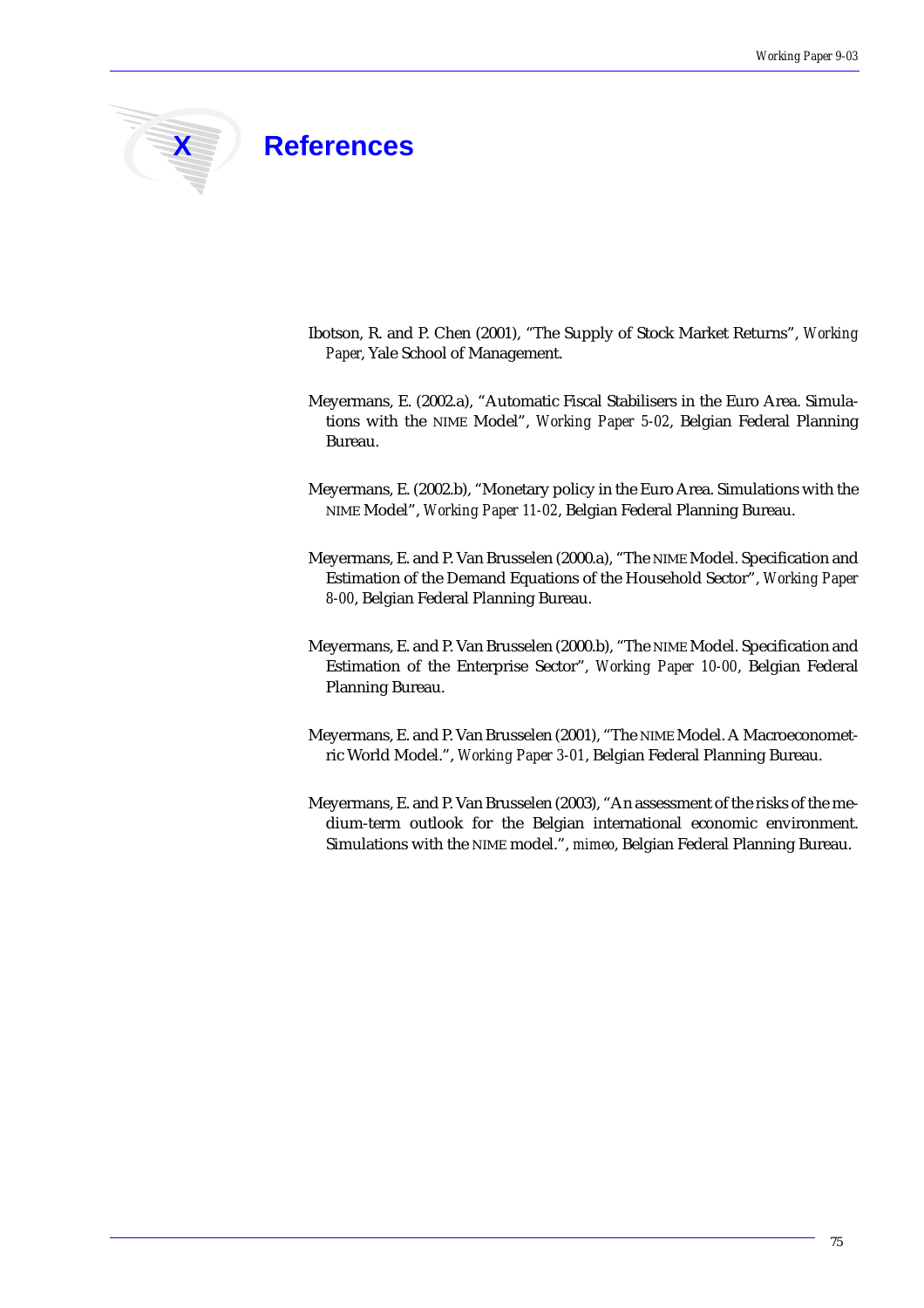# X References

Ibotson, R. and P. Chen (2001), "The Supply of Stock Market Returns", *Working Paper*, Yale School of Management.

Meyermans, E. (2002.a), "Automatic Fiscal Stabilisers in the Euro Area. Simulations with the NIME Model", *Working Paper 5-02*, Belgian Federal Planning Bureau.

Meyermans, E. (2002.b), "Monetary policy in the Euro Area. Simulations with the NIME Model", *Working Paper 11-02*, Belgian Federal Planning Bureau.

Meyermans, E. and P. Van Brusselen (2000.a), "The NIME Model. Specification and Estimation of the Demand Equations of the Household Sector", *Working Paper 8-00*, Belgian Federal Planning Bureau.

Meyermans, E. and P. Van Brusselen (2000.b), "The NIME Model. Specification and Estimation of the Enterprise Sector", *Working Paper 10-00*, Belgian Federal Planning Bureau.

Meyermans, E. and P. Van Brusselen (2001), "The NIME Model. A Macroeconometric World Model.", *Working Paper 3-01*, Belgian Federal Planning Bureau.

Meyermans, E. and P. Van Brusselen (2003), "An assessment of the risks of the medium-term outlook for the Belgian international economic environment. Simulations with the NIME model.", *mimeo*, Belgian Federal Planning Bureau.